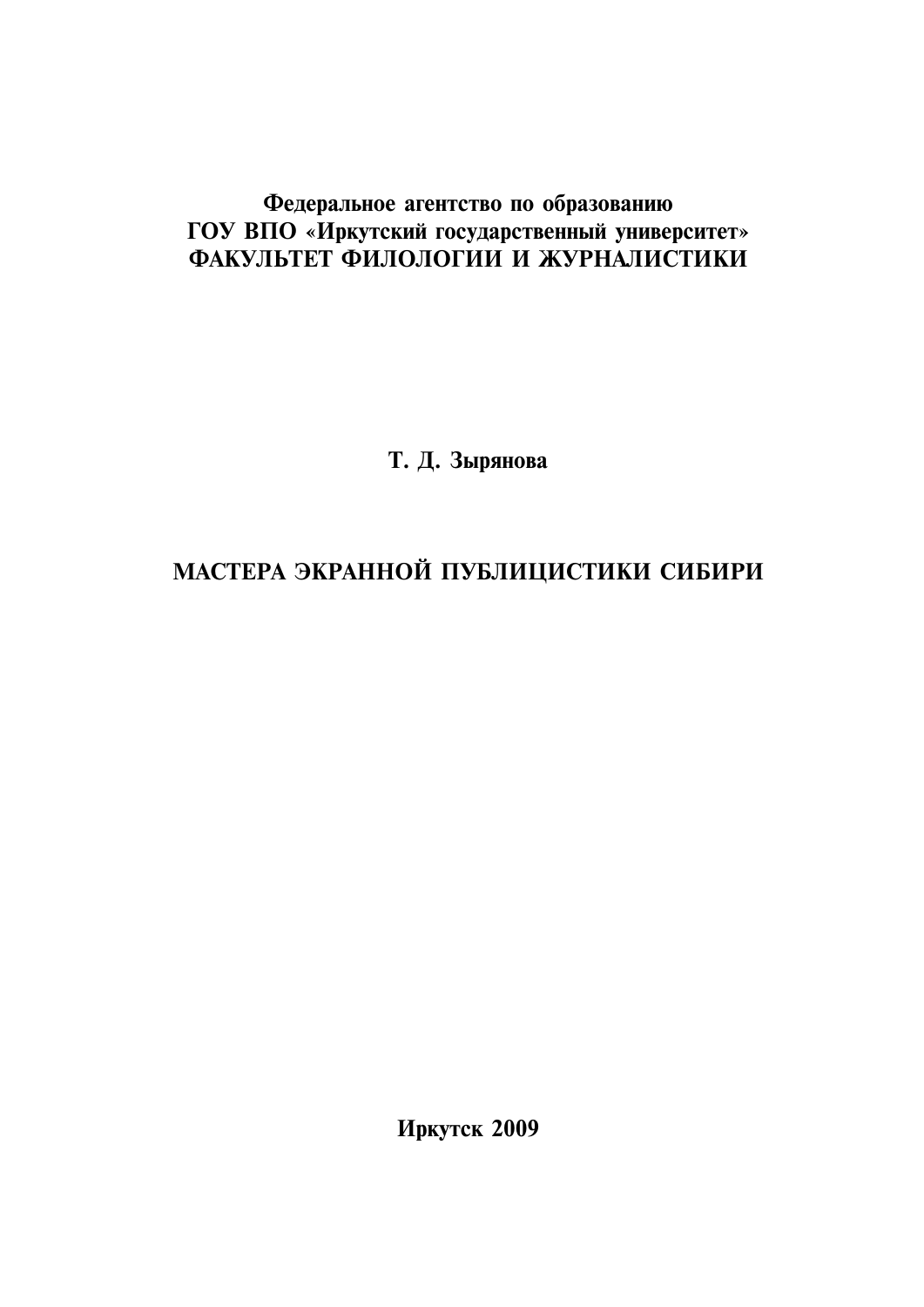**Федеральное агентство по образованию**
**ГОУ ВПО «Иркутский государственный университет»**
**ФАКУЛЬТЕТ ФИЛОЛОГИИ И ЖУРНАЛИСТИКИ**

**Т. Д. Зырянова**

# МАСТЕРА ЭКРАННОЙ ПУБЛИЦИСТИКИ СИБИРИ

**Иркутск 2009**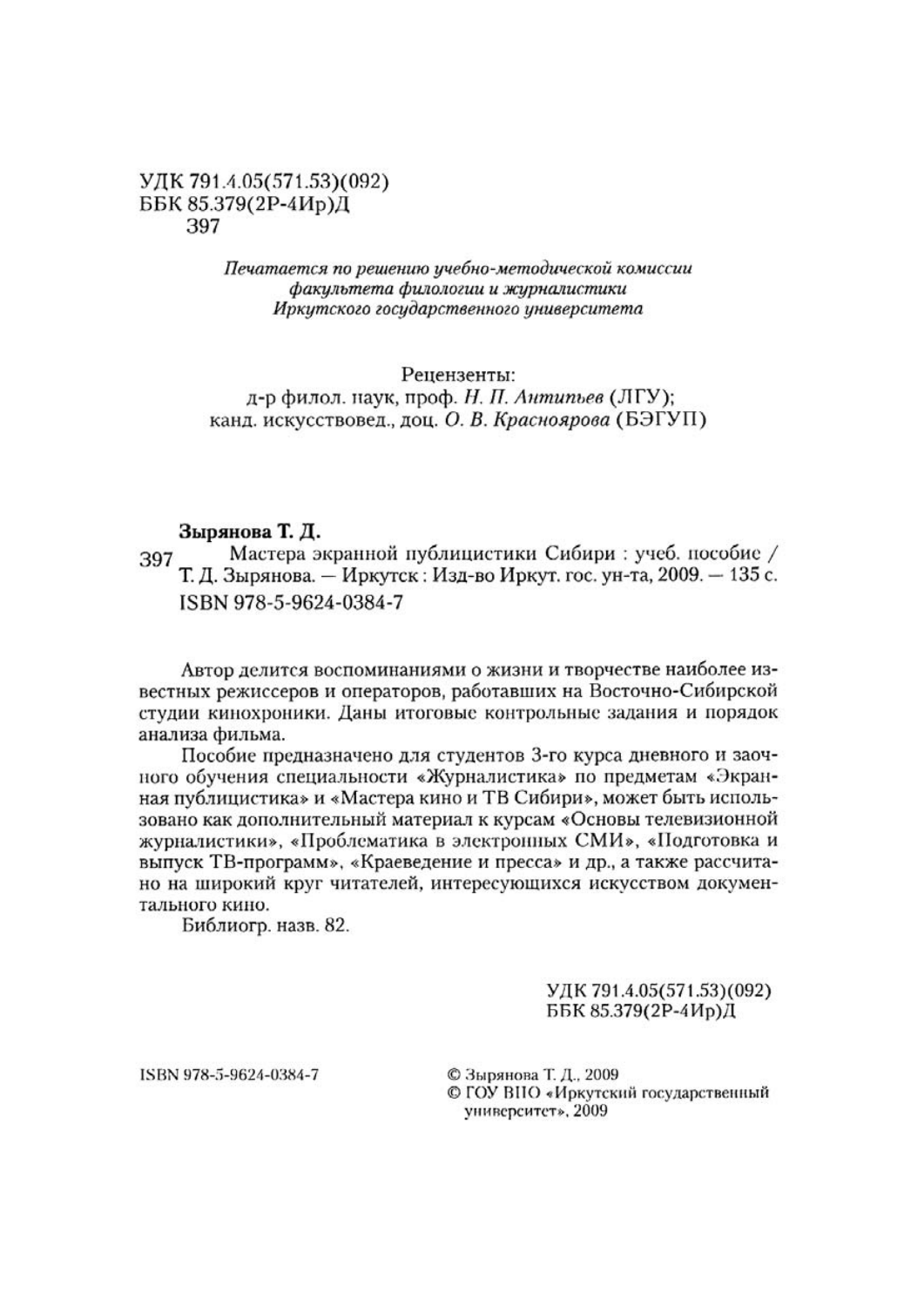УДК 791.4.05(571.53)(092)
ББК 85.379(2Р-4Ир)Д
З97

*Печатается по решению учебно-методической комиссии факультета филологии и журналистики Иркутского государственного университета*

Рецензенты:
д-р филол. наук, проф. *Н. П. Антипьев* (ЛГУ);
канд. искусствовед., доц. *О. В. Красноярова* (БЭГУП)

**Зырянова Т. Д.**

З97 Мастера экранной публицистики Сибири : учеб. пособие / Т. Д. Зырянова. — Иркутск : Изд-во Иркут. гос. ун-та, 2009. — 135 с.
ISBN 978-5-9624-0384-7

Автор делится воспоминаниями о жизни и творчестве наиболее известных режиссеров и операторов, работавших на Восточно-Сибирской студии кинохроники. Даны итоговые контрольные задания и порядок анализа фильма.

Пособие предназначено для студентов 3-го курса дневного и заочного обучения специальности «Журналистика» по предметам «Экранная публицистика» и «Мастера кино и ТВ Сибири», может быть использовано как дополнительный материал к курсам «Основы телевизионной журналистики», «Проблематика в электронных СМИ», «Подготовка и выпуск ТВ-программ», «Краеведение и пресса» и др., а также рассчитано на широкий круг читателей, интересующихся искусством документального кино.

Библиогр. назв. 82.

УДК 791.4.05(571.53)(092)
ББК 85.379(2Р-4Ир)Д

ISBN 978-5-9624-0384-7

© Зырянова Т. Д., 2009
© ГОУ ВПО «Иркутский государственный университет», 2009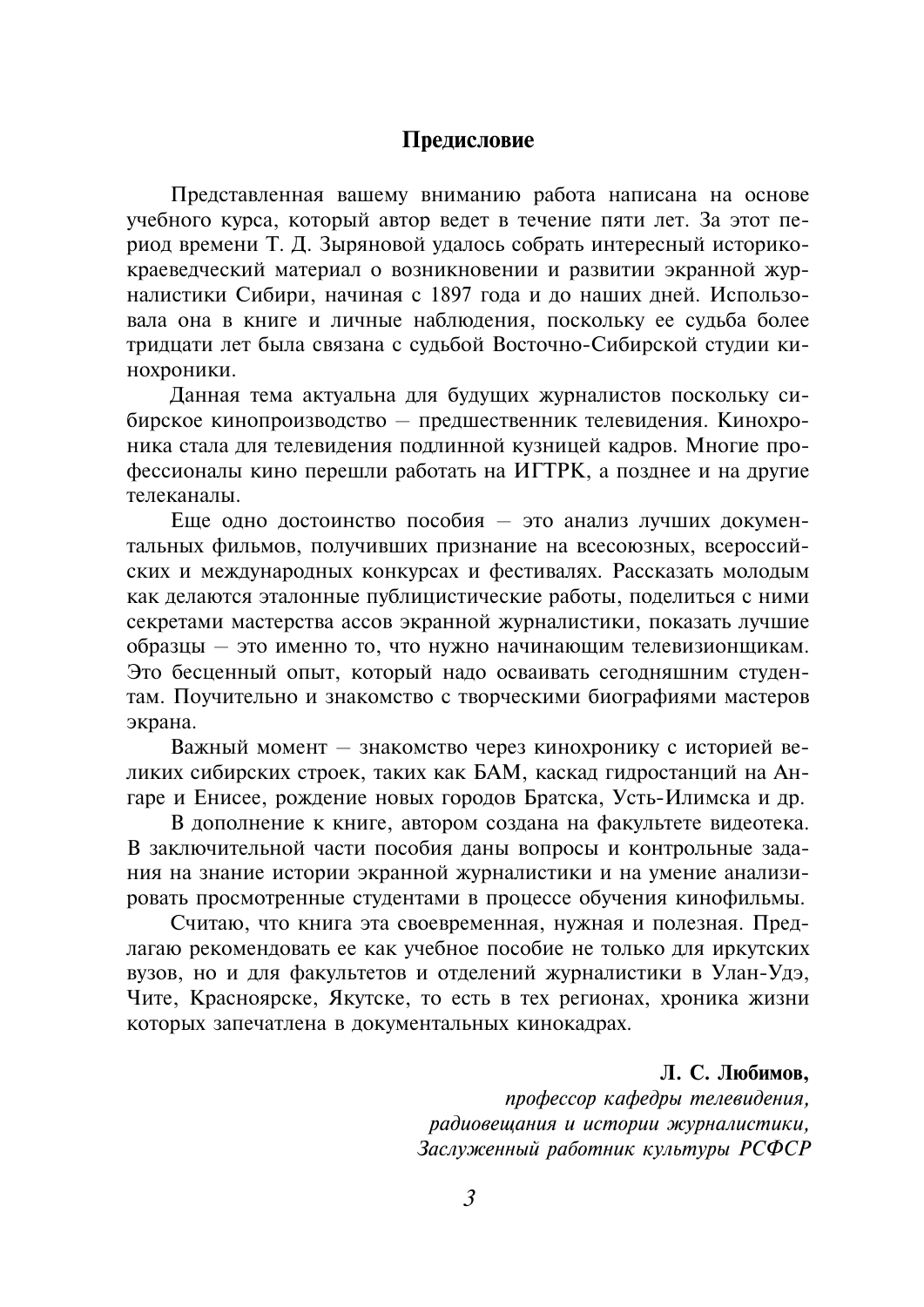## Предисловие

Представленная вашему вниманию работа написана на основе учебного курса, который автор ведет в течение пяти лет. За этот период времени Т. Д. Зыряновой удалось собрать интересный историко-краеведческий материал о возникновении и развитии экранной журналистики Сибири, начиная с 1897 года и до наших дней. Использовала она в книге и личные наблюдения, поскольку ее судьба более тридцати лет была связана с судьбой Восточно-Сибирской студии кинохроники.

Данная тема актуальна для будущих журналистов поскольку сибирское кинопроизводство — предшественник телевидения. Кинохроника стала для телевидения подлинной кузницей кадров. Многие профессионалы кино перешли работать на ИГТРК, а позднее и на другие телеканалы.

Еще одно достоинство пособия — это анализ лучших документальных фильмов, получивших признание на всесоюзных, всероссийских и международных конкурсах и фестивалях. Рассказать молодым как делаются эталонные публицистические работы, поделиться с ними секретами мастерства ассов экранной журналистики, показать лучшие образцы — это именно то, что нужно начинающим телевизионщикам. Это бесценный опыт, который надо осваивать сегодняшним студентам. Поучительно и знакомство с творческими биографиями мастеров экрана.

Важный момент — знакомство через кинохронику с историей великих сибирских строек, таких как БАМ, каскад гидростанций на Ангаре и Енисее, рождение новых городов Братска, Усть-Илимска и др.

В дополнение к книге, автором создана на факультете видеотека. В заключительной части пособия даны вопросы и контрольные задания на знание истории экранной журналистики и на умение анализировать просмотренные студентами в процессе обучения кинофильмы.

Считаю, что книга эта своевременная, нужная и полезная. Предлагаю рекомендовать ее как учебное пособие не только для иркутских вузов, но и для факультетов и отделений журналистики в Улан-Удэ, Чите, Красноярске, Якутске, то есть в тех регионах, хроника жизни которых запечатлена в документальных кинокадрах.

**Л. С. Любимов,**
*профессор кафедры телевидения,*
*радиовещания и истории журналистики,*
*Заслуженный работник культуры РСФСР*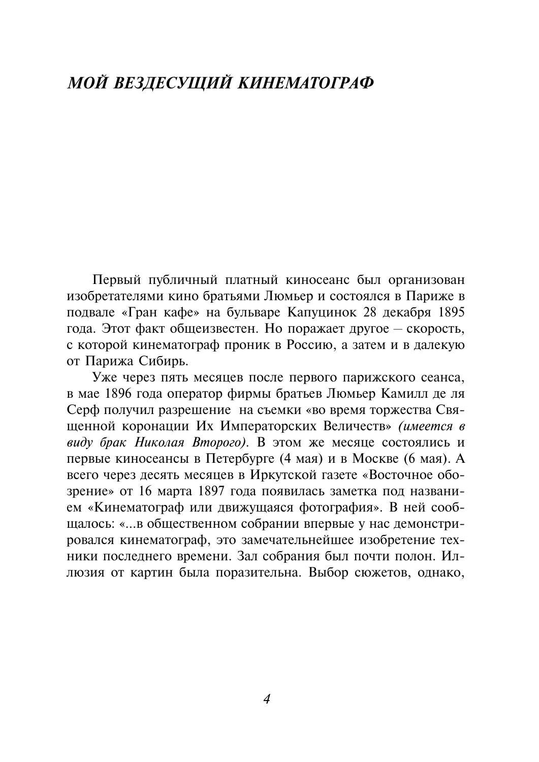# *МОЙ ВЕЗДЕСУЩИЙ КИНЕМАТОГРАФ*

Первый публичный платный киносеанс был организован изобретателями кино братьями Люмьер и состоялся в Париже в подвале «Гран кафе» на бульваре Капуцинок 28 декабря 1895 года. Этот факт общеизвестен. Но поражает другое – скорость, с которой кинематограф проник в Россию, а затем и в далекую от Парижа Сибирь.

Уже через пять месяцев после первого парижского сеанса, в мае 1896 года оператор фирмы братьев Люмьер Камилл де ля Серф получил разрешение на съемки «во время торжества Священной коронации Их Императорских Величеств» *(имеется в виду брак Николая Второго)*. В этом же месяце состоялись и первые киносеансы в Петербурге (4 мая) и в Москве (6 мая). А всего через десять месяцев в Иркутской газете «Восточное обозрение» от 16 марта 1897 года появилась заметка под названием «Кинематограф или движущаяся фотография». В ней сообщалось: «...в общественном собрании впервые у нас демонстрировался кинематограф, это замечательнейшее изобретение техники последнего времени. Зал собрания был почти полон. Иллюзия от картин была поразительна. Выбор сюжетов, однако,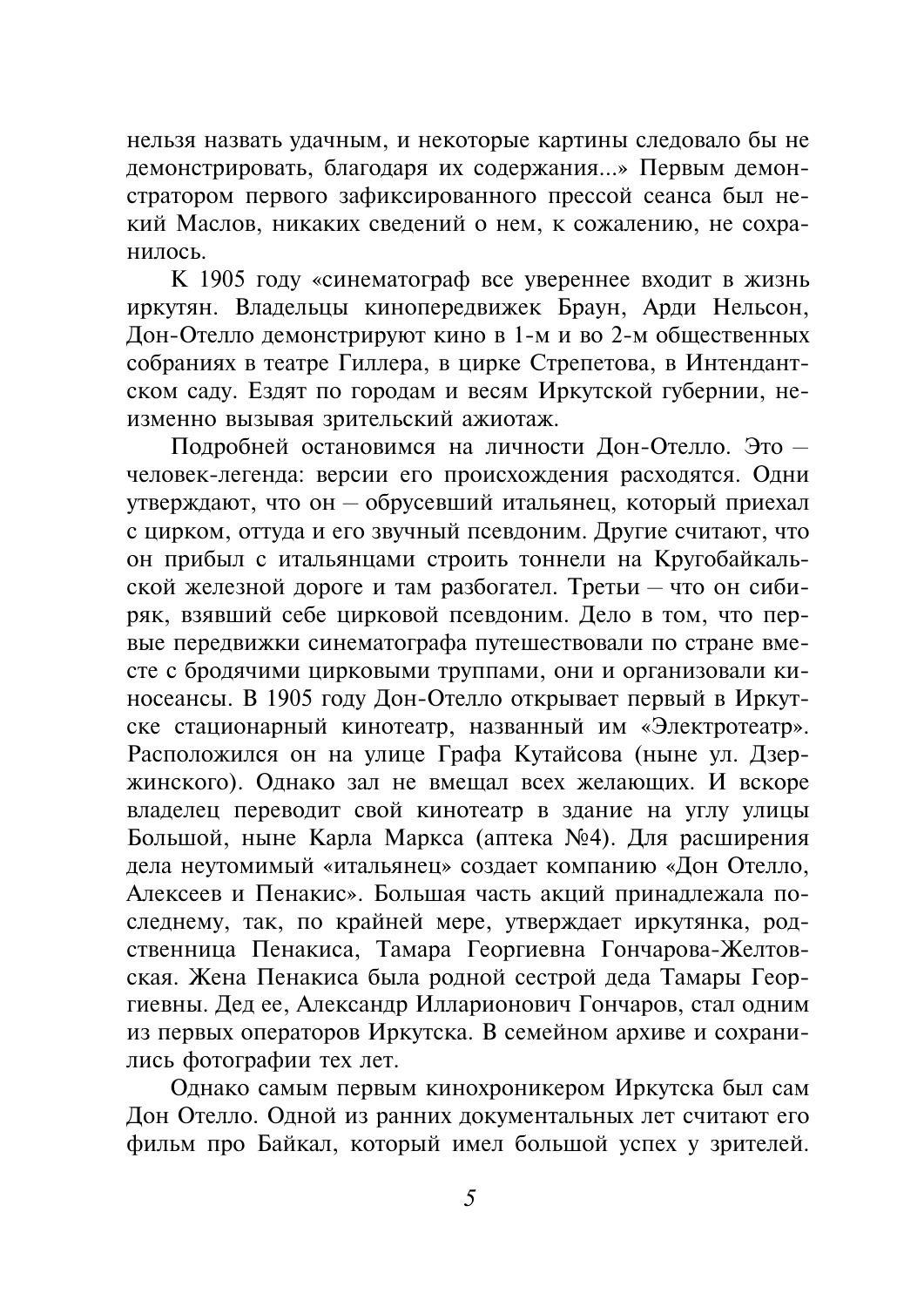нельзя назвать удачным, и некоторые картины следовало бы не демонстрировать, благодаря их содержания...» Первым демонстратором первого зафиксированного прессой сеанса был некий Маслов, никаких сведений о нем, к сожалению, не сохранилось.

К 1905 году «синематограф все увереннее входит в жизнь иркутян. Владельцы кинопередвижек Браун, Арди Нельсон, Дон-Отелло демонстрируют кино в 1-м и во 2-м общественных собраниях в театре Гиллера, в цирке Стрепетова, в Интендантском саду. Ездят по городам и весям Иркутской губернии, неизменно вызывая зрительский ажиотаж.

Подробней остановимся на личности Дон-Отелло. Это – человек-легенда: версии его происхождения расходятся. Одни утверждают, что он – обрусевший итальянец, который приехал с цирком, оттуда и его звучный псевдоним. Другие считают, что он прибыл с итальянцами строить тоннели на Кругобайкальской железной дороге и там разбогател. Третьи – что он сибиряк, взявший себе цирковой псевдоним. Дело в том, что первые передвижки синематографа путешествовали по стране вместе с бродячими цирковыми труппами, они и организовали киносеансы. В 1905 году Дон-Отелло открывает первый в Иркутске стационарный кинотеатр, названный им «Электротеатр». Расположился он на улице Графа Кутайсова (ныне ул. Дзержинского). Однако зал не вмещал всех желающих. И вскоре владелец переводит свой кинотеатр в здание на углу улицы Большой, ныне Карла Маркса (аптека №4). Для расширения дела неутомимый «итальянец» создает компанию «Дон Отелло, Алексеев и Пенакис». Большая часть акций принадлежала последнему, так, по крайней мере, утверждает иркутянка, родственница Пенакиса, Тамара Георгиевна Гончарова-Желтовская. Жена Пенакиса была родной сестрой деда Тамары Георгиевны. Дед ее, Александр Илларионович Гончаров, стал одним из первых операторов Иркутска. В семейном архиве и сохранились фотографии тех лет.

Однако самым первым кинохроникером Иркутска был сам Дон Отелло. Одной из ранних документальных лет считают его фильм про Байкал, который имел большой успех у зрителей.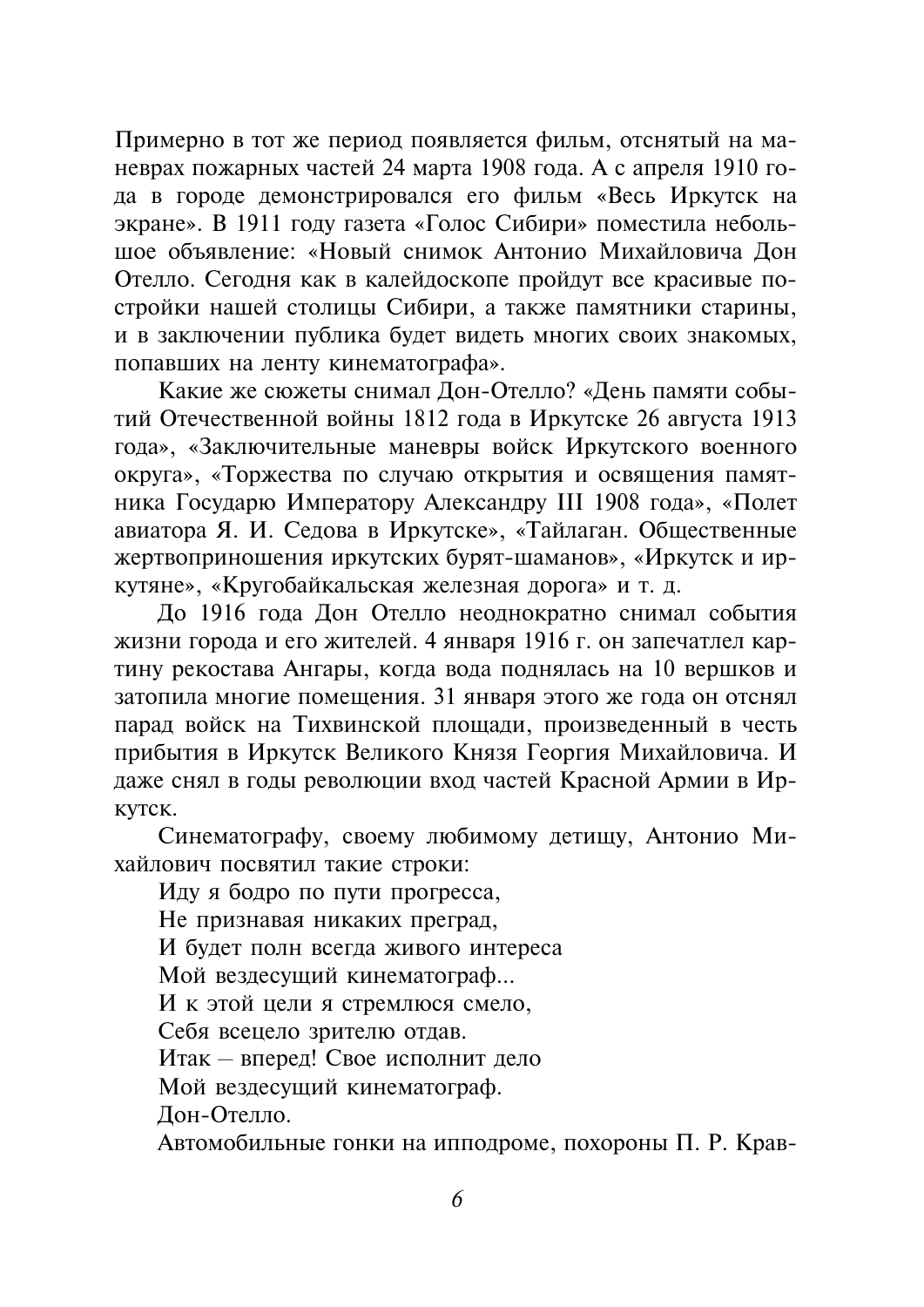Примерно в тот же период появляется фильм, отснятый на маневрах пожарных частей 24 марта 1908 года. А с апреля 1910 года в городе демонстрировался его фильм «Весь Иркутск на экране». В 1911 году газета «Голос Сибири» поместила небольшое объявление: «Новый снимок Антонио Михайловича Дон Отелло. Сегодня как в калейдоскопе пройдут все красивые постройки нашей столицы Сибири, а также памятники старины, и в заключении публика будет видеть многих своих знакомых, попавших на ленту кинематографа».

Какие же сюжеты снимал Дон-Отелло? «День памяти событий Отечественной войны 1812 года в Иркутске 26 августа 1913 года», «Заключительные маневры войск Иркутского военного округа», «Торжества по случаю открытия и освящения памятника Государю Императору Александру III 1908 года», «Полет авиатора Я. И. Седова в Иркутске», «Тайлаган. Общественные жертвоприношения иркутских бурят-шаманов», «Иркутск и иркутяне», «Кругобайкальская железная дорога» и т. д.

До 1916 года Дон Отелло неоднократно снимал события жизни города и его жителей. 4 января 1916 г. он запечатлел картину рекостава Ангары, когда вода поднялась на 10 вершков и затопила многие помещения. 31 января этого же года он отснял парад войск на Тихвинской площади, произведенный в честь прибытия в Иркутск Великого Князя Георгия Михайловича. И даже снял в годы революции вход частей Красной Армии в Иркутск.

Синематографу, своему любимому детищу, Антонио Михайлович посвятил такие строки:

Иду я бодро по пути прогресса,
Не признавая никаких преград,
И будет полн всегда живого интереса
Мой вездесущий кинематограф...
И к этой цели я стремлюся смело,
Себя всецело зрителю отдав.
Итак – вперед! Свое исполнит дело
Мой вездесущий кинематограф.
Дон-Отелло.

Автомобильные гонки на ипподроме, похороны П. Р. Крав-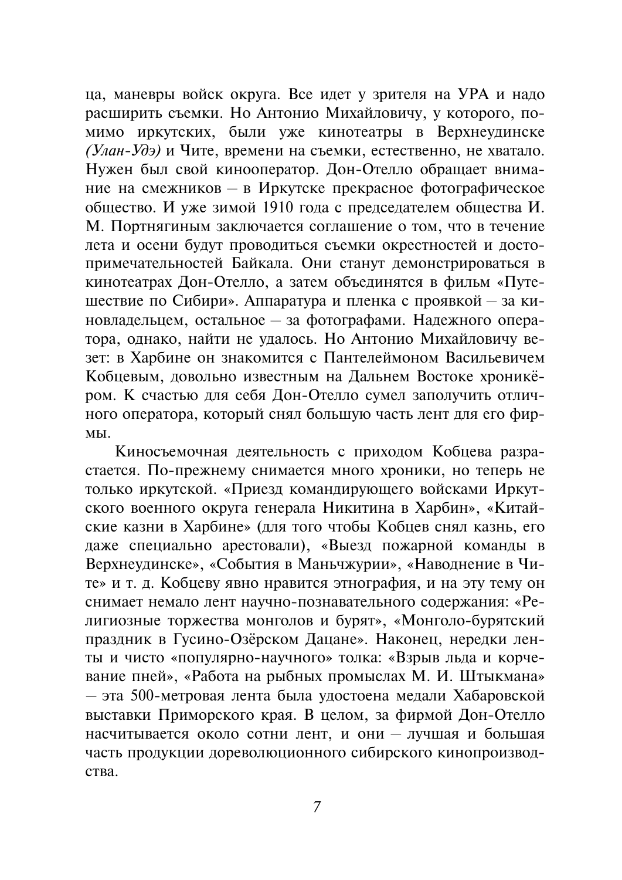ца, маневры войск округа. Все идет у зрителя на УРА и надо расширить съемки. Но Антонио Михайловичу, у которого, помимо иркутских, были уже кинотеатры в Верхнеудинске *(Улан-Удэ)* и Чите, времени на съемки, естественно, не хватало. Нужен был свой кинооператор. Дон-Отелло обращает внимание на смежников – в Иркутске прекрасное фотографическое общество. И уже зимой 1910 года с председателем общества И. М. Портнягиным заключается соглашение о том, что в течение лета и осени будут проводиться съемки окрестностей и достопримечательностей Байкала. Они станут демонстрироваться в кинотеатрах Дон-Отелло, а затем объединятся в фильм «Путешествие по Сибири». Аппаратура и пленка с проявкой – за киновладельцем, остальное – за фотографами. Надежного оператора, однако, найти не удалось. Но Антонио Михайловичу везет: в Харбине он знакомится с Пантелеймоном Васильевичем Кобцевым, довольно известным на Дальнем Востоке хроникёром. К счастью для себя Дон-Отелло сумел заполучить отличного оператора, который снял большую часть лент для его фирмы.

Киносъемочная деятельность с приходом Кобцева разрастается. По-прежнему снимается много хроники, но теперь не только иркутской. «Приезд командирующего войсками Иркутского военного округа генерала Никитина в Харбин», «Китайские казни в Харбине» (для того чтобы Кобцев снял казнь, его даже специально арестовали), «Выезд пожарной команды в Верхнеудинске», «События в Маньчжурии», «Наводнение в Чите» и т. д. Кобцеву явно нравится этнография, и на эту тему он снимает немало лент научно-познавательного содержания: «Религиозные торжества монголов и бурят», «Монголо-бурятский праздник в Гусино-Озёрском Дацане». Наконец, нередки ленты и чисто «популярно-научного» толка: «Взрыв льда и корчевание пней», «Работа на рыбных промыслах М. И. Штыкмана» – эта 500-метровая лента была удостоена медали Хабаровской выставки Приморского края. В целом, за фирмой Дон-Отелло насчитывается около сотни лент, и они – лучшая и бóльшая часть продукции дореволюционного сибирского кинопроизводства.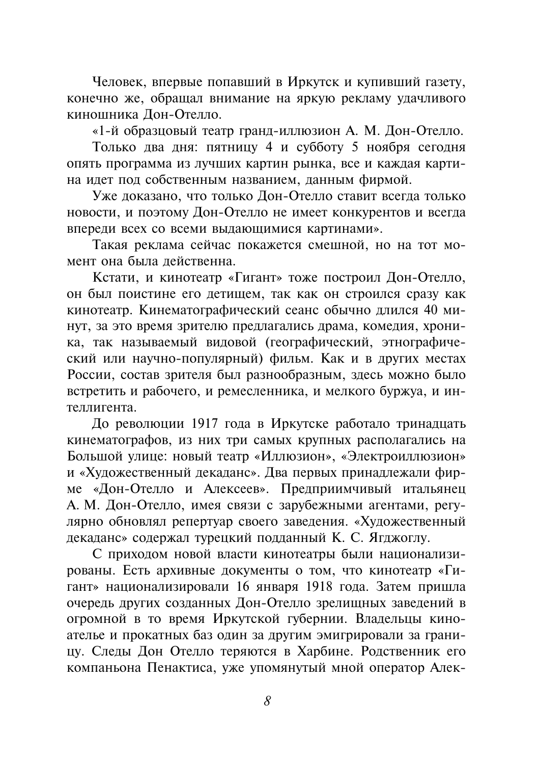Человек, впервые попавший в Иркутск и купивший газету, конечно же, обращал внимание на яркую рекламу удачливого киношника Дон-Отелло.

«1-й образцовый театр гранд-иллюзион А. М. Дон-Отелло.

Только два дня: пятницу 4 и субботу 5 ноября сегодня опять программа из лучших картин рынка, все и каждая картина идет под собственным названием, данным фирмой.

Уже доказано, что только Дон-Отелло ставит всегда только новости, и поэтому Дон-Отелло не имеет конкурентов и всегда впереди всех со всеми выдающимися картинами».

Такая реклама сейчас покажется смешной, но на тот момент она была действенна.

Кстати, и кинотеатр «Гигант» тоже построил Дон-Отелло, он был поистине его детищем, так как он строился сразу как кинотеатр. Кинематографический сеанс обычно длился 40 минут, за это время зрителю предлагались драма, комедия, хроника, так называемый видовой (географический, этнографический или научно-популярный) фильм. Как и в других местах России, состав зрителя был разнообразным, здесь можно было встретить и рабочего, и ремесленника, и мелкого буржуа, и интеллигента.

До революции 1917 года в Иркутске работало тринадцать кинематографов, из них три самых крупных располагались на Большой улице: новый театр «Иллюзион», «Электроиллюзион» и «Художественный декаданс». Два первых принадлежали фирме «Дон-Отелло и Алексеев». Предприимчивый итальянец А. М. Дон-Отелло, имея связи с зарубежными агентами, регулярно обновлял репертуар своего заведения. «Художественный декаданс» содержал турецкий подданный К. С. Ягджоглу.

С приходом новой власти кинотеатры были национализированы. Есть архивные документы о том, что кинотеатр «Гигант» национализировали 16 января 1918 года. Затем пришла очередь других созданных Дон-Отелло зрелищных заведений в огромной в то время Иркутской губернии. Владельцы киноателье и прокатных баз один за другим эмигрировали за границу. Следы Дон Отелло теряются в Харбине. Родственник его компаньона Пенактиса, уже упомянутый мной оператор Алек-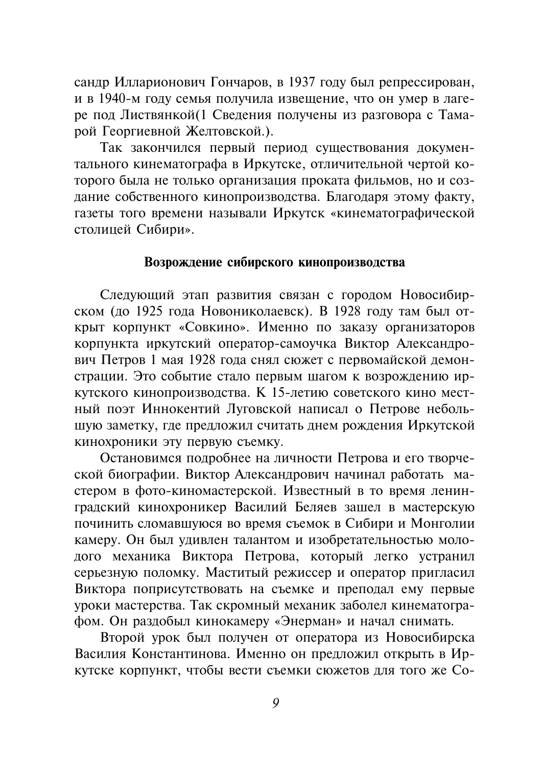сандр Илларионович Гончаров, в 1937 году был репрессирован, и в 1940-м году семья получила извещение, что он умер в лагере под Листвянкой(1 Сведения получены из разговора с Тамарой Георгиевной Желтовской.).

Так закончился первый период существования документального кинематографа в Иркутске, отличительной чертой которого была не только организация проката фильмов, но и создание собственного кинопроизводства. Благодаря этому факту, газеты того времени называли Иркутск «кинематографической столицей Сибири».

### Возрождение сибирского кинопроизводства

Следующий этап развития связан с городом Новосибирском (до 1925 года Новониколаевск). В 1928 году там был открыт корпункт «Совкино». Именно по заказу организаторов корпункта иркутский оператор-самоучка Виктор Александрович Петров 1 мая 1928 года снял сюжет с первомайской демонстрации. Это событие стало первым шагом к возрождению иркутского кинопроизводства. К 15-летию советского кино местный поэт Иннокентий Луговской написал о Петрове небольшую заметку, где предложил считать днем рождения Иркутской кинохроники эту первую съемку.

Остановимся подробнее на личности Петрова и его творческой биографии. Виктор Александрович начинал работать мастером в фото-киномастерской. Известный в то время ленинградский кинохроникер Василий Беляев зашел в мастерскую починить сломавшуюся во время съемок в Сибири и Монголии камеру. Он был удивлен талантом и изобретательностью молодого механика Виктора Петрова, который легко устранил серьезную поломку. Маститый режиссер и оператор пригласил Виктора поприсутствовать на съемке и преподал ему первые уроки мастерства. Так скромный механик заболел кинематографом. Он раздобыл кинокамеру «Энерман» и начал снимать.

Второй урок был получен от оператора из Новосибирска Василия Константинова. Именно он предложил открыть в Иркутске корпункт, чтобы вести съемки сюжетов для того же Со-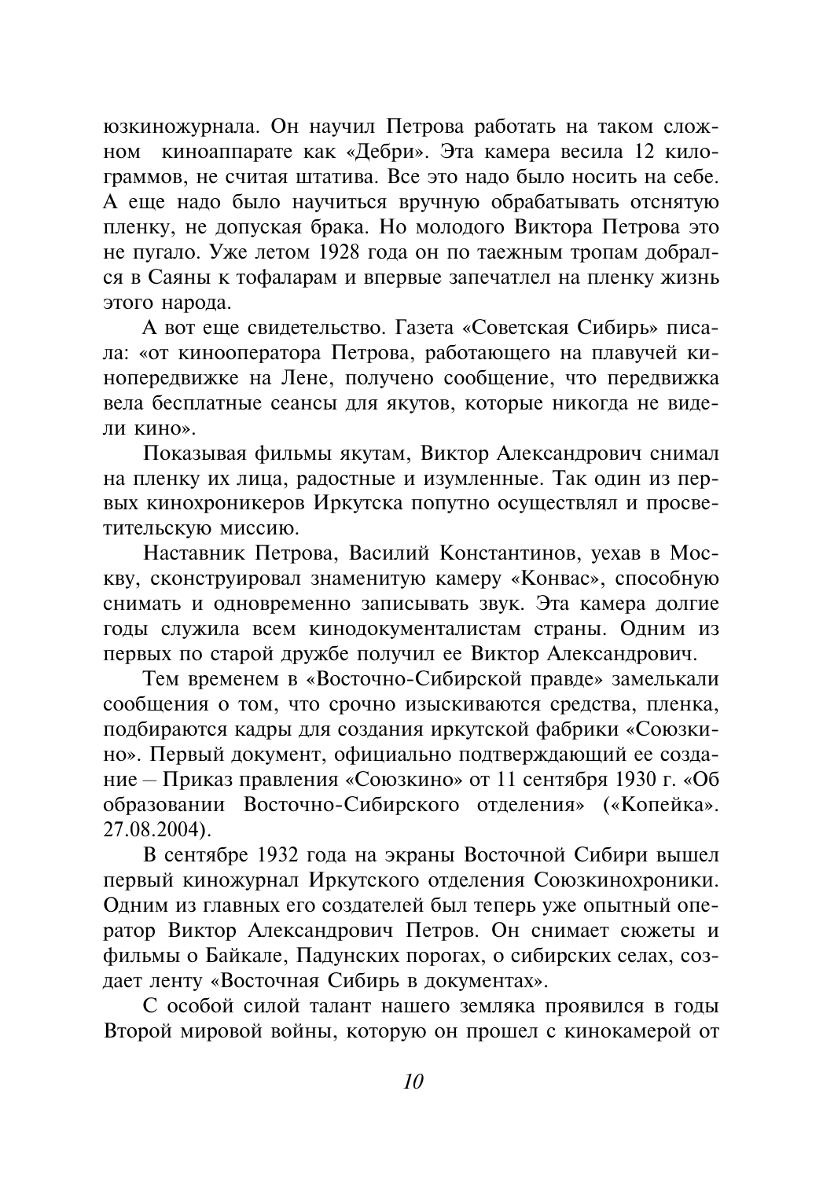юзкиножурнала. Он научил Петрова работать на таком сложном киноаппарате как «Дебри». Эта камера весила 12 килограммов, не считая штатива. Все это надо было носить на себе. А еще надо было научиться вручную обрабатывать отснятую пленку, не допуская брака. Но молодого Виктора Петрова это не пугало. Уже летом 1928 года он по таежным тропам добрался в Саяны к тофаларам и впервые запечатлел на пленку жизнь этого народа.

А вот еще свидетельство. Газета «Советская Сибирь» писала: «от кинооператора Петрова, работающего на плавучей кинопередвижке на Лене, получено сообщение, что передвижка вела бесплатные сеансы для якутов, которые никогда не видели кино».

Показывая фильмы якутам, Виктор Александрович снимал на пленку их лица, радостные и изумленные. Так один из первых кинохроникеров Иркутска попутно осуществлял и просветительскую миссию.

Наставник Петрова, Василий Константинов, уехав в Москву, сконструировал знаменитую камеру «Конвас», способную снимать и одновременно записывать звук. Эта камера долгие годы служила всем кинодокументалистам страны. Одним из первых по старой дружбе получил ее Виктор Александрович.

Тем временем в «Восточно-Сибирской правде» замелькали сообщения о том, что срочно изыскиваются средства, пленка, подбираются кадры для создания иркутской фабрики «Союзкино». Первый документ, официально подтверждающий ее создание – Приказ правления «Союзкино» от 11 сентября 1930 г. «Об образовании Восточно-Сибирского отделения» («Копейка». 27.08.2004).

В сентябре 1932 года на экраны Восточной Сибири вышел первый киножурнал Иркутского отделения Союзкинохроники. Одним из главных его создателей был теперь уже опытный оператор Виктор Александрович Петров. Он снимает сюжеты и фильмы о Байкале, Падунских порогах, о сибирских селах, создает ленту «Восточная Сибирь в документах».

С особой силой талант нашего земляка проявился в годы Второй мировой войны, которую он прошел с кинокамерой от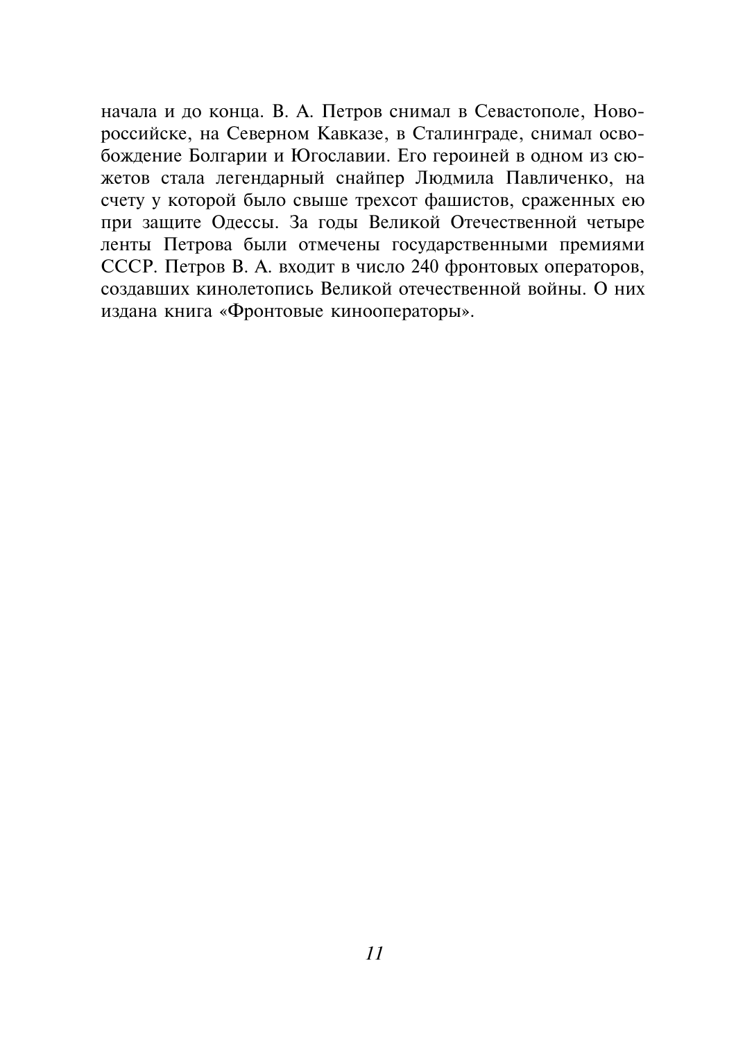начала и до конца. В. А. Петров снимал в Севастополе, Новороссийске, на Северном Кавказе, в Сталинграде, снимал освобождение Болгарии и Югославии. Его героиней в одном из сюжетов стала легендарный снайпер Людмила Павличенко, на счету у которой было свыше трехсот фашистов, сраженных ею при защите Одессы. За годы Великой Отечественной четыре ленты Петрова были отмечены государственными премиями СССР. Петров В. А. входит в число 240 фронтовых операторов, создавших кинолетопись Великой отечественной войны. О них издана книга «Фронтовые кинооператоры».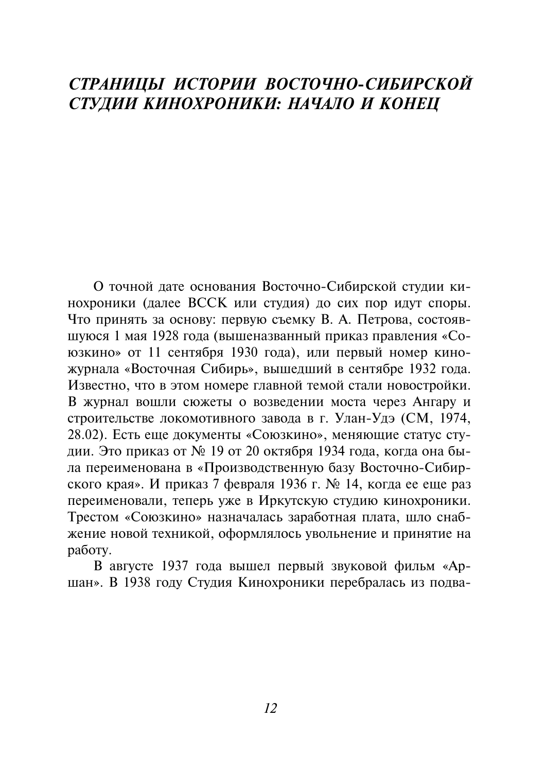# *СТРАНИЦЫ ИСТОРИИ ВОСТОЧНО-СИБИРСКОЙ СТУДИИ КИНОХРОНИКИ: НАЧАЛО И КОНЕЦ*

О точной дате основания Восточно-Сибирской студии кинохроники (далее ВССК или студия) до сих пор идут споры. Что принять за основу: первую съемку В. А. Петрова, состоявшуюся 1 мая 1928 года (вышеназванный приказ правления «Союзкино» от 11 сентября 1930 года), или первый номер киножурнала «Восточная Сибирь», вышедший в сентябре 1932 года. Известно, что в этом номере главной темой стали новостройки. В журнал вошли сюжеты о возведении моста через Ангару и строительстве локомотивного завода в г. Улан-Удэ (СМ, 1974, 28.02). Есть еще документы «Союзкино», меняющие статус студии. Это приказ от № 19 от 20 октября 1934 года, когда она была переименована в «Производственную базу Восточно-Сибирского края». И приказ 7 февраля 1936 г. № 14, когда ее еще раз переименовали, теперь уже в Иркутскую студию кинохроники. Трестом «Союзкино» назначалась заработная плата, шло снабжение новой техникой, оформлялось увольнение и принятие на работу.

В августе 1937 года вышел первый звуковой фильм «Аршан». В 1938 году Студия Кинохроники перебралась из подва-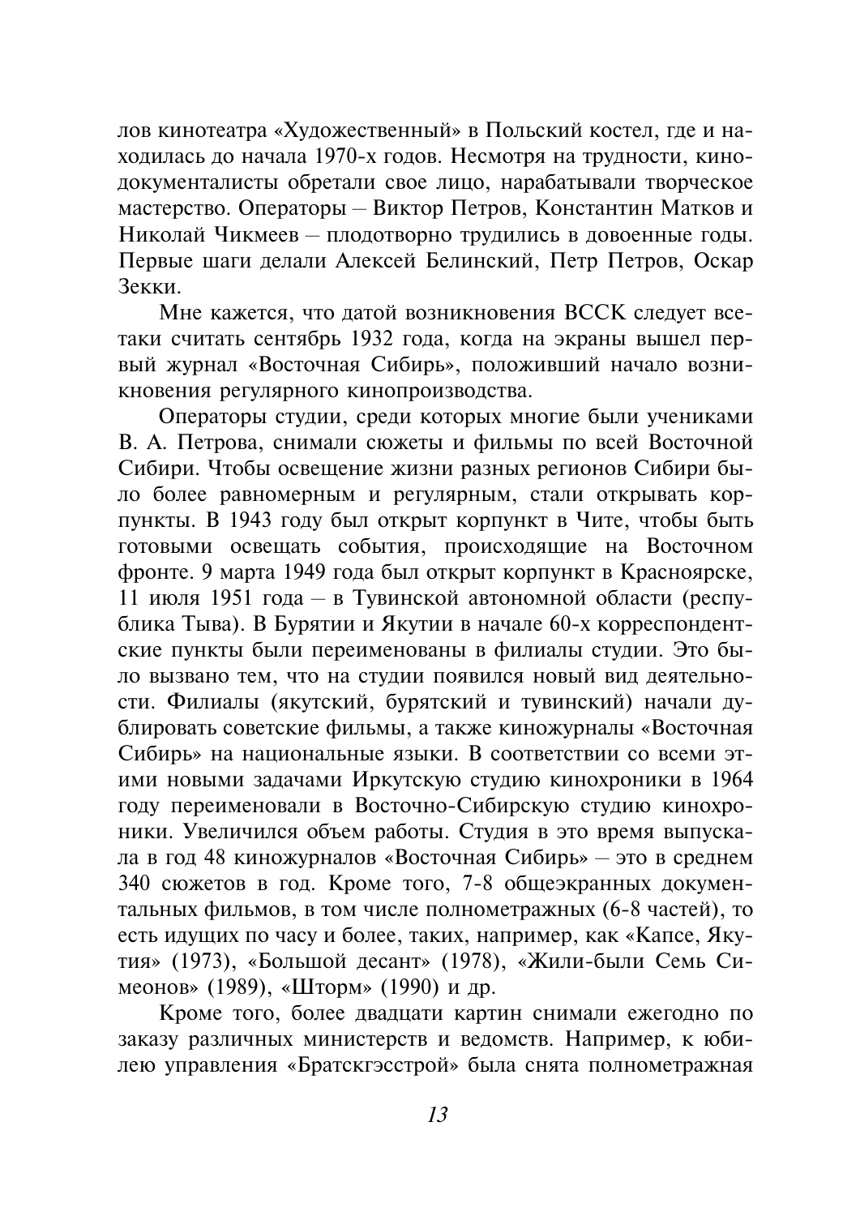лов кинотеатра «Художественный» в Польский костел, где и находилась до начала 1970-х годов. Несмотря на трудности, кинодокументалисты обретали свое лицо, нарабатывали творческое мастерство. Операторы – Виктор Петров, Константин Матков и Николай Чикмеев – плодотворно трудились в довоенные годы. Первые шаги делали Алексей Белинский, Петр Петров, Оскар Зекки.

Мне кажется, что датой возникновения ВССК следует все-таки считать сентябрь 1932 года, когда на экраны вышел первый журнал «Восточная Сибирь», положивший начало возникновения регулярного кинопроизводства.

Операторы студии, среди которых многие были учениками В. А. Петрова, снимали сюжеты и фильмы по всей Восточной Сибири. Чтобы освещение жизни разных регионов Сибири было более равномерным и регулярным, стали открывать корпункты. В 1943 году был открыт корпункт в Чите, чтобы быть готовыми освещать события, происходящие на Восточном фронте. 9 марта 1949 года был открыт корпункт в Красноярске, 11 июля 1951 года – в Тувинской автономной области (республика Тыва). В Бурятии и Якутии в начале 60-х корреспондентские пункты были переименованы в филиалы студии. Это было вызвано тем, что на студии появился новый вид деятельности. Филиалы (якутский, бурятский и тувинский) начали дублировать советские фильмы, а также киножурналы «Восточная Сибирь» на национальные языки. В соответствии со всеми этими новыми задачами Иркутскую студию кинохроники в 1964 году переименовали в Восточно-Сибирскую студию кинохроники. Увеличился объем работы. Студия в это время выпускала в год 48 киножурналов «Восточная Сибирь» – это в среднем 340 сюжетов в год. Кроме того, 7-8 общеэкранных документальных фильмов, в том числе полнометражных (6-8 частей), то есть идущих по часу и более, таких, например, как «Капсе, Якутия» (1973), «Большой десант» (1978), «Жили-были Семь Симеонов» (1989), «Шторм» (1990) и др.

Кроме того, более двадцати картин снимали ежегодно по заказу различных министерств и ведомств. Например, к юбилею управления «Братскгэсстрой» была снята полнометражная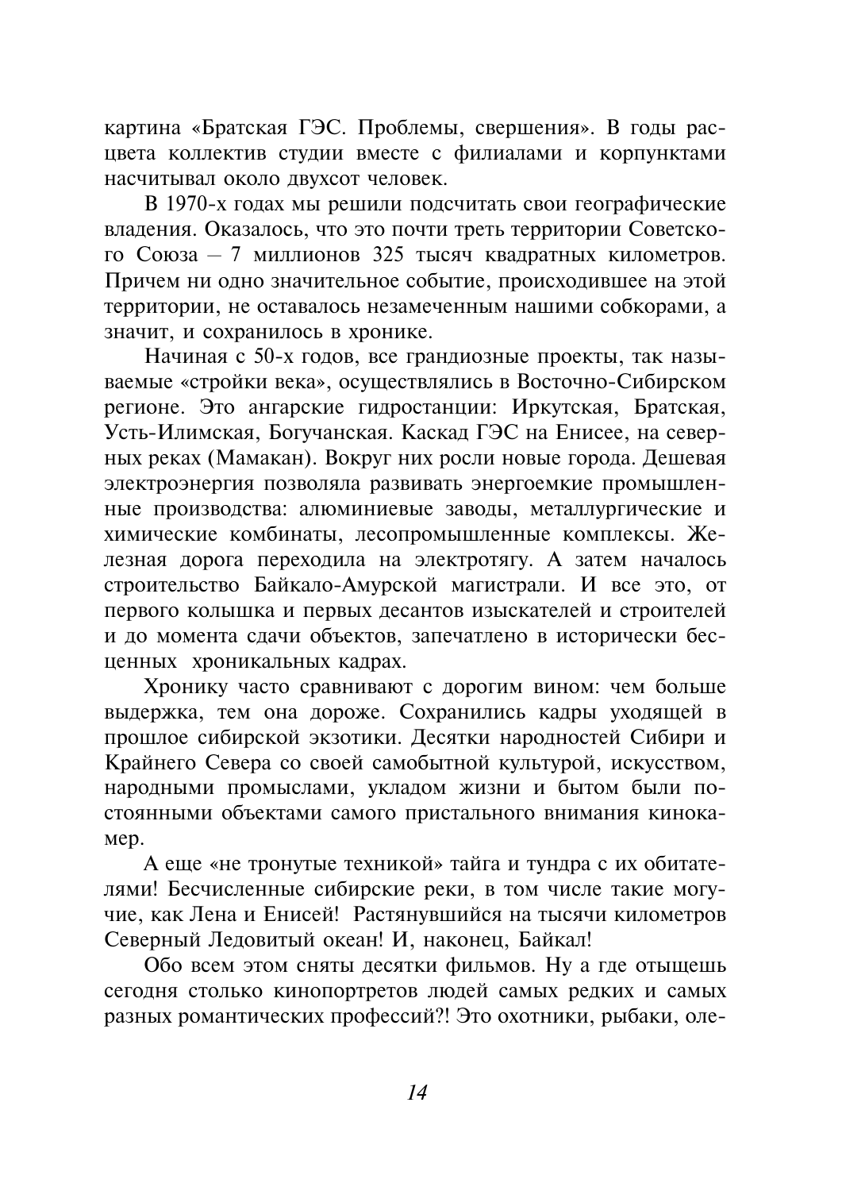картина «Братская ГЭС. Проблемы, свершения». В годы расцвета коллектив студии вместе с филиалами и корпунктами насчитывал около двухсот человек.

В 1970-х годах мы решили подсчитать свои географические владения. Оказалось, что это почти треть территории Советского Союза – 7 миллионов 325 тысяч квадратных километров. Причем ни одно значительное событие, происходившее на этой территории, не оставалось незамеченным нашими собкорами, а значит, и сохранилось в хронике.

Начиная с 50-х годов, все грандиозные проекты, так называемые «стройки века», осуществлялись в Восточно-Сибирском регионе. Это ангарские гидростанции: Иркутская, Братская, Усть-Илимская, Богучанская. Каскад ГЭС на Енисее, на северных реках (Мамакан). Вокруг них росли новые города. Дешевая электроэнергия позволяла развивать энергоемкие промышленные производства: алюминиевые заводы, металлургические и химические комбинаты, лесопромышленные комплексы. Железная дорога переходила на электротягу. А затем началось строительство Байкало-Амурской магистрали. И все это, от первого колышка и первых десантов изыскателей и строителей и до момента сдачи объектов, запечатлено в исторически бесценных хроникальных кадрах.

Хронику часто сравнивают с дорогим вином: чем больше выдержка, тем она дороже. Сохранились кадры уходящей в прошлое сибирской экзотики. Десятки народностей Сибири и Крайнего Севера со своей самобытной культурой, искусством, народными промыслами, укладом жизни и бытом были постоянными объектами самого пристального внимания кинокамер.

А еще «не тронутые техникой» тайга и тундра с их обитателями! Бесчисленные сибирские реки, в том числе такие могучие, как Лена и Енисей! Растянувшийся на тысячи километров Северный Ледовитый океан! И, наконец, Байкал!

Обо всем этом сняты десятки фильмов. Ну а где отыщешь сегодня столько кинопортретов людей самых редких и самых разных романтических профессий?! Это охотники, рыбаки, оле-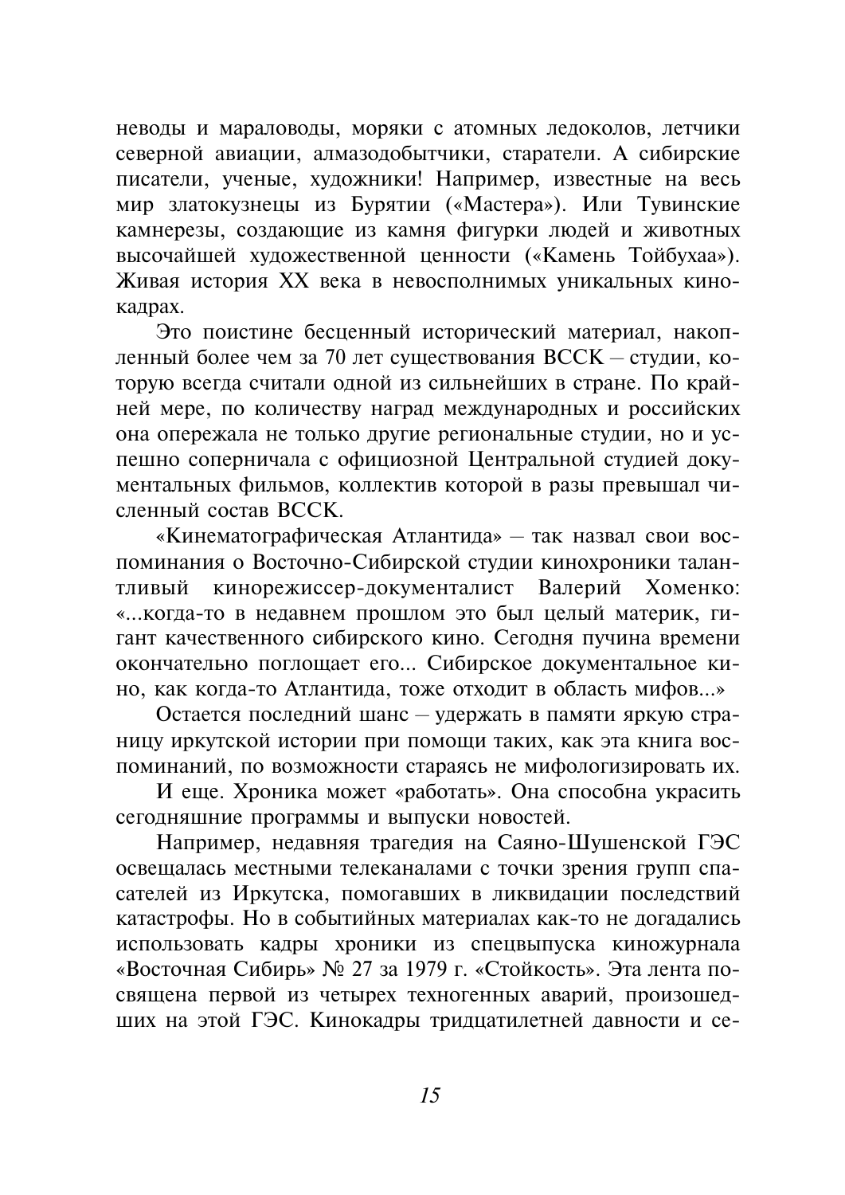неводы и мараловоды, моряки с атомных ледоколов, летчики северной авиации, алмазодобытчики, старатели. А сибирские писатели, ученые, художники! Например, известные на весь мир златокузнецы из Бурятии («Мастера»). Или Тувинские камнерезы, создающие из камня фигурки людей и животных высочайшей художественной ценности («Камень Тойбухаа»). Живая история XX века в невосполнимых уникальных кинокадрах.

Это поистине бесценный исторический материал, накопленный более чем за 70 лет существования ВССК – студии, которую всегда считали одной из сильнейших в стране. По крайней мере, по количеству наград международных и российских она опережала не только другие региональные студии, но и успешно соперничала с официозной Центральной студией документальных фильмов, коллектив которой в разы превышал численный состав ВССК.

«Кинематографическая Атлантида» – так назвал свои воспоминания о Восточно-Сибирской студии кинохроники талантливый кинорежиссер-документалист Валерий Хоменко: «...когда-то в недавнем прошлом это был целый материк, гигант качественного сибирского кино. Сегодня пучина времени окончательно поглощает его... Сибирское документальное кино, как когда-то Атлантида, тоже отходит в область мифов...»

Остается последний шанс – удержать в памяти яркую страницу иркутской истории при помощи таких, как эта книга воспоминаний, по возможности стараясь не мифологизировать их.

И еще. Хроника может «работать». Она способна украсить сегодняшние программы и выпуски новостей.

Например, недавняя трагедия на Саяно-Шушенской ГЭС освещалась местными телеканалами с точки зрения групп спасателей из Иркутска, помогавших в ликвидации последствий катастрофы. Но в событийных материалах как-то не догадались использовать кадры хроники из спецвыпуска киножурнала «Восточная Сибирь» № 27 за 1979 г. «Стойкость». Эта лента посвящена первой из четырех техногенных аварий, произошедших на этой ГЭС. Кинокадры тридцатилетней давности и се-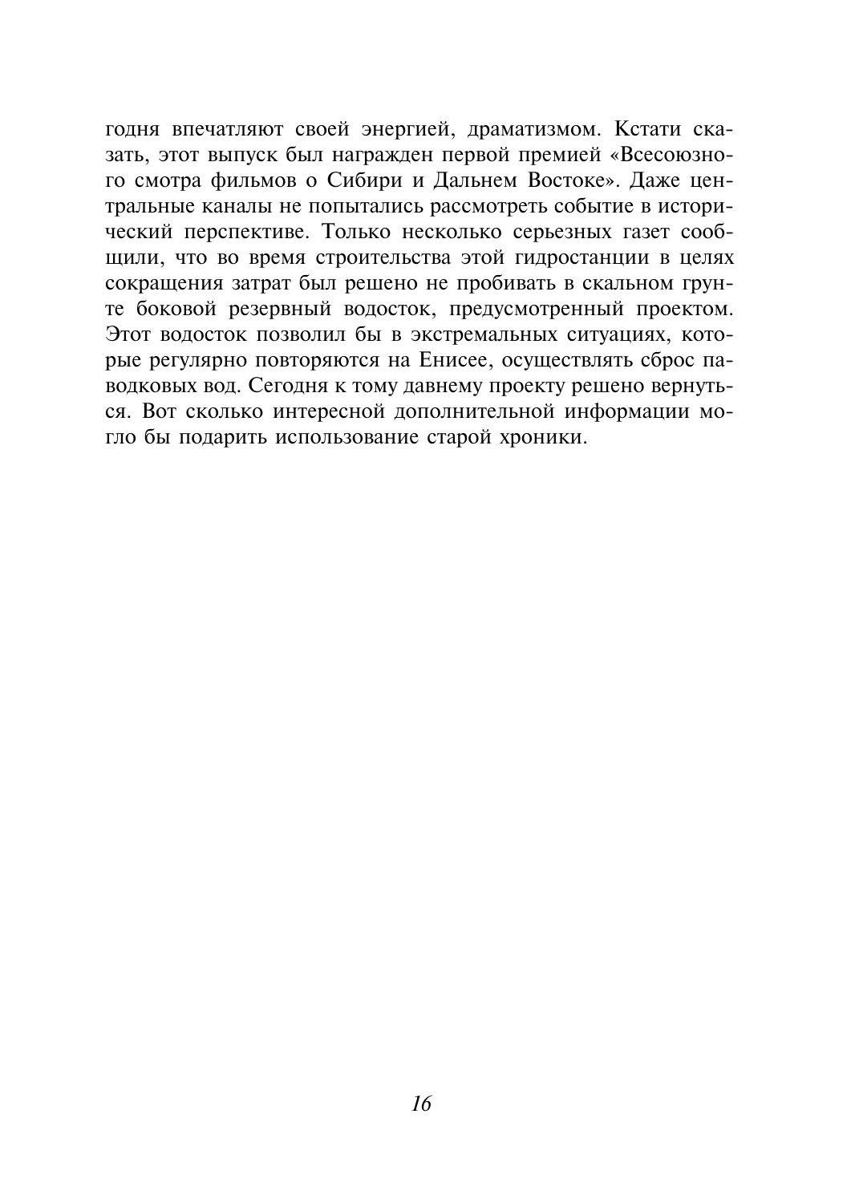годня впечатляют своей энергией, драматизмом. Кстати сказать, этот выпуск был награжден первой премией «Всесоюзного смотра фильмов о Сибири и Дальнем Востоке». Даже центральные каналы не попытались рассмотреть событие в исторический перспективе. Только несколько серьезных газет сообщили, что во время строительства этой гидростанции в целях сокращения затрат был решено не пробивать в скальном грунте боковой резервный водосток, предусмотренный проектом. Этот водосток позволил бы в экстремальных ситуациях, которые регулярно повторяются на Енисее, осуществлять сброс паводковых вод. Сегодня к тому давнему проекту решено вернуться. Вот сколько интересной дополнительной информации могло бы подарить использование старой хроники.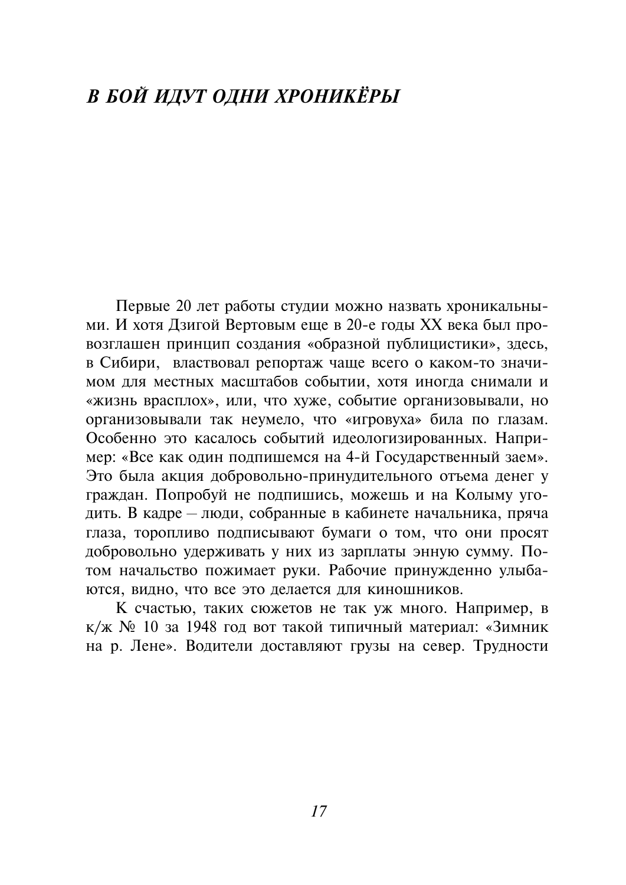## *В БОЙ ИДУТ ОДНИ ХРОНИКЁРЫ*

Первые 20 лет работы студии можно назвать хроникальными. И хотя Дзигой Вертовым еще в 20-е годы XX века был провозглашен принцип создания «образной публицистики», здесь, в Сибири, властвовал репортаж чаще всего о каком-то значимом для местных масштабов событии, хотя иногда снимали и «жизнь врасплох», или, что хуже, событие организовывали, но организовывали так неумело, что «игровуха» била по глазам. Особенно это касалось событий идеологизированных. Например: «Все как один подпишемся на 4-й Государственный заем». Это была акция добровольно-принудительного отъема денег у граждан. Попробуй не подпишись, можешь и на Колыму угодить. В кадре – люди, собранные в кабинете начальника, пряча глаза, торопливо подписывают бумаги о том, что они просят добровольно удерживать у них из зарплаты энную сумму. Потом начальство пожимает руки. Рабочие принужденно улыбаются, видно, что все это делается для киношников.

К счастью, таких сюжетов не так уж много. Например, в к/ж № 10 за 1948 год вот такой типичный материал: «Зимник на р. Лене». Водители доставляют грузы на север. Трудности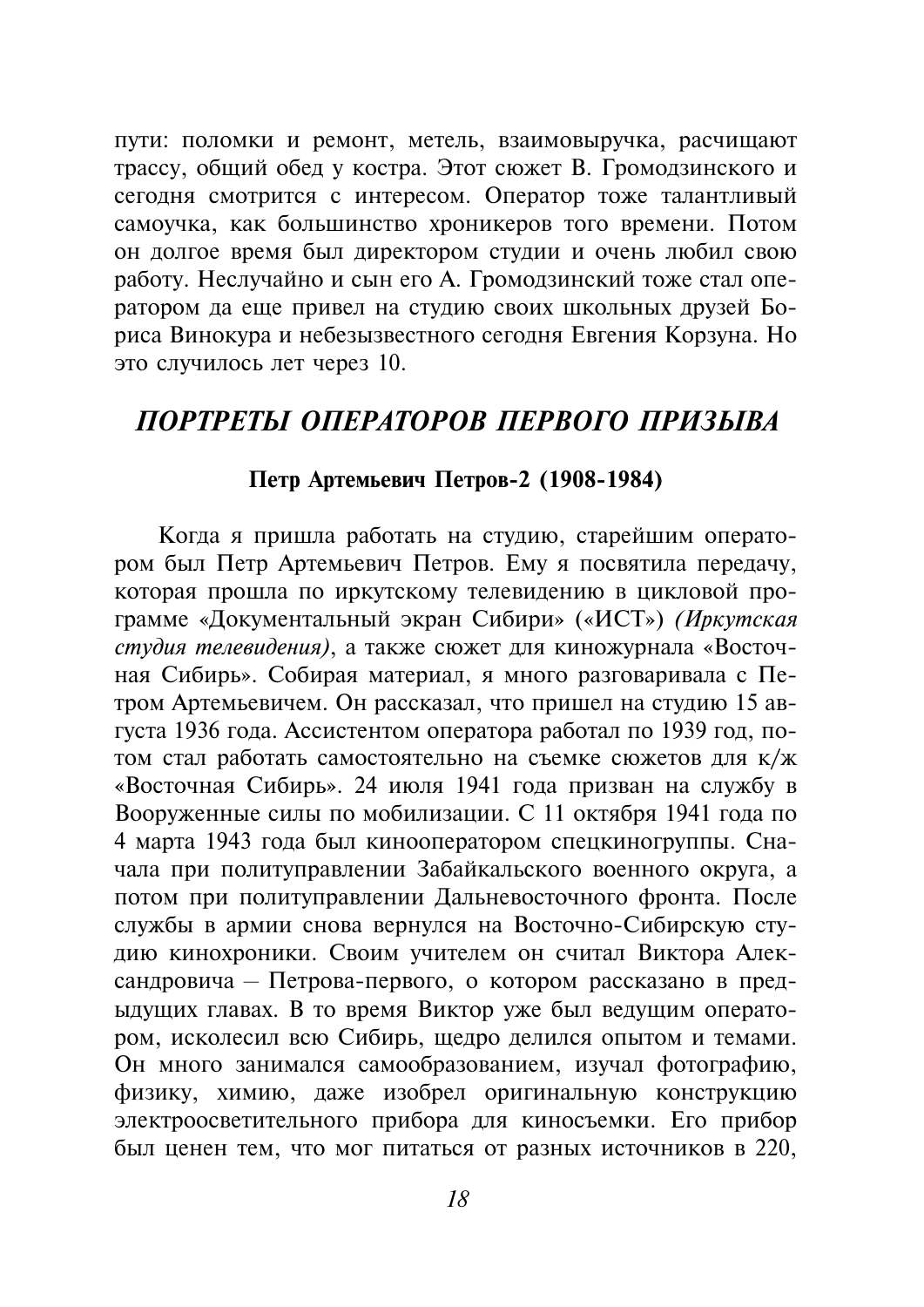пути: поломки и ремонт, метель, взаимовыручка, расчищают трассу, общий обед у костра. Этот сюжет В. Громодзинского и сегодня смотрится с интересом. Оператор тоже талантливый самоучка, как большинство хроникеров того времени. Потом он долгое время был директором студии и очень любил свою работу. Неслучайно и сын его А. Громодзинский тоже стал оператором да еще привел на студию своих школьных друзей Бориса Винокура и небезызвестного сегодня Евгения Корзуна. Но это случилось лет через 10.

## *ПОРТРЕТЫ ОПЕРАТОРОВ ПЕРВОГО ПРИЗЫВА*

### Петр Артемьевич Петров-2 (1908-1984)

Когда я пришла работать на студию, старейшим оператором был Петр Артемьевич Петров. Ему я посвятила передачу, которая прошла по иркутскому телевидению в цикловой программе «Документальный экран Сибири» («ИСТ») *(Иркутская студия телевидения)*, а также сюжет для киножурнала «Восточная Сибирь». Собирая материал, я много разговаривала с Петром Артемьевичем. Он рассказал, что пришел на студию 15 августа 1936 года. Ассистентом оператора работал по 1939 год, потом стал работать самостоятельно на съемке сюжетов для к/ж «Восточная Сибирь». 24 июля 1941 года призван на службу в Вооруженные силы по мобилизации. С 11 октября 1941 года по 4 марта 1943 года был кинооператором спецкиногруппы. Сначала при политуправлении Забайкальского военного округа, а потом при политуправлении Дальневосточного фронта. После службы в армии снова вернулся на Восточно-Сибирскую студию кинохроники. Своим учителем он считал Виктора Александровича – Петрова-первого, о котором рассказано в предыдущих главах. В то время Виктор уже был ведущим оператором, исколесил всю Сибирь, щедро делился опытом и темами. Он много занимался самообразованием, изучал фотографию, физику, химию, даже изобрел оригинальную конструкцию электроосветительного прибора для киносъемки. Его прибор был ценен тем, что мог питаться от разных источников в 220,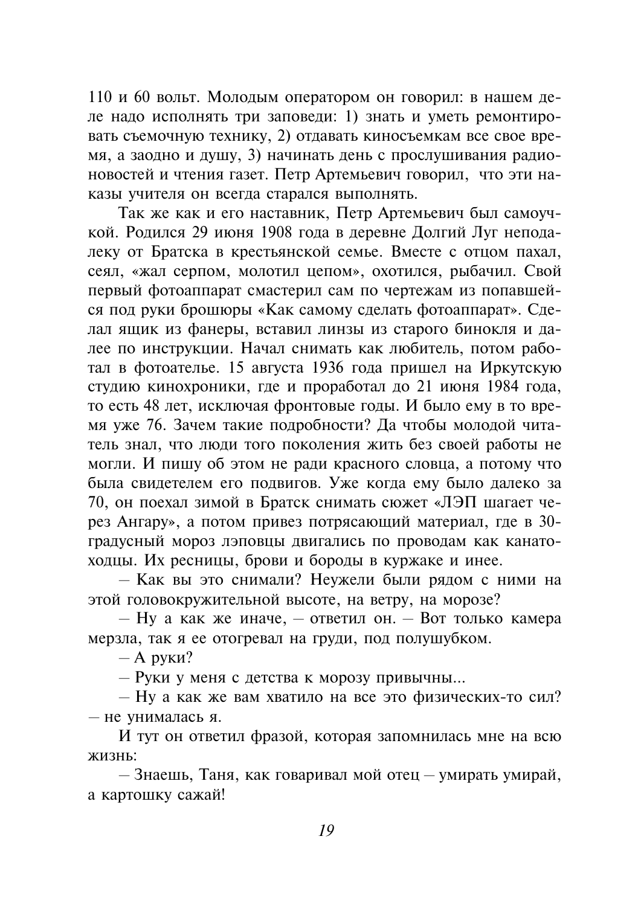110 и 60 вольт. Молодым оператором он говорил: в нашем деле надо исполнять три заповеди: 1) знать и уметь ремонтировать съемочную технику, 2) отдавать киносъемкам все свое время, а заодно и душу, 3) начинать день с прослушивания радионовостей и чтения газет. Петр Артемьевич говорил, что эти наказы учителя он всегда старался выполнять.

Так же как и его наставник, Петр Артемьевич был самоучкой. Родился 29 июня 1908 года в деревне Долгий Луг неподалеку от Братска в крестьянской семье. Вместе с отцом пахал, сеял, «жал серпом, молотил цепом», охотился, рыбачил. Свой первый фотоаппарат смастерил сам по чертежам из попавшейся под руки брошюры «Как самому сделать фотоаппарат». Сделал ящик из фанеры, вставил линзы из старого бинокля и далее по инструкции. Начал снимать как любитель, потом работал в фотоателье. 15 августа 1936 года пришел на Иркутскую студию кинохроники, где и проработал до 21 июня 1984 года, то есть 48 лет, исключая фронтовые годы. И было ему в то время уже 76. Зачем такие подробности? Да чтобы молодой читатель знал, что люди того поколения жить без своей работы не могли. И пишу об этом не ради красного словца, а потому что была свидетелем его подвигов. Уже когда ему было далеко за 70, он поехал зимой в Братск снимать сюжет «ЛЭП шагает через Ангару», а потом привез потрясающий материал, где в 30-градусный мороз лэповцы двигались по проводам как канатоходцы. Их ресницы, брови и бороды в куржаке и инее.

– Как вы это снимали? Неужели были рядом с ними на этой головокружительной высоте, на ветру, на морозе?

– Ну а как же иначе, – ответил он. – Вот только камера мерзла, так я ее отогревал на груди, под полушубком.

– А руки?

– Руки у меня с детства к морозу привычны...

– Ну а как же вам хватило на все это физических-то сил? – не унималась я.

И тут он ответил фразой, которая запомнилась мне на всю жизнь:

– Знаешь, Таня, как говаривал мой отец – умирать умирай, а картошку сажай!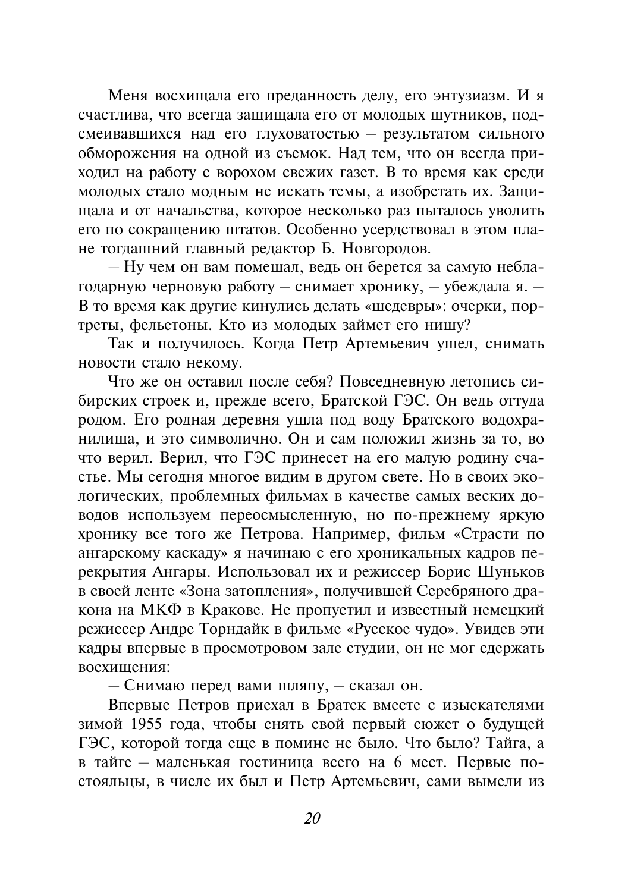Меня восхищала его преданность делу, его энтузиазм. И я счастлива, что всегда защищала его от молодых шутников, подсмеивавшихся над его глуховатостью – результатом сильного обморожения на одной из съемок. Над тем, что он всегда приходил на работу с ворохом свежих газет. В то время как среди молодых стало модным не искать темы, а изобретать их. Защищала и от начальства, которое несколько раз пыталось уволить его по сокращению штатов. Особенно усердствовал в этом плане тогдашний главный редактор Б. Новгородов.

– Ну чем он вам помешал, ведь он берется за самую неблагодарную черновую работу – снимает хронику, – убеждала я. – В то время как другие кинулись делать «шедевры»: очерки, портреты, фельетоны. Кто из молодых займет его нишу?

Так и получилось. Когда Петр Артемьевич ушел, снимать новости стало некому.

Что же он оставил после себя? Повседневную летопись сибирских строек и, прежде всего, Братской ГЭС. Он ведь оттуда родом. Его родная деревня ушла под воду Братского водохранилища, и это символично. Он и сам положил жизнь за то, во что верил. Верил, что ГЭС принесет на его малую родину счастье. Мы сегодня многое видим в другом свете. Но в своих экологических, проблемных фильмах в качестве самых веских доводов используем переосмысленную, но по-прежнему яркую хронику все того же Петрова. Например, фильм «Страсти по ангарскому каскаду» я начинаю с его хроникальных кадров перекрытия Ангары. Использовал их и режиссер Борис Шуньков в своей ленте «Зона затопления», получившей Серебряного дракона на МКФ в Кракове. Не пропустил и известный немецкий режиссер Андре Торндайк в фильме «Русское чудо». Увидев эти кадры впервые в просмотровом зале студии, он не мог сдержать восхищения:

– Снимаю перед вами шляпу, – сказал он.

Впервые Петров приехал в Братск вместе с изыскателями зимой 1955 года, чтобы снять свой первый сюжет о будущей ГЭС, которой тогда еще в помине не было. Что было? Тайга, а в тайге – маленькая гостиница всего на 6 мест. Первые постояльцы, в числе их был и Петр Артемьевич, сами вымели из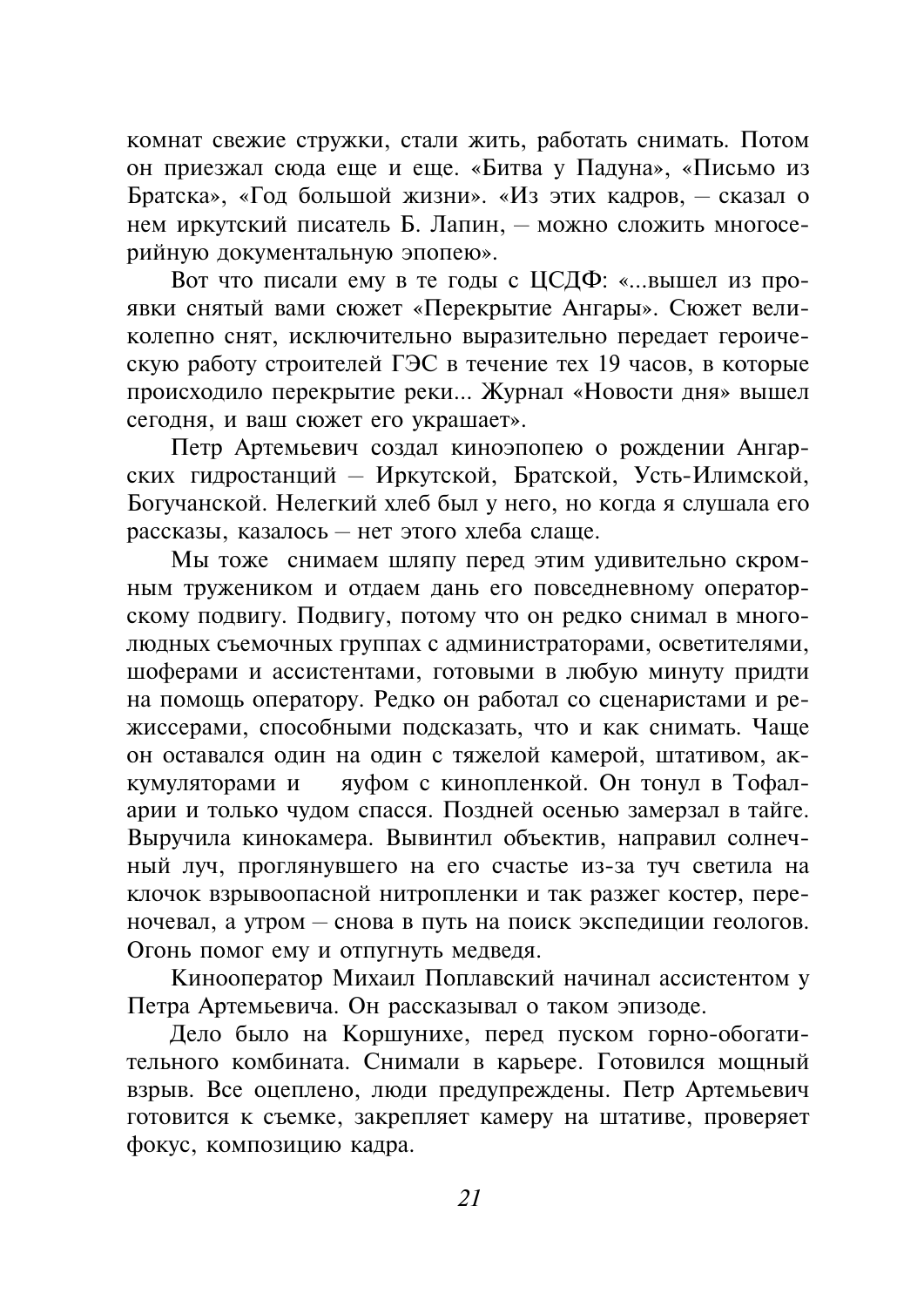комнат свежие стружки, стали жить, работать снимать. Потом он приезжал сюда еще и еще. «Битва у Падуна», «Письмо из Братска», «Год большой жизни». «Из этих кадров, – сказал о нем иркутский писатель Б. Лапин, – можно сложить многосерийную документальную эпопею».

Вот что писали ему в те годы с ЦСДФ: «...вышел из проявки снятый вами сюжет «Перекрытие Ангары». Сюжет великолепно снят, исключительно выразительно передает героическую работу строителей ГЭС в течение тех 19 часов, в которые происходило перекрытие реки... Журнал «Новости дня» вышел сегодня, и ваш сюжет его украшает».

Петр Артемьевич создал киноэпопею о рождении Ангарских гидростанций – Иркутской, Братской, Усть-Илимской, Богучанской. Нелегкий хлеб был у него, но когда я слушала его рассказы, казалось – нет этого хлеба слаще.

Мы тоже снимаем шляпу перед этим удивительно скромным тружеником и отдаем дань его повседневному операторскому подвигу. Подвигу, потому что он редко снимал в многолюдных съемочных группах с администраторами, осветителями, шоферами и ассистентами, готовыми в любую минуту придти на помощь оператору. Редко он работал со сценаристами и режиссерами, способными подсказать, что и как снимать. Чаще он оставался один на один с тяжелой камерой, штативом, аккумуляторами и яуфом с кинопленкой. Он тонул в Тофаларии и только чудом спасся. Поздней осенью замерзал в тайге. Выручила кинокамера. Вывинтил объектив, направил солнечный луч, проглянувшего на его счастье из-за туч светила на клочок взрывоопасной нитропленки и так разжег костер, переночевал, а утром – снова в путь на поиск экспедиции геологов. Огонь помог ему и отпугнуть медведя.

Кинооператор Михаил Поплавский начинал ассистентом у Петра Артемьевича. Он рассказывал о таком эпизоде.

Дело было на Коршунихе, перед пуском горно-обогатительного комбината. Снимали в карьере. Готовился мощный взрыв. Все оцеплено, люди предупреждены. Петр Артемьевич готовится к съемке, закрепляет камеру на штативе, проверяет фокус, композицию кадра.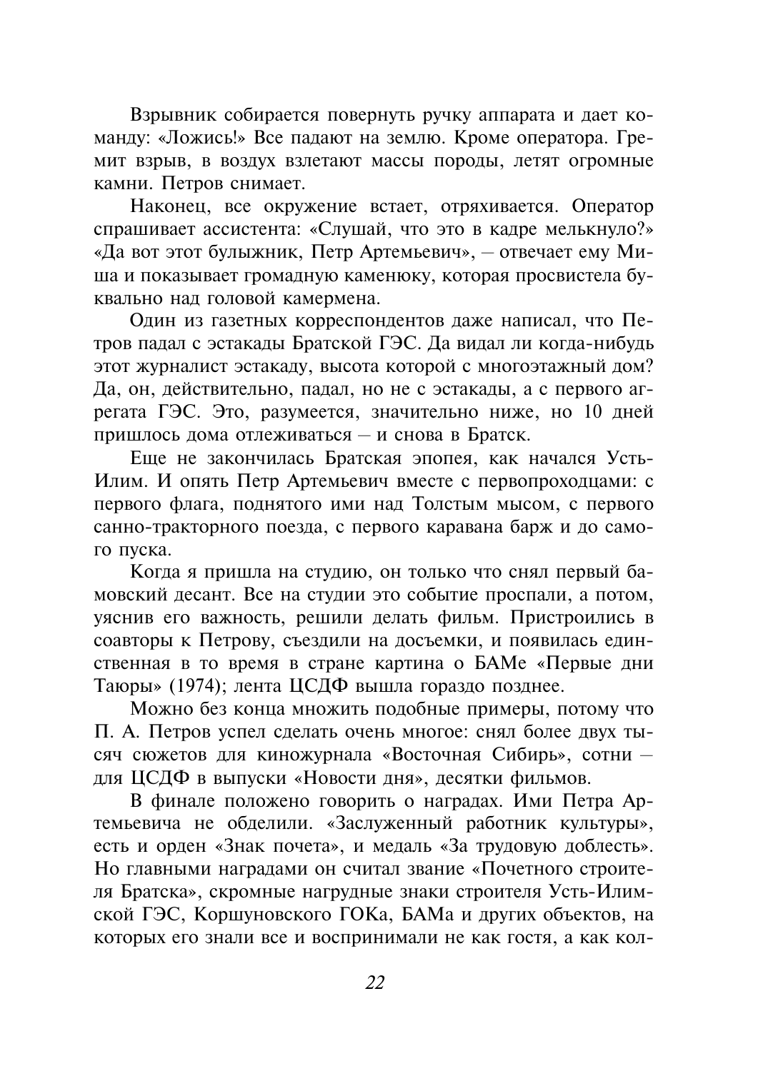Взрывник собирается повернуть ручку аппарата и дает команду: «Ложись!» Все падают на землю. Кроме оператора. Гремит взрыв, в воздух взлетают массы породы, летят огромные камни. Петров снимает.

Наконец, все окружение встает, отряхивается. Оператор спрашивает ассистента: «Слушай, что это в кадре мелькнуло?» «Да вот этот булыжник, Петр Артемьевич», – отвечает ему Миша и показывает громадную каменюку, которая просвистела буквально над головой камермена.

Один из газетных корреспондентов даже написал, что Петров падал с эстакады Братской ГЭС. Да видал ли когда-нибудь этот журналист эстакаду, высота которой с многоэтажный дом? Да, он, действительно, падал, но не с эстакады, а с первого агрегата ГЭС. Это, разумеется, значительно ниже, но 10 дней пришлось дома отлеживаться – и снова в Братск.

Еще не закончилась Братская эпопея, как начался Усть-Илим. И опять Петр Артемьевич вместе с первопроходцами: с первого флага, поднятого ими над Толстым мысом, с первого санно-тракторного поезда, с первого каравана барж и до самого пуска.

Когда я пришла на студию, он только что снял первый бамовский десант. Все на студии это событие проспали, а потом, уяснив его важность, решили делать фильм. Пристроились в соавторы к Петрову, съездили на досъемки, и появилась единственная в то время в стране картина о БАМе «Первые дни Таюры» (1974); лента ЦСДФ вышла гораздо позднее.

Можно без конца множить подобные примеры, потому что П. А. Петров успел сделать очень многое: снял более двух тысяч сюжетов для киножурнала «Восточная Сибирь», сотни – для ЦСДФ в выпуски «Новости дня», десятки фильмов.

В финале положено говорить о наградах. Ими Петра Артемьевича не обделили. «Заслуженный работник культуры», есть и орден «Знак почета», и медаль «За трудовую доблесть». Но главными наградами он считал звание «Почетного строителя Братска», скромные нагрудные знаки строителя Усть-Илимской ГЭС, Коршуновского ГОКа, БАМа и других объектов, на которых его знали все и воспринимали не как гостя, а как кол-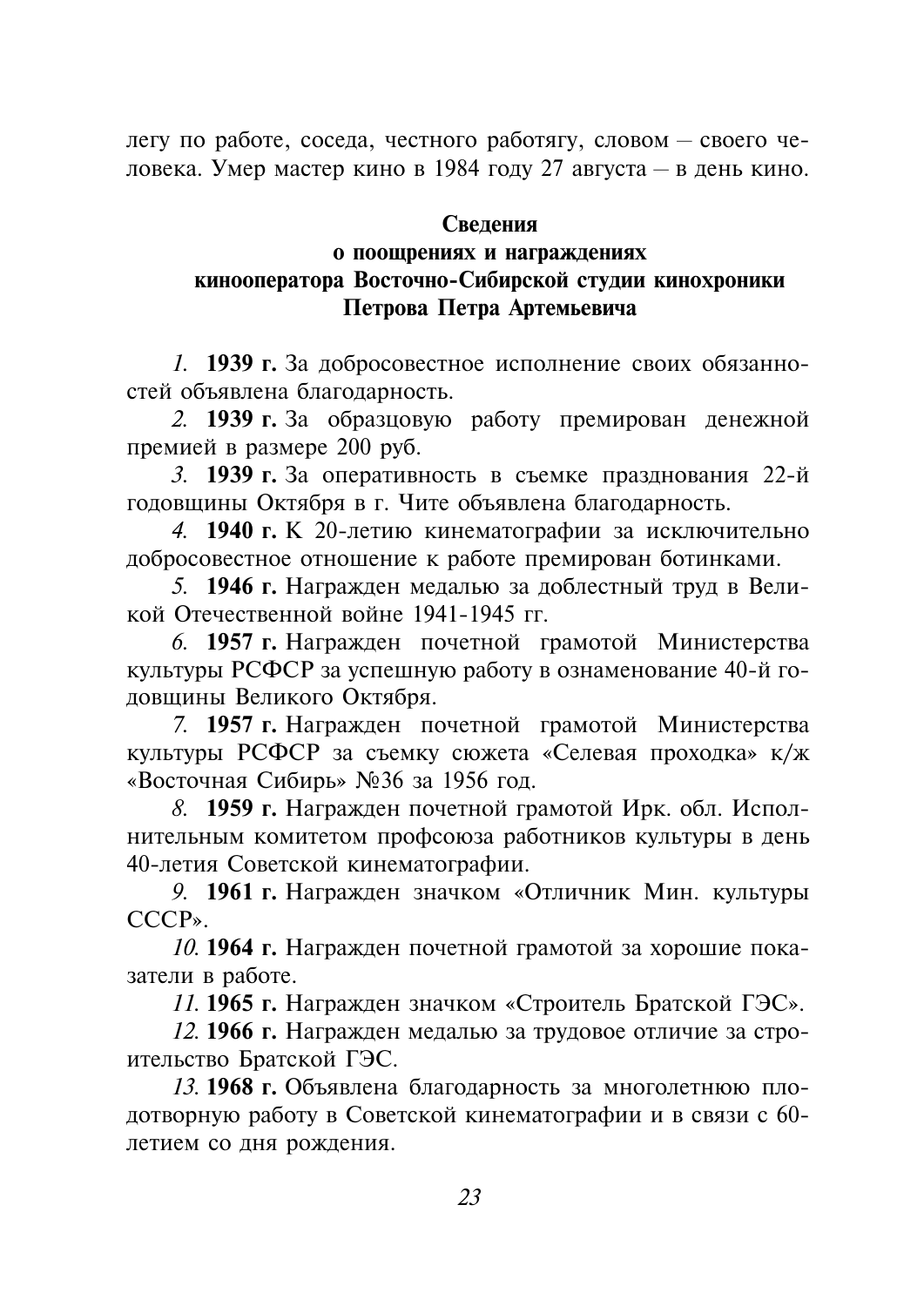легу по работе, соседа, честного работягу, словом – своего человека. Умер мастер кино в 1984 году 27 августа – в день кино.

**Сведения**
**о поощрениях и награждениях**
**кинооператора Восточно-Сибирской студии кинохроники**
**Петрова Петра Артемьевича**

*1.* **1939 г.** За добросовестное исполнение своих обязанностей объявлена благодарность.

*2.* **1939 г.** За образцовую работу премирован денежной премией в размере 200 руб.

*3.* **1939 г.** За оперативность в съемке празднования 22-й годовщины Октября в г. Чите объявлена благодарность.

*4.* **1940 г.** К 20-летию кинематографии за исключительно добросовестное отношение к работе премирован ботинками.

*5.* **1946 г.** Награжден медалью за доблестный труд в Великой Отечественной войне 1941-1945 гг.

*6.* **1957 г.** Награжден почетной грамотой Министерства культуры РСФСР за успешную работу в ознаменование 40-й годовщины Великого Октября.

*7.* **1957 г.** Награжден почетной грамотой Министерства культуры РСФСР за съемку сюжета «Селевая проходка» к/ж «Восточная Сибирь» №36 за 1956 год.

*8.* **1959 г.** Награжден почетной грамотой Ирк. обл. Исполнительным комитетом профсоюза работников культуры в день 40-летия Советской кинематографии.

*9.* **1961 г.** Награжден значком «Отличник Мин. культуры СССР».

*10.* **1964 г.** Награжден почетной грамотой за хорошие показатели в работе.

*11.* **1965 г.** Награжден значком «Строитель Братской ГЭС».

*12.* **1966 г.** Награжден медалью за трудовое отличие за строительство Братской ГЭС.

*13.* **1968 г.** Объявлена благодарность за многолетнюю плодотворную работу в Советской кинематографии и в связи с 60-летием со дня рождения.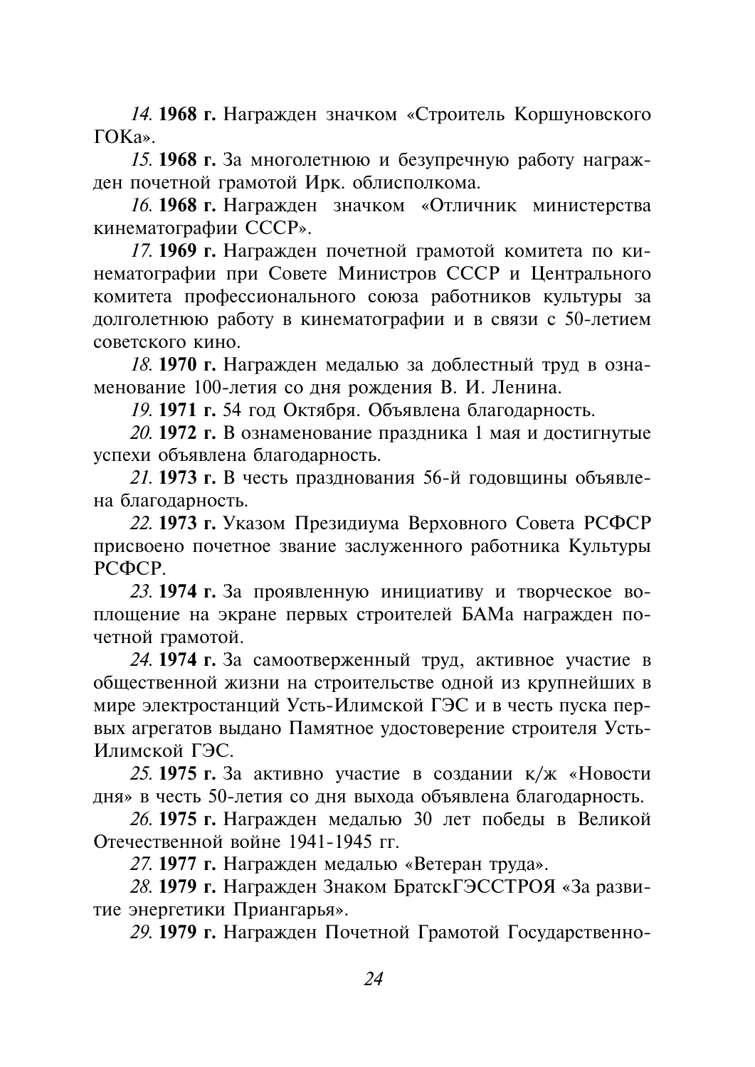*14.* **1968 г.** Награжден значком «Строитель Коршуновского ГОКа».

*15.* **1968 г.** За многолетнюю и безупречную работу награжден почетной грамотой Ирк. облисполкома.

*16.* **1968 г.** Награжден значком «Отличник министерства кинематографии СССР».

*17.* **1969 г.** Награжден почетной грамотой комитета по кинематографии при Совете Министров СССР и Центрального комитета профессионального союза работников культуры за долголетнюю работу в кинематографии и в связи с 50-летием советского кино.

*18.* **1970 г.** Награжден медалью за доблестный труд в ознаменование 100-летия со дня рождения В. И. Ленина.

*19.* **1971 г.** 54 год Октября. Объявлена благодарность.

*20.* **1972 г.** В ознаменование праздника 1 мая и достигнутые успехи объявлена благодарность.

*21.* **1973 г.** В честь празднования 56-й годовщины объявлена благодарность.

*22.* **1973 г.** Указом Президиума Верховного Совета РСФСР присвоено почетное звание заслуженного работника Культуры РСФСР.

*23.* **1974 г.** За проявленную инициативу и творческое воплощение на экране первых строителей БАМа награжден почетной грамотой.

*24.* **1974 г.** За самоотверженный труд, активное участие в общественной жизни на строительстве одной из крупнейших в мире электростанций Усть-Илимской ГЭС и в честь пуска первых агрегатов выдано Памятное удостоверение строителя Усть-Илимской ГЭС.

*25.* **1975 г.** За активно участие в создании к/ж «Новости дня» в честь 50-летия со дня выхода объявлена благодарность.

*26.* **1975 г.** Награжден медалью 30 лет победы в Великой Отечественной войне 1941-1945 гг.

*27.* **1977 г.** Награжден медалью «Ветеран труда».

*28.* **1979 г.** Награжден Знаком БратскГЭССТРОЯ «За развитие энергетики Приангарья».

*29.* **1979 г.** Награжден Почетной Грамотой Государственно-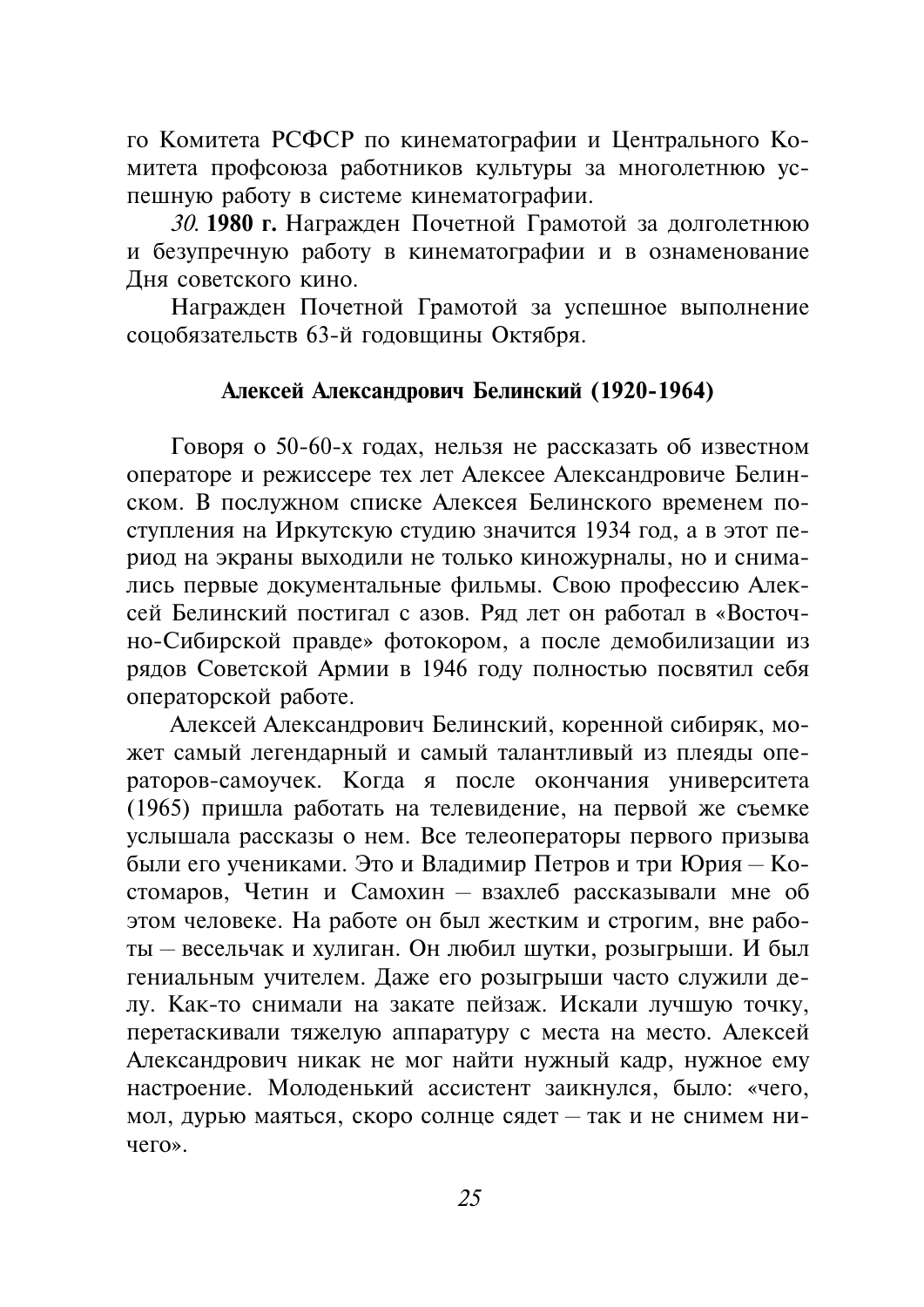го Комитета РСФСР по кинематографии и Центрального Комитета профсоюза работников культуры за многолетнюю успешную работу в системе кинематографии.

*30.* **1980 г.** Награжден Почетной Грамотой за долголетнюю и безупречную работу в кинематографии и в ознаменование Дня советского кино.

Награжден Почетной Грамотой за успешное выполнение соцобязательств 63-й годовщины Октября.

### Алексей Александрович Белинский (1920-1964)

Говоря о 50-60-х годах, нельзя не рассказать об известном операторе и режиссере тех лет Алексее Александровиче Белинском. В послужном списке Алексея Белинского временем поступления на Иркутскую студию значится 1934 год, а в этот период на экраны выходили не только киножурналы, но и снимались первые документальные фильмы. Свою профессию Алексей Белинский постигал с азов. Ряд лет он работал в «Восточно-Сибирской правде» фотокором, а после демобилизации из рядов Советской Армии в 1946 году полностью посвятил себя операторской работе.

Алексей Александрович Белинский, коренной сибиряк, может самый легендарный и самый талантливый из плеяды операторов-самоучек. Когда я после окончания университета (1965) пришла работать на телевидение, на первой же съемке услышала рассказы о нем. Все телеоператоры первого призыва были его учениками. Это и Владимир Петров и три Юрия – Костомаров, Четин и Самохин – взахлеб рассказывали мне об этом человеке. На работе он был жестким и строгим, вне работы – весельчак и хулиган. Он любил шутки, розыгрыши. И был гениальным учителем. Даже его розыгрыши часто служили делу. Как-то снимали на закате пейзаж. Искали лучшую точку, перетаскивали тяжелую аппаратуру с места на место. Алексей Александрович никак не мог найти нужный кадр, нужное ему настроение. Молоденький ассистент заикнулся, было: «чего, мол, дурью маяться, скоро солнце сядет – так и не снимем ничего».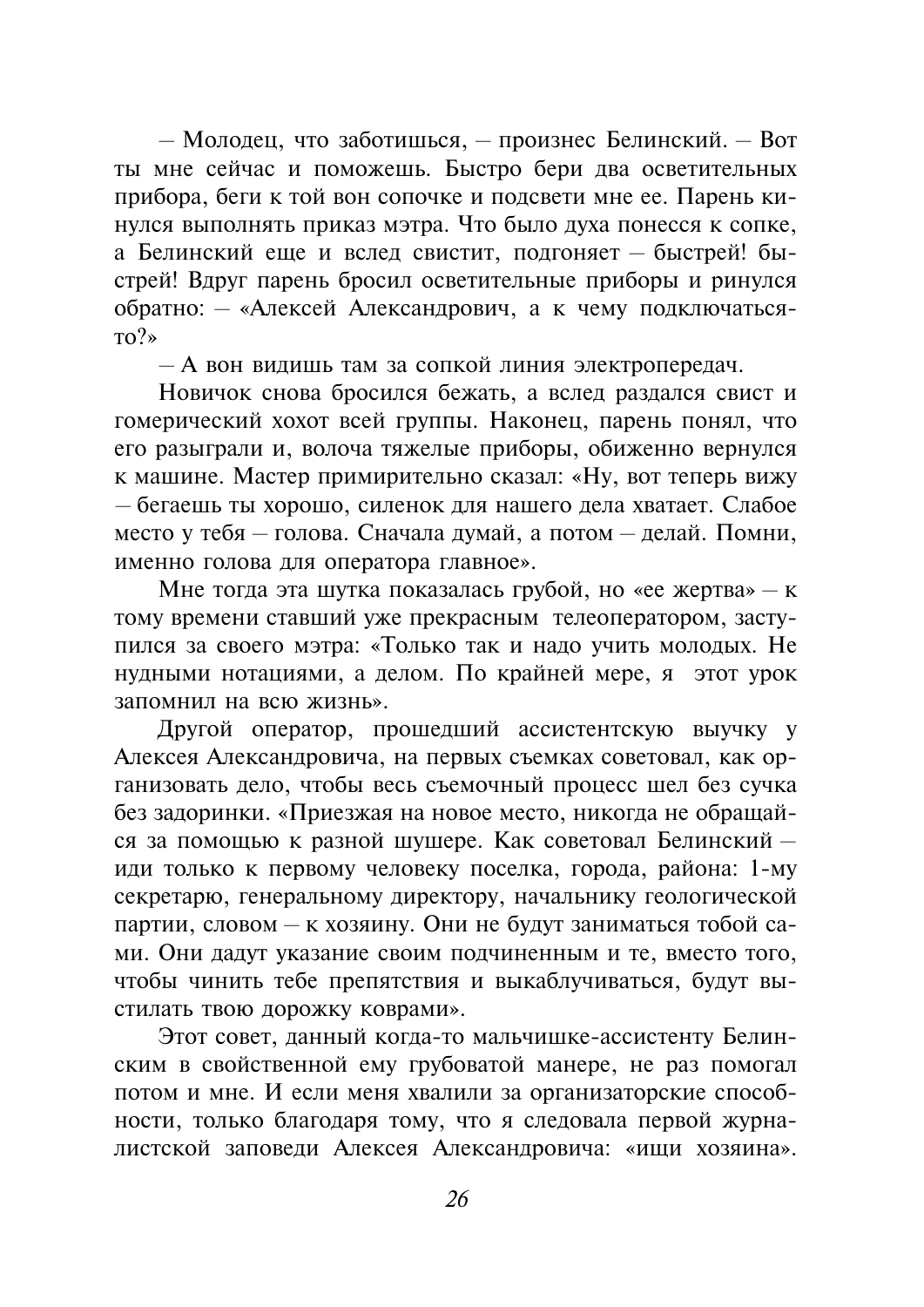– Молодец, что заботишься, – произнес Белинский. – Вот ты мне сейчас и поможешь. Быстро бери два осветительных прибора, беги к той вон сопочке и подсвети мне ее. Парень кинулся выполнять приказ мэтра. Что было духа понесся к сопке, а Белинский еще и вслед свистит, подгоняет – быстрей! быстрей! Вдруг парень бросил осветительные приборы и ринулся обратно: – «Алексей Александрович, а к чему подключаться-то?»

– А вон видишь там за сопкой линия электропередач.

Новичок снова бросился бежать, а вслед раздался свист и гомерический хохот всей группы. Наконец, парень понял, что его разыграли и, волоча тяжелые приборы, обиженно вернулся к машине. Мастер примирительно сказал: «Ну, вот теперь вижу – бегаешь ты хорошо, силенок для нашего дела хватает. Слабое место у тебя – голова. Сначала думай, а потом – делай. Помни, именно голова для оператора главное».

Мне тогда эта шутка показалась грубой, но «ее жертва» – к тому времени ставший уже прекрасным телеоператором, заступился за своего мэтра: «Только так и надо учить молодых. Не нудными нотациями, а делом. По крайней мере, я этот урок запомнил на всю жизнь».

Другой оператор, прошедший ассистентскую выучку у Алексея Александровича, на первых съемках советовал, как организовать дело, чтобы весь съемочный процесс шел без сучка без задоринки. «Приезжая на новое место, никогда не обращайся за помощью к разной шушере. Как советовал Белинский – иди только к первому человеку поселка, города, района: 1-му секретарю, генеральному директору, начальнику геологической партии, словом – к хозяину. Они не будут заниматься тобой сами. Они дадут указание своим подчиненным и те, вместо того, чтобы чинить тебе препятствия и выкаблучиваться, будут выстилать твою дорожку коврами».

Этот совет, данный когда-то мальчишке-ассистенту Белинским в свойственной ему грубоватой манере, не раз помогал потом и мне. И если меня хвалили за организаторские способности, только благодаря тому, что я следовала первой журналистской заповеди Алексея Александровича: «ищи хозяина».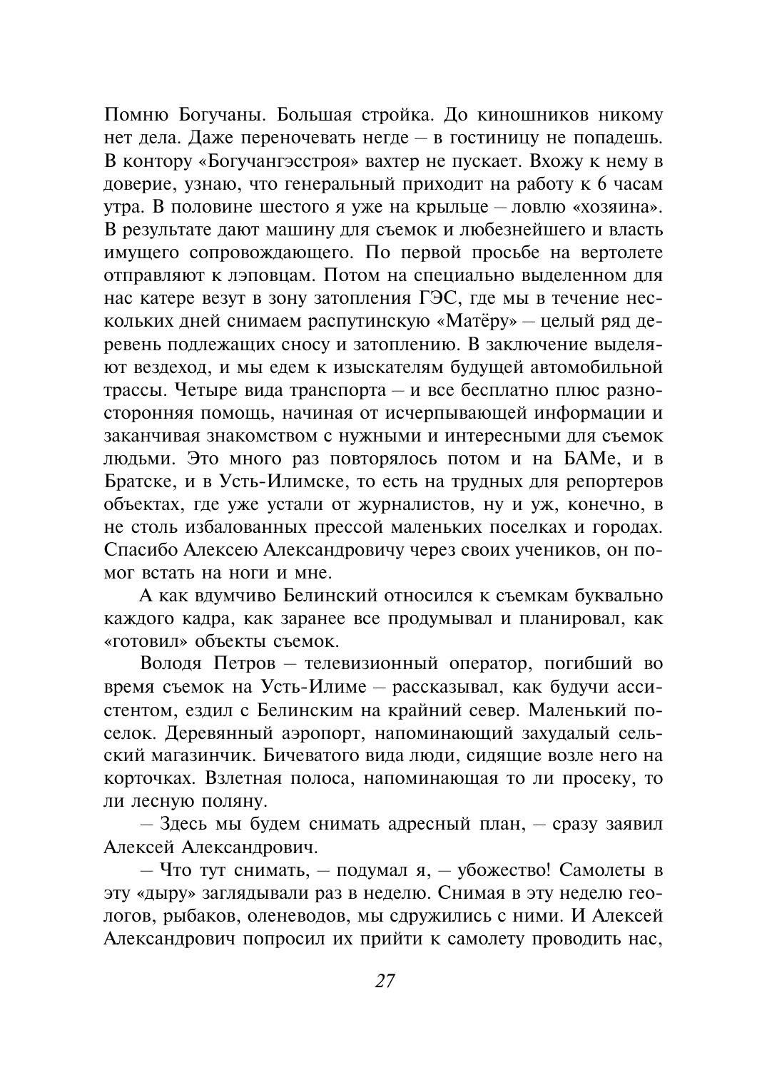Помню Богучаны. Большая стройка. До киношников никому нет дела. Даже переночевать негде – в гостиницу не попадешь. В контору «Богучангэсстроя» вахтер не пускает. Вхожу к нему в доверие, узнаю, что генеральный приходит на работу к 6 часам утра. В половине шестого я уже на крыльце – ловлю «хозяина». В результате дают машину для съемок и любезнейшего и власть имущего сопровождающего. По первой просьбе на вертолете отправляют к лэповцам. Потом на специально выделенном для нас катере везут в зону затопления ГЭС, где мы в течение нескольких дней снимаем распутинскую «Матёру» – целый ряд деревень подлежащих сносу и затоплению. В заключение выделяют вездеход, и мы едем к изыскателям будущей автомобильной трассы. Четыре вида транспорта – и все бесплатно плюс разносторонняя помощь, начиная от исчерпывающей информации и заканчивая знакомством с нужными и интересными для съемок людьми. Это много раз повторялось потом и на БАМе, и в Братске, и в Усть-Илимске, то есть на трудных для репортеров объектах, где уже устали от журналистов, ну и уж, конечно, в не столь избалованных прессой маленьких поселках и городах. Спасибо Алексею Александровичу через своих учеников, он помог встать на ноги и мне.

А как вдумчиво Белинский относился к съемкам буквально каждого кадра, как заранее все продумывал и планировал, как «готовил» объекты съемок.

Володя Петров – телевизионный оператор, погибший во время съемок на Усть-Илиме – рассказывал, как будучи ассистентом, ездил с Белинским на крайний север. Маленький поселок. Деревянный аэропорт, напоминающий захудалый сельский магазинчик. Бичеватого вида люди, сидящие возле него на корточках. Взлетная полоса, напоминающая то ли просеку, то ли лесную поляну.

– Здесь мы будем снимать адресный план, – сразу заявил Алексей Александрович.

– Что тут снимать, – подумал я, – убожество! Самолеты в эту «дыру» заглядывали раз в неделю. Снимая в эту неделю геологов, рыбаков, оленеводов, мы сдружились с ними. И Алексей Александрович попросил их прийти к самолету проводить нас,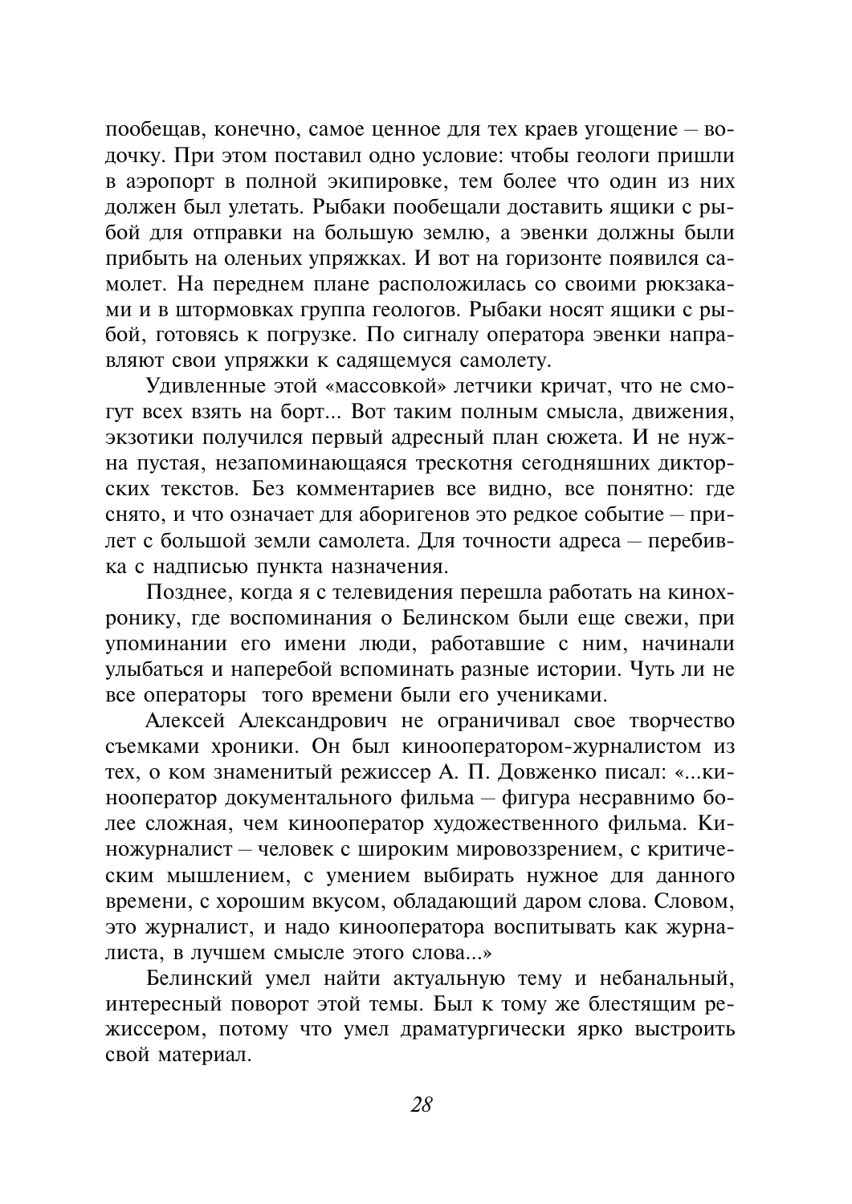пообещав, конечно, самое ценное для тех краев угощение – водочку. При этом поставил одно условие: чтобы геологи пришли в аэропорт в полной экипировке, тем более что один из них должен был улетать. Рыбаки пообещали доставить ящики с рыбой для отправки на большую землю, а эвенки должны были прибыть на оленьих упряжках. И вот на горизонте появился самолет. На переднем плане расположилась со своими рюкзаками и в штормовках группа геологов. Рыбаки носят ящики с рыбой, готовясь к погрузке. По сигналу оператора эвенки направляют свои упряжки к садящемуся самолету.

Удивленные этой «массовкой» летчики кричат, что не смогут всех взять на борт... Вот таким полным смысла, движения, экзотики получился первый адресный план сюжета. И не нужна пустая, незапоминающаяся трескотня сегодняшних дикторских текстов. Без комментариев все видно, все понятно: где снято, и что означает для аборигенов это редкое событие – прилет с большой земли самолета. Для точности адреса – перебивка с надписью пункта назначения.

Позднее, когда я с телевидения перешла работать на кинохронику, где воспоминания о Белинском были еще свежи, при упоминании его имени люди, работавшие с ним, начинали улыбаться и наперебой вспоминать разные истории. Чуть ли не все операторы того времени были его учениками.

Алексей Александрович не ограничивал свое творчество съемками хроники. Он был кинооператором-журналистом из тех, о ком знаменитый режиссер А. П. Довженко писал: «...кинооператор документального фильма – фигура несравнимо более сложная, чем кинооператор художественного фильма. Киножурналист – человек с широким мировоззрением, с критическим мышлением, с умением выбирать нужное для данного времени, с хорошим вкусом, обладающий даром слова. Словом, это журналист, и надо кинооператора воспитывать как журналиста, в лучшем смысле этого слова...»

Белинский умел найти актуальную тему и небанальный, интересный поворот этой темы. Был к тому же блестящим режиссером, потому что умел драматургически ярко выстроить свой материал.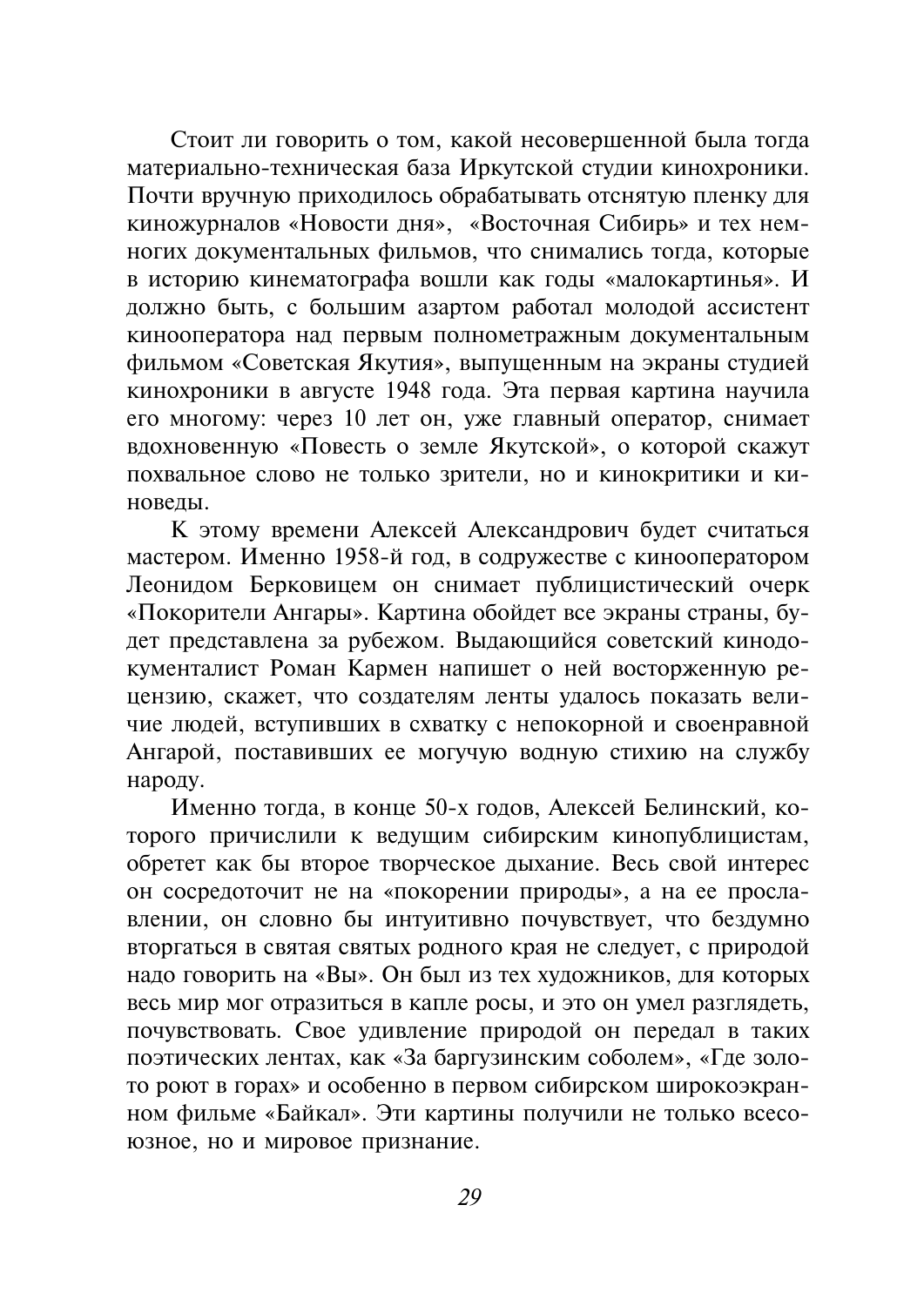Стоит ли говорить о том, какой несовершенной была тогда материально-техническая база Иркутской студии кинохроники. Почти вручную приходилось обрабатывать отснятую пленку для киножурналов «Новости дня», «Восточная Сибирь» и тех немногих документальных фильмов, что снимались тогда, которые в историю кинематографа вошли как годы «малокартинья». И должно быть, с большим азартом работал молодой ассистент кинооператора над первым полнометражным документальным фильмом «Советская Якутия», выпущенным на экраны студией кинохроники в августе 1948 года. Эта первая картина научила его многому: через 10 лет он, уже главный оператор, снимает вдохновенную «Повесть о земле Якутской», о которой скажут похвальное слово не только зрители, но и кинокритики и киноведы.

К этому времени Алексей Александрович будет считаться мастером. Именно 1958-й год, в содружестве с кинооператором Леонидом Берковицем он снимает публицистический очерк «Покорители Ангары». Картина обойдет все экраны страны, будет представлена за рубежом. Выдающийся советский кинодокументалист Роман Кармен напишет о ней восторженную рецензию, скажет, что создателям ленты удалось показать величие людей, вступивших в схватку с непокорной и своенравной Ангарой, поставивших ее могучую водную стихию на службу народу.

Именно тогда, в конце 50-х годов, Алексей Белинский, которого причислили к ведущим сибирским кинопублицистам, обретет как бы второе творческое дыхание. Весь свой интерес он сосредоточит не на «покорении природы», а на ее прославлении, он словно бы интуитивно почувствует, что бездумно вторгаться в святая святых родного края не следует, с природой надо говорить на «Вы». Он был из тех художников, для которых весь мир мог отразиться в капле росы, и это он умел разглядеть, почувствовать. Свое удивление природой он передал в таких поэтических лентах, как «За баргузинским соболем», «Где золото роют в горах» и особенно в первом сибирском широкоэкранном фильме «Байкал». Эти картины получили не только всесоюзное, но и мировое признание.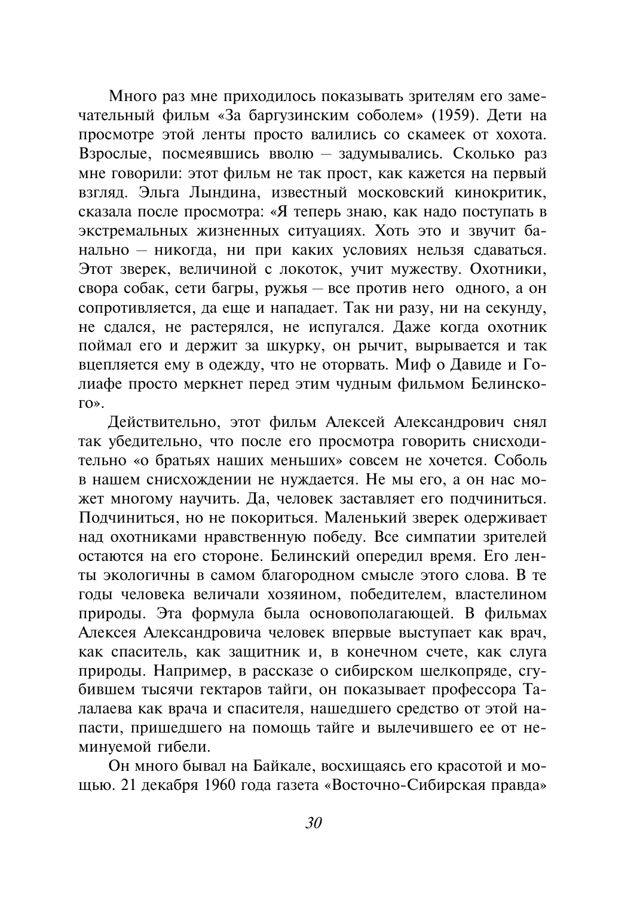Много раз мне приходилось показывать зрителям его замечательный фильм «За баргузинским соболем» (1959). Дети на просмотре этой ленты просто валились со скамеек от хохота. Взрослые, посмеявшись вволю – задумывались. Сколько раз мне говорили: этот фильм не так прост, как кажется на первый взгляд. Эльга Лындина, известный московский кинокритик, сказала после просмотра: «Я теперь знаю, как надо поступать в экстремальных жизненных ситуациях. Хоть это и звучит банально – никогда, ни при каких условиях нельзя сдаваться. Этот зверек, величиной с локоток, учит мужеству. Охотники, свора собак, сети багры, ружья – все против него одного, а он сопротивляется, да еще и нападает. Так ни разу, ни на секунду, не сдался, не растерялся, не испугался. Даже когда охотник поймал его и держит за шкурку, он рычит, вырывается и так вцепляется ему в одежду, что не оторвать. Миф о Давиде и Голиафе просто меркнет перед этим чудным фильмом Белинского».

Действительно, этот фильм Алексей Александрович снял так убедительно, что после его просмотра говорить снисходительно «о братьях наших меньших» совсем не хочется. Соболь в нашем снисхождении не нуждается. Не мы его, а он нас может многому научить. Да, человек заставляет его подчиниться. Подчиниться, но не покориться. Маленький зверек одерживает над охотниками нравственную победу. Все симпатии зрителей остаются на его стороне. Белинский опередил время. Его ленты экологичны в самом благородном смысле этого слова. В те годы человека величали хозяином, победителем, властелином природы. Эта формула была основополагающей. В фильмах Алексея Александровича человек впервые выступает как врач, как спаситель, как защитник и, в конечном счете, как слуга природы. Например, в рассказе о сибирском шелкопряде, сгубившем тысячи гектаров тайги, он показывает профессора Талалаева как врача и спасителя, нашедшего средство от этой напасти, пришедшего на помощь тайге и вылечившего ее от неминуемой гибели.

Он много бывал на Байкале, восхищаясь его красотой и мощью. 21 декабря 1960 года газета «Восточно-Сибирская правда»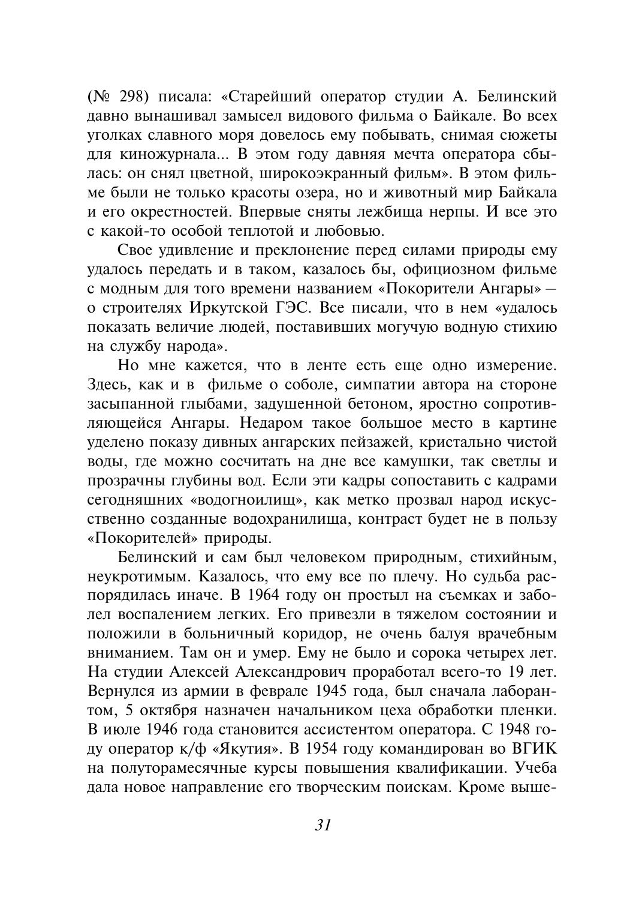(№ 298) писала: «Старейший оператор студии А. Белинский давно вынашивал замысел видового фильма о Байкале. Во всех уголках славного моря довелось ему побывать, снимая сюжеты для киножурнала... В этом году давняя мечта оператора сбылась: он снял цветной, широкоэкранный фильм». В этом фильме были не только красоты озера, но и животный мир Байкала и его окрестностей. Впервые сняты лежбища нерпы. И все это с какой-то особой теплотой и любовью.

Свое удивление и преклонение перед силами природы ему удалось передать и в таком, казалось бы, официозном фильме с модным для того времени названием «Покорители Ангары» — о строителях Иркутской ГЭС. Все писали, что в нем «удалось показать величие людей, поставивших могучую водную стихию на службу народа».

Но мне кажется, что в ленте есть еще одно измерение. Здесь, как и в фильме о соболе, симпатии автора на стороне засыпанной глыбами, задушенной бетоном, яростно сопротивляющейся Ангары. Недаром такое большое место в картине уделено показу дивных ангарских пейзажей, кристально чистой воды, где можно сосчитать на дне все камушки, так светлы и прозрачны глубины вод. Если эти кадры сопоставить с кадрами сегодняшних «водогноилищ», как метко прозвал народ искусственно созданные водохранилища, контраст будет не в пользу «Покорителей» природы.

Белинский и сам был человеком природным, стихийным, неукротимым. Казалось, что ему все по плечу. Но судьба распорядилась иначе. В 1964 году он простыл на съемках и заболел воспалением легких. Его привезли в тяжелом состоянии и положили в больничный коридор, не очень балуя врачебным вниманием. Там он и умер. Ему не было и сорока четырех лет. На студии Алексей Александрович проработал всего-то 19 лет. Вернулся из армии в феврале 1945 года, был сначала лаборантом, 5 октября назначен начальником цеха обработки пленки. В июле 1946 года становится ассистентом оператора. С 1948 году оператор к/ф «Якутия». В 1954 году командирован во ВГИК на полуторамесячные курсы повышения квалификации. Учеба дала новое направление его творческим поискам. Кроме выше-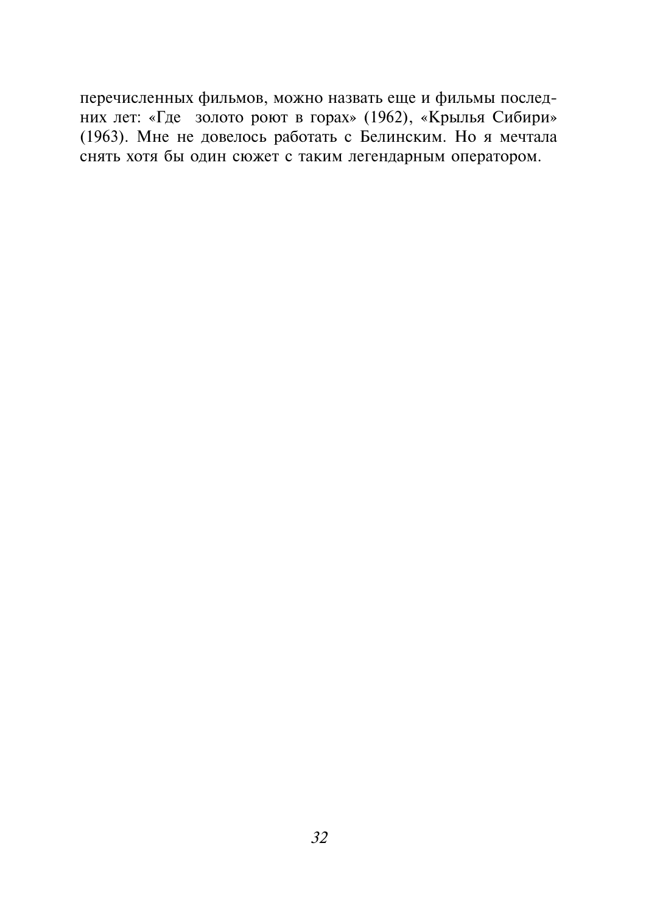перечисленных фильмов, можно назвать еще и фильмы последних лет: «Где  золото роют в горах» (1962), «Крылья Сибири» (1963). Мне не довелось работать с Белинским. Но я мечтала снять хотя бы один сюжет с таким легендарным оператором.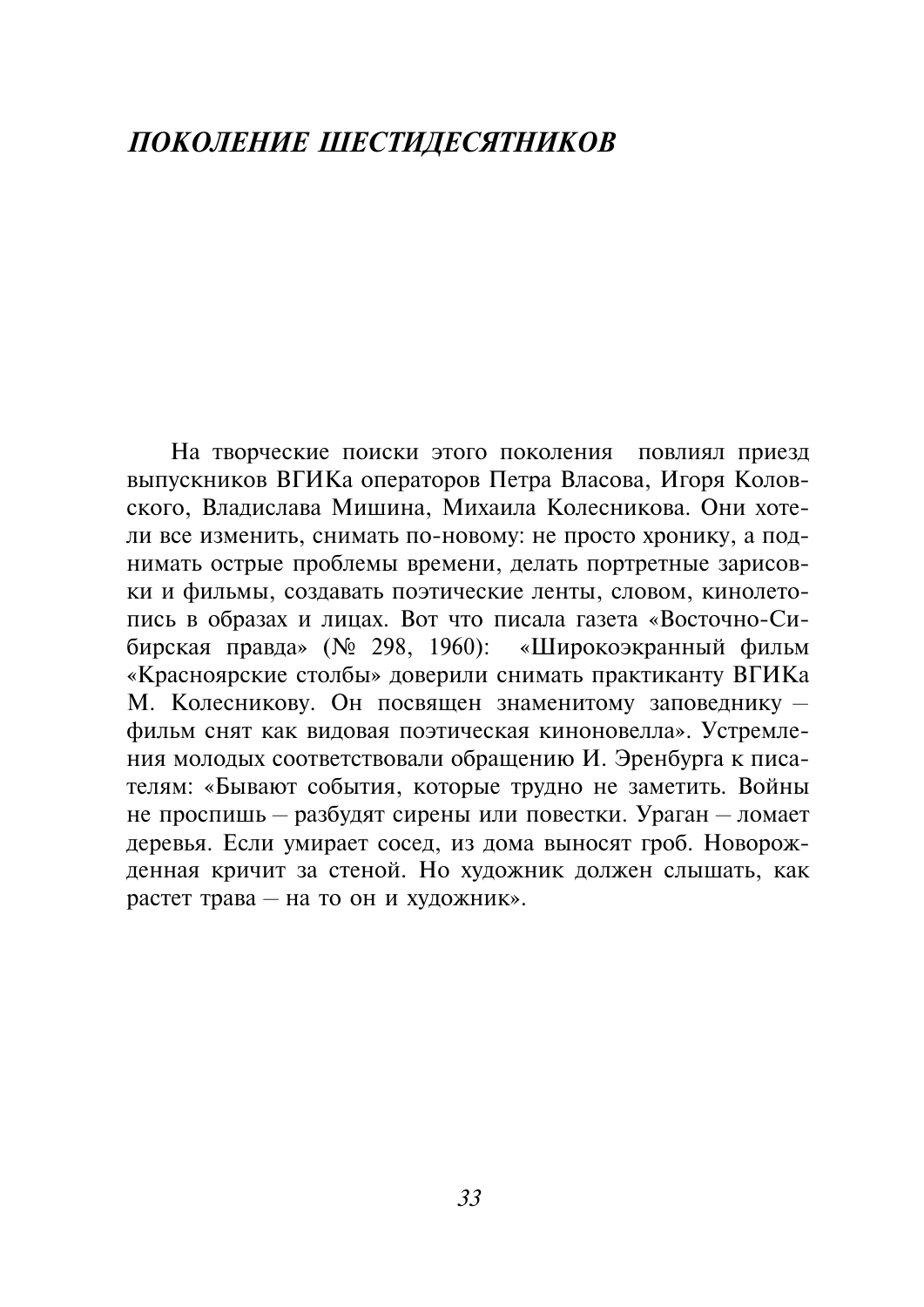# *ПОКОЛЕНИЕ ШЕСТИДЕСЯТНИКОВ*

На творческие поиски этого поколения повлиял приезд выпускников ВГИКа операторов Петра Власова, Игоря Коловского, Владислава Мишина, Михаила Колесникова. Они хотели все изменить, снимать по-новому: не просто хронику, а поднимать острые проблемы времени, делать портретные зарисовки и фильмы, создавать поэтические ленты, словом, кинолетопись в образах и лицах. Вот что писала газета «Восточно-Сибирская правда» (№ 298, 1960): «Широкоэкранный фильм «Красноярские столбы» доверили снимать практиканту ВГИКа М. Колесникову. Он посвящен знаменитому заповеднику – фильм снят как видовая поэтическая киноновелла». Устремления молодых соответствовали обращению И. Эренбурга к писателям: «Бывают события, которые трудно не заметить. Войны не проспишь – разбудят сирены или повестки. Ураган – ломает деревья. Если умирает сосед, из дома выносят гроб. Новорожденная кричит за стеной. Но художник должен слышать, как растет трава – на то он и художник».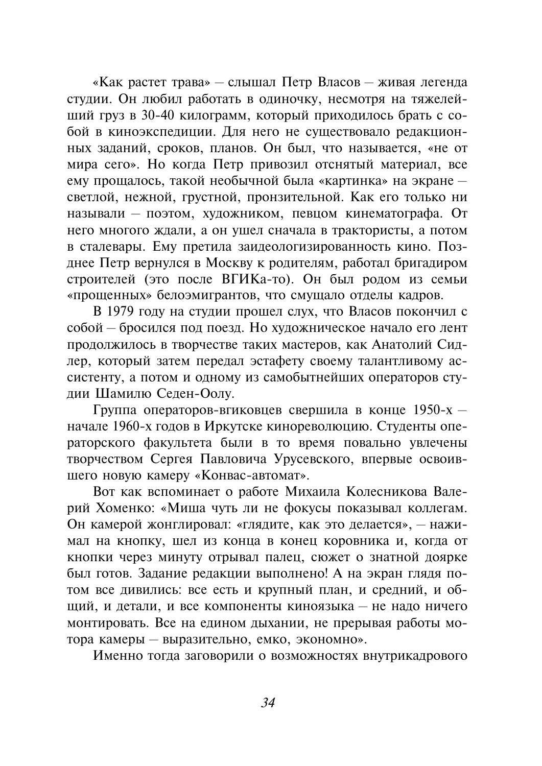«Как растет трава» – слышал Петр Власов – живая легенда студии. Он любил работать в одиночку, несмотря на тяжелейший груз в 30-40 килограмм, который приходилось брать с собой в киноэкспедиции. Для него не существовало редакционных заданий, сроков, планов. Он был, что называется, «не от мира сего». Но когда Петр привозил отснятый материал, все ему прощалось, такой необычной была «картинка» на экране – светлой, нежной, грустной, пронзительной. Как его только ни называли – поэтом, художником, певцом кинематографа. От него многого ждали, а он ушел сначала в трактористы, а потом в сталевары. Ему претила заидеологизированность кино. Позднее Петр вернулся в Москву к родителям, работал бригадиром строителей (это после ВГИКа-то). Он был родом из семьи «прощенных» белоэмигрантов, что смущало отделы кадров.

В 1979 году на студии прошел слух, что Власов покончил с собой – бросился под поезд. Но художническое начало его лент продолжилось в творчестве таких мастеров, как Анатолий Сидлер, который затем передал эстафету своему талантливому ассистенту, а потом и одному из самобытнейших операторов студии Шамилю Седен-Оолу.

Группа операторов-вгиковцев свершила в конце 1950-х – начале 1960-х годов в Иркутске кинореволюцию. Студенты операторского факультета были в то время повально увлечены творчеством Сергея Павловича Урусевского, впервые освоившего новую камеру «Конвас-автомат».

Вот как вспоминает о работе Михаила Колесникова Валерий Хоменко: «Миша чуть ли не фокусы показывал коллегам. Он камерой жонглировал: «глядите, как это делается», – нажимал на кнопку, шел из конца в конец коровника и, когда от кнопки через минуту отрывал палец, сюжет о знатной доярке был готов. Задание редакции выполнено! А на экран глядя потом все дивились: все есть и крупный план, и средний, и общий, и детали, и все компоненты киноязыка – не надо ничего монтировать. Все на едином дыхании, не прерывая работы мотора камеры – выразительно, емко, экономно».

Именно тогда заговорили о возможностях внутрикадрового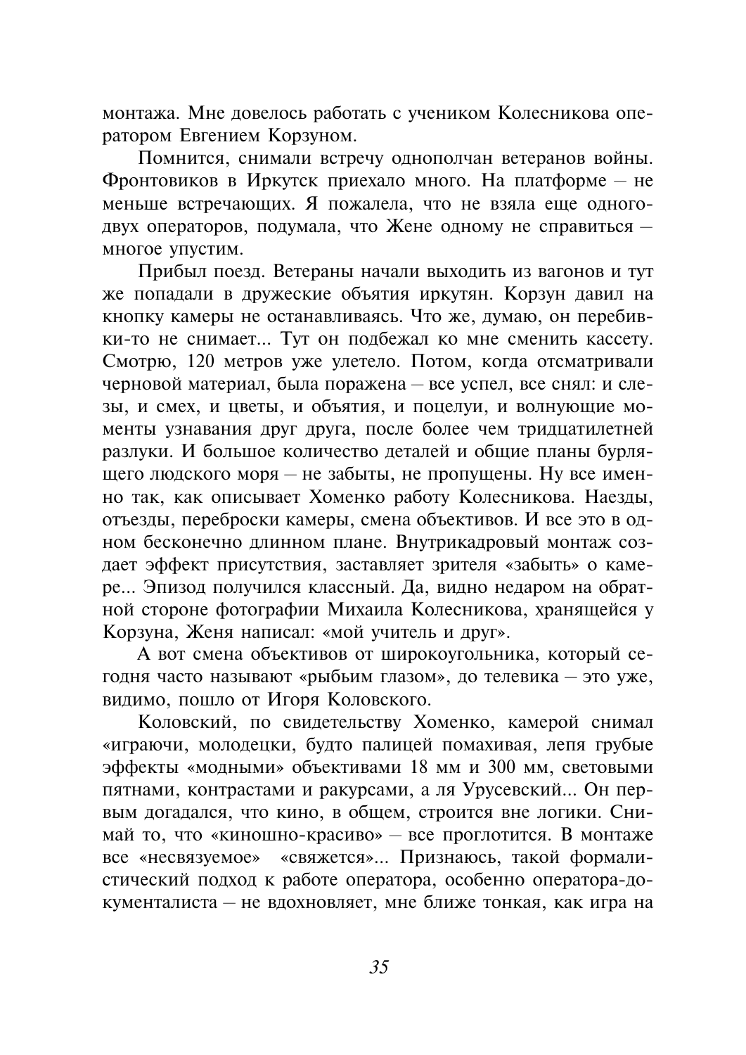монтажа. Мне довелось работать с учеником Колесникова оператором Евгением Корзуном.

Помнится, снимали встречу однополчан ветеранов войны. Фронтовиков в Иркутск приехало много. На платформе – не меньше встречающих. Я пожалела, что не взяла еще одного-двух операторов, подумала, что Жене одному не справиться – многое упустим.

Прибыл поезд. Ветераны начали выходить из вагонов и тут же попадали в дружеские объятия иркутян. Корзун давил на кнопку камеры не останавливаясь. Что же, думаю, он перебивки-то не снимает... Тут он подбежал ко мне сменить кассету. Смотрю, 120 метров уже улетело. Потом, когда отсматривали черновой материал, была поражена – все успел, все снял: и слезы, и смех, и цветы, и объятия, и поцелуи, и волнующие моменты узнавания друг друга, после более чем тридцатилетней разлуки. И большое количество деталей и общие планы бурлящего людского моря – не забыты, не пропущены. Ну все именно так, как описывает Хоменко работу Колесникова. Наезды, отъезды, переброски камеры, смена объективов. И все это в одном бесконечно длинном плане. Внутрикадровый монтаж создает эффект присутствия, заставляет зрителя «забыть» о камере... Эпизод получился классный. Да, видно недаром на обратной стороне фотографии Михаила Колесникова, хранящейся у Корзуна, Женя написал: «мой учитель и друг».

А вот смена объективов от широкоугольника, который сегодня часто называют «рыбьим глазом», до телевика – это уже, видимо, пошло от Игоря Коловского.

Коловский, по свидетельству Хоменко, камерой снимал «играючи, молодецки, будто палицей помахивая, лепя грубые эффекты «модными» объективами 18 мм и 300 мм, световыми пятнами, контрастами и ракурсами, а ля Урусевский... Он первым догадался, что кино, в общем, строится вне логики. Снимай то, что «киношно-красиво» – все проглотится. В монтаже все «несвязуемое» «свяжется»... Признаюсь, такой формалистический подход к работе оператора, особенно оператора-документалиста – не вдохновляет, мне ближе тонкая, как игра на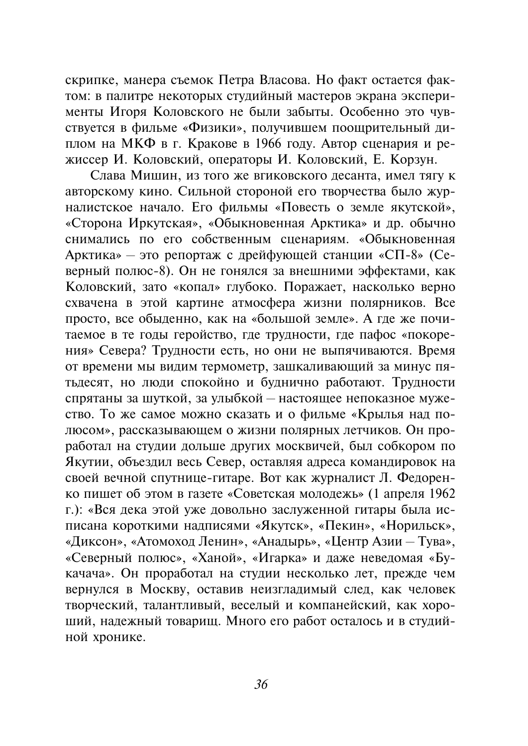скрипке, манера съемок Петра Власова. Но факт остается фактом: в палитре некоторых студийный мастеров экрана эксперименты Игоря Коловского не были забыты. Особенно это чувствуется в фильме «Физики», получившем поощрительный диплом на МКФ в г. Кракове в 1966 году. Автор сценария и режиссер И. Коловский, операторы И. Коловский, Е. Корзун.

Слава Мишин, из того же вгиковского десанта, имел тягу к авторскому кино. Сильной стороной его творчества было журналистское начало. Его фильмы «Повесть о земле якутской», «Сторона Иркутская», «Обыкновенная Арктика» и др. обычно снимались по его собственным сценариям. «Обыкновенная Арктика» – это репортаж с дрейфующей станции «СП-8» (Северный полюс-8). Он не гонялся за внешними эффектами, как Коловский, зато «копал» глубоко. Поражает, насколько верно схвачена в этой картине атмосфера жизни полярников. Все просто, все обыденно, как на «большой земле». А где же почитаемое в те годы геройство, где трудности, где пафос «покорения» Севера? Трудности есть, но они не выпячиваются. Время от времени мы видим термометр, зашкаливающий за минус пятьдесят, но люди спокойно и буднично работают. Трудности спрятаны за шуткой, за улыбкой – настоящее непоказное мужество. То же самое можно сказать и о фильме «Крылья над полюсом», рассказывающем о жизни полярных летчиков. Он проработал на студии дольше других москвичей, был собкором по Якутии, объездил весь Север, оставляя адреса командировок на своей вечной спутнице-гитаре. Вот как журналист Л. Федоренко пишет об этом в газете «Советская молодежь» (1 апреля 1962 г.): «Вся дека этой уже довольно заслуженной гитары была исписана короткими надписями «Якутск», «Пекин», «Норильск», «Диксон», «Атомоход Ленин», «Анадырь», «Центр Азии – Тува», «Северный полюс», «Ханой», «Игарка» и даже неведомая «Букачача». Он проработал на студии несколько лет, прежде чем вернулся в Москву, оставив неизгладимый след, как человек творческий, талантливый, веселый и компанейский, как хороший, надежный товарищ. Много его работ осталось и в студийной хронике.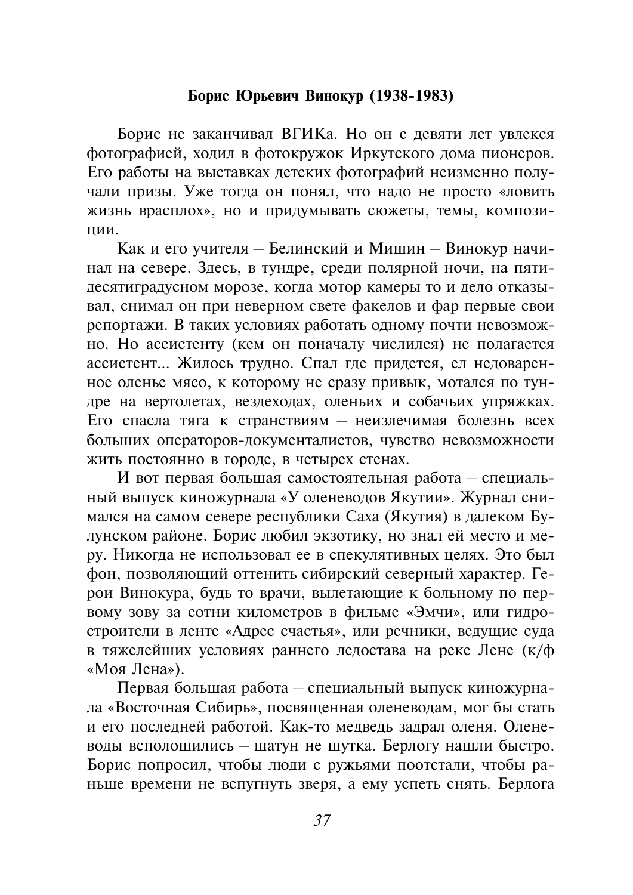**Борис Юрьевич Винокур (1938-1983)**

Борис не заканчивал ВГИКа. Но он с девяти лет увлекся фотографией, ходил в фотокружок Иркутского дома пионеров. Его работы на выставках детских фотографий неизменно получали призы. Уже тогда он понял, что надо не просто «ловить жизнь врасплох», но и придумывать сюжеты, темы, композиции.

Как и его учителя – Белинский и Мишин – Винокур начинал на севере. Здесь, в тундре, среди полярной ночи, на пятидесятиградусном морозе, когда мотор камеры то и дело отказывал, снимал он при неверном свете факелов и фар первые свои репортажи. В таких условиях работать одному почти невозможно. Но ассистенту (кем он поначалу числился) не полагается ассистент... Жилось трудно. Спал где придется, ел недоваренное оленье мясо, к которому не сразу привык, мотался по тундре на вертолетах, вездеходах, оленьих и собачьих упряжках. Его спасла тяга к странствиям – неизлечимая болезнь всех больших операторов-документалистов, чувство невозможности жить постоянно в городе, в четырех стенах.

И вот первая большая самостоятельная работа – специальный выпуск киножурнала «У оленеводов Якутии». Журнал снимался на самом севере республики Саха (Якутия) в далеком Булунском районе. Борис любил экзотику, но знал ей место и меру. Никогда не использовал ее в спекулятивных целях. Это был фон, позволяющий оттенить сибирский северный характер. Герои Винокура, будь то врачи, вылетающие к больному по первому зову за сотни километров в фильме «Эмчи», или гидростроители в ленте «Адрес счастья», или речники, ведущие суда в тяжелейших условиях раннего ледостава на реке Лене (к/ф «Моя Лена»).

Первая большая работа – специальный выпуск киножурнала «Восточная Сибирь», посвященная оленеводам, мог бы стать и его последней работой. Как-то медведь задрал оленя. Оленеводы всполошились – шатун не шутка. Берлогу нашли быстро. Борис попросил, чтобы люди с ружьями поотстали, чтобы раньше времени не вспугнуть зверя, а ему успеть снять. Берлога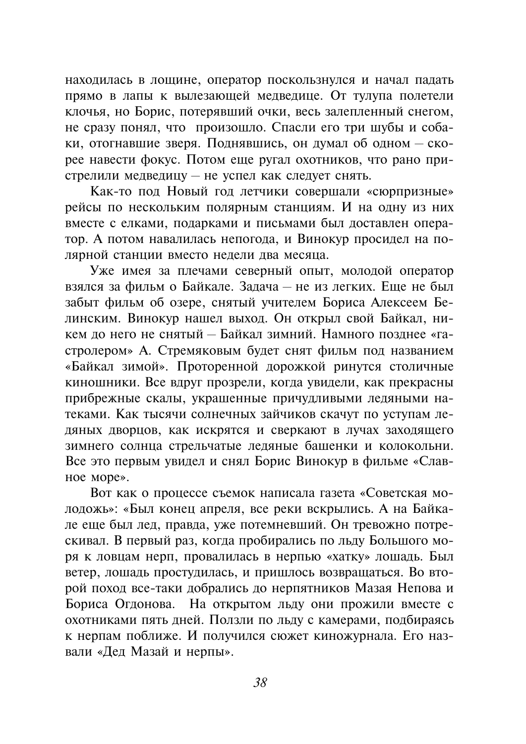находилась в лощине, оператор поскользнулся и начал падать прямо в лапы к вылезающей медведице. От тулупа полетели клочья, но Борис, потерявший очки, весь залепленный снегом, не сразу понял, что произошло. Спасли его три шубы и собаки, отогнавшие зверя. Поднявшись, он думал об одном – скорее навести фокус. Потом еще ругал охотников, что рано пристрелили медведицу – не успел как следует снять.

Как-то под Новый год летчики совершали «сюрпризные» рейсы по нескольким полярным станциям. И на одну из них вместе с елками, подарками и письмами был доставлен оператор. А потом навалилась непогода, и Винокур просидел на полярной станции вместо недели два месяца.

Уже имея за плечами северный опыт, молодой оператор взялся за фильм о Байкале. Задача – не из легких. Еще не был забыт фильм об озере, снятый учителем Бориса Алексеем Белинским. Винокур нашел выход. Он открыл свой Байкал, никем до него не снятый – Байкал зимний. Намного позднее «гастролером» А. Стремяковым будет снят фильм под названием «Байкал зимой». Проторенной дорожкой ринутся столичные киношники. Все вдруг прозрели, когда увидели, как прекрасны прибрежные скалы, украшенные причудливыми ледяными натеками. Как тысячи солнечных зайчиков скачут по уступам ледяных дворцов, как искрятся и сверкают в лучах заходящего зимнего солнца стрельчатые ледяные башенки и колокольни. Все это первым увидел и снял Борис Винокур в фильме «Славное море».

Вот как о процессе съемок написала газета «Советская молодожь»: «Был конец апреля, все реки вскрылись. А на Байкале еще был лед, правда, уже потемневший. Он тревожно потрескивал. В первый раз, когда пробирались по льду Большого моря к ловцам нерп, провалилась в нерпью «хатку» лошадь. Был ветер, лошадь простудилась, и пришлось возвращаться. Во второй поход все-таки добрались до нерпятников Мазая Непова и Бориса Огдонова. На открытом льду они прожили вместе с охотниками пять дней. Ползли по льду с камерами, подбираясь к нерпам поближе. И получился сюжет киножурнала. Его назвали «Дед Мазай и нерпы».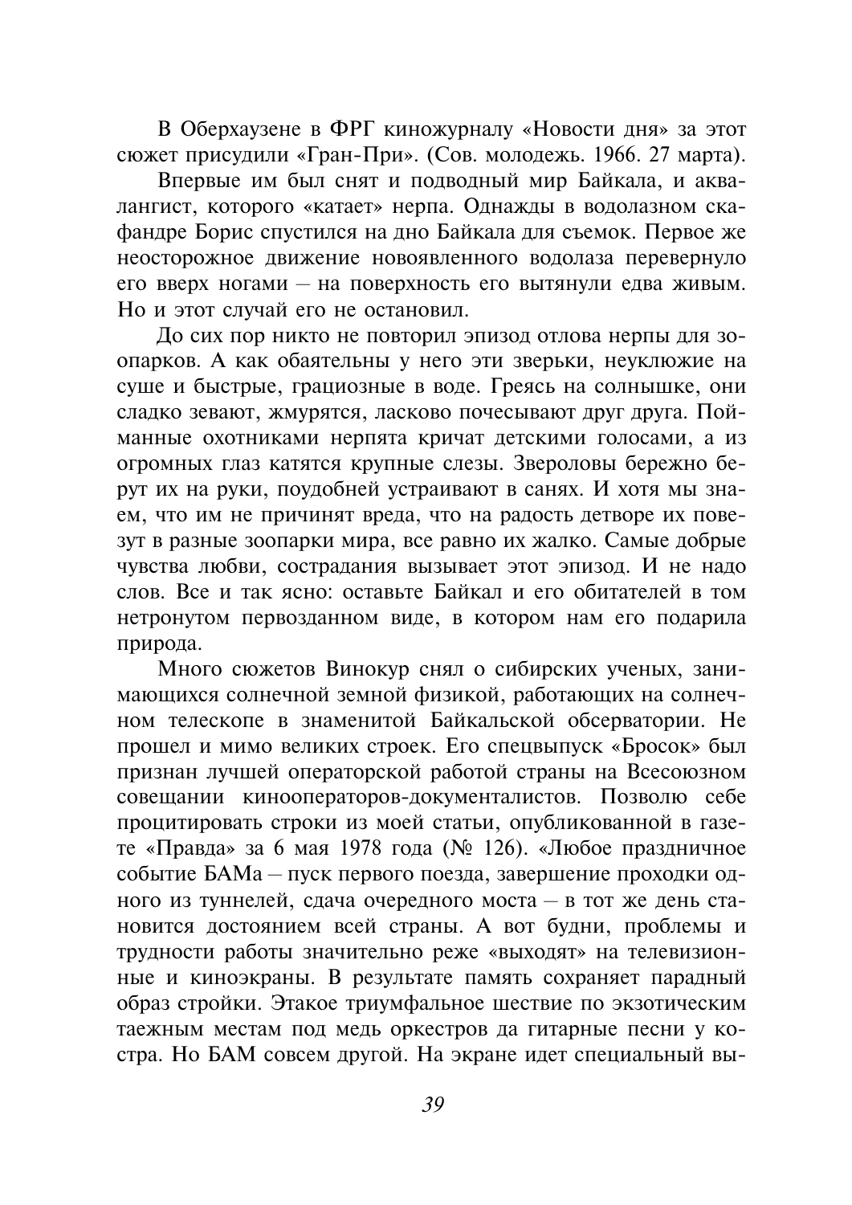В Оберхаузене в ФРГ киножурналу «Новости дня» за этот сюжет присудили «Гран-При». (Сов. молодежь. 1966. 27 марта).

Впервые им был снят и подводный мир Байкала, и аквалангист, которого «катает» нерпа. Однажды в водолазном скафандре Борис спустился на дно Байкала для съемок. Первое же неосторожное движение новоявленного водолаза перевернуло его вверх ногами – на поверхность его вытянули едва живым. Но и этот случай его не остановил.

До сих пор никто не повторил эпизод отлова нерпы для зоопарков. А как обаятельны у него эти зверьки, неуклюжие на суше и быстрые, грациозные в воде. Греясь на солнышке, они сладко зевают, жмурятся, ласково почесывают друг друга. Пойманные охотниками нерпята кричат детскими голосами, а из огромных глаз катятся крупные слезы. Звероловы бережно берут их на руки, поудобней устраивают в санях. И хотя мы знаем, что им не причинят вреда, что на радость детворе их повезут в разные зоопарки мира, все равно их жалко. Самые добрые чувства любви, сострадания вызывает этот эпизод. И не надо слов. Все и так ясно: оставьте Байкал и его обитателей в том нетронутом первозданном виде, в котором нам его подарила природа.

Много сюжетов Винокур снял о сибирских ученых, занимающихся солнечной земной физикой, работающих на солнечном телескопе в знаменитой Байкальской обсерватории. Не прошел и мимо великих строек. Его спецвыпуск «Бросок» был признан лучшей операторской работой страны на Всесоюзном совещании кинооператоров-документалистов. Позволю себе процитировать строки из моей статьи, опубликованной в газете «Правда» за 6 мая 1978 года (№ 126). «Любое праздничное событие БАМа – пуск первого поезда, завершение проходки одного из туннелей, сдача очередного моста – в тот же день становится достоянием всей страны. А вот будни, проблемы и трудности работы значительно реже «выходят» на телевизионные и киноэкраны. В результате память сохраняет парадный образ стройки. Этакое триумфальное шествие по экзотическим таежным местам под медь оркестров да гитарные песни у костра. Но БАМ совсем другой. На экране идет специальный вы-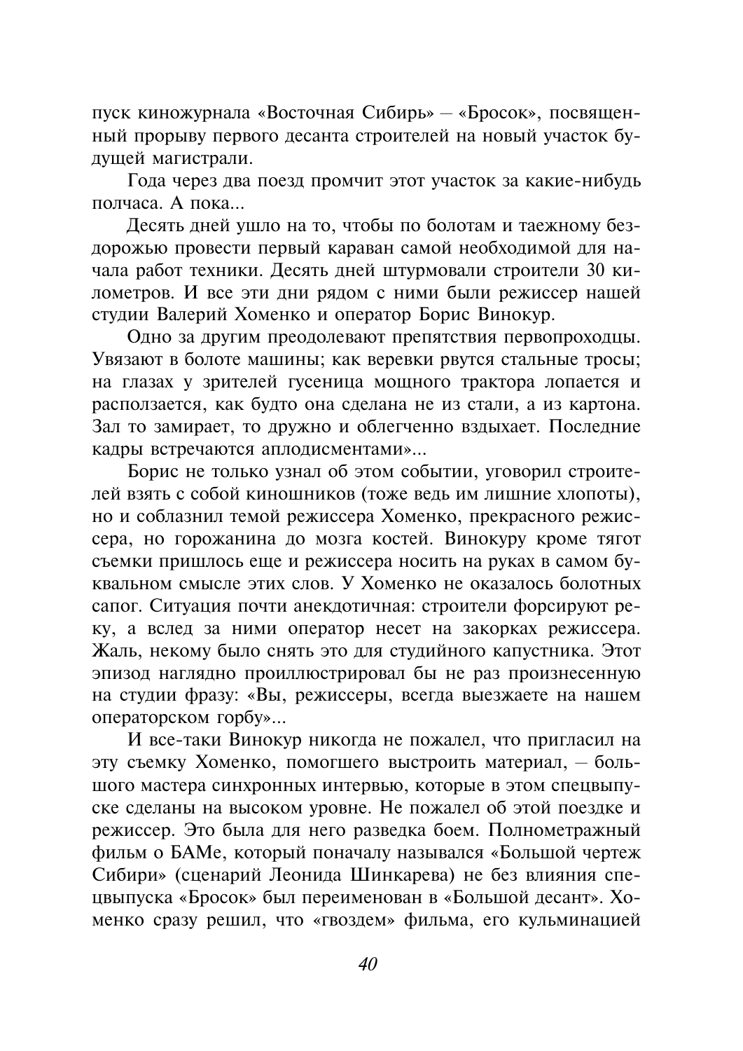пуск киножурнала «Восточная Сибирь» – «Бросок», посвященный прорыву первого десанта строителей на новый участок будущей магистрали.

Года через два поезд промчит этот участок за какие-нибудь полчаса. А пока...

Десять дней ушло на то, чтобы по болотам и таежному бездорожью провести первый караван самой необходимой для начала работ техники. Десять дней штурмовали строители 30 километров. И все эти дни рядом с ними были режиссер нашей студии Валерий Хоменко и оператор Борис Винокур.

Одно за другим преодолевают препятствия первопроходцы. Увязают в болоте машины; как веревки рвутся стальные тросы; на глазах у зрителей гусеница мощного трактора лопается и расползается, как будто она сделана не из стали, а из картона. Зал то замирает, то дружно и облегченно вздыхает. Последние кадры встречаются аплодисментами»...

Борис не только узнал об этом событии, уговорил строителей взять с собой киношников (тоже ведь им лишние хлопоты), но и соблазнил темой режиссера Хоменко, прекрасного режиссера, но горожанина до мозга костей. Винокуру кроме тягот съемки пришлось еще и режиссера носить на руках в самом буквальном смысле этих слов. У Хоменко не оказалось болотных сапог. Ситуация почти анекдотичная: строители форсируют реку, а вслед за ними оператор несет на закорках режиссера. Жаль, некому было снять это для студийного капустника. Этот эпизод наглядно проиллюстрировал бы не раз произнесенную на студии фразу: «Вы, режиссеры, всегда выезжаете на нашем операторском горбу»...

И все-таки Винокур никогда не пожалел, что пригласил на эту съемку Хоменко, помогшего выстроить материал, – большого мастера синхронных интервью, которые в этом спецвыпуске сделаны на высоком уровне. Не пожалел об этой поездке и режиссер. Это была для него разведка боем. Полнометражный фильм о БАМе, который поначалу назывался «Большой чертеж Сибири» (сценарий Леонида Шинкарева) не без влияния спецвыпуска «Бросок» был переименован в «Большой десант». Хоменко сразу решил, что «гвоздем» фильма, его кульминацией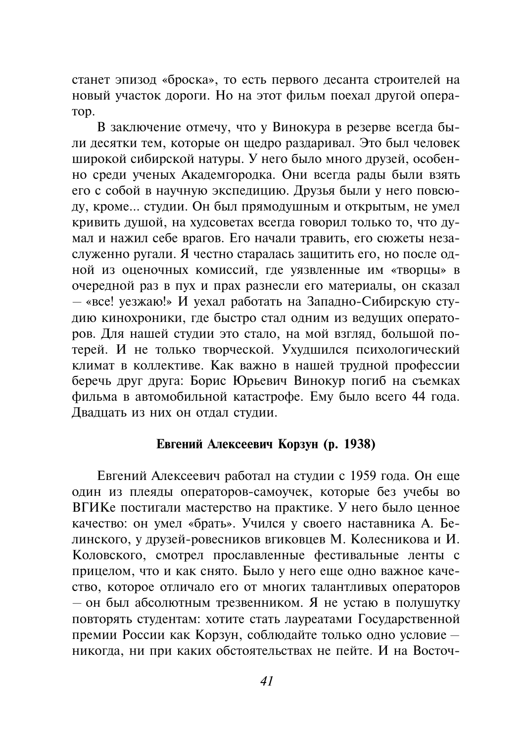станет эпизод «броска», то есть первого десанта строителей на новый участок дороги. Но на этот фильм поехал другой оператор.

В заключение отмечу, что у Винокура в резерве всегда были десятки тем, которые он щедро раздаривал. Это был человек широкой сибирской натуры. У него было много друзей, особенно среди ученых Академгородка. Они всегда рады были взять его с собой в научную экспедицию. Друзья были у него повсюду, кроме... студии. Он был прямодушным и открытым, не умел кривить душой, на худсоветах всегда говорил только то, что думал и нажил себе врагов. Его начали травить, его сюжеты незаслуженно ругали. Я честно старалась защитить его, но после одной из оценочных комиссий, где уязвленные им «творцы» в очередной раз в пух и прах разнесли его материалы, он сказал – «все! уезжаю!» И уехал работать на Западно-Сибирскую студию кинохроники, где быстро стал одним из ведущих операторов. Для нашей студии это стало, на мой взгляд, большой потерей. И не только творческой. Ухудшился психологический климат в коллективе. Как важно в нашей трудной профессии беречь друг друга: Борис Юрьевич Винокур погиб на съемках фильма в автомобильной катастрофе. Ему было всего 44 года. Двадцать из них он отдал студии.

### Евгений Алексеевич Корзун (р. 1938)

Евгений Алексеевич работал на студии с 1959 года. Он еще один из плеяды операторов-самоучек, которые без учебы во ВГИКе постигали мастерство на практике. У него было ценное качество: он умел «брать». Учился у своего наставника А. Белинского, у друзей-ровесников вгиковцев М. Колесникова и И. Коловского, смотрел прославленные фестивальные ленты с прицелом, что и как снято. Было у него еще одно важное качество, которое отличало его от многих талантливых операторов – он был абсолютным трезвенником. Я не устаю в полушутку повторять студентам: хотите стать лауреатами Государственной премии России как Корзун, соблюдайте только одно условие – никогда, ни при каких обстоятельствах не пейте. И на Восточ-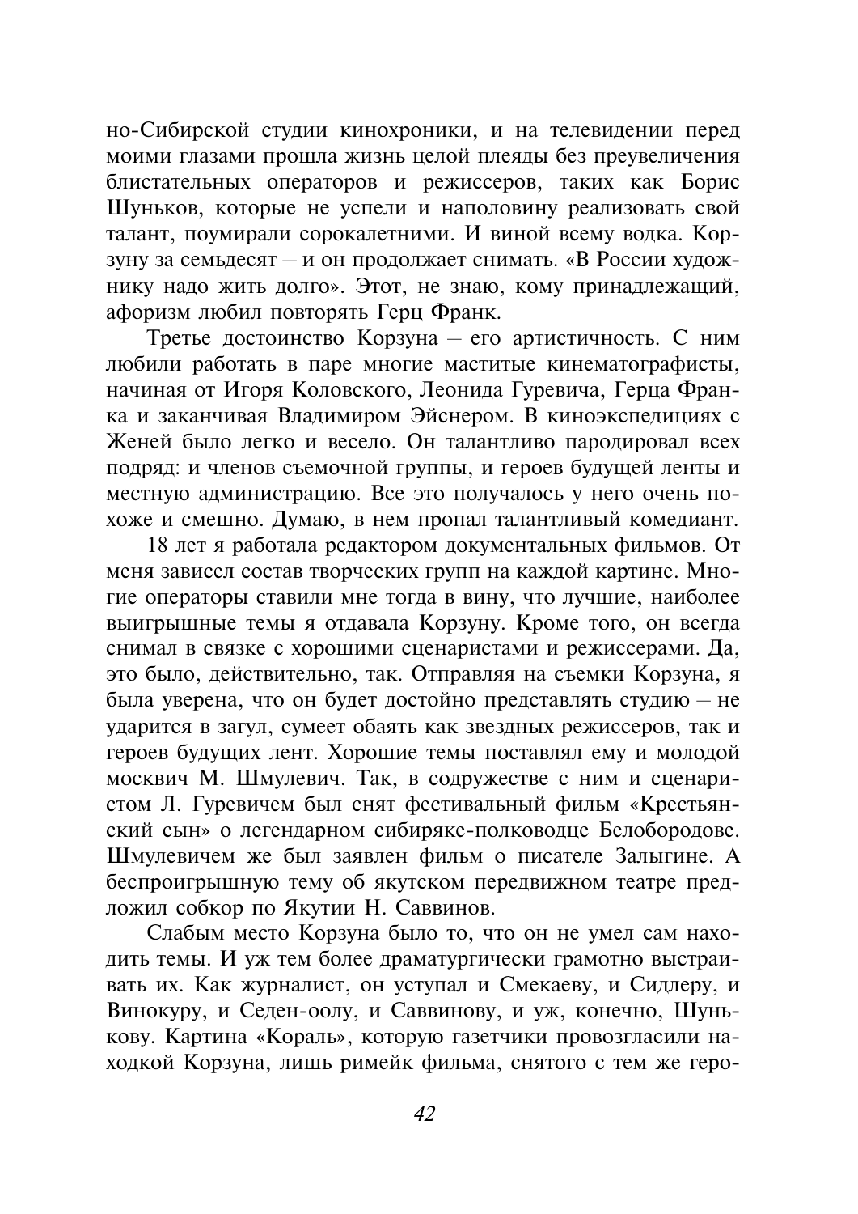но-Сибирской студии кинохроники, и на телевидении перед моими глазами прошла жизнь целой плеяды без преувеличения блистательных операторов и режиссеров, таких как Борис Шуньков, которые не успели и наполовину реализовать свой талант, поумирали сорокалетними. И виной всему водка. Корзуну за семьдесят – и он продолжает снимать. «В России художнику надо жить долго». Этот, не знаю, кому принадлежащий, афоризм любил повторять Герц Франк.

Третье достоинство Корзуна – его артистичность. С ним любили работать в паре многие маститые кинематографисты, начиная от Игоря Коловского, Леонида Гуревича, Герца Франка и заканчивая Владимиром Эйснером. В киноэкспедициях с Женей было легко и весело. Он талантливо пародировал всех подряд: и членов съемочной группы, и героев будущей ленты и местную администрацию. Все это получалось у него очень похоже и смешно. Думаю, в нем пропал талантливый комедиант.

18 лет я работала редактором документальных фильмов. От меня зависел состав творческих групп на каждой картине. Многие операторы ставили мне тогда в вину, что лучшие, наиболее выигрышные темы я отдавала Корзуну. Кроме того, он всегда снимал в связке с хорошими сценаристами и режиссерами. Да, это было, действительно, так. Отправляя на съемки Корзуна, я была уверена, что он будет достойно представлять студию – не ударится в загул, сумеет обаять как звездных режиссеров, так и героев будущих лент. Хорошие темы поставлял ему и молодой москвич М. Шмулевич. Так, в содружестве с ним и сценаристом Л. Гуревичем был снят фестивальный фильм «Крестьянский сын» о легендарном сибиряке-полководце Белобородове. Шмулевичем же был заявлен фильм о писателе Залыгине. А беспроигрышную тему об якутском передвижном театре предложил собкор по Якутии Н. Саввинов.

Слабым место Корзуна было то, что он не умел сам находить темы. И уж тем более драматургически грамотно выстраивать их. Как журналист, он уступал и Смекаеву, и Сидлеру, и Винокуру, и Седен-оолу, и Саввинову, и уж, конечно, Шунькову. Картина «Кораль», которую газетчики провозгласили находкой Корзуна, лишь римейк фильма, снятого с тем же геро-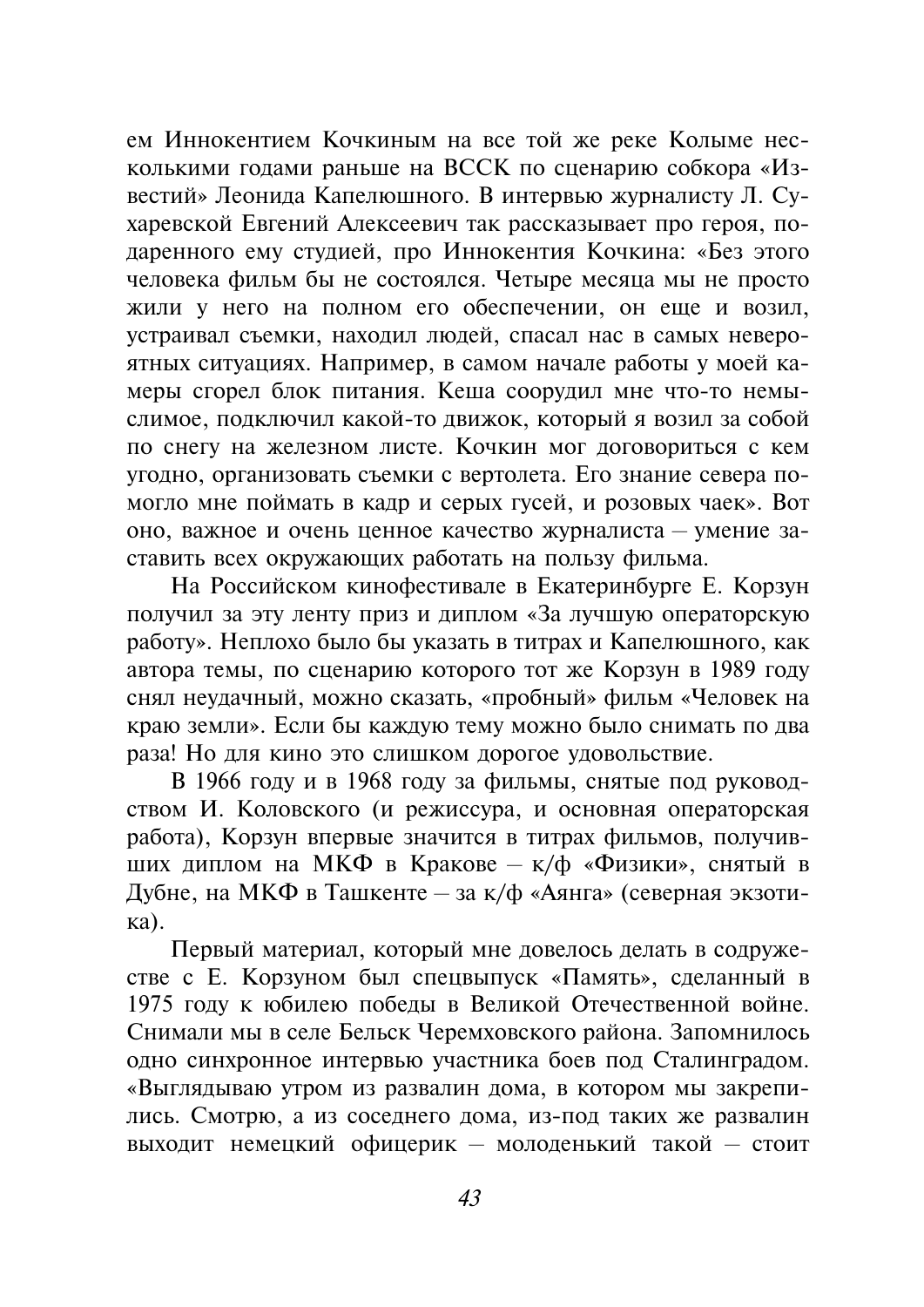ем Иннокентием Кочкиным на все той же реке Колыме несколькими годами раньше на ВССК по сценарию собкора «Известий» Леонида Капелюшного. В интервью журналисту Л. Сухаревской Евгений Алексеевич так рассказывает про героя, подаренного ему студией, про Иннокентия Кочкина: «Без этого человека фильм бы не состоялся. Четыре месяца мы не просто жили у него на полном его обеспечении, он еще и возил, устраивал съемки, находил людей, спасал нас в самых невероятных ситуациях. Например, в самом начале работы у моей камеры сгорел блок питания. Кеша соорудил мне что-то немыслимое, подключил какой-то движок, который я возил за собой по снегу на железном листе. Кочкин мог договориться с кем угодно, организовать съемки с вертолета. Его знание севера помогло мне поймать в кадр и серых гусей, и розовых чаек». Вот оно, важное и очень ценное качество журналиста – умение заставить всех окружающих работать на пользу фильма.

На Российском кинофестивале в Екатеринбурге Е. Корзун получил за эту ленту приз и диплом «За лучшую операторскую работу». Неплохо было бы указать в титрах и Капелюшного, как автора темы, по сценарию которого тот же Корзун в 1989 году снял неудачный, можно сказать, «пробный» фильм «Человек на краю земли». Если бы каждую тему можно было снимать по два раза! Но для кино это слишком дорогое удовольствие.

В 1966 году и в 1968 году за фильмы, снятые под руководством И. Коловского (и режиссура, и основная операторская работа), Корзун впервые значится в титрах фильмов, получивших диплом на МКФ в Кракове – к/ф «Физики», снятый в Дубне, на МКФ в Ташкенте – за к/ф «Аянга» (северная экзотика).

Первый материал, который мне довелось делать в содружестве с Е. Корзуном был спецвыпуск «Память», сделанный в 1975 году к юбилею победы в Великой Отечественной войне. Снимали мы в селе Бельск Черемховского района. Запомнилось одно синхронное интервью участника боев под Сталинградом. «Выглядываю утром из развалин дома, в котором мы закрепились. Смотрю, а из соседнего дома, из-под таких же развалин выходит немецкий офицерик – молоденький такой – стоит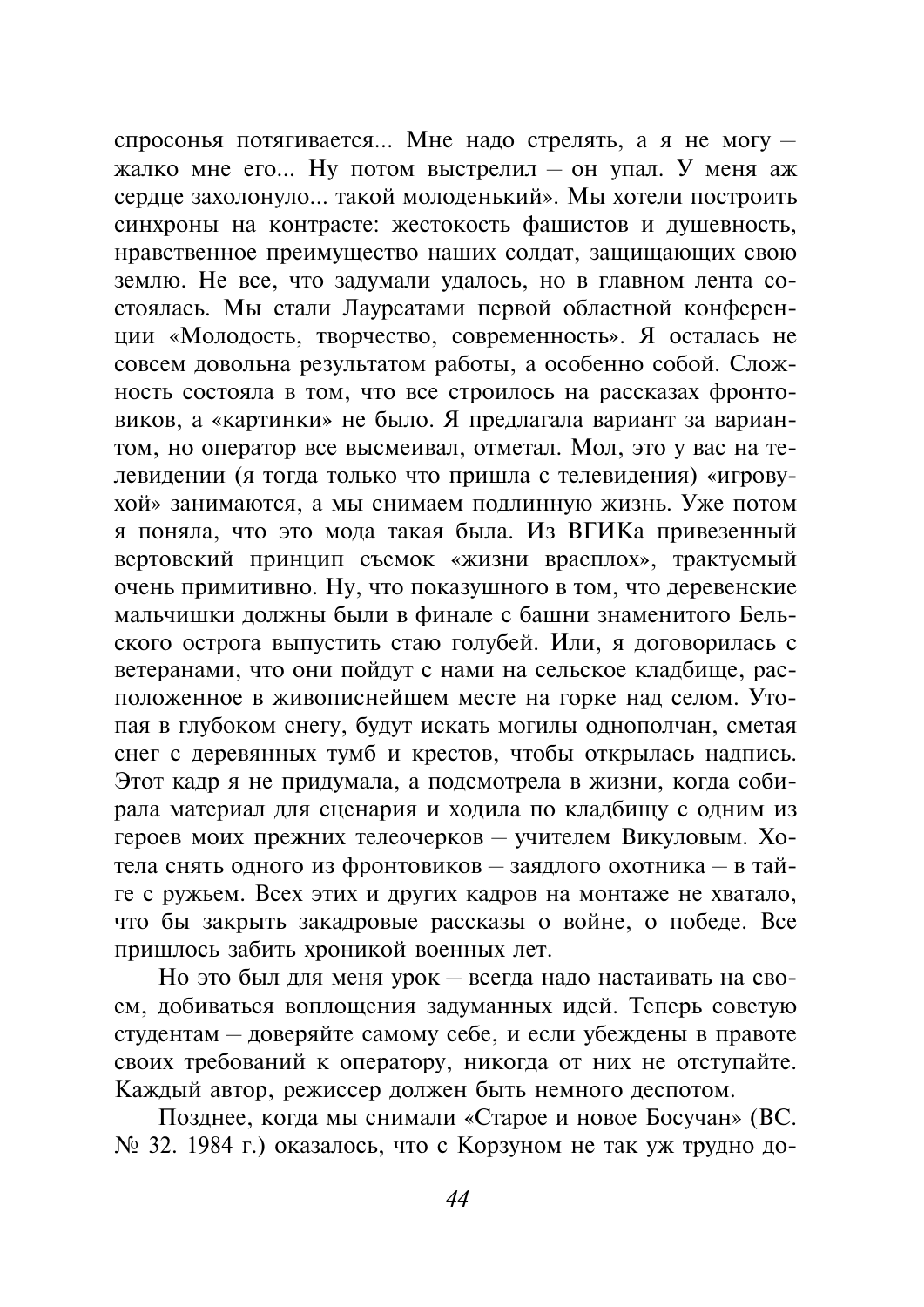спросонья потягивается... Мне надо стрелять, а я не могу – жалко мне его... Ну потом выстрелил – он упал. У меня аж сердце захолонуло... такой молоденький». Мы хотели построить синхроны на контрасте: жестокость фашистов и душевность, нравственное преимущество наших солдат, защищающих свою землю. Не все, что задумали удалось, но в главном лента состоялась. Мы стали Лауреатами первой областной конференции «Молодость, творчество, современность». Я осталась не совсем довольна результатом работы, а особенно собой. Сложность состояла в том, что все строилось на рассказах фронтовиков, а «картинки» не было. Я предлагала вариант за вариантом, но оператор все высмеивал, отметал. Мол, это у вас на телевидении (я тогда только что пришла с телевидения) «игровухой» занимаются, а мы снимаем подлинную жизнь. Уже потом я поняла, что это мода такая была. Из ВГИКа привезенный вертовский принцип съемок «жизни врасплох», трактуемый очень примитивно. Ну, что показушного в том, что деревенские мальчишки должны были в финале с башни знаменитого Бельского острога выпустить стаю голубей. Или, я договорилась с ветеранами, что они пойдут с нами на сельское кладбище, расположенное в живописнейшем месте на горке над селом. Утопая в глубоком снегу, будут искать могилы однополчан, сметая снег с деревянных тумб и крестов, чтобы открылась надпись. Этот кадр я не придумала, а подсмотрела в жизни, когда собирала материал для сценария и ходила по кладбищу с одним из героев моих прежних телеочерков – учителем Викуловым. Хотела снять одного из фронтовиков – заядлого охотника – в тайге с ружьем. Всех этих и других кадров на монтаже не хватало, что бы закрыть закадровые рассказы о войне, о победе. Все пришлось забить хроникой военных лет.

Но это был для меня урок – всегда надо настаивать на своем, добиваться воплощения задуманных идей. Теперь советую студентам – доверяйте самому себе, и если убеждены в правоте своих требований к оператору, никогда от них не отступайте. Каждый автор, режиссер должен быть немного деспотом.

Позднее, когда мы снимали «Старое и новое Босучан» (ВС. № 32. 1984 г.) оказалось, что с Корзуном не так уж трудно до-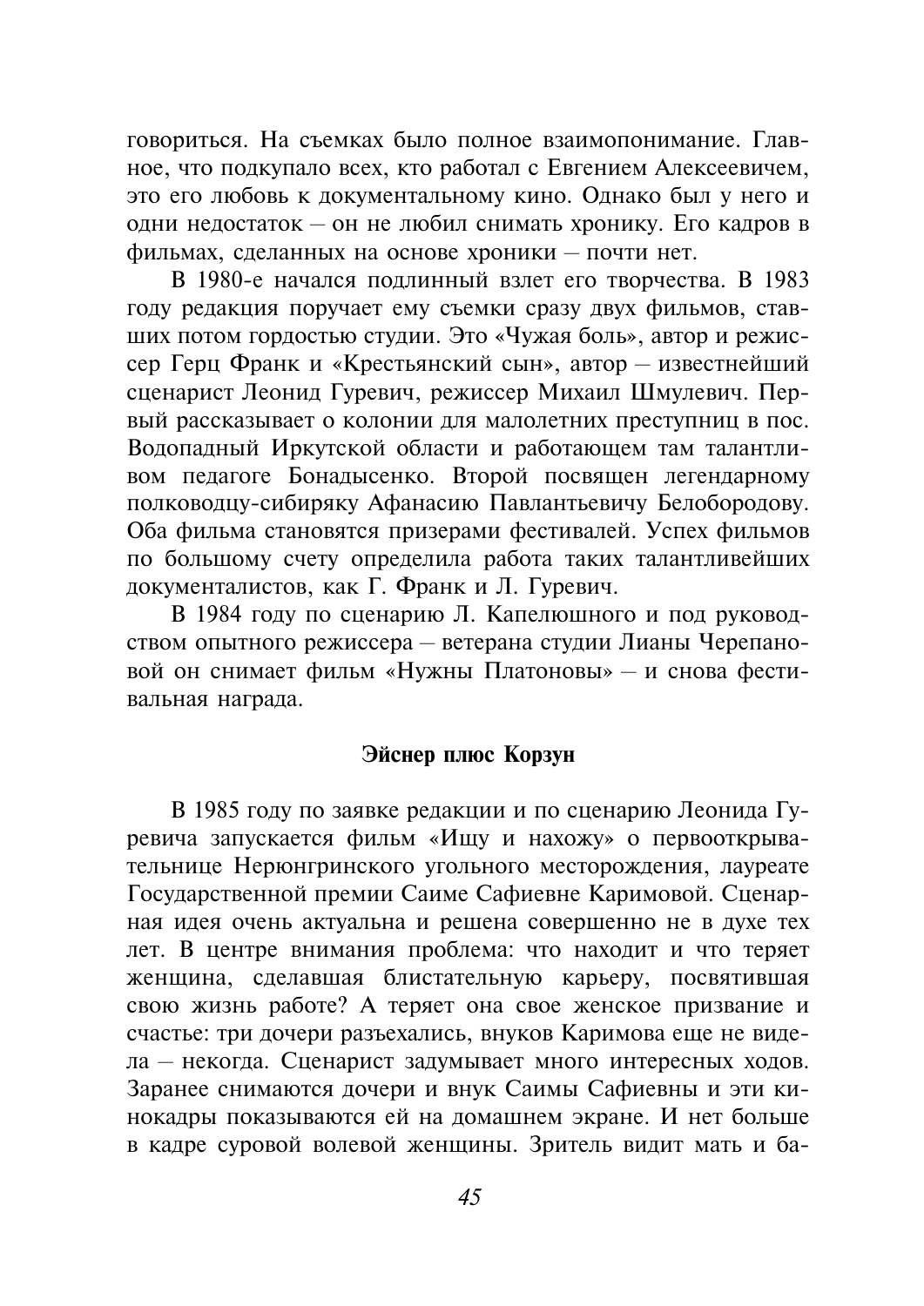говориться. На съемках было полное взаимопонимание. Главное, что подкупало всех, кто работал с Евгением Алексеевичем, это его любовь к документальному кино. Однако был у него и одни недостаток – он не любил снимать хронику. Его кадров в фильмах, сделанных на основе хроники – почти нет.

В 1980-е начался подлинный взлет его творчества. В 1983 году редакция поручает ему съемки сразу двух фильмов, ставших потом гордостью студии. Это «Чужая боль», автор и режиссер Герц Франк и «Крестьянский сын», автор – известнейший сценарист Леонид Гуревич, режиссер Михаил Шмулевич. Первый рассказывает о колонии для малолетних преступниц в пос. Водопадный Иркутской области и работающем там талантливом педагоге Бонадысенко. Второй посвящен легендарному полководцу-сибиряку Афанасию Павлантьевичу Белобородову. Оба фильма становятся призерами фестивалей. Успех фильмов по большому счету определила работа таких талантливейших документалистов, как Г. Франк и Л. Гуревич.

В 1984 году по сценарию Л. Капелюшного и под руководством опытного режиссера – ветерана студии Лианы Черепановой он снимает фильм «Нужны Платоновы» – и снова фестивальная награда.

### Эйснер плюс Корзун

В 1985 году по заявке редакции и по сценарию Леонида Гуревича запускается фильм «Ищу и нахожу» о первооткрывательнице Нерюнгринского угольного месторождения, лауреате Государственной премии Саиме Сафиевне Каримовой. Сценарная идея очень актуальна и решена совершенно не в духе тех лет. В центре внимания проблема: что находит и что теряет женщина, сделавшая блистательную карьеру, посвятившая свою жизнь работе? А теряет она свое женское призвание и счастье: три дочери разъехались, внуков Каримова еще не видела – некогда. Сценарист задумывает много интересных ходов. Заранее снимаются дочери и внук Саимы Сафиевны и эти кинокадры показываются ей на домашнем экране. И нет больше в кадре суровой волевой женщины. Зритель видит мать и ба-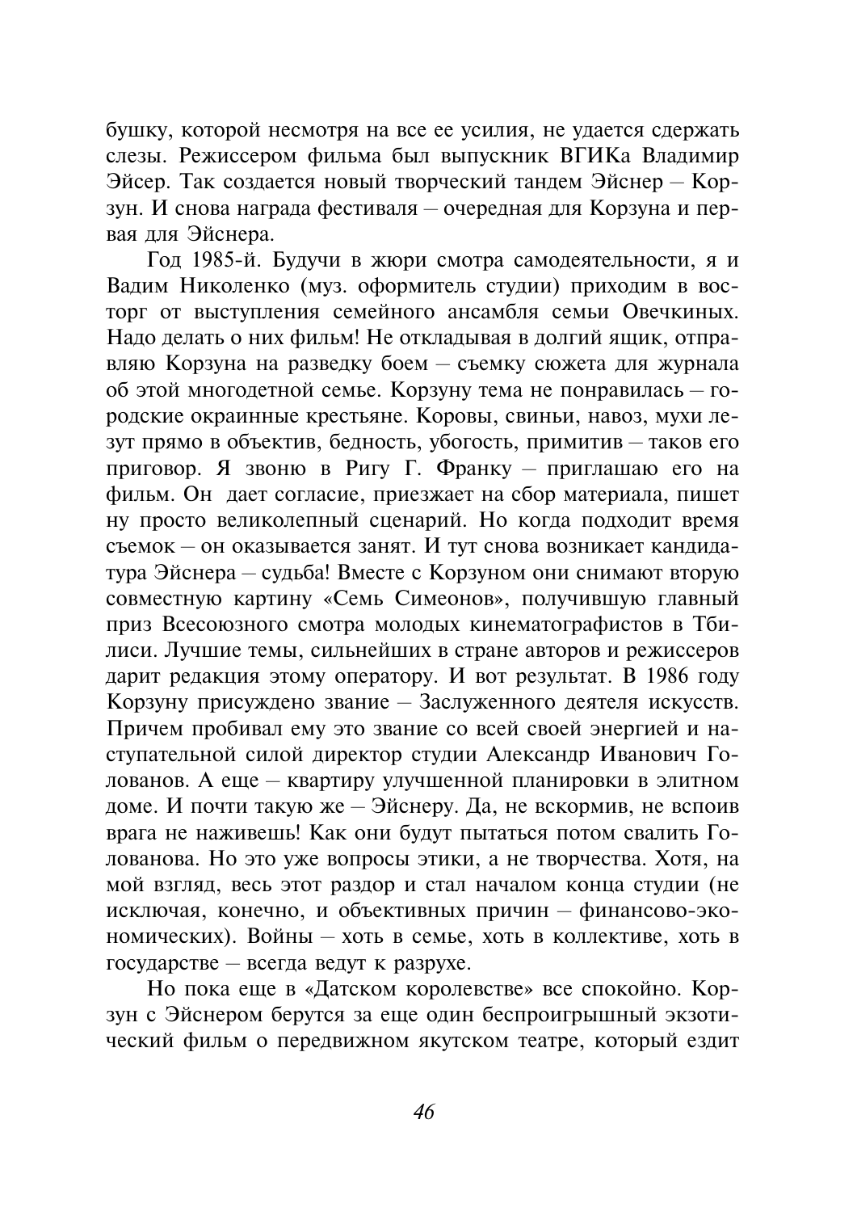бушку, которой несмотря на все ее усилия, не удается сдержать слезы. Режиссером фильма был выпускник ВГИКа Владимир Эйсер. Так создается новый творческий тандем Эйснер – Корзун. И снова награда фестиваля – очередная для Корзуна и первая для Эйснера.

Год 1985-й. Будучи в жюри смотра самодеятельности, я и Вадим Николенко (муз. оформитель студии) приходим в восторг от выступления семейного ансамбля семьи Овечкиных. Надо делать о них фильм! Не откладывая в долгий ящик, отправляю Корзуна на разведку боем – съемку сюжета для журнала об этой многодетной семье. Корзуну тема не понравилась – городские окраинные крестьяне. Коровы, свиньи, навоз, мухи лезут прямо в объектив, бедность, убогость, примитив – таков его приговор. Я звоню в Ригу Г. Франку – приглашаю его на фильм. Он дает согласие, приезжает на сбор материала, пишет ну просто великолепный сценарий. Но когда подходит время съемок – он оказывается занят. И тут снова возникает кандидатура Эйснера – судьба! Вместе с Корзуном они снимают вторую совместную картину «Семь Симеонов», получившую главный приз Всесоюзного смотра молодых кинематографистов в Тбилиси. Лучшие темы, сильнейших в стране авторов и режиссеров дарит редакция этому оператору. И вот результат. В 1986 году Корзуну присуждено звание – Заслуженного деятеля искусств. Причем пробивал ему это звание со всей своей энергией и наступательной силой директор студии Александр Иванович Голованов. А еще – квартиру улучшенной планировки в элитном доме. И почти такую же – Эйснеру. Да, не вскормив, не вспоив врага не наживешь! Как они будут пытаться потом свалить Голованова. Но это уже вопросы этики, а не творчества. Хотя, на мой взгляд, весь этот раздор и стал началом конца студии (не исключая, конечно, и объективных причин – финансово-экономических). Войны – хоть в семье, хоть в коллективе, хоть в государстве – всегда ведут к разрухе.

Но пока еще в «Датском королевстве» все спокойно. Корзун с Эйснером берутся за еще один беспроигрышный экзотический фильм о передвижном якутском театре, который ездит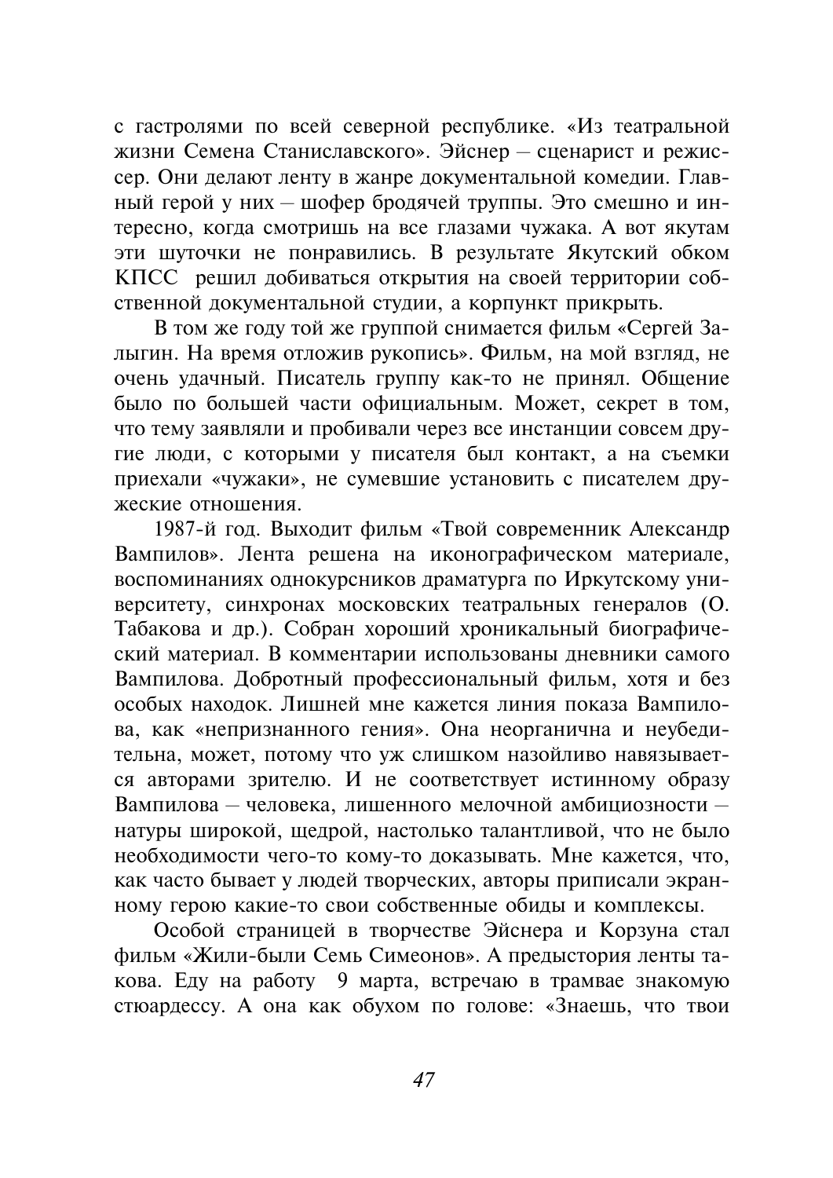с гастролями по всей северной республике. «Из театральной жизни Семена Станиславского». Эйснер – сценарист и режиссер. Они делают ленту в жанре документальной комедии. Главный герой у них – шофер бродячей труппы. Это смешно и интересно, когда смотришь на все глазами чужака. А вот якутам эти шуточки не понравились. В результате Якутский обком КПСС решил добиваться открытия на своей территории собственной документальной студии, а корпункт прикрыть.

В том же году той же группой снимается фильм «Сергей Залыгин. На время отложив рукопись». Фильм, на мой взгляд, не очень удачный. Писатель группу как-то не принял. Общение было по большей части официальным. Может, секрет в том, что тему заявляли и пробивали через все инстанции совсем другие люди, с которыми у писателя был контакт, а на съемки приехали «чужаки», не сумевшие установить с писателем дружеские отношения.

1987-й год. Выходит фильм «Твой современник Александр Вампилов». Лента решена на иконографическом материале, воспоминаниях однокурсников драматурга по Иркутскому университету, синхронах московских театральных генералов (О. Табакова и др.). Собран хороший хроникальный биографический материал. В комментарии использованы дневники самого Вампилова. Добротный профессиональный фильм, хотя и без особых находок. Лишней мне кажется линия показа Вампилова, как «непризнанного гения». Она неорганична и неубедительна, может, потому что уж слишком назойливо навязывается авторами зрителю. И не соответствует истинному образу Вампилова – человека, лишенного мелочной амбициозности – натуры широкой, щедрой, настолько талантливой, что не было необходимости чего-то кому-то доказывать. Мне кажется, что, как часто бывает у людей творческих, авторы приписали экранному герою какие-то свои собственные обиды и комплексы.

Особой страницей в творчестве Эйснера и Корзуна стал фильм «Жили-были Семь Симеонов». А предыстория ленты такова. Еду на работу 9 марта, встречаю в трамвае знакомую стюардессу. А она как обухом по голове: «Знаешь, что твои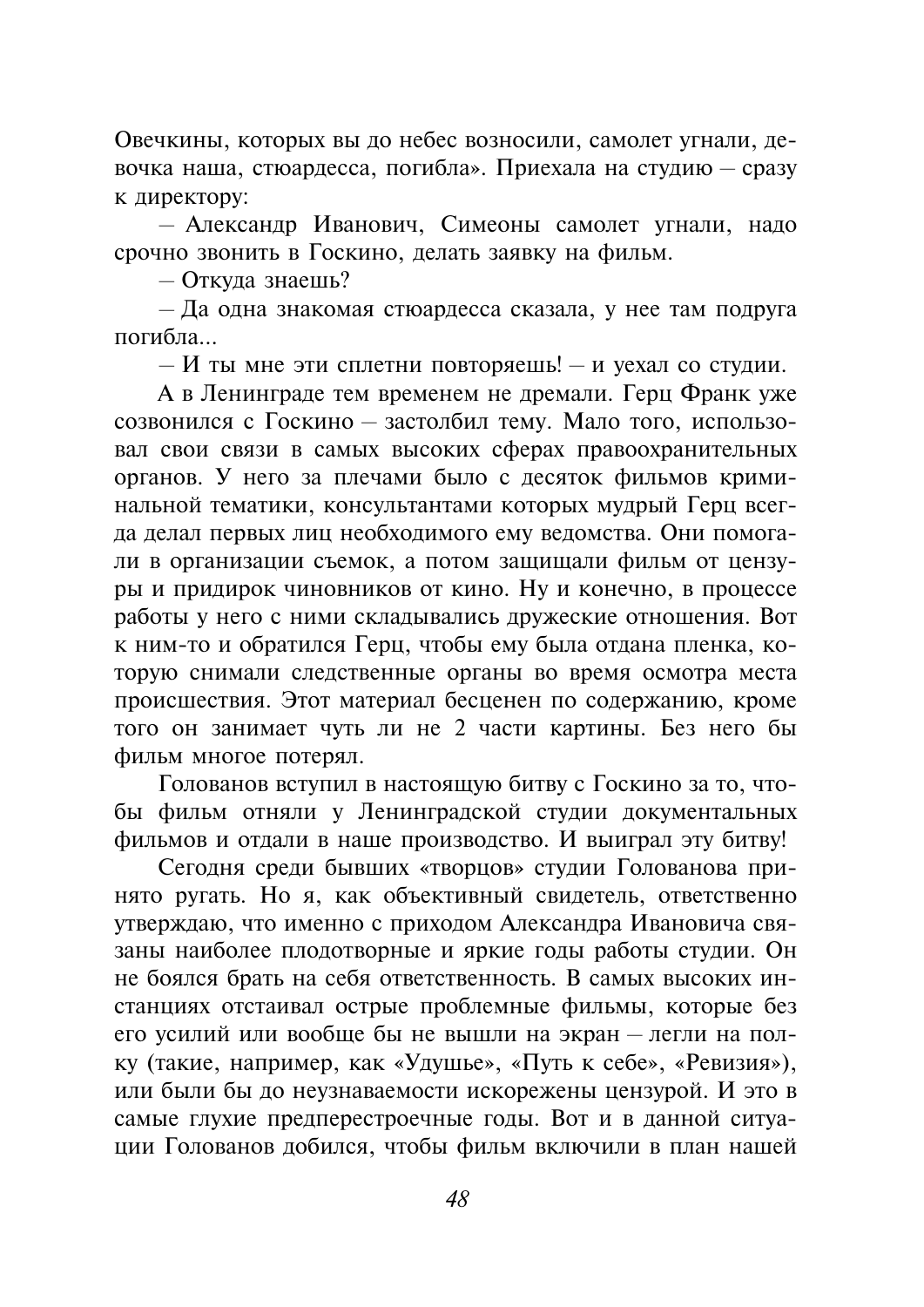Овечкины, которых вы до небес возносили, самолет угнали, девочка наша, стюардесса, погибла». Приехала на студию – сразу к директору:

– Александр Иванович, Симеоны самолет угнали, надо срочно звонить в Госкино, делать заявку на фильм.

– Откуда знаешь?

– Да одна знакомая стюардесса сказала, у нее там подруга погибла...

– И ты мне эти сплетни повторяешь! – и уехал со студии.

А в Ленинграде тем временем не дремали. Герц Франк уже созвонился с Госкино – застолбил тему. Мало того, использовал свои связи в самых высоких сферах правоохранительных органов. У него за плечами было с десяток фильмов криминальной тематики, консультантами которых мудрый Герц всегда делал первых лиц необходимого ему ведомства. Они помогали в организации съемок, а потом защищали фильм от цензуры и придирок чиновников от кино. Ну и конечно, в процессе работы у него с ними складывались дружеские отношения. Вот к ним-то и обратился Герц, чтобы ему была отдана пленка, которую снимали следственные органы во время осмотра места происшествия. Этот материал бесценен по содержанию, кроме того он занимает чуть ли не 2 части картины. Без него бы фильм многое потерял.

Голованов вступил в настоящую битву с Госкино за то, чтобы фильм отняли у Ленинградской студии документальных фильмов и отдали в наше производство. И выиграл эту битву!

Сегодня среди бывших «творцов» студии Голованова принято ругать. Но я, как объективный свидетель, ответственно утверждаю, что именно с приходом Александра Ивановича связаны наиболее плодотворные и яркие годы работы студии. Он не боялся брать на себя ответственность. В самых высоких инстанциях отстаивал острые проблемные фильмы, которые без его усилий или вообще бы не вышли на экран – легли на полку (такие, например, как «Удушье», «Путь к себе», «Ревизия»), или были бы до неузнаваемости искорежены цензурой. И это в самые глухие предперестроечные годы. Вот и в данной ситуации Голованов добился, чтобы фильм включили в план нашей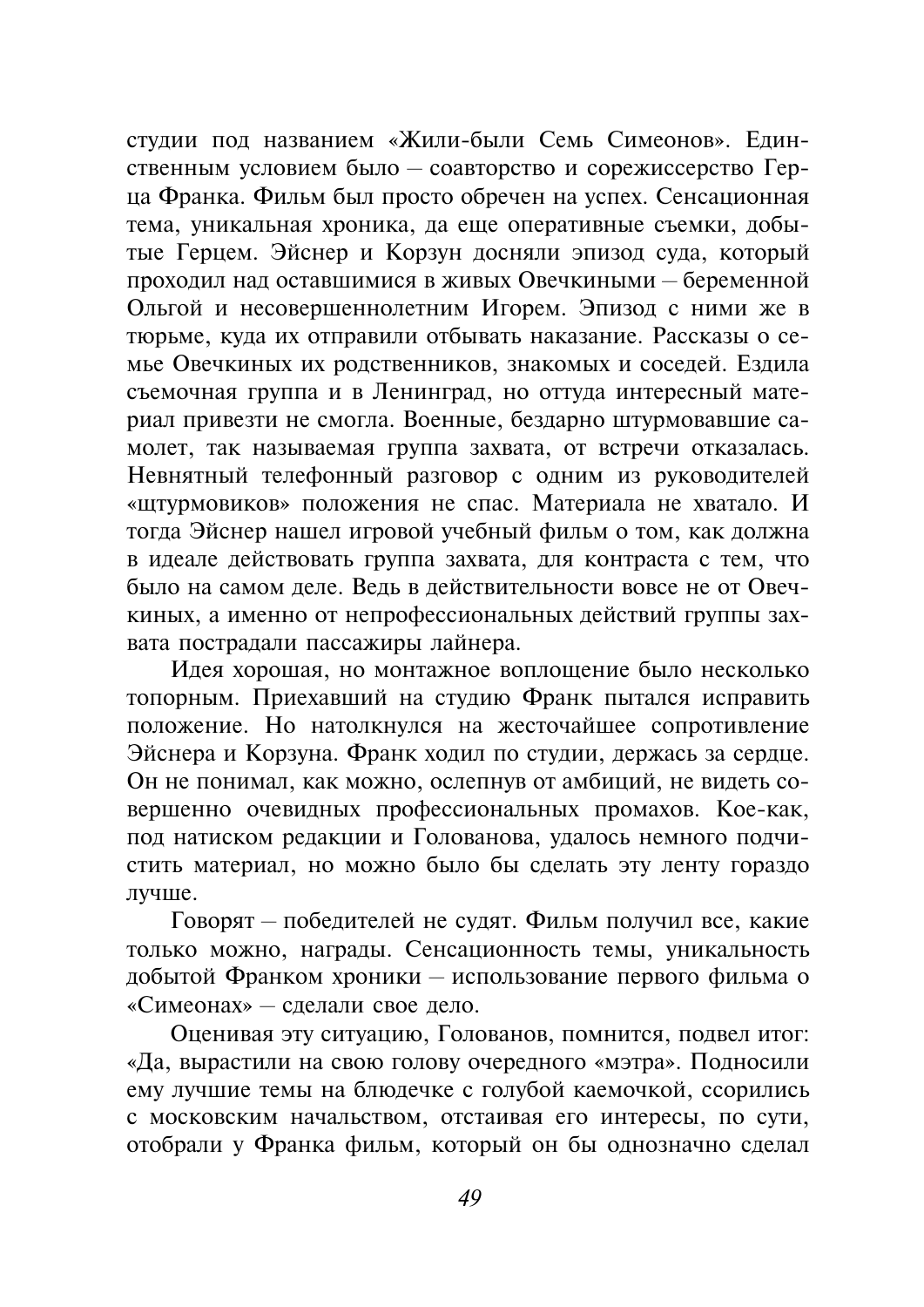студии под названием «Жили-были Семь Симеонов». Единственным условием было – соавторство и сорежиссерство Герца Франка. Фильм был просто обречен на успех. Сенсационная тема, уникальная хроника, да еще оперативные съемки, добытые Герцем. Эйснер и Корзун досняли эпизод суда, который проходил над оставшимися в живых Овечкиными – беременной Ольгой и несовершеннолетним Игорем. Эпизод с ними же в тюрьме, куда их отправили отбывать наказание. Рассказы о семье Овечкиных их родственников, знакомых и соседей. Ездила съемочная группа и в Ленинград, но оттуда интересный материал привезти не смогла. Военные, бездарно штурмовавшие самолет, так называемая группа захвата, от встречи отказалась. Невнятный телефонный разговор с одним из руководителей «щтурмовиков» положения не спас. Материала не хватало. И тогда Эйснер нашел игровой учебный фильм о том, как должна в идеале действовать группа захвата, для контраста с тем, что было на самом деле. Ведь в действительности вовсе не от Овечкиных, а именно от непрофессиональных действий группы захвата пострадали пассажиры лайнера.

Идея хорошая, но монтажное воплощение было несколько топорным. Приехавший на студию Франк пытался исправить положение. Но натолкнулся на жесточайшее сопротивление Эйснера и Корзуна. Франк ходил по студии, держась за сердце. Он не понимал, как можно, ослепнув от амбиций, не видеть совершенно очевидных профессиональных промахов. Кое-как, под натиском редакции и Голованова, удалось немного подчистить материал, но можно было бы сделать эту ленту гораздо лучше.

Говорят – победителей не судят. Фильм получил все, какие только можно, награды. Сенсационность темы, уникальность добытой Франком хроники – использование первого фильма о «Симеонах» – сделали свое дело.

Оценивая эту ситуацию, Голованов, помнится, подвел итог: «Да, вырастили на свою голову очередного «мэтра». Подносили ему лучшие темы на блюдечке с голубой каемочкой, ссорились с московским начальством, отстаивая его интересы, по сути, отобрали у Франка фильм, который он бы однозначно сделал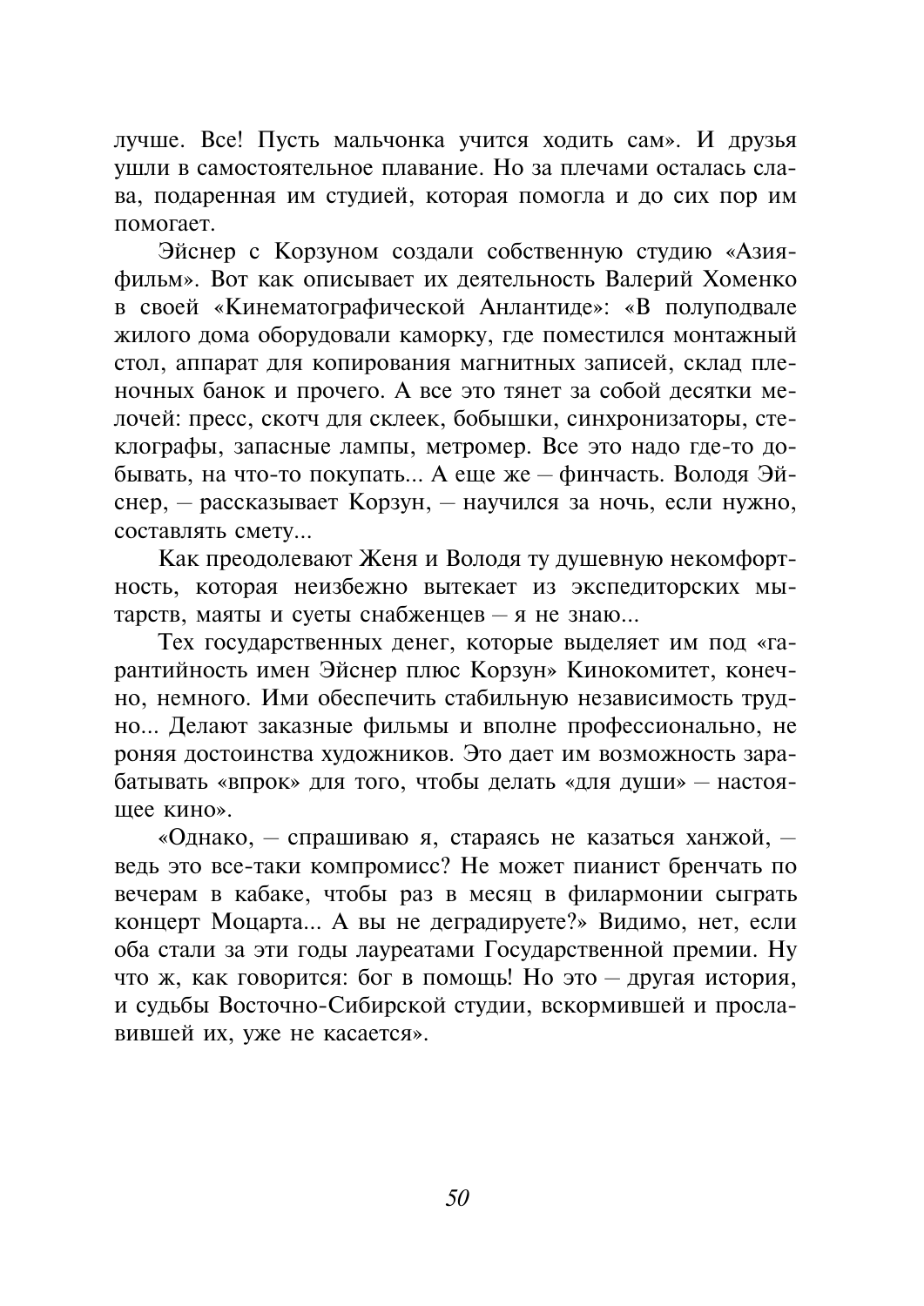лучше. Все! Пусть мальчонка учится ходить сам». И друзья ушли в самостоятельное плавание. Но за плечами осталась слава, подаренная им студией, которая помогла и до сих пор им помогает.

Эйснер с Корзуном создали собственную студию «Азия-фильм». Вот как описывает их деятельность Валерий Хоменко в своей «Кинематографической Анлантиде»: «В полуподвале жилого дома оборудовали каморку, где поместился монтажный стол, аппарат для копирования магнитных записей, склад пленочных банок и прочего. А все это тянет за собой десятки мелочей: пресс, скотч для склеек, бобышки, синхронизаторы, стеклографы, запасные лампы, метромер. Все это надо где-то добывать, на что-то покупать... А еще же – финчасть. Володя Эйснер, – рассказывает Корзун, – научился за ночь, если нужно, составлять смету...

Как преодолевают Женя и Володя ту душевную некомфортность, которая неизбежно вытекает из экспедиторских мытарств, маяты и суеты снабженцев – я не знаю...

Тех государственных денег, которые выделяет им под «гарантийность имен Эйснер плюс Корзун» Кинокомитет, конечно, немного. Ими обеспечить стабильную независимость трудно... Делают заказные фильмы и вполне профессионально, не роняя достоинства художников. Это дает им возможность зарабатывать «впрок» для того, чтобы делать «для души» – настоящее кино».

«Однако, – спрашиваю я, стараясь не казаться ханжой, – ведь это все-таки компромисс? Не может пианист бренчать по вечерам в кабаке, чтобы раз в месяц в филармонии сыграть концерт Моцарта... А вы не деградируете?» Видимо, нет, если оба стали за эти годы лауреатами Государственной премии. Ну что ж, как говорится: бог в помощь! Но это – другая история, и судьбы Восточно-Сибирской студии, вскормившей и прославившей их, уже не касается».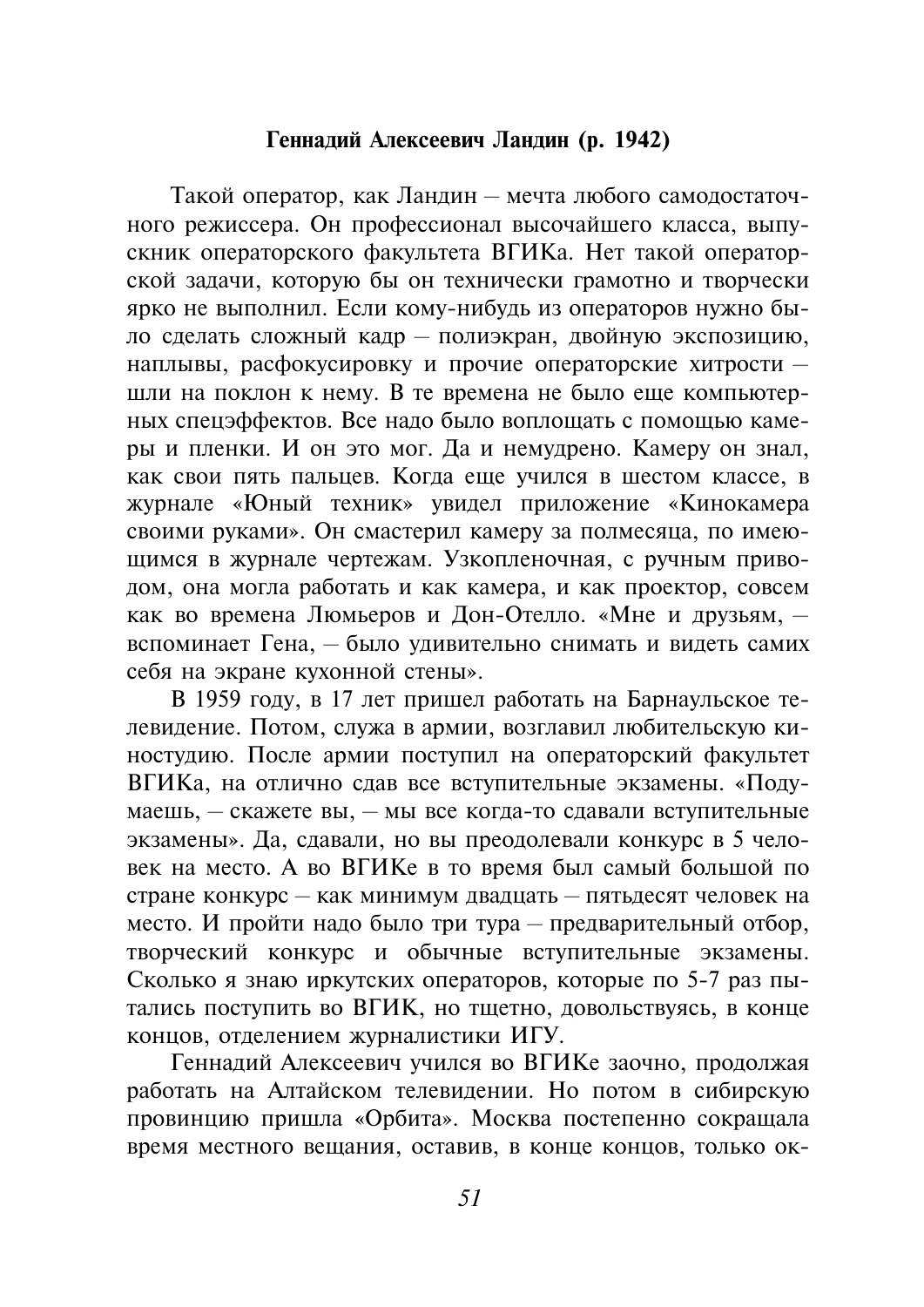**Геннадий Алексеевич Ландин (р. 1942)**

Такой оператор, как Ландин – мечта любого самодостаточного режиссера. Он профессионал высочайшего класса, выпускник операторского факультета ВГИКа. Нет такой операторской задачи, которую бы он технически грамотно и творчески ярко не выполнил. Если кому-нибудь из операторов нужно было сделать сложный кадр – полиэкран, двойную экспозицию, наплывы, расфокусировку и прочие операторские хитрости – шли на поклон к нему. В те времена не было еще компьютерных спецэффектов. Все надо было воплощать с помощью камеры и пленки. И он это мог. Да и немудрено. Камеру он знал, как свои пять пальцев. Когда еще учился в шестом классе, в журнале «Юный техник» увидел приложение «Кинокамера своими руками». Он смастерил камеру за полмесяца, по имеющимся в журнале чертежам. Узкопленочная, с ручным приводом, она могла работать и как камера, и как проектор, совсем как во времена Люмьеров и Дон-Отелло. «Мне и друзьям, – вспоминает Гена, – было удивительно снимать и видеть самих себя на экране кухонной стены».

В 1959 году, в 17 лет пришел работать на Барнаульское телевидение. Потом, служа в армии, возглавил любительскую киностудию. После армии поступил на операторский факультет ВГИКа, на отлично сдав все вступительные экзамены. «Подумаешь, – скажете вы, – мы все когда-то сдавали вступительные экзамены». Да, сдавали, но вы преодолевали конкурс в 5 человек на место. А во ВГИКе в то время был самый большой по стране конкурс – как минимум двадцать – пятьдесят человек на место. И пройти надо было три тура – предварительный отбор, творческий конкурс и обычные вступительные экзамены. Сколько я знаю иркутских операторов, которые по 5-7 раз пытались поступить во ВГИК, но тщетно, довольствуясь, в конце концов, отделением журналистики ИГУ.

Геннадий Алексеевич учился во ВГИКе заочно, продолжая работать на Алтайском телевидении. Но потом в сибирскую провинцию пришла «Орбита». Москва постепенно сокращала время местного вещания, оставив, в конце концов, только ок-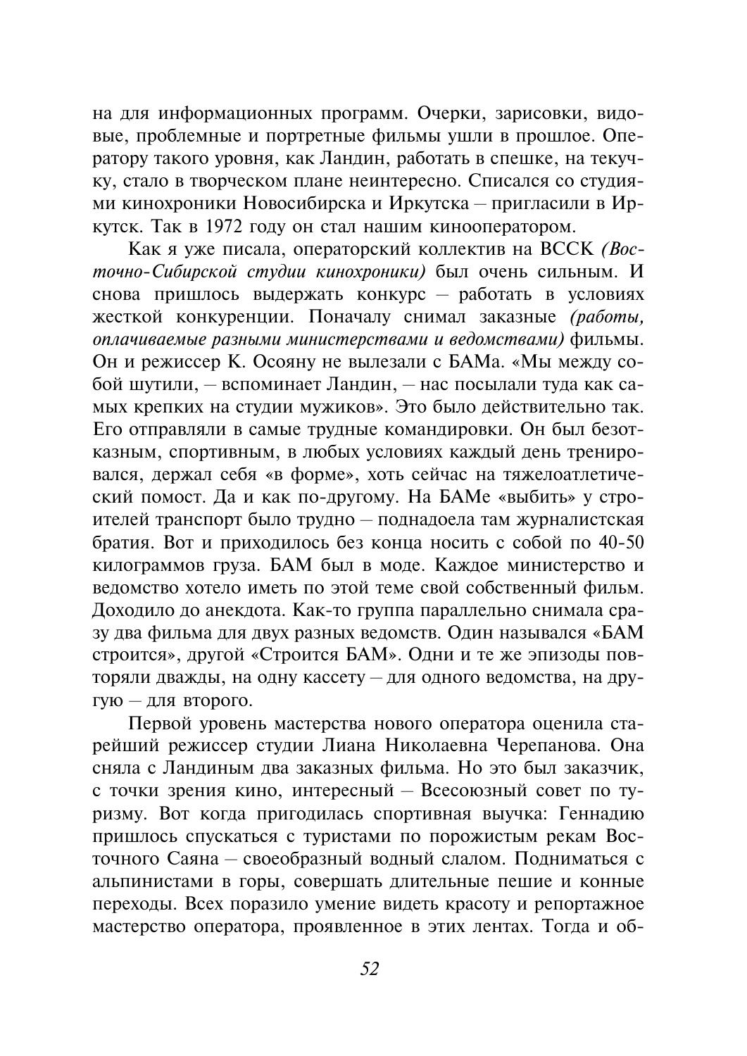на для информационных программ. Очерки, зарисовки, видовые, проблемные и портретные фильмы ушли в прошлое. Оператору такого уровня, как Ландин, работать в спешке, на текучку, стало в творческом плане неинтересно. Списался со студиями кинохроники Новосибирска и Иркутска – пригласили в Иркутск. Так в 1972 году он стал нашим кинооператором.

Как я уже писала, операторский коллектив на ВССК *(Восточно-Сибирской студии кинохроники)* был очень сильным. И снова пришлось выдержать конкурс – работать в условиях жесткой конкуренции. Поначалу снимал заказные *(работы, оплачиваемые разными министерствами и ведомствами)* фильмы. Он и режиссер К. Осояну не вылезали с БАМа. «Мы между собой шутили, – вспоминает Ландин, – нас посылали туда как самых крепких на студии мужиков». Это было действительно так. Его отправляли в самые трудные командировки. Он был безотказным, спортивным, в любых условиях каждый день тренировался, держал себя «в форме», хоть сейчас на тяжелоатлетический помост. Да и как по-другому. На БАМе «выбить» у строителей транспорт было трудно – поднадоела там журналистская братия. Вот и приходилось без конца носить с собой по 40-50 килограммов груза. БАМ был в моде. Каждое министерство и ведомство хотело иметь по этой теме свой собственный фильм. Доходило до анекдота. Как-то группа параллельно снимала сразу два фильма для двух разных ведомств. Один назывался «БАМ строится», другой «Строится БАМ». Одни и те же эпизоды повторяли дважды, на одну кассету – для одного ведомства, на другую – для второго.

Первой уровень мастерства нового оператора оценила старейший режиссер студии Лиана Николаевна Черепанова. Она сняла с Ландиным два заказных фильма. Но это был заказчик, с точки зрения кино, интересный – Всесоюзный совет по туризму. Вот когда пригодилась спортивная выучка: Геннадию пришлось спускаться с туристами по порожистым рекам Восточного Саяна – своеобразный водный слалом. Подниматься с альпинистами в горы, совершать длительные пешие и конные переходы. Всех поразило умение видеть красоту и репортажное мастерство оператора, проявленное в этих лентах. Тогда и об-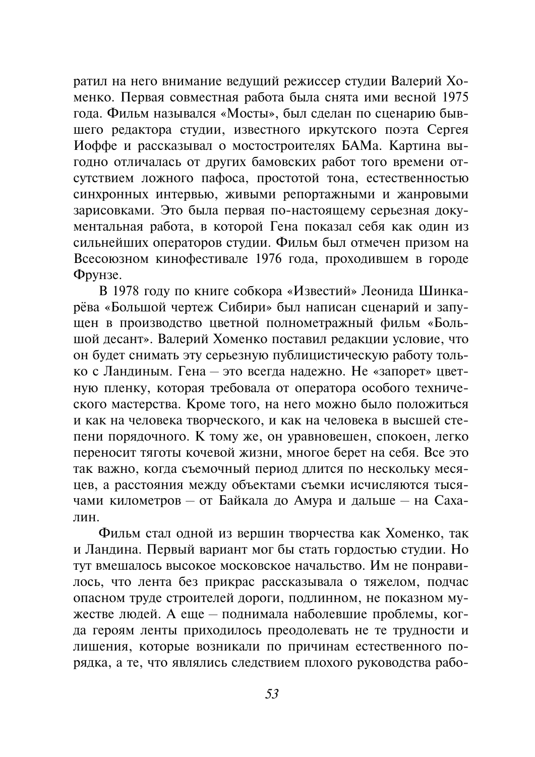ратил на него внимание ведущий режиссер студии Валерий Хоменко. Первая совместная работа была снята ими весной 1975 года. Фильм назывался «Мосты», был сделан по сценарию бывшего редактора студии, известного иркутского поэта Сергея Иоффе и рассказывал о мостостроителях БАМа. Картина выгодно отличалась от других бамовских работ того времени отсутствием ложного пафоса, простотой тона, естественностью синхронных интервью, живыми репортажными и жанровыми зарисовками. Это была первая по-настоящему серьезная документальная работа, в которой Гена показал себя как один из сильнейших операторов студии. Фильм был отмечен призом на Всесоюзном кинофестивале 1976 года, проходившем в городе Фрунзе.

В 1978 году по книге собкора «Известий» Леонида Шинкарёва «Большой чертеж Сибири» был написан сценарий и запущен в производство цветной полнометражный фильм «Большой десант». Валерий Хоменко поставил редакции условие, что он будет снимать эту серьезную публицистическую работу только с Ландиным. Гена – это всегда надежно. Не «запорет» цветную пленку, которая требовала от оператора особого технического мастерства. Кроме того, на него можно было положиться и как на человека творческого, и как на человека в высшей степени порядочного. К тому же, он уравновешен, спокоен, легко переносит тяготы кочевой жизни, многое берет на себя. Все это так важно, когда съемочный период длится по нескольку месяцев, а расстояния между объектами съемки исчисляются тысячами километров – от Байкала до Амура и дальше – на Сахалин.

Фильм стал одной из вершин творчества как Хоменко, так и Ландина. Первый вариант мог бы стать гордостью студии. Но тут вмешалось высокое московское начальство. Им не понравилось, что лента без прикрас рассказывала о тяжелом, подчас опасном труде строителей дороги, подлинном, не показном мужестве людей. А еще – поднимала наболевшие проблемы, когда героям ленты приходилось преодолевать не те трудности и лишения, которые возникали по причинам естественного порядка, а те, что являлись следствием плохого руководства рабо-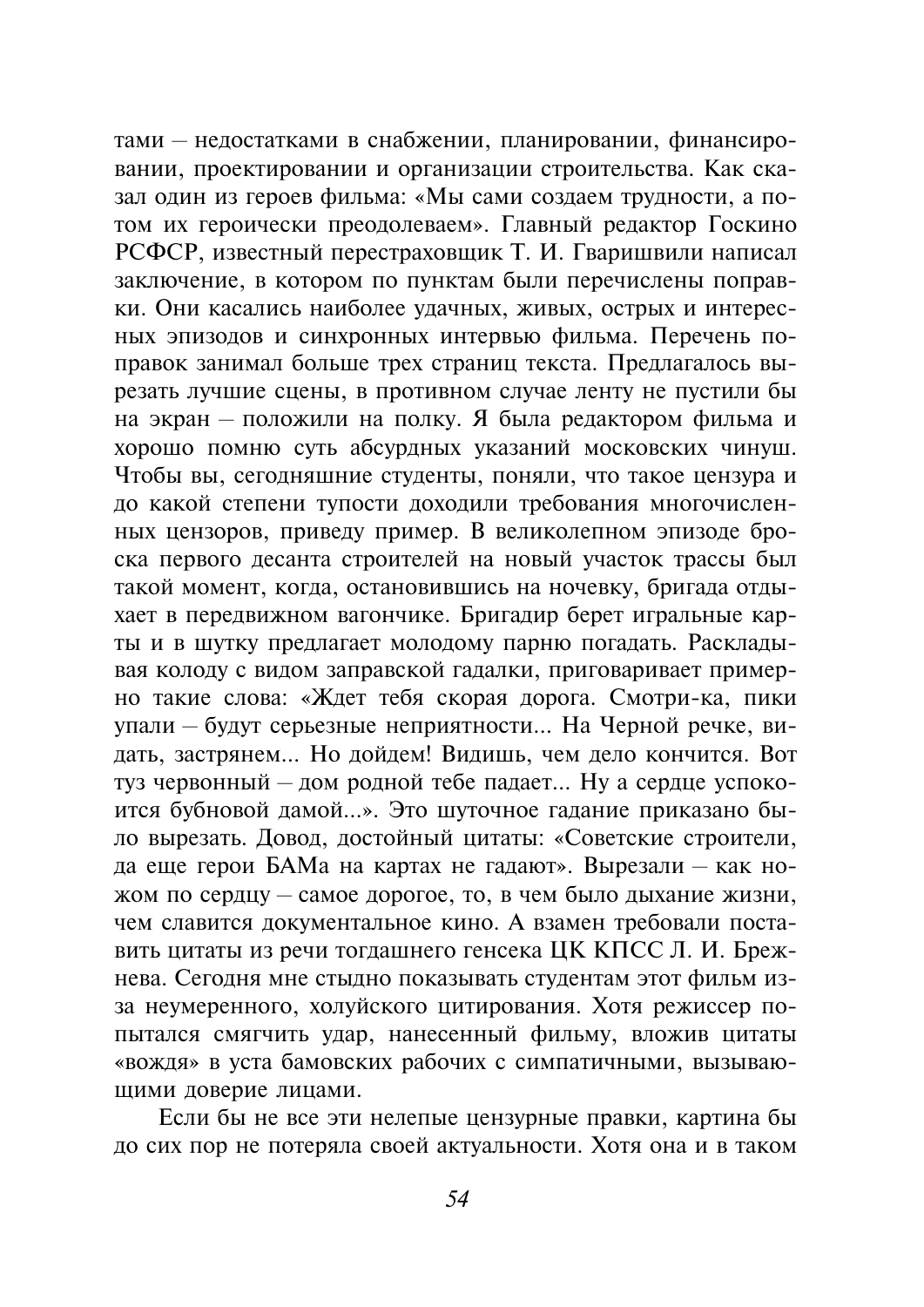тами – недостатками в снабжении, планировании, финансировании, проектировании и организации строительства. Как сказал один из героев фильма: «Мы сами создаем трудности, а потом их героически преодолеваем». Главный редактор Госкино РСФСР, известный перестраховщик Т. И. Гваришвили написал заключение, в котором по пунктам были перечислены поправки. Они касались наиболее удачных, живых, острых и интересных эпизодов и синхронных интервью фильма. Перечень поправок занимал больше трех страниц текста. Предлагалось вырезать лучшие сцены, в противном случае ленту не пустили бы на экран – положили на полку. Я была редактором фильма и хорошо помню суть абсурдных указаний московских чинуш. Чтобы вы, сегодняшние студенты, поняли, что такое цензура и до какой степени тупости доходили требования многочисленных цензоров, приведу пример. В великолепном эпизоде броска первого десанта строителей на новый участок трассы был такой момент, когда, остановившись на ночевку, бригада отдыхает в передвижном вагончике. Бригадир берет игральные карты и в шутку предлагает молодому парню погадать. Раскладывая колоду с видом заправской гадалки, приговаривает примерно такие слова: «Ждет тебя скорая дорога. Смотри-ка, пики упали – будут серьезные неприятности... На Черной речке, видать, застрянем... Но дойдем! Видишь, чем дело кончится. Вот туз червонный – дом родной тебе падает... Ну а сердце успокоится бубновой дамой...». Это шуточное гадание приказано было вырезать. Довод, достойный цитаты: «Советские строители, да еще герои БАМа на картах не гадают». Вырезали – как ножом по сердцу – самое дорогое, то, в чем было дыхание жизни, чем славится документальное кино. А взамен требовали поставить цитаты из речи тогдашнего генсека ЦК КПСС Л. И. Брежнева. Сегодня мне стыдно показывать студентам этот фильм из-за неумеренного, холуйского цитирования. Хотя режиссер попытался смягчить удар, нанесенный фильму, вложив цитаты «вождя» в уста бамовских рабочих с симпатичными, вызывающими доверие лицами.

Если бы не все эти нелепые цензурные правки, картина бы до сих пор не потеряла своей актуальности. Хотя она и в таком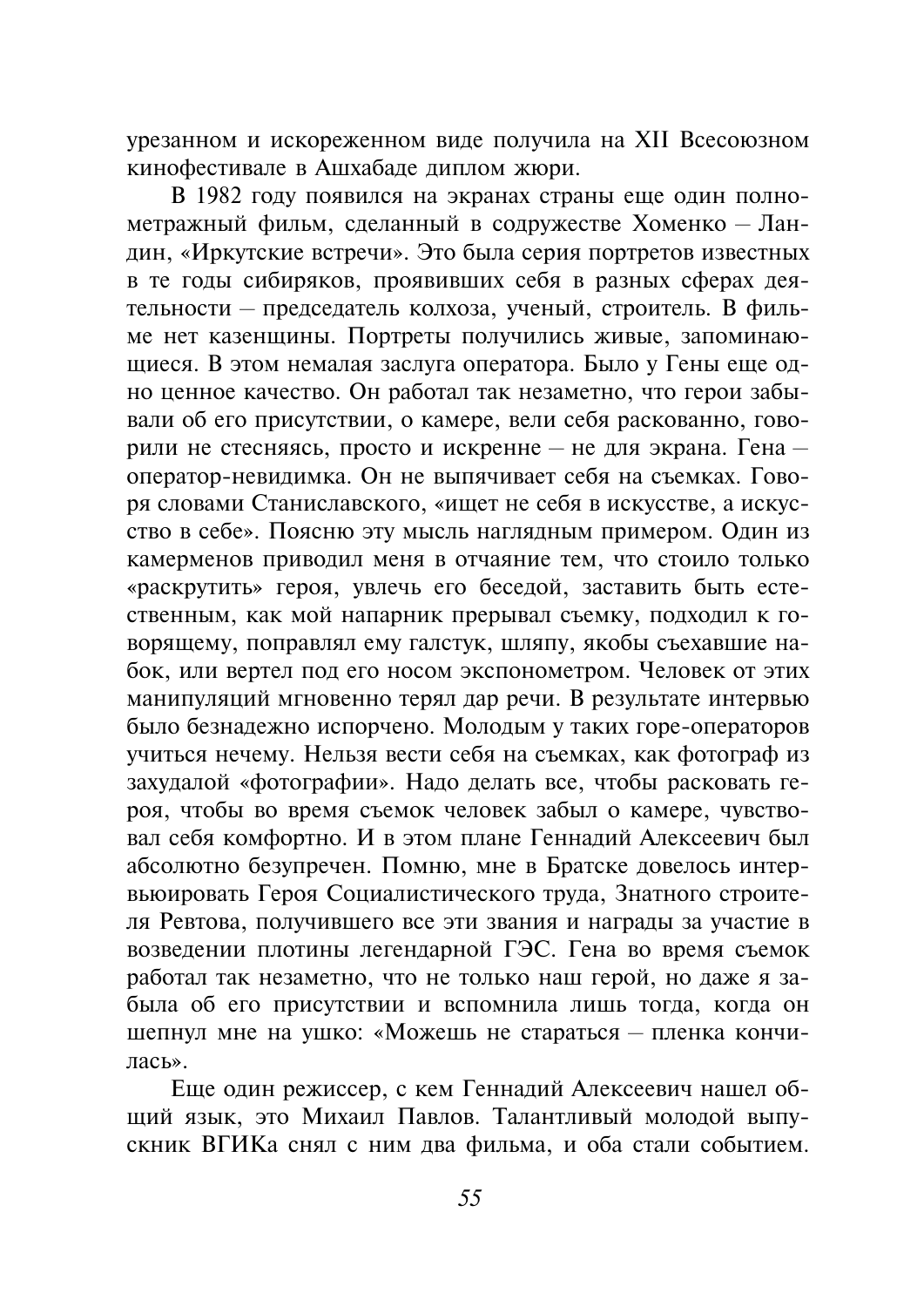урезанном и искореженном виде получила на XII Всесоюзном кинофестивале в Ашхабаде диплом жюри.

В 1982 году появился на экранах страны еще один полнометражный фильм, сделанный в содружестве Хоменко – Ландин, «Иркутские встречи». Это была серия портретов известных в те годы сибиряков, проявивших себя в разных сферах деятельности – председатель колхоза, ученый, строитель. В фильме нет казенщины. Портреты получились живые, запоминающиеся. В этом немалая заслуга оператора. Было у Гены еще одно ценное качество. Он работал так незаметно, что герои забывали об его присутствии, о камере, вели себя раскованно, говорили не стесняясь, просто и искренне – не для экрана. Гена – оператор-невидимка. Он не выпячивает себя на съемках. Говоря словами Станиславского, «ищет не себя в искусстве, а искусство в себе». Поясню эту мысль наглядным примером. Один из камерменов приводил меня в отчаяние тем, что стоило только «раскрутить» героя, увлечь его беседой, заставить быть естественным, как мой напарник прерывал съемку, подходил к говорящему, поправлял ему галстук, шляпу, якобы съехавшие набок, или вертел под его носом экспонометром. Человек от этих манипуляций мгновенно терял дар речи. В результате интервью было безнадежно испорчено. Молодым у таких горе-операторов учиться нечему. Нельзя вести себя на съемках, как фотограф из захудалой «фотографии». Надо делать все, чтобы расковать героя, чтобы во время съемок человек забыл о камере, чувствовал себя комфортно. И в этом плане Геннадий Алексеевич был абсолютно безупречен. Помню, мне в Братске довелось интервьюировать Героя Социалистического труда, Знатного строителя Ревтова, получившего все эти звания и награды за участие в возведении плотины легендарной ГЭС. Гена во время съемок работал так незаметно, что не только наш герой, но даже я забыла об его присутствии и вспомнила лишь тогда, когда он шепнул мне на ушко: «Можешь не стараться – пленка кончилась».

Еще один режиссер, с кем Геннадий Алексеевич нашел общий язык, это Михаил Павлов. Талантливый молодой выпускник ВГИКа снял с ним два фильма, и оба стали событием.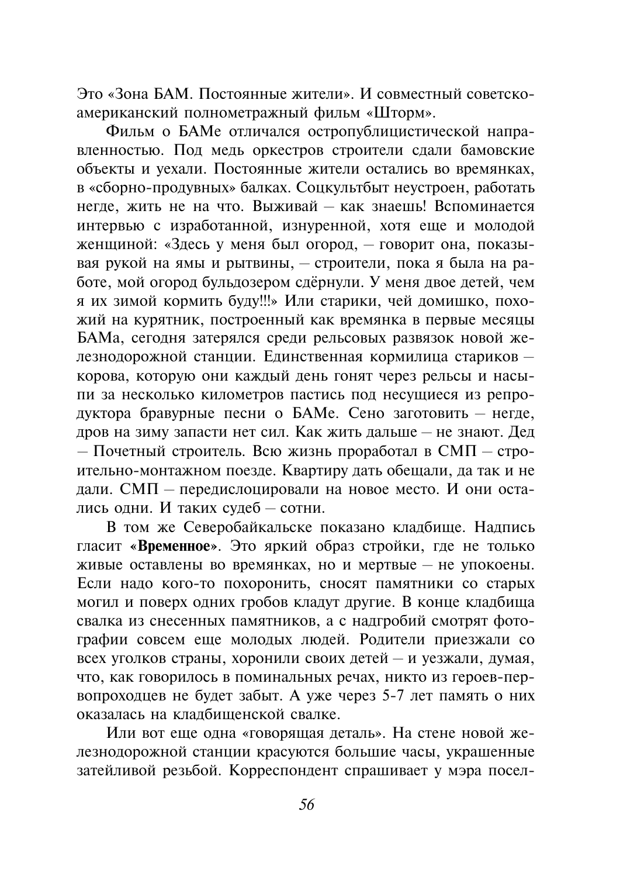Это «Зона БАМ. Постоянные жители». И совместный советско-американский полнометражный фильм «Шторм».

Фильм о БАМе отличался остропублицистической направленностью. Под медь оркестров строители сдали бамовские объекты и уехали. Постоянные жители остались во времянках, в «сборно-продувных» балках. Соцкультбыт неустроен, работать негде, жить не на что. Выживай – как знаешь! Вспоминается интервью с изработанной, изнуренной, хотя еще и молодой женщиной: «Здесь у меня был огород, – говорит она, показывая рукой на ямы и рытвины, – строители, пока я была на работе, мой огород бульдозером сдёрнули. У меня двое детей, чем я их зимой кормить буду!!!» Или старики, чей домишко, похожий на курятник, построенный как времянка в первые месяцы БАМа, сегодня затерялся среди рельсовых развязок новой железнодорожной станции. Единственная кормилица стариков – корова, которую они каждый день гонят через рельсы и насыпи за несколько километров пастись под несущиеся из репродуктора бравурные песни о БАМе. Сено заготовить – негде, дров на зиму запасти нет сил. Как жить дальше – не знают. Дед – Почетный строитель. Всю жизнь проработал в СМП – строительно-монтажном поезде. Квартиру дать обещали, да так и не дали. СМП – передислоцировали на новое место. И они остались одни. И таких судеб – сотни.

В том же Северобайкальске показано кладбище. Надпись гласит **«Временное»**. Это яркий образ стройки, где не только живые оставлены во времянках, но и мертвые – не упокоены. Если надо кого-то похоронить, сносят памятники со старых могил и поверх одних гробов кладут другие. В конце кладбища свалка из снесенных памятников, а с надгробий смотрят фотографии совсем еще молодых людей. Родители приезжали со всех уголков страны, хоронили своих детей – и уезжали, думая, что, как говорилось в поминальных речах, никто из героев-первопроходцев не будет забыт. А уже через 5-7 лет память о них оказалась на кладбищенской свалке.

Или вот еще одна «говорящая деталь». На стене новой железнодорожной станции красуются большие часы, украшенные затейливой резьбой. Корреспондент спрашивает у мэра посел-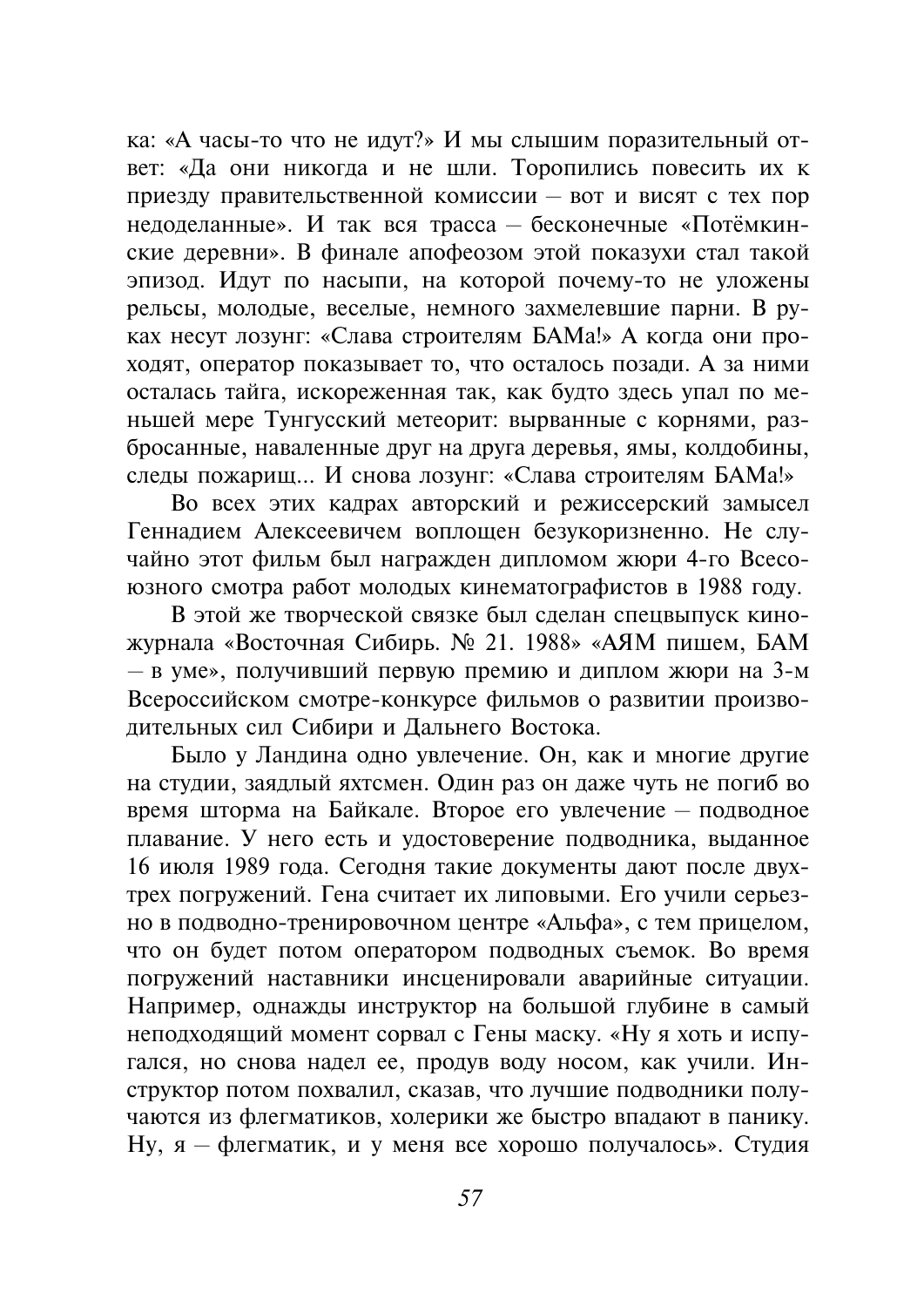ка: «А часы-то что не идут?» И мы слышим поразительный ответ: «Да они никогда и не шли. Торопились повесить их к приезду правительственной комиссии – вот и висят с тех пор недоделанные». И так вся трасса – бесконечные «Потёмкинские деревни». В финале апофеозом этой показухи стал такой эпизод. Идут по насыпи, на которой почему-то не уложены рельсы, молодые, веселые, немного захмелевшие парни. В руках несут лозунг: «Слава строителям БАМа!» А когда они проходят, оператор показывает то, что осталось позади. А за ними осталась тайга, искореженная так, как будто здесь упал по меньшей мере Тунгусский метеорит: вырванные с корнями, разбросанные, наваленные друг на друга деревья, ямы, колдобины, следы пожарищ... И снова лозунг: «Слава строителям БАМа!»

Во всех этих кадрах авторский и режиссерский замысел Геннадием Алексеевичем воплощен безукоризненно. Не случайно этот фильм был награжден дипломом жюри 4-го Всесоюзного смотра работ молодых кинематографистов в 1988 году.

В этой же творческой связке был сделан спецвыпуск киножурнала «Восточная Сибирь. № 21. 1988» «АЯМ пишем, БАМ – в уме», получивший первую премию и диплом жюри на 3-м Всероссийском смотре-конкурсе фильмов о развитии производительных сил Сибири и Дальнего Востока.

Было у Ландина одно увлечение. Он, как и многие другие на студии, заядлый яхтсмен. Один раз он даже чуть не погиб во время шторма на Байкале. Второе его увлечение – подводное плавание. У него есть и удостоверение подводника, выданное 16 июля 1989 года. Сегодня такие документы дают после двух-трех погружений. Гена считает их липовыми. Его учили серьезно в подводно-тренировочном центре «Альфа», с тем прицелом, что он будет потом оператором подводных съемок. Во время погружений наставники инсценировали аварийные ситуации. Например, однажды инструктор на большой глубине в самый неподходящий момент сорвал с Гены маску. «Ну я хоть и испугался, но снова надел ее, продув воду носом, как учили. Инструктор потом похвалил, сказав, что лучшие подводники получаются из флегматиков, холерики же быстро впадают в панику. Ну, я – флегматик, и у меня все хорошо получалось». Студия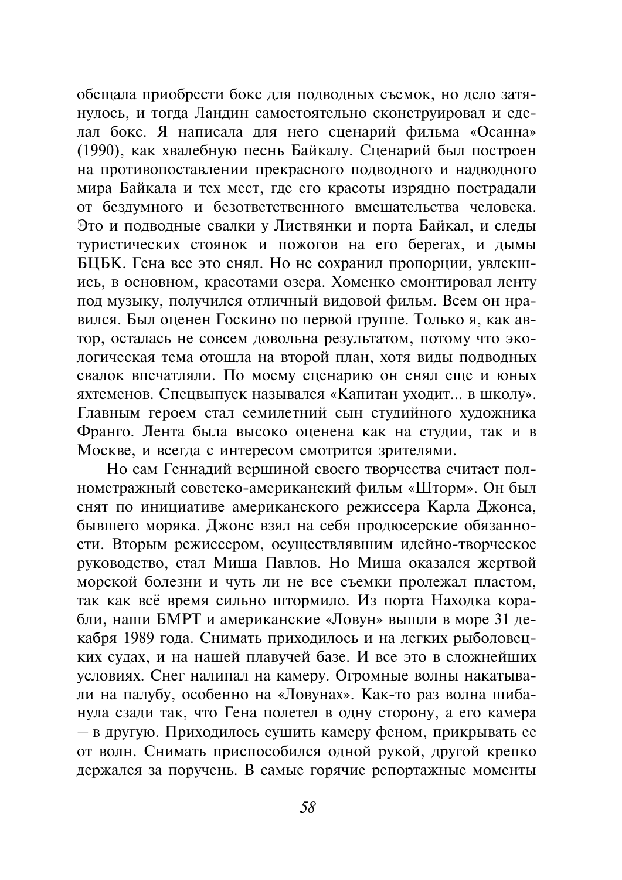обещала приобрести бокс для подводных съемок, но дело затянулось, и тогда Ландин самостоятельно сконструировал и сделал бокс. Я написала для него сценарий фильма «Осанна» (1990), как хвалебную песнь Байкалу. Сценарий был построен на противопоставлении прекрасного подводного и надводного мира Байкала и тех мест, где его красоты изрядно пострадали от бездумного и безответственного вмешательства человека. Это и подводные свалки у Листвянки и порта Байкал, и следы туристических стоянок и пожогов на его берегах, и дымы БЦБК. Гена все это снял. Но не сохранил пропорции, увлекшись, в основном, красотами озера. Хоменко смонтировал ленту под музыку, получился отличный видовой фильм. Всем он нравился. Был оценен Госкино по первой группе. Только я, как автор, осталась не совсем довольна результатом, потому что экологическая тема отошла на второй план, хотя виды подводных свалок впечатляли. По моему сценарию он снял еще и юных яхтсменов. Спецвыпуск назывался «Капитан уходит... в школу». Главным героем стал семилетний сын студийного художника Франго. Лента была высоко оценена как на студии, так и в Москве, и всегда с интересом смотрится зрителями.

Но сам Геннадий вершиной своего творчества считает полнометражный советско-американский фильм «Шторм». Он был снят по инициативе американского режиссера Карла Джонса, бывшего моряка. Джонс взял на себя продюсерские обязанности. Вторым режиссером, осуществлявшим идейно-творческое руководство, стал Миша Павлов. Но Миша оказался жертвой морской болезни и чуть ли не все съемки пролежал пластом, так как всё время сильно штормило. Из порта Находка корабли, наши БМРТ и американские «Ловун» вышли в море 31 декабря 1989 года. Снимать приходилось и на легких рыболовецких судах, и на нашей плавучей базе. И все это в сложнейших условиях. Снег налипал на камеру. Огромные волны накатывали на палубу, особенно на «Ловунах». Как-то раз волна шибанула сзади так, что Гена полетел в одну сторону, а его камера – в другую. Приходилось сушить камеру феном, прикрывать ее от волн. Снимать приспособился одной рукой, другой крепко держался за поручень. В самые горячие репортажные моменты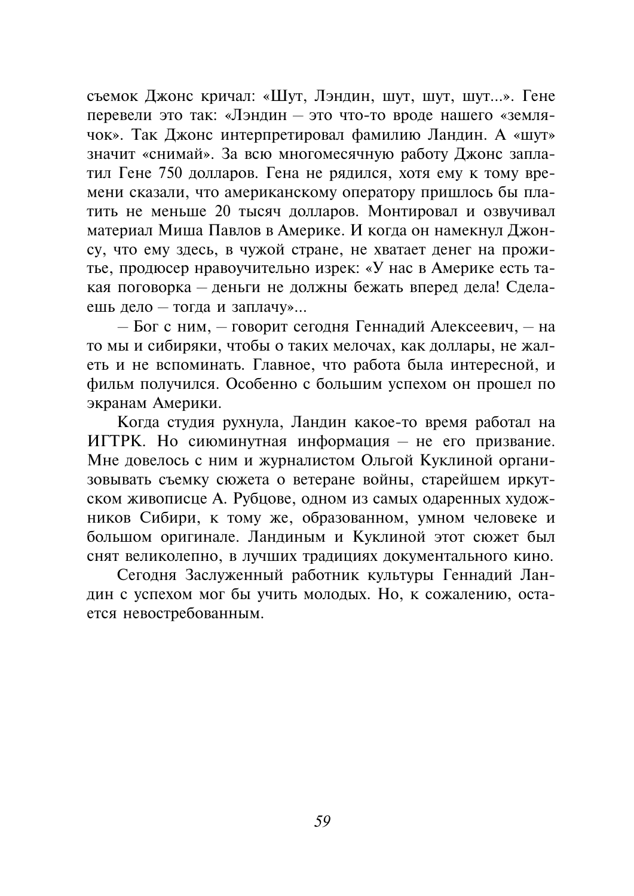съемок Джонс кричал: «Шут, Лэндин, шут, шут, шут...». Гене перевели это так: «Лэндин – это что-то вроде нашего «землячок». Так Джонс интерпретировал фамилию Ландин. А «шут» значит «снимай». За всю многомесячную работу Джонс заплатил Гене 750 долларов. Гена не рядился, хотя ему к тому времени сказали, что американскому оператору пришлось бы платить не меньше 20 тысяч долларов. Монтировал и озвучивал материал Миша Павлов в Америке. И когда он намекнул Джонсу, что ему здесь, в чужой стране, не хватает денег на прожитье, продюсер нравоучительно изрек: «У нас в Америке есть такая поговорка – деньги не должны бежать вперед дела! Сделаешь дело – тогда и заплачу»...

– Бог с ним, – говорит сегодня Геннадий Алексеевич, – на то мы и сибиряки, чтобы о таких мелочах, как доллары, не жалеть и не вспоминать. Главное, что работа была интересной, и фильм получился. Особенно с большим успехом он прошел по экранам Америки.

Когда студия рухнула, Ландин какое-то время работал на ИГТРК. Но сиюминутная информация – не его призвание. Мне довелось с ним и журналистом Ольгой Куклиной организовывать съемку сюжета о ветеране войны, старейшем иркутском живописце А. Рубцове, одном из самых одаренных художников Сибири, к тому же, образованном, умном человеке и большом оригинале. Ландиным и Куклиной этот сюжет был снят великолепно, в лучших традициях документального кино.

Сегодня Заслуженный работник культуры Геннадий Ландин с успехом мог бы учить молодых. Но, к сожалению, остается невостребованным.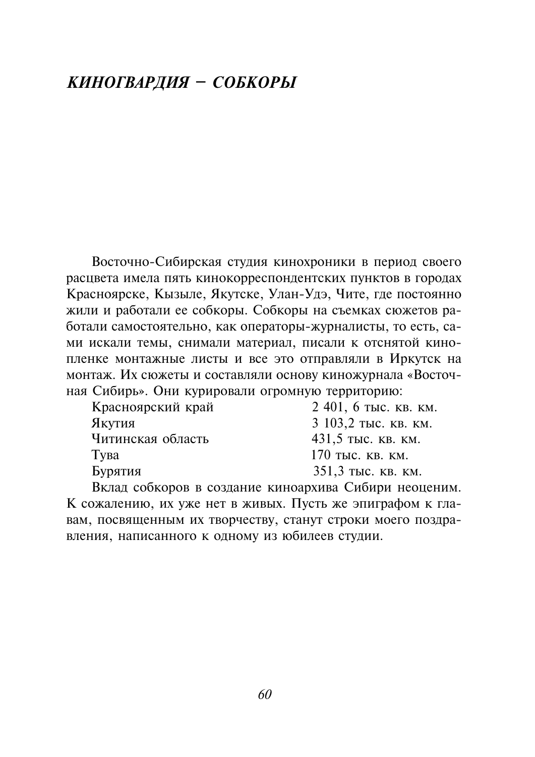## *КИНОГВАРДИЯ – СОБКОРЫ*

Восточно-Сибирская студия кинохроники в период своего расцвета имела пять кинокорреспондентских пунктов в городах Красноярске, Кызыле, Якутске, Улан-Удэ, Чите, где постоянно жили и работали ее собкоры. Собкоры на съемках сюжетов работали самостоятельно, как операторы-журналисты, то есть, сами искали темы, снимали материал, писали к отснятой кинопленке монтажные листы и все это отправляли в Иркутск на монтаж. Их сюжеты и составляли основу киножурнала «Восточная Сибирь». Они курировали огромную территорию:

| | |
|---|---|
| Красноярский край | 2 401, 6 тыс. кв. км. |
| Якутия | 3 103,2 тыс. кв. км. |
| Читинская область | 431,5 тыс. кв. км. |
| Тува | 170 тыс. кв. км. |
| Бурятия | 351,3 тыс. кв. км. |

Вклад собкоров в создание киноархива Сибири неоценим. К сожалению, их уже нет в живых. Пусть же эпиграфом к главам, посвященным их творчеству, станут строки моего поздравления, написанного к одному из юбилеев студии.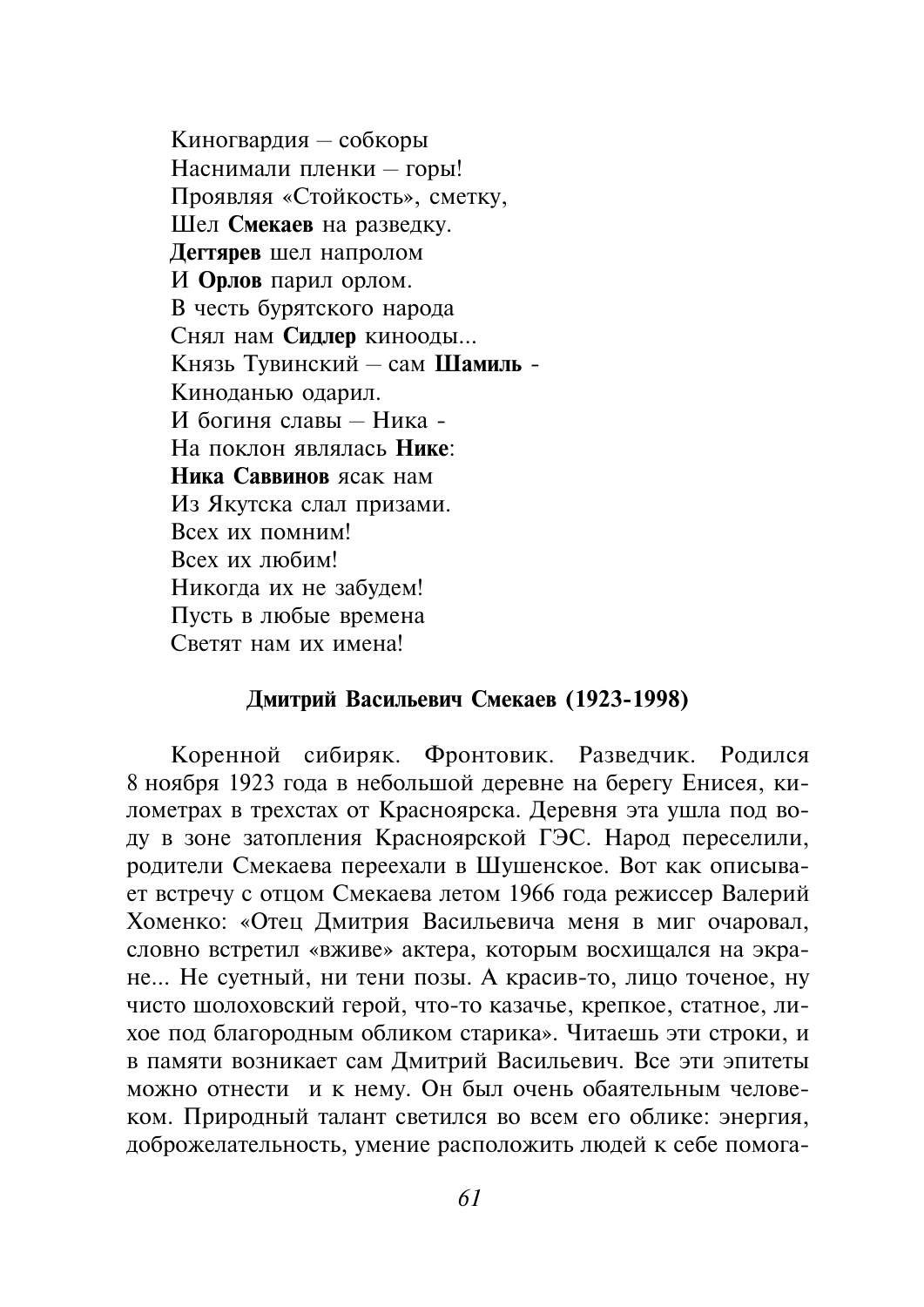Киногвардия – собкоры  
Наснимали пленки – горы!  
Проявляя «Стойкость», сметку,  
Шел **Смекаев** на разведку.  
**Дегтярев** шел напролом  
И **Орлов** парил орлом.  
В честь бурятского народа  
Снял нам **Сидлер** кинооды...  
Князь Тувинский – сам **Шамиль** -  
Киноданью одарил.  
И богиня славы – Ника -  
На поклон являлась **Нике**:  
**Ника Саввинов** ясак нам  
Из Якутска слал призами.  
Всех их помним!  
Всех их любим!  
Никогда их не забудем!  
Пусть в любые времена  
Светят нам их имена!

### Дмитрий Васильевич Смекаев (1923-1998)

Коренной сибиряк. Фронтовик. Разведчик. Родился 8 ноября 1923 года в небольшой деревне на берегу Енисея, километрах в трехстах от Красноярска. Деревня эта ушла под воду в зоне затопления Красноярской ГЭС. Народ переселили, родители Смекаева переехали в Шушенское. Вот как описывает встречу с отцом Смекаева летом 1966 года режиссер Валерий Хоменко: «Отец Дмитрия Васильевича меня в миг очаровал, словно встретил «вживе» актера, которым восхищался на экране... Не суетный, ни тени позы. А красив-то, лицо точеное, ну чисто шолоховский герой, что-то казачье, крепкое, статное, лихое под благородным обликом старика». Читаешь эти строки, и в памяти возникает сам Дмитрий Васильевич. Все эти эпитеты можно отнести и к нему. Он был очень обаятельным человеком. Природный талант светился во всем его облике: энергия, доброжелательность, умение расположить людей к себе помога-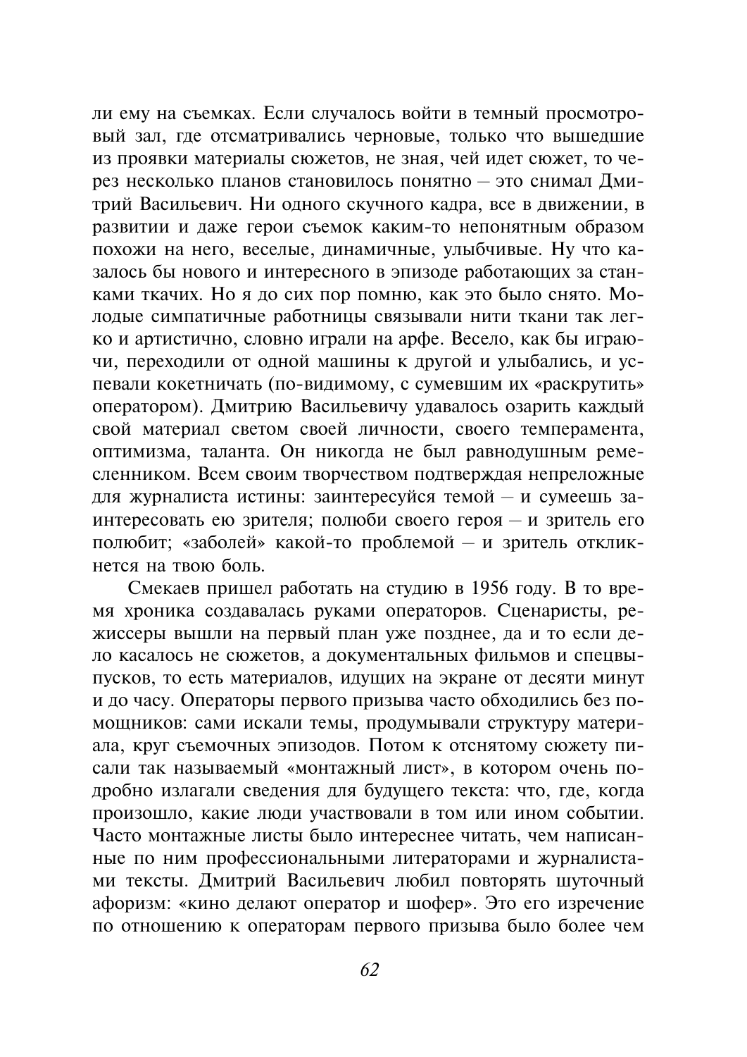ли ему на съемках. Если случалось войти в темный просмотровый зал, где отсматривались черновые, только что вышедшие из проявки материалы сюжетов, не зная, чей идет сюжет, то через несколько планов становилось понятно – это снимал Дмитрий Васильевич. Ни одного скучного кадра, все в движении, в развитии и даже герои съемок каким-то непонятным образом похожи на него, веселые, динамичные, улыбчивые. Ну что казалось бы нового и интересного в эпизоде работающих за станками ткачих. Но я до сих пор помню, как это было снято. Молодые симпатичные работницы связывали нити ткани так легко и артистично, словно играли на арфе. Весело, как бы играючи, переходили от одной машины к другой и улыбались, и успевали кокетничать (по-видимому, с сумевшим их «раскрутить» оператором). Дмитрию Васильевичу удавалось озарить каждый свой материал светом своей личности, своего темперамента, оптимизма, таланта. Он никогда не был равнодушным ремесленником. Всем своим творчеством подтверждая непреложные для журналиста истины: заинтересуйся темой – и сумеешь заинтересовать ею зрителя; полюби своего героя – и зритель его полюбит; «заболей» какой-то проблемой – и зритель откликнется на твою боль.

Смекаев пришел работать на студию в 1956 году. В то время хроника создавалась руками операторов. Сценаристы, режиссеры вышли на первый план уже позднее, да и то если дело касалось не сюжетов, а документальных фильмов и спецвыпусков, то есть материалов, идущих на экране от десяти минут и до часу. Операторы первого призыва часто обходились без помощников: сами искали темы, продумывали структуру материала, круг съемочных эпизодов. Потом к отснятому сюжету писали так называемый «монтажный лист», в котором очень подробно излагали сведения для будущего текста: что, где, когда произошло, какие люди участвовали в том или ином событии. Часто монтажные листы было интереснее читать, чем написанные по ним профессиональными литераторами и журналистами тексты. Дмитрий Васильевич любил повторять шуточный афоризм: «кино делают оператор и шофер». Это его изречение по отношению к операторам первого призыва было более чем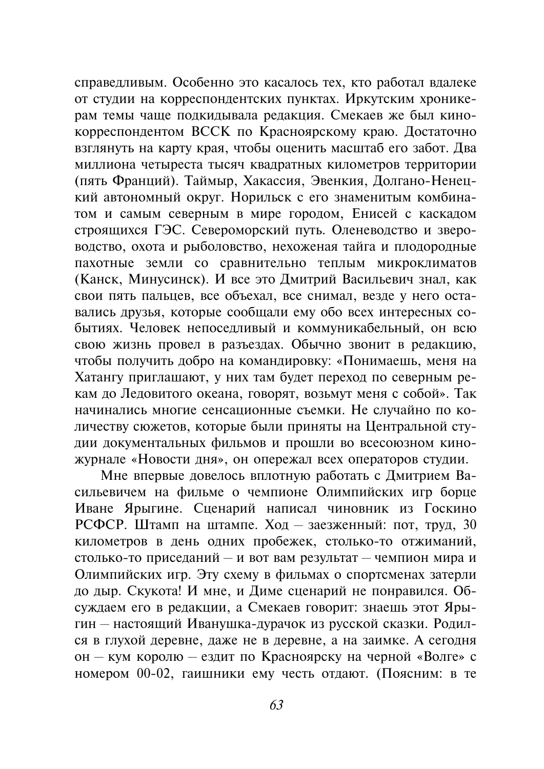справедливым. Особенно это касалось тех, кто работал вдалеке от студии на корреспондентских пунктах. Иркутским хроникерам темы чаще подкидывала редакция. Смекаев же был кинокорреспондентом ВССК по Красноярскому краю. Достаточно взглянуть на карту края, чтобы оценить масштаб его забот. Два миллиона четыреста тысяч квадратных километров территории (пять Франций). Таймыр, Хакассия, Эвенкия, Долгано-Ненецкий автономный округ. Норильск с его знаменитым комбинатом и самым северным в мире городом, Енисей с каскадом строящихся ГЭС. Североморский путь. Оленеводство и звероводство, охота и рыболовство, нехоженая тайга и плодородные пахотные земли со сравнительно теплым микроклиматов (Канск, Минусинск). И все это Дмитрий Васильевич знал, как свои пять пальцев, все объехал, все снимал, везде у него оставались друзья, которые сообщали ему обо всех интересных событиях. Человек непоседливый и коммуникабельный, он всю свою жизнь провел в разъездах. Обычно звонит в редакцию, чтобы получить добро на командировку: «Понимаешь, меня на Хатангу приглашают, у них там будет переход по северным рекам до Ледовитого океана, говорят, возьмут меня с собой». Так начинались многие сенсационные съемки. Не случайно по количеству сюжетов, которые были приняты на Центральной студии документальных фильмов и прошли во всесоюзном киножурнале «Новости дня», он опережал всех операторов студии.

Мне впервые довелось вплотную работать с Дмитрием Васильевичем на фильме о чемпионе Олимпийских игр борце Иване Ярыгине. Сценарий написал чиновник из Госкино РСФСР. Штамп на штампе. Ход – заезженный: пот, труд, 30 километров в день одних пробежек, столько-то отжиманий, столько-то приседаний – и вот вам результат – чемпион мира и Олимпийских игр. Эту схему в фильмах о спортсменах затерли до дыр. Скукота! И мне, и Диме сценарий не понравился. Обсуждаем его в редакции, а Смекаев говорит: знаешь этот Ярыгин – настоящий Иванушка-дурачок из русской сказки. Родился в глухой деревне, даже не в деревне, а на заимке. А сегодня он – кум королю – ездит по Красноярску на черной «Волге» с номером 00-02, гаишники ему честь отдают. (Поясним: в те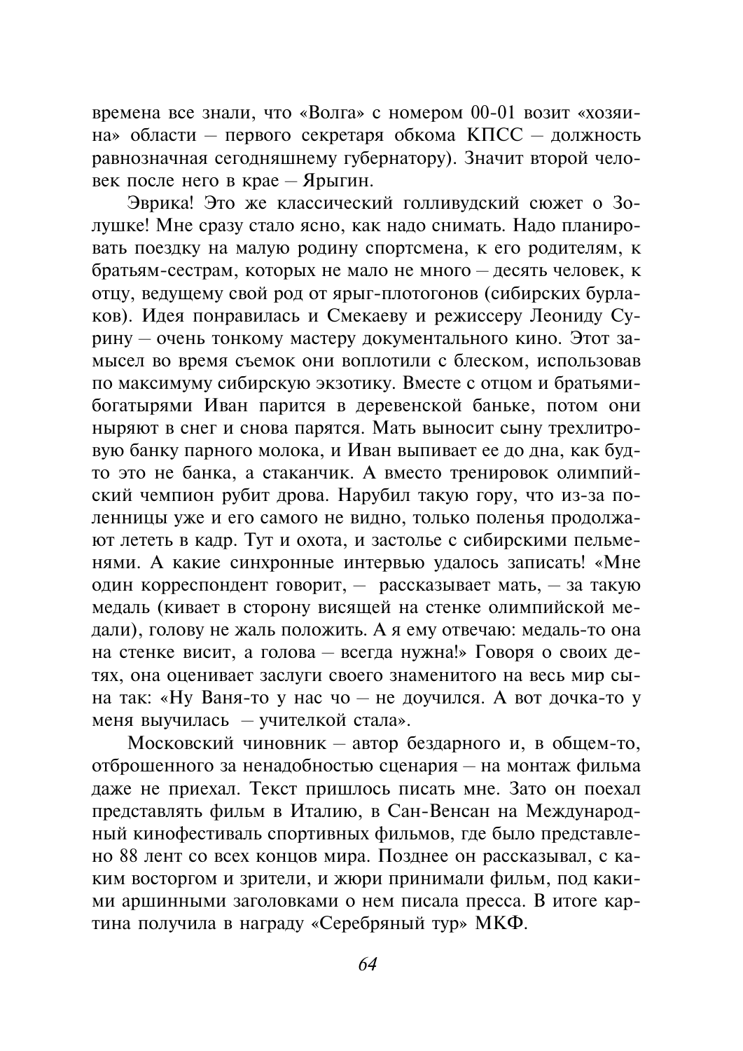времена все знали, что «Волга» с номером 00-01 возит «хозяина» области – первого секретаря обкома КПСС – должность равнозначная сегодняшнему губернатору). Значит второй человек после него в крае – Ярыгин.

Эврика! Это же классический голливудский сюжет о Золушке! Мне сразу стало ясно, как надо снимать. Надо планировать поездку на малую родину спортсмена, к его родителям, к братьям-сестрам, которых не мало не много – десять человек, к отцу, ведущему свой род от ярыг-плотогонов (сибирских бурлаков). Идея понравилась и Смекаеву и режиссеру Леониду Сурину – очень тонкому мастеру документального кино. Этот замысел во время съемок они воплотили с блеском, использовав по максимуму сибирскую экзотику. Вместе с отцом и братьями-богатырями Иван парится в деревенской баньке, потом они ныряют в снег и снова парятся. Мать выносит сыну трехлитровую банку парного молока, и Иван выпивает ее до дна, как будто это не банка, а стаканчик. А вместо тренировок олимпийский чемпион рубит дрова. Нарубил такую гору, что из-за поленницы уже и его самого не видно, только поленья продолжают лететь в кадр. Тут и охота, и застолье с сибирскими пельменями. А какие синхронные интервью удалось записать! «Мне один корреспондент говорит, – рассказывает мать, – за такую медаль (кивает в сторону висящей на стенке олимпийской медали), голову не жаль положить. А я ему отвечаю: медаль-то она на стенке висит, а голова – всегда нужна!» Говоря о своих детях, она оценивает заслуги своего знаменитого на весь мир сына так: «Ну Ваня-то у нас чо – не доучился. А вот дочка-то у меня выучилась – учителкой стала».

Московский чиновник – автор бездарного и, в общем-то, отброшенного за ненадобностью сценария – на монтаж фильма даже не приехал. Текст пришлось писать мне. Зато он поехал представлять фильм в Италию, в Сан-Венсан на Международный кинофестиваль спортивных фильмов, где было представлено 88 лент со всех концов мира. Позднее он рассказывал, с каким восторгом и зрители, и жюри принимали фильм, под какими аршинными заголовками о нем писала пресса. В итоге картина получила в награду «Серебряный тур» МКФ.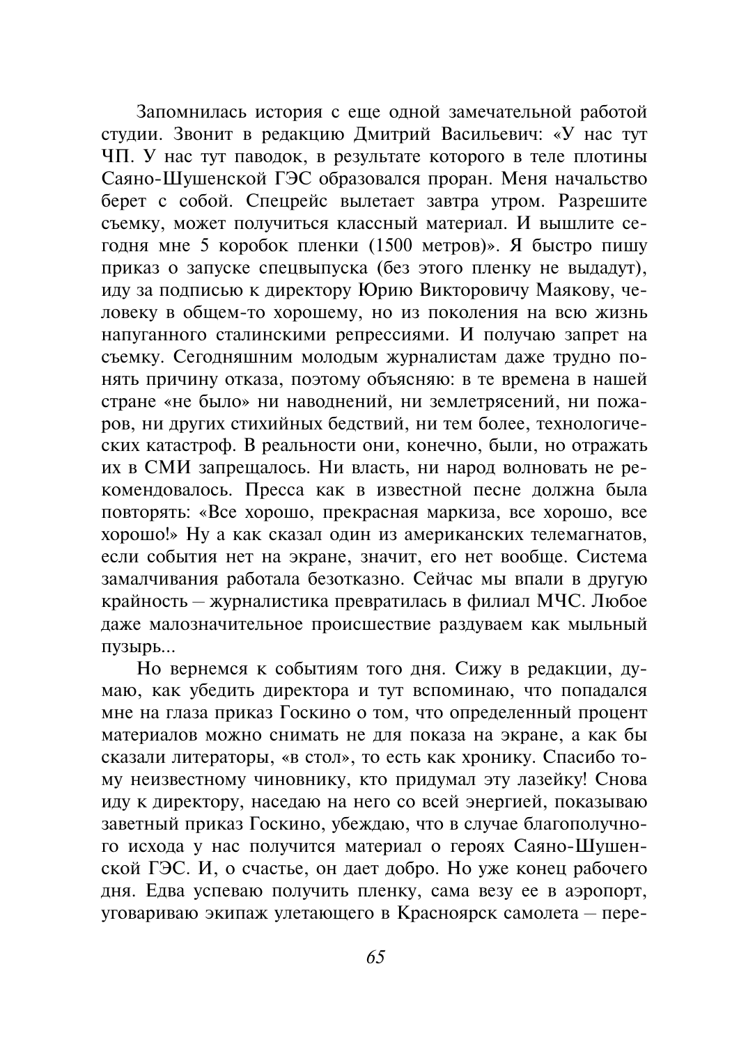Запомнилась история с еще одной замечательной работой студии. Звонит в редакцию Дмитрий Васильевич: «У нас тут ЧП. У нас тут паводок, в результате которого в теле плотины Саяно-Шушенской ГЭС образовался проран. Меня начальство берет с собой. Спецрейс вылетает завтра утром. Разрешите съемку, может получиться классный материал. И вышлите сегодня мне 5 коробок пленки (1500 метров)». Я быстро пишу приказ о запуске спецвыпуска (без этого пленку не выдадут), иду за подписью к директору Юрию Викторовичу Маякову, человеку в общем-то хорошему, но из поколения на всю жизнь напуганного сталинскими репрессиями. И получаю запрет на съемку. Сегодняшним молодым журналистам даже трудно понять причину отказа, поэтому объясняю: в те времена в нашей стране «не было» ни наводнений, ни землетрясений, ни пожаров, ни других стихийных бедствий, ни тем более, технологических катастроф. В реальности они, конечно, были, но отражать их в СМИ запрещалось. Ни власть, ни народ волновать не рекомендовалось. Пресса как в известной песне должна была повторять: «Все хорошо, прекрасная маркиза, все хорошо, все хорошо!» Ну а как сказал один из американских телемагнатов, если события нет на экране, значит, его нет вообще. Система замалчивания работала безотказно. Сейчас мы впали в другую крайность – журналистика превратилась в филиал МЧС. Любое даже малозначительное происшествие раздуваем как мыльный пузырь...

Но вернемся к событиям того дня. Сижу в редакции, думаю, как убедить директора и тут вспоминаю, что попадался мне на глаза приказ Госкино о том, что определенный процент материалов можно снимать не для показа на экране, а как бы сказали литераторы, «в стол», то есть как хронику. Спасибо тому неизвестному чиновнику, кто придумал эту лазейку! Снова иду к директору, наседаю на него со всей энергией, показываю заветный приказ Госкино, убеждаю, что в случае благополучного исхода у нас получится материал о героях Саяно-Шушенской ГЭС. И, о счастье, он дает добро. Но уже конец рабочего дня. Едва успеваю получить пленку, сама везу ее в аэропорт, уговариваю экипаж улетающего в Красноярск самолета – пере-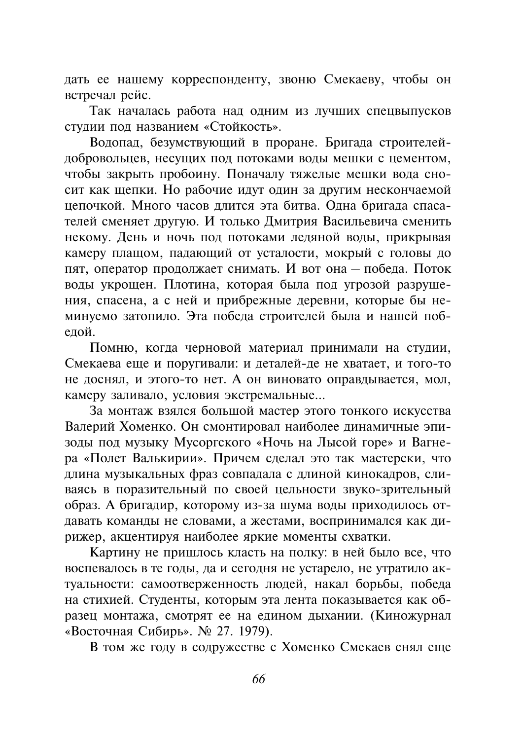дать ее нашему корреспонденту, звоню Смекаеву, чтобы он встречал рейс.

Так началась работа над одним из лучших спецвыпусков студии под названием «Стойкость».

Водопад, безумствующий в проране. Бригада строителей-добровольцев, несущих под потоками воды мешки с цементом, чтобы закрыть пробоину. Поначалу тяжелые мешки вода сносит как щепки. Но рабочие идут один за другим нескончаемой цепочкой. Много часов длится эта битва. Одна бригада спасателей сменяет другую. И только Дмитрия Васильевича сменить некому. День и ночь под потоками ледяной воды, прикрывая камеру плащом, падающий от усталости, мокрый с головы до пят, оператор продолжает снимать. И вот она – победа. Поток воды укрощен. Плотина, которая была под угрозой разрушения, спасена, а с ней и прибрежные деревни, которые бы неминуемо затопило. Эта победа строителей была и нашей победой.

Помню, когда черновой материал принимали на студии, Смекаева еще и поругивали: и деталей-де не хватает, и того-то не доснял, и этого-то нет. А он виновато оправдывается, мол, камеру заливало, условия экстремальные...

За монтаж взялся большой мастер этого тонкого искусства Валерий Хоменко. Он смонтировал наиболее динамичные эпизоды под музыку Мусоргского «Ночь на Лысой горе» и Вагнера «Полет Валькирии». Причем сделал это так мастерски, что длина музыкальных фраз совпадала с длиной кинокадров, сливаясь в поразительный по своей цельности звуко-зрительный образ. А бригадир, которому из-за шума воды приходилось отдавать команды не словами, а жестами, воспринимался как дирижер, акцентируя наиболее яркие моменты схватки.

Картину не пришлось класть на полку: в ней было все, что воспевалось в те годы, да и сегодня не устарело, не утратило актуальности: самоотверженность людей, накал борьбы, победа на стихией. Студенты, которым эта лента показывается как образец монтажа, смотрят ее на едином дыхании. (Киножурнал «Восточная Сибирь». № 27. 1979).

В том же году в содружестве с Хоменко Смекаев снял еще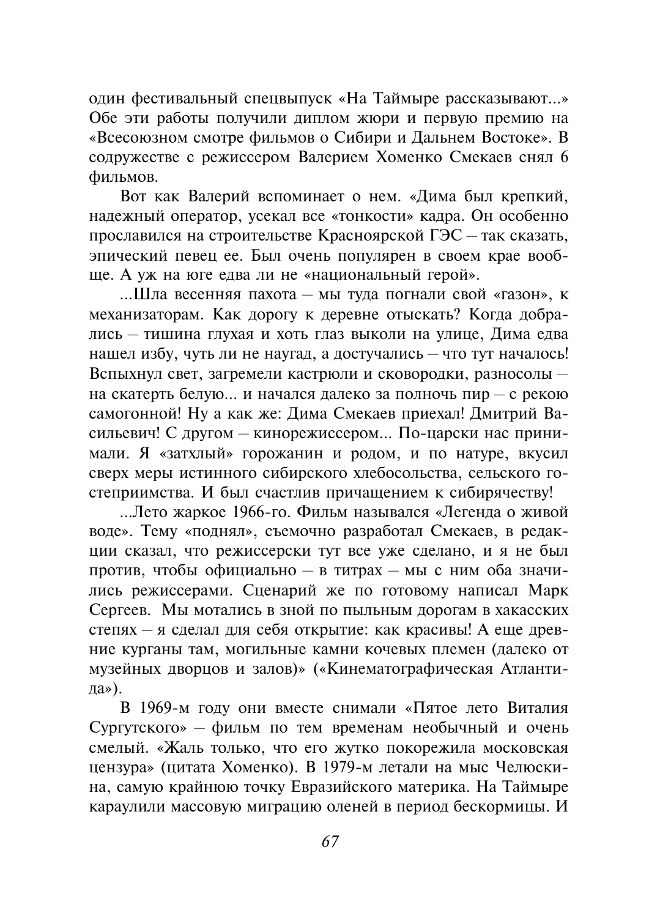один фестивальный спецвыпуск «На Таймыре рассказывают...» Обе эти работы получили диплом жюри и первую премию на «Всесоюзном смотре фильмов о Сибири и Дальнем Востоке». В содружестве с режиссером Валерием Хоменко Смекаев снял 6 фильмов.

Вот как Валерий вспоминает о нем. «Дима был крепкий, надежный оператор, усекал все «тонкости» кадра. Он особенно прославился на строительстве Красноярской ГЭС – так сказать, эпический певец ее. Был очень популярен в своем крае вообще. А уж на юге едва ли не «национальный герой».

...Шла весенняя пахота – мы туда погнали свой «газон», к механизаторам. Как дорогу к деревне отыскать? Когда добрались – тишина глухая и хоть глаз выколи на улице, Дима едва нашел избу, чуть ли не наугад, а достучались – что тут началось! Вспыхнул свет, загремели кастрюли и сковородки, разносолы – на скатерть белую... и начался далеко за полночь пир – с рекою самогонной! Ну а как же: Дима Смекаев приехал! Дмитрий Васильевич! С другом – кинорежиссером... По-царски нас принимали. Я «затхлый» горожанин и родом, и по натуре, вкусил сверх меры истинного сибирского хлебосольства, сельского гостеприимства. И был счастлив причащением к сибирячеству!

...Лето жаркое 1966-го. Фильм назывался «Легенда о живой воде». Тему «поднял», съемочно разработал Смекаев, в редакции сказал, что режиссерски тут все уже сделано, и я не был против, чтобы официально – в титрах – мы с ним оба значились режиссерами. Сценарий же по готовому написал Марк Сергеев. Мы мотались в зной по пыльным дорогам в хакасских степях – я сделал для себя открытие: как красивы! А еще древние курганы там, могильные камни кочевых племен (далеко от музейных дворцов и залов)» («Кинематографическая Атлантида»).

В 1969-м году они вместе снимали «Пятое лето Виталия Сургутского» – фильм по тем временам необычный и очень смелый. «Жаль только, что его жутко покорежила московская цензура» (цитата Хоменко). В 1979-м летали на мыс Челюскина, самую крайнюю точку Евразийского материка. На Таймыре караулили массовую миграцию оленей в период бескормицы. И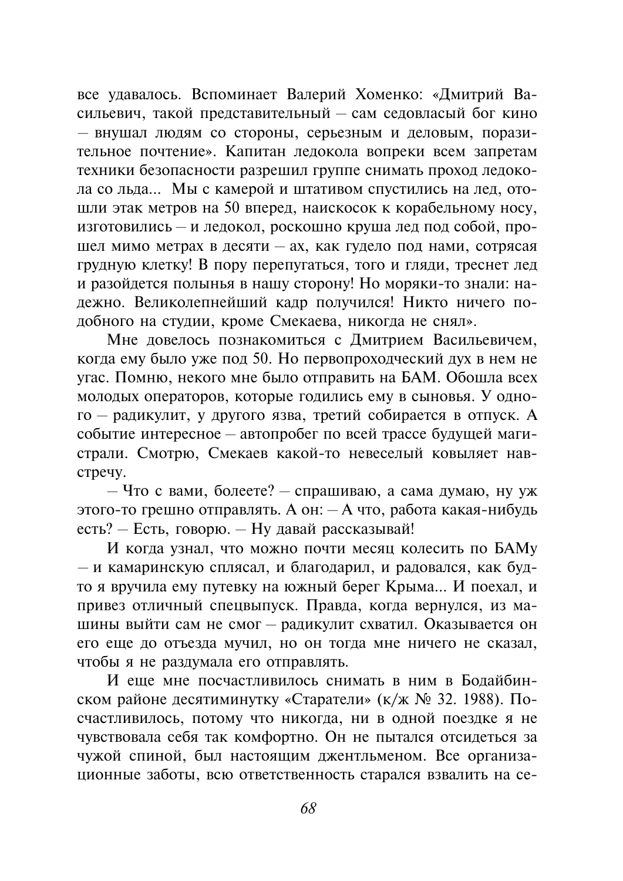все удавалось. Вспоминает Валерий Хоменко: «Дмитрий Васильевич, такой представительный – сам седовласый бог кино – внушал людям со стороны, серьезным и деловым, поразительное почтение». Капитан ледокола вопреки всем запретам техники безопасности разрешил группе снимать проход ледокола со льда... Мы с камерой и штативом спустились на лед, отошли этак метров на 50 вперед, наискосок к корабельному носу, изготовились – и ледокол, роскошно круша лед под собой, прошел мимо метрах в десяти – ах, как гудело под нами, сотрясая грудную клетку! В пору перепугаться, того и гляди, треснет лед и разойдется полынья в нашу сторону! Но моряки-то знали: надежно. Великолепнейший кадр получился! Никто ничего подобного на студии, кроме Смекаева, никогда не снял».

Мне довелось познакомиться с Дмитрием Васильевичем, когда ему было уже под 50. Но первопроходческий дух в нем не угас. Помню, некого мне было отправить на БАМ. Обошла всех молодых операторов, которые годились ему в сыновья. У одного – радикулит, у другого язва, третий собирается в отпуск. А событие интересное – автопробег по всей трассе будущей магистрали. Смотрю, Смекаев какой-то невеселый ковыляет навстречу.

– Что с вами, болеете? – спрашиваю, а сама думаю, ну уж этого-то грешно отправлять. А он: – А что, работа какая-нибудь есть? – Есть, говорю. – Ну давай рассказывай!

И когда узнал, что можно почти месяц колесить по БАМу – и камаринскую сплясал, и благодарил, и радовался, как будто я вручила ему путевку на южный берег Крыма... И поехал, и привез отличный спецвыпуск. Правда, когда вернулся, из машины выйти сам не смог – радикулит схватил. Оказывается он его еще до отъезда мучил, но он тогда мне ничего не сказал, чтобы я не раздумала его отправлять.

И еще мне посчастливилось снимать в ним в Бодайбинском районе десятиминутку «Старатели» (к/ж № 32. 1988). Посчастливилось, потому что никогда, ни в одной поездке я не чувствовала себя так комфортно. Он не пытался отсидеться за чужой спиной, был настоящим джентльменом. Все организационные заботы, всю ответственность старался взвалить на се-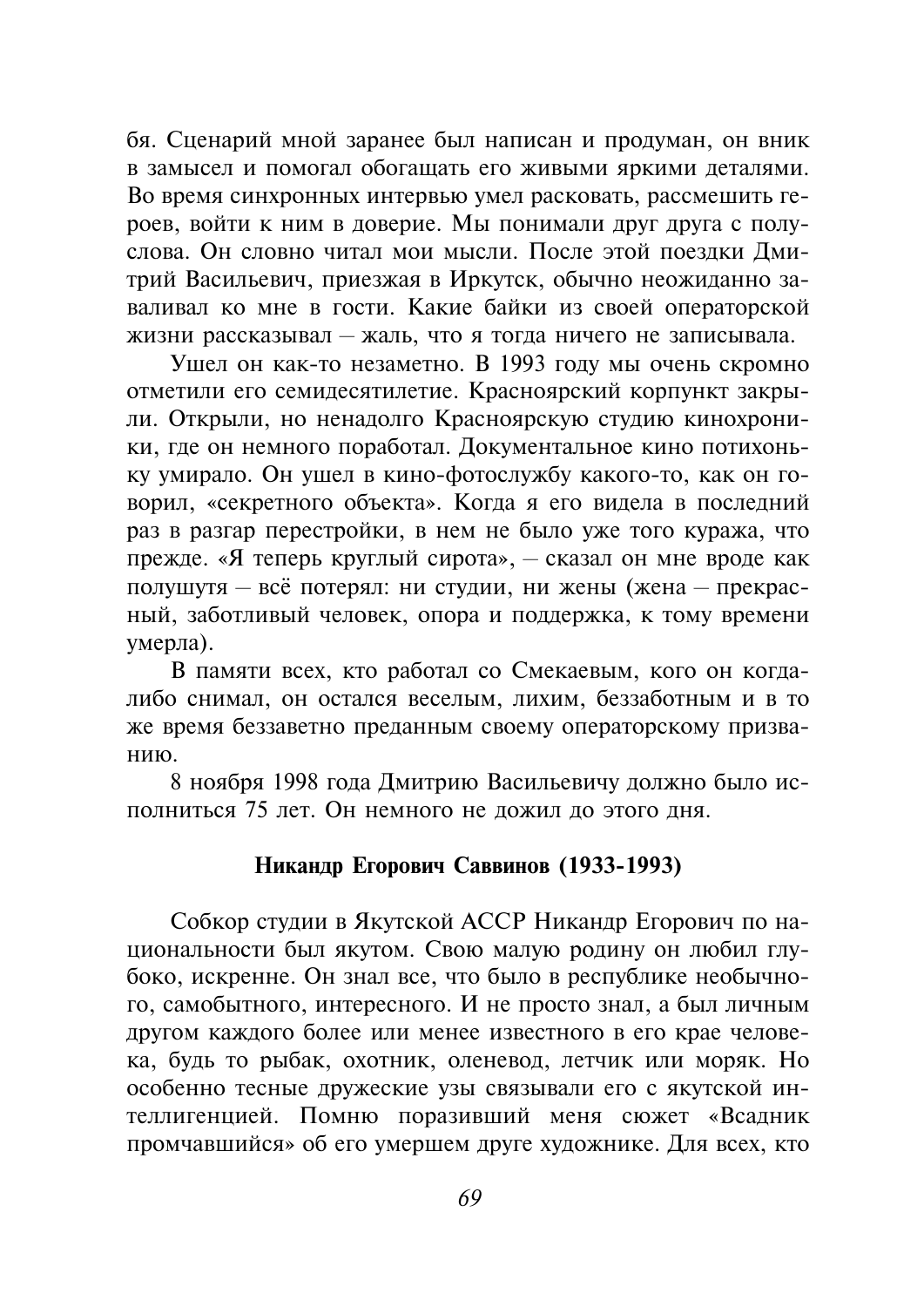бя. Сценарий мной заранее был написан и продуман, он вник в замысел и помогал обогащать его живыми яркими деталями. Во время синхронных интервью умел расковать, рассмешить героев, войти к ним в доверие. Мы понимали друг друга с полуслова. Он словно читал мои мысли. После этой поездки Дмитрий Васильевич, приезжая в Иркутск, обычно неожиданно заваливал ко мне в гости. Какие байки из своей операторской жизни рассказывал – жаль, что я тогда ничего не записывала.

Ушел он как-то незаметно. В 1993 году мы очень скромно отметили его семидесятилетие. Красноярский корпункт закрыли. Открыли, но ненадолго Красноярскую студию кинохроники, где он немного поработал. Документальное кино потихоньку умирало. Он ушел в кино-фотослужбу какого-то, как он говорил, «секретного объекта». Когда я его видела в последний раз в разгар перестройки, в нем не было уже того куража, что прежде. «Я теперь круглый сирота», – сказал он мне вроде как полушутя – всё потерял: ни студии, ни жены (жена – прекрасный, заботливый человек, опора и поддержка, к тому времени умерла).

В памяти всех, кто работал со Смекаевым, кого он когда-либо снимал, он остался веселым, лихим, беззаботным и в то же время беззаветно преданным своему операторскому призванию.

8 ноября 1998 года Дмитрию Васильевичу должно было исполниться 75 лет. Он немного не дожил до этого дня.

### Никандр Егорович Саввинов (1933-1993)

Собкор студии в Якутской АССР Никандр Егорович по национальности был якутом. Свою малую родину он любил глубоко, искренне. Он знал все, что было в республике необычного, самобытного, интересного. И не просто знал, а был личным другом каждого более или менее известного в его крае человека, будь то рыбак, охотник, оленевод, летчик или моряк. Но особенно тесные дружеские узы связывали его с якутской интеллигенцией. Помню поразивший меня сюжет «Всадник промчавшийся» об его умершем друге художнике. Для всех, кто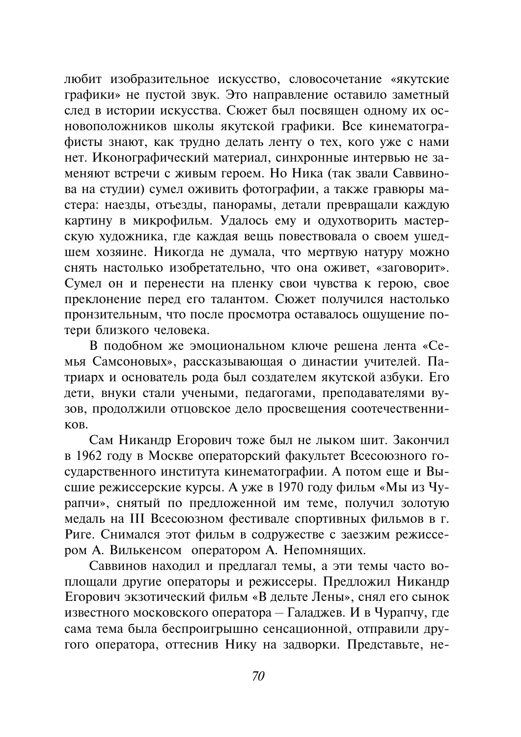любит изобразительное искусство, словосочетание «якутские графики» не пустой звук. Это направление оставило заметный след в истории искусства. Сюжет был посвящен одному их основоположников школы якутской графики. Все кинематографисты знают, как трудно делать ленту о тех, кого уже с нами нет. Иконографический материал, синхронные интервью не заменяют встречи с живым героем. Но Ника (так звали Саввинова на студии) сумел оживить фотографии, а также гравюры мастера: наезды, отъезды, панорамы, детали превращали каждую картину в микрофильм. Удалось ему и одухотворить мастерскую художника, где каждая вещь повествовала о своем ушедшем хозяине. Никогда не думала, что мертвую натуру можно снять настолько изобретательно, что она оживет, «заговорит». Сумел он и перенести на пленку свои чувства к герою, свое преклонение перед его талантом. Сюжет получился настолько пронзительным, что после просмотра оставалось ощущение потери близкого человека.

В подобном же эмоциональном ключе решена лента «Семья Самсоновых», рассказывающая о династии учителей. Патриарх и основатель рода был создателем якутской азбуки. Его дети, внуки стали учеными, педагогами, преподавателями вузов, продолжили отцовское дело просвещения соотечественников.

Сам Никандр Егорович тоже был не лыком шит. Закончил в 1962 году в Москве операторский факультет Всесоюзного государственного института кинематографии. А потом еще и Высшие режиссерские курсы. А уже в 1970 году фильм «Мы из Чурапчи», снятый по предложенной им теме, получил золотую медаль на III Всесоюзном фестивале спортивных фильмов в г. Риге. Снимался этот фильм в содружестве с заезжим режиссером А. Вилькенсом оператором А. Непомнящих.

Саввинов находил и предлагал темы, а эти темы часто воплощали другие операторы и режиссеры. Предложил Никандр Егорович экзотический фильм «В дельте Лены», снял его сынок известного московского оператора – Галаджев. И в Чурапчу, где сама тема была беспроигрышно сенсационной, отправили другого оператора, оттеснив Нику на задворки. Представьте, не-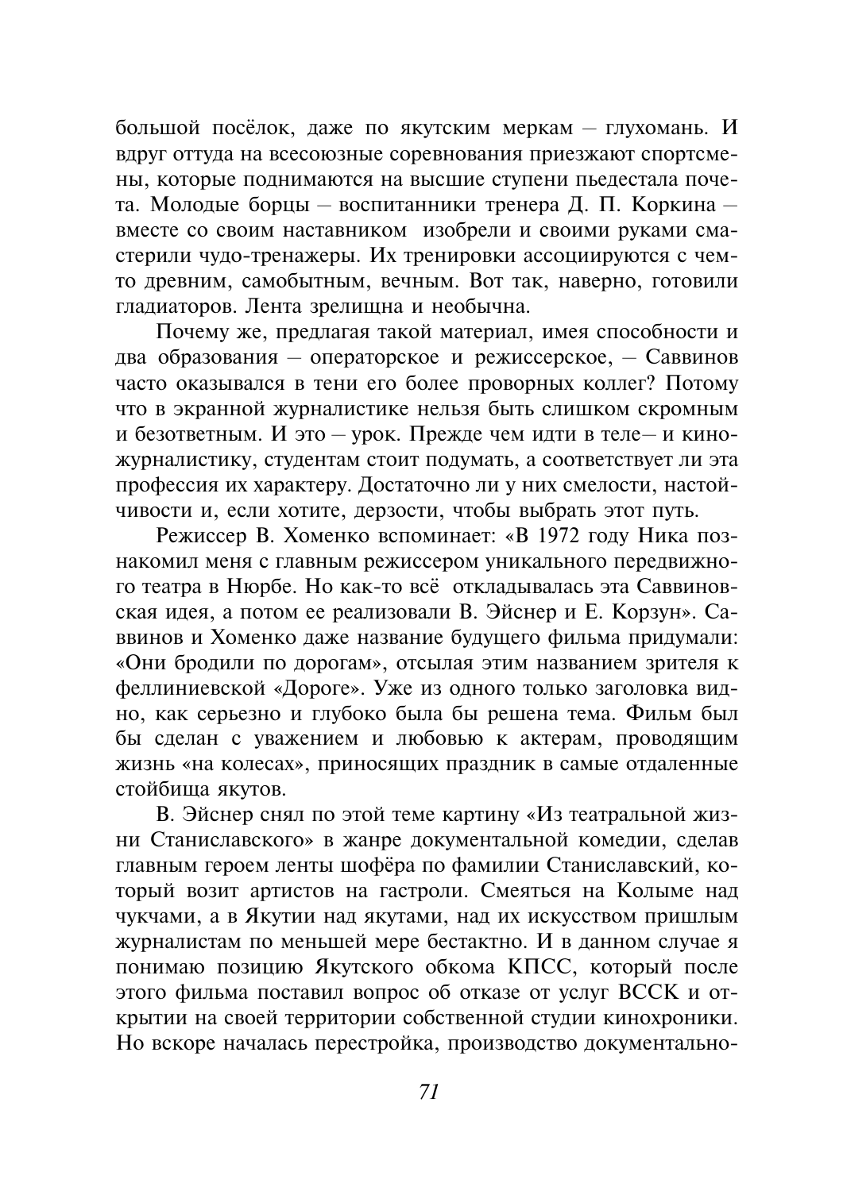большой посёлок, даже по якутским меркам – глухомань. И вдруг оттуда на всесоюзные соревнования приезжают спортсмены, которые поднимаются на высшие ступени пьедестала почета. Молодые борцы – воспитанники тренера Д. П. Коркина – вместе со своим наставником изобрели и своими руками смастерили чудо-тренажеры. Их тренировки ассоциируются с чем-то древним, самобытным, вечным. Вот так, наверно, готовили гладиаторов. Лента зрелищна и необычна.

Почему же, предлагая такой материал, имея способности и два образования – операторское и режиссерское, – Саввинов часто оказывался в тени его более проворных коллег? Потому что в экранной журналистике нельзя быть слишком скромным и безответным. И это – урок. Прежде чем идти в теле– и киножурналистику, студентам стоит подумать, а соответствует ли эта профессия их характеру. Достаточно ли у них смелости, настойчивости и, если хотите, дерзости, чтобы выбрать этот путь.

Режиссер В. Хоменко вспоминает: «В 1972 году Ника познакомил меня с главным режиссером уникального передвижного театра в Нюрбе. Но как-то всё откладывалась эта Саввиновская идея, а потом ее реализовали В. Эйснер и Е. Корзун». Саввинов и Хоменко даже название будущего фильма придумали: «Они бродили по дорогам», отсылая этим названием зрителя к феллиниевской «Дороге». Уже из одного только заголовка видно, как серьезно и глубоко была бы решена тема. Фильм был бы сделан с уважением и любовью к актерам, проводящим жизнь «на колесах», приносящих праздник в самые отдаленные стойбища якутов.

В. Эйснер снял по этой теме картину «Из театральной жизни Станиславского» в жанре документальной комедии, сделав главным героем ленты шофёра по фамилии Станиславский, который возит артистов на гастроли. Смеяться на Колыме над чукчами, а в Якутии над якутами, над их искусством пришлым журналистам по меньшей мере бестактно. И в данном случае я понимаю позицию Якутского обкома КПСС, который после этого фильма поставил вопрос об отказе от услуг ВССК и открытии на своей территории собственной студии кинохроники. Но вскоре началась перестройка, производство документально-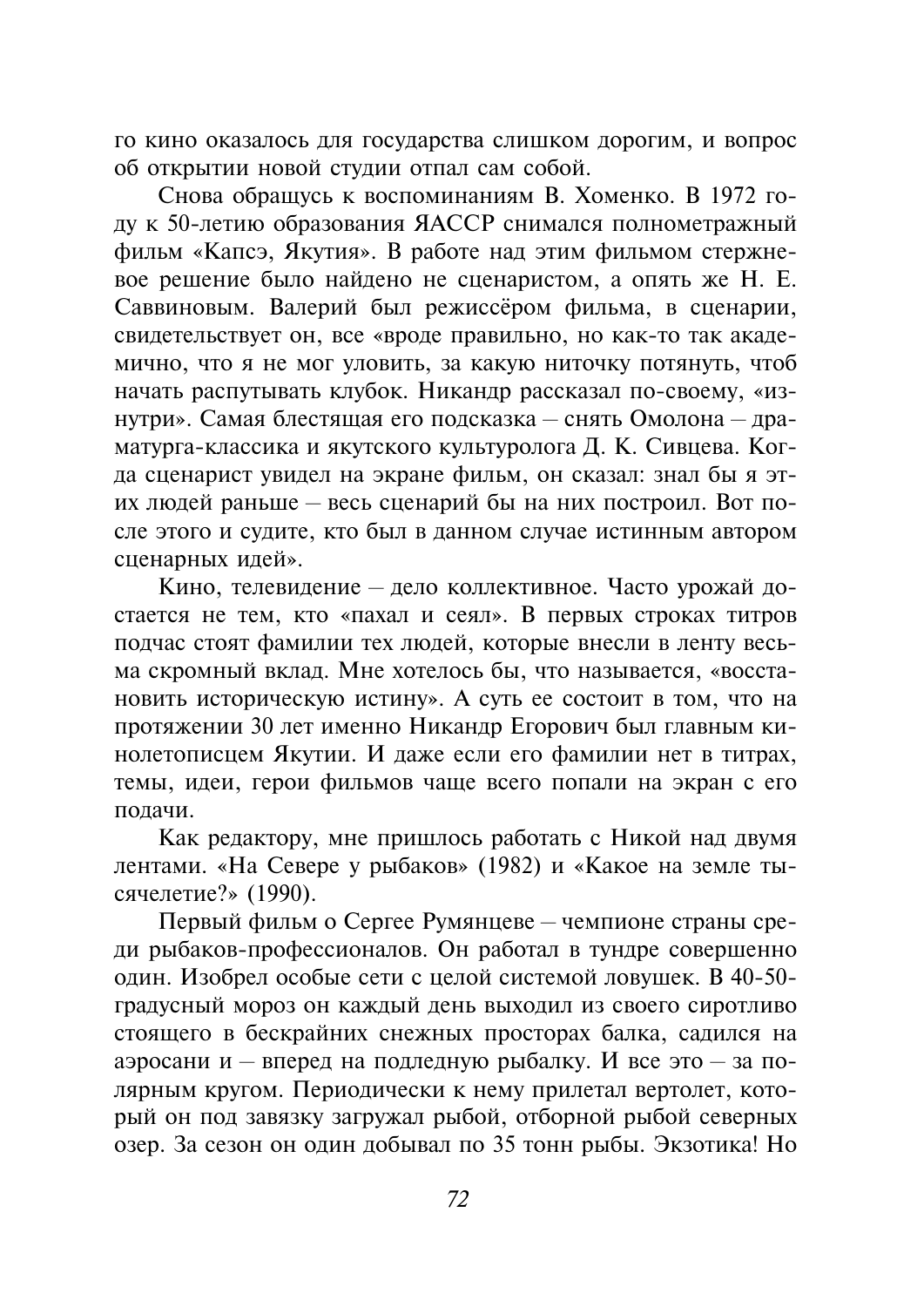го кино оказалось для государства слишком дорогим, и вопрос об открытии новой студии отпал сам собой.

Снова обращусь к воспоминаниям В. Хоменко. В 1972 году к 50-летию образования ЯАССР снимался полнометражный фильм «Капсэ, Якутия». В работе над этим фильмом стержневое решение было найдено не сценаристом, а опять же Н. Е. Саввиновым. Валерий был режиссёром фильма, в сценарии, свидетельствует он, все «вроде правильно, но как-то так академично, что я не мог уловить, за какую ниточку потянуть, чтоб начать распутывать клубок. Никандр рассказал по-своему, «изнутри». Самая блестящая его подсказка – снять Омолона – драматурга-классика и якутского культуролога Д. К. Сивцева. Когда сценарист увидел на экране фильм, он сказал: знал бы я этих людей раньше – весь сценарий бы на них построил. Вот после этого и судите, кто был в данном случае истинным автором сценарных идей».

Кино, телевидение – дело коллективное. Часто урожай достается не тем, кто «пахал и сеял». В первых строках титров подчас стоят фамилии тех людей, которые внесли в ленту весьма скромный вклад. Мне хотелось бы, что называется, «восстановить историческую истину». А суть ее состоит в том, что на протяжении 30 лет именно Никандр Егорович был главным кинолетописцем Якутии. И даже если его фамилии нет в титрах, темы, идеи, герои фильмов чаще всего попали на экран с его подачи.

Как редактору, мне пришлось работать с Никой над двумя лентами. «На Севере у рыбаков» (1982) и «Какое на земле тысячелетие?» (1990).

Первый фильм о Сергее Румянцеве – чемпионе страны среди рыбаков-профессионалов. Он работал в тундре совершенно один. Изобрел особые сети с целой системой ловушек. В 40-50-градусный мороз он каждый день выходил из своего сиротливо стоящего в бескрайних снежных просторах балка, садился на аэросани и – вперед на подледную рыбалку. И все это – за полярным кругом. Периодически к нему прилетал вертолет, который он под завязку загружал рыбой, отборной рыбой северных озер. За сезон он один добывал по 35 тонн рыбы. Экзотика! Но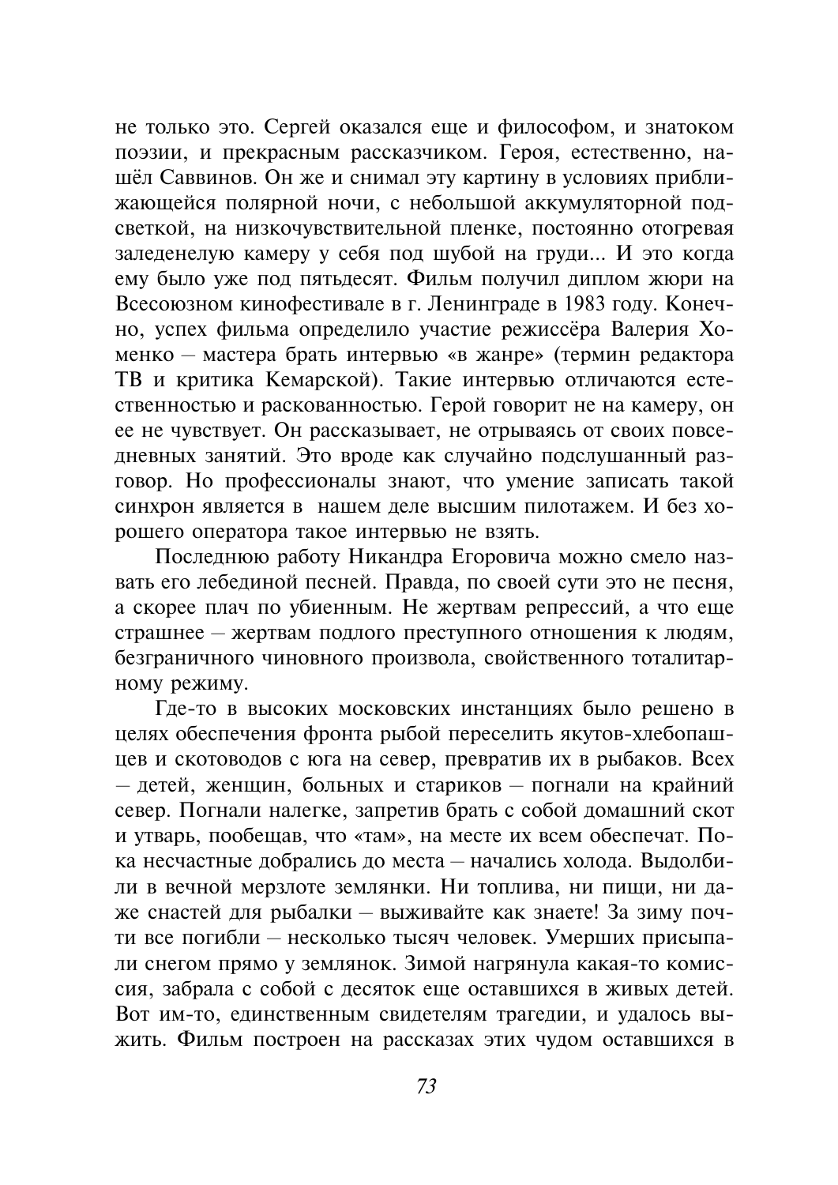не только это. Сергей оказался еще и философом, и знатоком поэзии, и прекрасным рассказчиком. Героя, естественно, нашёл Саввинов. Он же и снимал эту картину в условиях приближающейся полярной ночи, с небольшой аккумуляторной подсветкой, на низкочувствительной пленке, постоянно отогревая заледенелую камеру у себя под шубой на груди... И это когда ему было уже под пятьдесят. Фильм получил диплом жюри на Всесоюзном кинофестивале в г. Ленинграде в 1983 году. Конечно, успех фильма определило участие режиссёра Валерия Хоменко – мастера брать интервью «в жанре» (термин редактора ТВ и критика Кемарской). Такие интервью отличаются естественностью и раскованностью. Герой говорит не на камеру, он ее не чувствует. Он рассказывает, не отрываясь от своих повседневных занятий. Это вроде как случайно подслушанный разговор. Но профессионалы знают, что умение записать такой синхрон является в нашем деле высшим пилотажем. И без хорошего оператора такое интервью не взять.

Последнюю работу Никандра Егоровича можно смело назвать его лебединой песней. Правда, по своей сути это не песня, а скорее плач по убиенным. Не жертвам репрессий, а что еще страшнее – жертвам подлого преступного отношения к людям, безграничного чиновного произвола, свойственного тоталитарному режиму.

Где-то в высоких московских инстанциях было решено в целях обеспечения фронта рыбой переселить якутов-хлебопашцев и скотоводов с юга на север, превратив их в рыбаков. Всех – детей, женщин, больных и стариков – погнали на крайний север. Погнали налегке, запретив брать с собой домашний скот и утварь, пообещав, что «там», на месте их всем обеспечат. Пока несчастные добрались до места – начались холода. Выдолбили в вечной мерзлоте землянки. Ни топлива, ни пищи, ни даже снастей для рыбалки – выживайте как знаете! За зиму почти все погибли – несколько тысяч человек. Умерших присыпали снегом прямо у землянок. Зимой нагрянула какая-то комиссия, забрала с собой с десяток еще оставшихся в живых детей. Вот им-то, единственным свидетелям трагедии, и удалось выжить. Фильм построен на рассказах этих чудом оставшихся в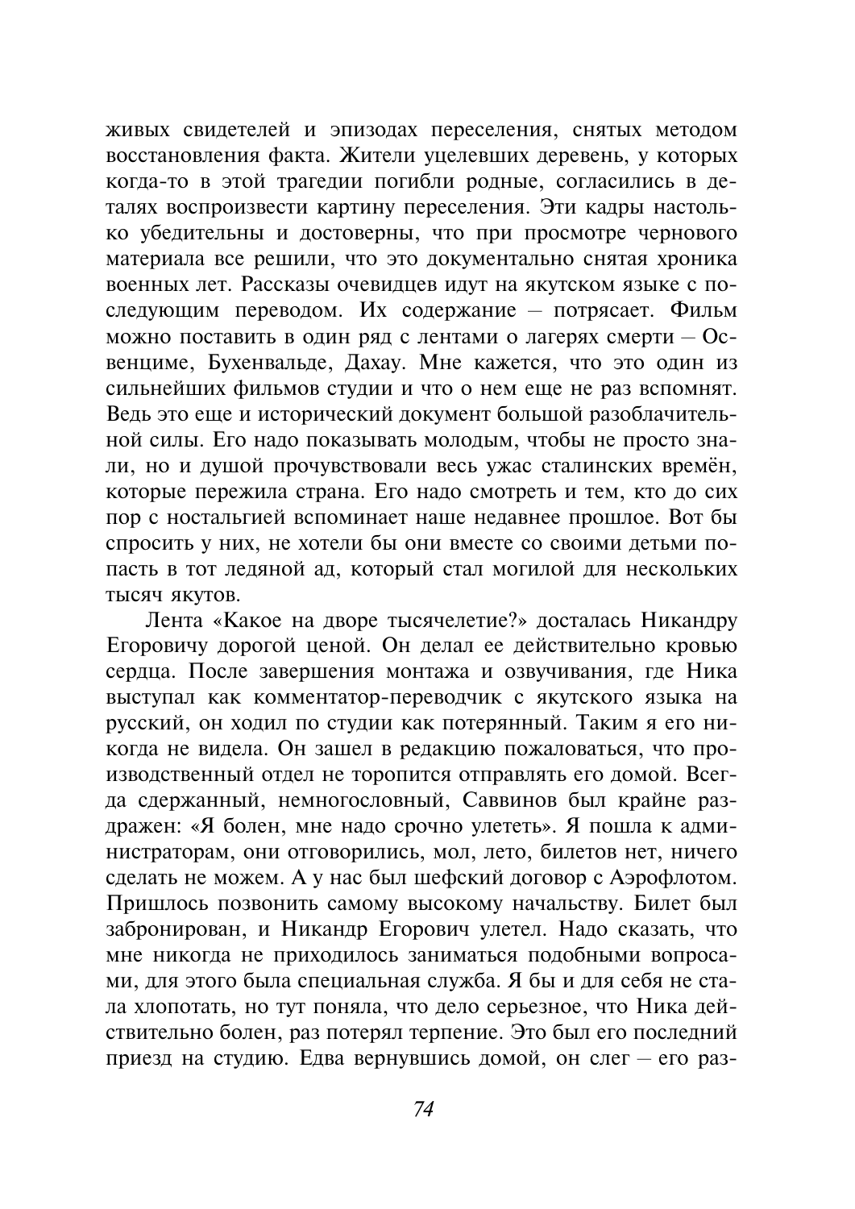живых свидетелей и эпизодах переселения, снятых методом восстановления факта. Жители уцелевших деревень, у которых когда-то в этой трагедии погибли родные, согласились в деталях воспроизвести картину переселения. Эти кадры настолько убедительны и достоверны, что при просмотре чернового материала все решили, что это документально снятая хроника военных лет. Рассказы очевидцев идут на якутском языке с последующим переводом. Их содержание – потрясает. Фильм можно поставить в один ряд с лентами о лагерях смерти – Освенциме, Бухенвальде, Дахау. Мне кажется, что это один из сильнейших фильмов студии и что о нем еще не раз вспомнят. Ведь это еще и исторический документ большой разоблачительной силы. Его надо показывать молодым, чтобы не просто знали, но и душой прочувствовали весь ужас сталинских времён, которые пережила страна. Его надо смотреть и тем, кто до сих пор с ностальгией вспоминает наше недавнее прошлое. Вот бы спросить у них, не хотели бы они вместе со своими детьми попасть в тот ледяной ад, который стал могилой для нескольких тысяч якутов.

Лента «Какое на дворе тысячелетие?» досталась Никандру Егоровичу дорогой ценой. Он делал ее действительно кровью сердца. После завершения монтажа и озвучивания, где Ника выступал как комментатор-переводчик с якутского языка на русский, он ходил по студии как потерянный. Таким я его никогда не видела. Он зашел в редакцию пожаловаться, что производственный отдел не торопится отправлять его домой. Всегда сдержанный, немногословный, Саввинов был крайне раздражен: «Я болен, мне надо срочно улететь». Я пошла к администраторам, они отговорились, мол, лето, билетов нет, ничего сделать не можем. А у нас был шефский договор с Аэрофлотом. Пришлось позвонить самому высокому начальству. Билет был забронирован, и Никандр Егорович улетел. Надо сказать, что мне никогда не приходилось заниматься подобными вопросами, для этого была специальная служба. Я бы и для себя не стала хлопотать, но тут поняла, что дело серьезное, что Ника действительно болен, раз потерял терпение. Это был его последний приезд на студию. Едва вернувшись домой, он слег – его раз-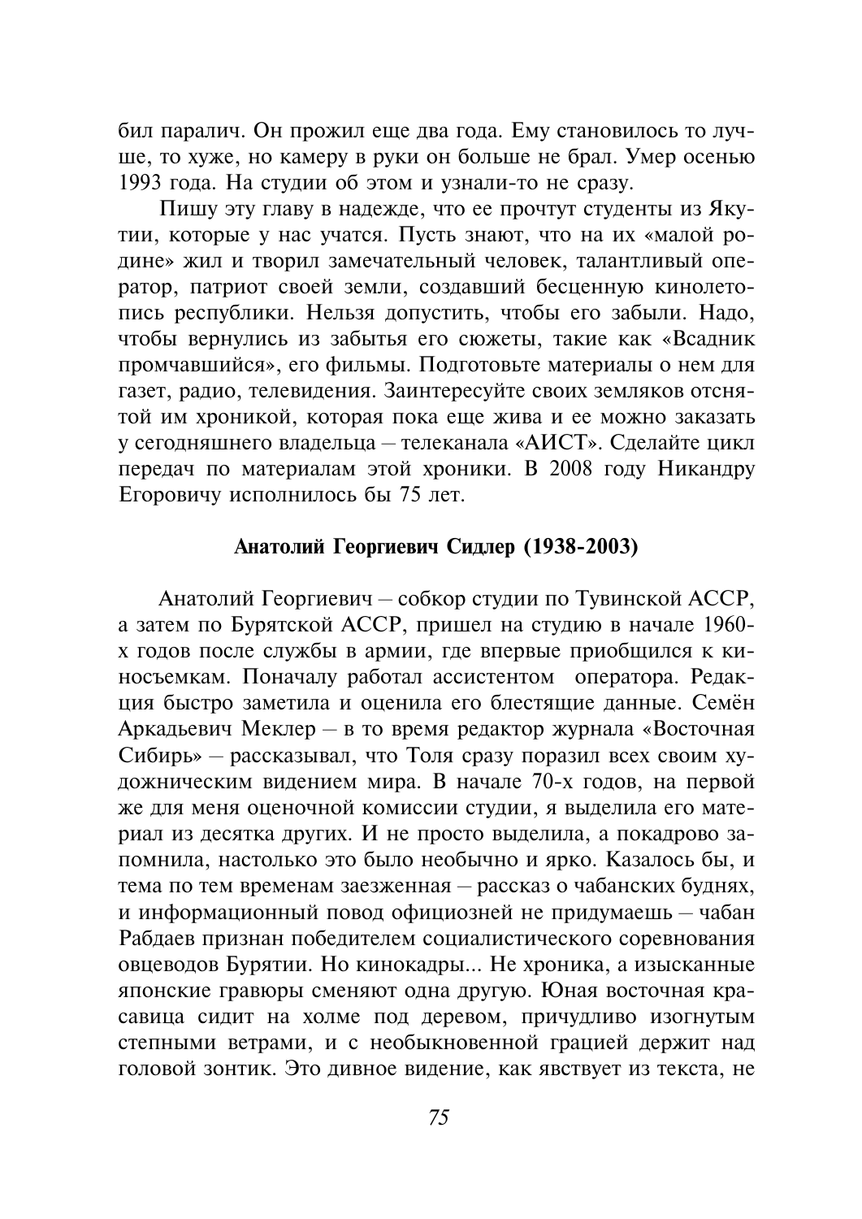бил паралич. Он прожил еще два года. Ему становилось то лучше, то хуже, но камеру в руки он больше не брал. Умер осенью 1993 года. На студии об этом и узнали-то не сразу.

Пишу эту главу в надежде, что ее прочтут студенты из Якутии, которые у нас учатся. Пусть знают, что на их «малой родине» жил и творил замечательный человек, талантливый оператор, патриот своей земли, создавший бесценную кинолетопись республики. Нельзя допустить, чтобы его забыли. Надо, чтобы вернулись из забытья его сюжеты, такие как «Всадник промчавшийся», его фильмы. Подготовьте материалы о нем для газет, радио, телевидения. Заинтересуйте своих земляков отснятой им хроникой, которая пока еще жива и ее можно заказать у сегодняшнего владельца – телеканала «АИСТ». Сделайте цикл передач по материалам этой хроники. В 2008 году Никандру Егоровичу исполнилось бы 75 лет.

### Анатолий Георгиевич Сидлер (1938-2003)

Анатолий Георгиевич – собкор студии по Тувинской АССР, а затем по Бурятской АССР, пришел на студию в начале 1960-х годов после службы в армии, где впервые приобщился к киносъемкам. Поначалу работал ассистентом оператора. Редакция быстро заметила и оценила его блестящие данные. Семён Аркадьевич Меклер – в то время редактор журнала «Восточная Сибирь» – рассказывал, что Толя сразу поразил всех своим художническим видением мира. В начале 70-х годов, на первой же для меня оценочной комиссии студии, я выделила его материал из десятка других. И не просто выделила, а покадрово запомнила, настолько это было необычно и ярко. Казалось бы, и тема по тем временам заезженная – рассказ о чабанских буднях, и информационный повод официозней не придумаешь – чабан Рабдаев признан победителем социалистического соревнования овцеводов Бурятии. Но кинокадры... Не хроника, а изысканные японские гравюры сменяют одна другую. Юная восточная красавица сидит на холме под деревом, причудливо изогнутым степными ветрами, и с необыкновенной грацией держит над головой зонтик. Это дивное видение, как явствует из текста, не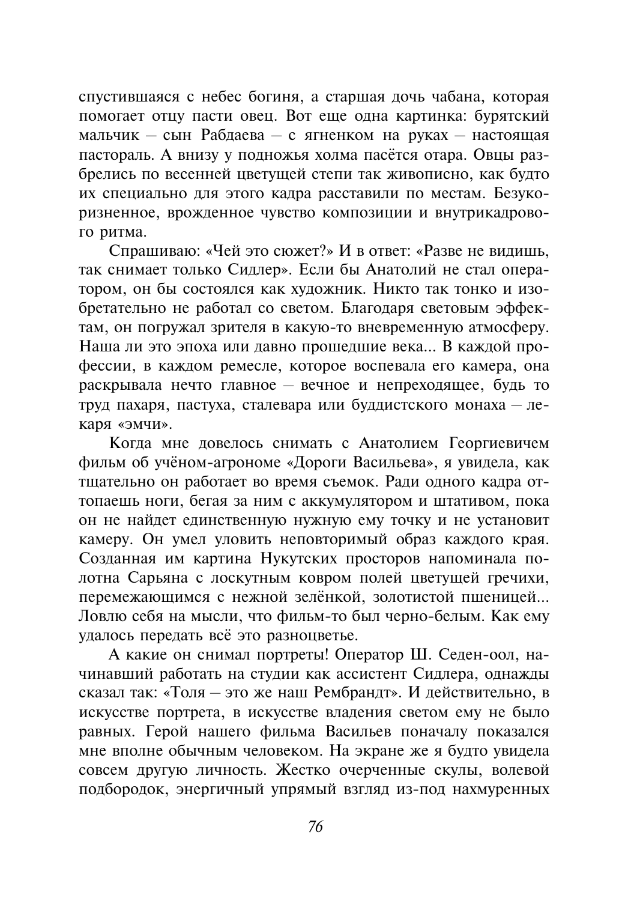спустившаяся с небес богиня, а старшая дочь чабана, которая помогает отцу пасти овец. Вот еще одна картинка: бурятский мальчик – сын Рабдаева – с ягненком на руках – настоящая пастораль. А внизу у подножья холма пасётся отара. Овцы разбрелись по весенней цветущей степи так живописно, как будто их специально для этого кадра расставили по местам. Безукоризненное, врожденное чувство композиции и внутрикадрового ритма.

Спрашиваю: «Чей это сюжет?» И в ответ: «Разве не видишь, так снимает только Сидлер». Если бы Анатолий не стал оператором, он бы состоялся как художник. Никто так тонко и изобретательно не работал со светом. Благодаря световым эффектам, он погружал зрителя в какую-то вневременную атмосферу. Наша ли это эпоха или давно прошедшие века... В каждой профессии, в каждом ремесле, которое воспевала его камера, она раскрывала нечто главное – вечное и непреходящее, будь то труд пахаря, пастуха, сталевара или буддистского монаха – лекаря «эмчи».

Когда мне довелось снимать с Анатолием Георгиевичем фильм об учёном-агрономе «Дороги Васильева», я увидела, как тщательно он работает во время съемок. Ради одного кадра оттопаешь ноги, бегая за ним с аккумулятором и штативом, пока он не найдет единственную нужную ему точку и не установит камеру. Он умел уловить неповторимый образ каждого края. Созданная им картина Нукутских просторов напоминала полотна Сарьяна с лоскутным ковром полей цветущей гречихи, перемежающимся с нежной зелёнкой, золотистой пшеницей... Ловлю себя на мысли, что фильм-то был черно-белым. Как ему удалось передать всё это разноцветье.

А какие он снимал портреты! Оператор Ш. Седен-оол, начинавший работать на студии как ассистент Сидлера, однажды сказал так: «Толя – это же наш Рембрандт». И действительно, в искусстве портрета, в искусстве владения светом ему не было равных. Герой нашего фильма Васильев поначалу показался мне вполне обычным человеком. На экране же я будто увидела совсем другую личность. Жестко очерченные скулы, волевой подбородок, энергичный упрямый взгляд из-под нахмуренных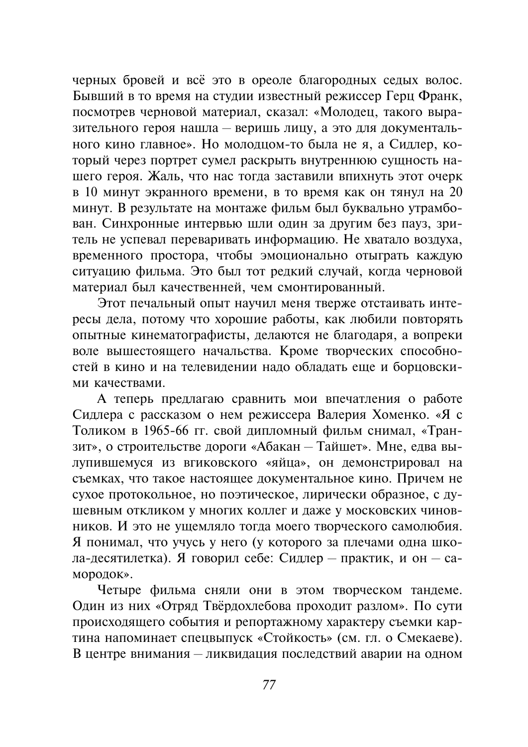черных бровей и всё это в ореоле благородных седых волос. Бывший в то время на студии известный режиссер Герц Франк, посмотрев черновой материал, сказал: «Молодец, такого выразительного героя нашла – веришь лицу, а это для документального кино главное». Но молодцом-то была не я, а Сидлер, который через портрет сумел раскрыть внутреннюю сущность нашего героя. Жаль, что нас тогда заставили впихнуть этот очерк в 10 минут экранного времени, в то время как он тянул на 20 минут. В результате на монтаже фильм был буквально утрамбован. Синхронные интервью шли один за другим без пауз, зритель не успевал переваривать информацию. Не хватало воздуха, временного простора, чтобы эмоционально отыграть каждую ситуацию фильма. Это был тот редкий случай, когда черновой материал был качественней, чем смонтированный.

Этот печальный опыт научил меня тверже отстаивать интересы дела, потому что хорошие работы, как любили повторять опытные кинематографисты, делаются не благодаря, а вопреки воле вышестоящего начальства. Кроме творческих способностей в кино и на телевидении надо обладать еще и борцовскими качествами.

А теперь предлагаю сравнить мои впечатления о работе Сидлера с рассказом о нем режиссера Валерия Хоменко. «Я с Толиком в 1965-66 гг. свой дипломный фильм снимал, «Транзит», о строительстве дороги «Абакан – Тайшет». Мне, едва вылупившемуся из вгиковского «яйца», он демонстрировал на съемках, что такое настоящее документальное кино. Причем не сухое протокольное, но поэтическое, лирически образное, с душевным откликом у многих коллег и даже у московских чиновников. И это не ущемляло тогда моего творческого самолюбия. Я понимал, что учусь у него (у которого за плечами одна школа-десятилетка). Я говорил себе: Сидлер – практик, и он – самородок».

Четыре фильма сняли они в этом творческом тандеме. Один из них «Отряд Твёрдохлебова проходит разлом». По сути происходящего события и репортажному характеру съемки картина напоминает спецвыпуск «Стойкость» (см. гл. о Смекаеве). В центре внимания – ликвидация последствий аварии на одном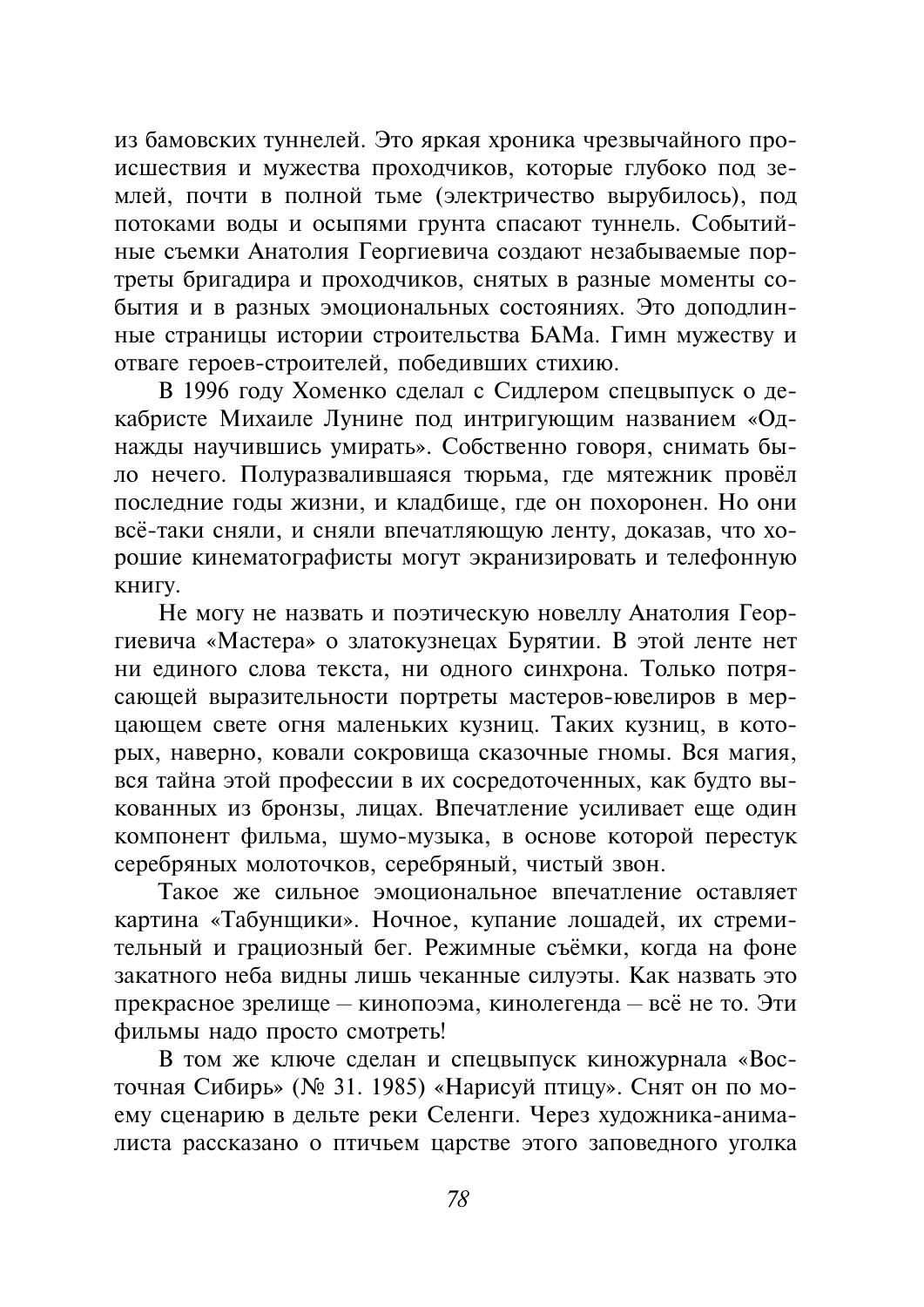из бамовских туннелей. Это яркая хроника чрезвычайного происшествия и мужества проходчиков, которые глубоко под землей, почти в полной тьме (электричество вырубилось), под потоками воды и осыпями грунта спасают туннель. Событийные съемки Анатолия Георгиевича создают незабываемые портреты бригадира и проходчиков, снятых в разные моменты события и в разных эмоциональных состояниях. Это доподлинные страницы истории строительства БАМа. Гимн мужеству и отваге героев-строителей, победивших стихию.

В 1996 году Хоменко сделал с Сидлером спецвыпуск о декабристе Михаиле Лунине под интригующим названием «Однажды научившись умирать». Собственно говоря, снимать было нечего. Полуразвалившаяся тюрьма, где мятежник провёл последние годы жизни, и кладбище, где он похоронен. Но они всё-таки сняли, и сняли впечатляющую ленту, доказав, что хорошие кинематографисты могут экранизировать и телефонную книгу.

Не могу не назвать и поэтическую новеллу Анатолия Георгиевича «Мастера» о златокузнецах Бурятии. В этой ленте нет ни единого слова текста, ни одного синхрона. Только потрясающей выразительности портреты мастеров-ювелиров в мерцающем свете огня маленьких кузниц. Таких кузниц, в которых, наверно, ковали сокровища сказочные гномы. Вся магия, вся тайна этой профессии в их сосредоточенных, как будто выкованных из бронзы, лицах. Впечатление усиливает еще один компонент фильма, шумо-музыка, в основе которой перестук серебряных молоточков, серебряный, чистый звон.

Такое же сильное эмоциональное впечатление оставляет картина «Табунщики». Ночное, купание лошадей, их стремительный и грациозный бег. Режимные съёмки, когда на фоне закатного неба видны лишь чеканные силуэты. Как назвать это прекрасное зрелище – кинопоэма, кинолегенда – всё не то. Эти фильмы надо просто смотреть!

В том же ключе сделан и спецвыпуск киножурнала «Восточная Сибирь» (№ 31. 1985) «Нарисуй птицу». Снят он по моему сценарию в дельте реки Селенги. Через художника-анималиста рассказано о птичьем царстве этого заповедного уголка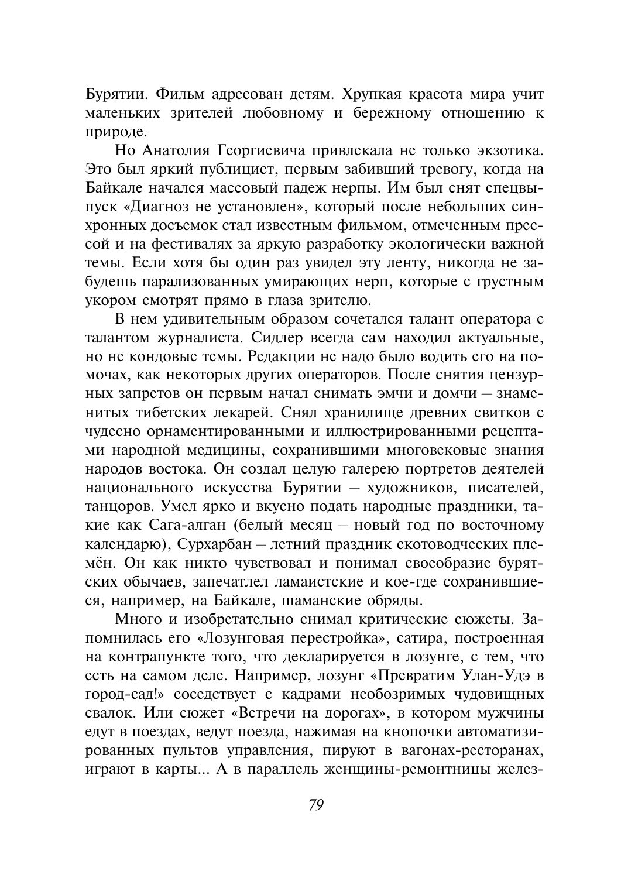Бурятии. Фильм адресован детям. Хрупкая красота мира учит маленьких зрителей любовному и бережному отношению к природе.

Но Анатолия Георгиевича привлекала не только экзотика. Это был яркий публицист, первым забивший тревогу, когда на Байкале начался массовый падеж нерпы. Им был снят спецвыпуск «Диагноз не установлен», который после небольших синхронных досъемок стал известным фильмом, отмеченным прессой и на фестивалях за яркую разработку экологически важной темы. Если хотя бы один раз увидел эту ленту, никогда не забудешь парализованных умирающих нерп, которые с грустным укором смотрят прямо в глаза зрителю.

В нем удивительным образом сочетался талант оператора с талантом журналиста. Сидлер всегда сам находил актуальные, но не кондовые темы. Редакции не надо было водить его на помочах, как некоторых других операторов. После снятия цензурных запретов он первым начал снимать эмчи и домчи – знаменитых тибетских лекарей. Снял хранилище древних свитков с чудесно орнаментированными и иллюстрированными рецептами народной медицины, сохранившими многовековые знания народов востока. Он создал целую галерею портретов деятелей национального искусства Бурятии – художников, писателей, танцоров. Умел ярко и вкусно подать народные праздники, такие как Сага-алган (белый месяц – новый год по восточному календарю), Сурхарбан – летний праздник скотоводческих племён. Он как никто чувствовал и понимал своеобразие бурятских обычаев, запечатлел ламаистские и кое-где сохранившиеся, например, на Байкале, шаманские обряды.

Много и изобретательно снимал критические сюжеты. Запомнилась его «Лозунговая перестройка», сатира, построенная на контрапункте того, что декларируется в лозунге, с тем, что есть на самом деле. Например, лозунг «Превратим Улан-Удэ в город-сад!» соседствует с кадрами необозримых чудовищных свалок. Или сюжет «Встречи на дорогах», в котором мужчины едут в поездах, ведут поезда, нажимая на кнопочки автоматизированных пультов управления, пируют в вагонах-ресторанах, играют в карты... А в параллель женщины-ремонтницы желез-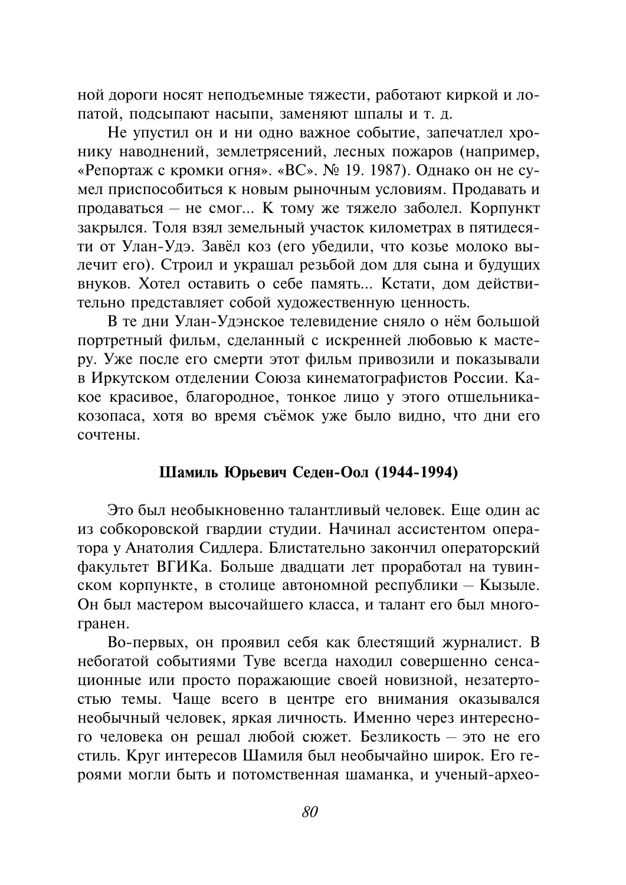ной дороги носят неподъемные тяжести, работают киркой и лопатой, подсыпают насыпи, заменяют шпалы и т. д.

Не упустил он и ни одно важное событие, запечатлел хронику наводнений, землетрясений, лесных пожаров (например, «Репортаж с кромки огня». «ВС». № 19. 1987). Однако он не сумел приспособиться к новым рыночным условиям. Продавать и продаваться – не смог... К тому же тяжело заболел. Корпункт закрылся. Толя взял земельный участок километрах в пятидесяти от Улан-Удэ. Завёл коз (его убедили, что козье молоко вылечит его). Строил и украшал резьбой дом для сына и будущих внуков. Хотел оставить о себе память... Кстати, дом действительно представляет собой художественную ценность.

В те дни Улан-Удэнское телевидение сняло о нём большой портретный фильм, сделанный с искренней любовью к мастеру. Уже после его смерти этот фильм привозили и показывали в Иркутском отделении Союза кинематографистов России. Какое красивое, благородное, тонкое лицо у этого отшельника-козопаса, хотя во время съёмок уже было видно, что дни его сочтены.

### Шамиль Юрьевич Седен-Оол (1944-1994)

Это был необыкновенно талантливый человек. Еще один ас из собкоровской гвардии студии. Начинал ассистентом оператора у Анатолия Сидлера. Блистательно закончил операторский факультет ВГИКа. Больше двадцати лет проработал на тувинском корпункте, в столице автономной республики – Кызыле. Он был мастером высочайшего класса, и талант его был многогранен.

Во-первых, он проявил себя как блестящий журналист. В небогатой событиями Туве всегда находил совершенно сенсационные или просто поражающие своей новизной, незатертостью темы. Чаще всего в центре его внимания оказывался необычный человек, яркая личность. Именно через интересного человека он решал любой сюжет. Безликость – это не его стиль. Круг интересов Шамиля был необычайно широк. Его героями могли быть и потомственная шаманка, и ученый-архео-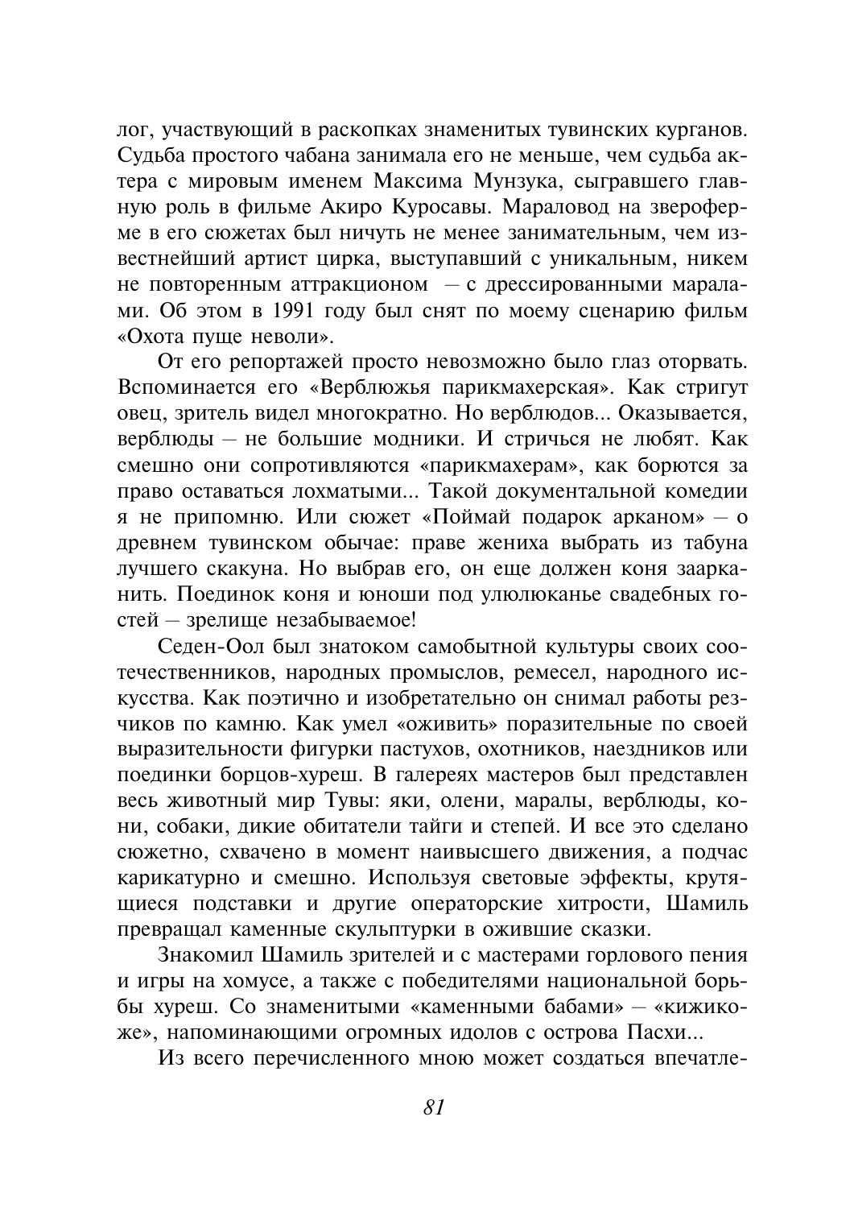лог, участвующий в раскопках знаменитых тувинских курганов. Судьба простого чабана занимала его не меньше, чем судьба актера с мировым именем Максима Мунзука, сыгравшего главную роль в фильме Акиро Куросавы. Мараловод на звероферме в его сюжетах был ничуть не менее занимательным, чем известнейший артист цирка, выступавший с уникальным, никем не повторенным аттракционом — с дрессированными маралами. Об этом в 1991 году был снят по моему сценарию фильм «Охота пуще неволи».

От его репортажей просто невозможно было глаз оторвать. Вспоминается его «Верблюжья парикмахерская». Как стригут овец, зритель видел многократно. Но верблюдов... Оказывается, верблюды — не большие модники. И стричься не любят. Как смешно они сопротивляются «парикмахерам», как борются за право оставаться лохматыми... Такой документальной комедии я не припомню. Или сюжет «Поймай подарок арканом» — о древнем тувинском обычае: праве жениха выбрать из табуна лучшего скакуна. Но выбрав его, он еще должен коня заарканить. Поединок коня и юноши под улюлюканье свадебных гостей — зрелище незабываемое!

Седен-Оол был знатоком самобытной культуры своих соотечественников, народных промыслов, ремесел, народного искусства. Как поэтично и изобретательно он снимал работы резчиков по камню. Как умел «оживить» поразительные по своей выразительности фигурки пастухов, охотников, наездников или поединки борцов-хуреш. В галереях мастеров был представлен весь животный мир Тувы: яки, олени, маралы, верблюды, кони, собаки, дикие обитатели тайги и степей. И все это сделано сюжетно, схвачено в момент наивысшего движения, а подчас карикатурно и смешно. Используя световые эффекты, крутящиеся подставки и другие операторские хитрости, Шамиль превращал каменные скульптурки в ожившие сказки.

Знакомил Шамиль зрителей и с мастерами горлового пения и игры на хомусе, а также с победителями национальной борьбы хуреш. Со знаменитыми «каменными бабами» — «кижикоже», напоминающими огромных идолов с острова Пасхи...

Из всего перечисленного мною может создаться впечатле-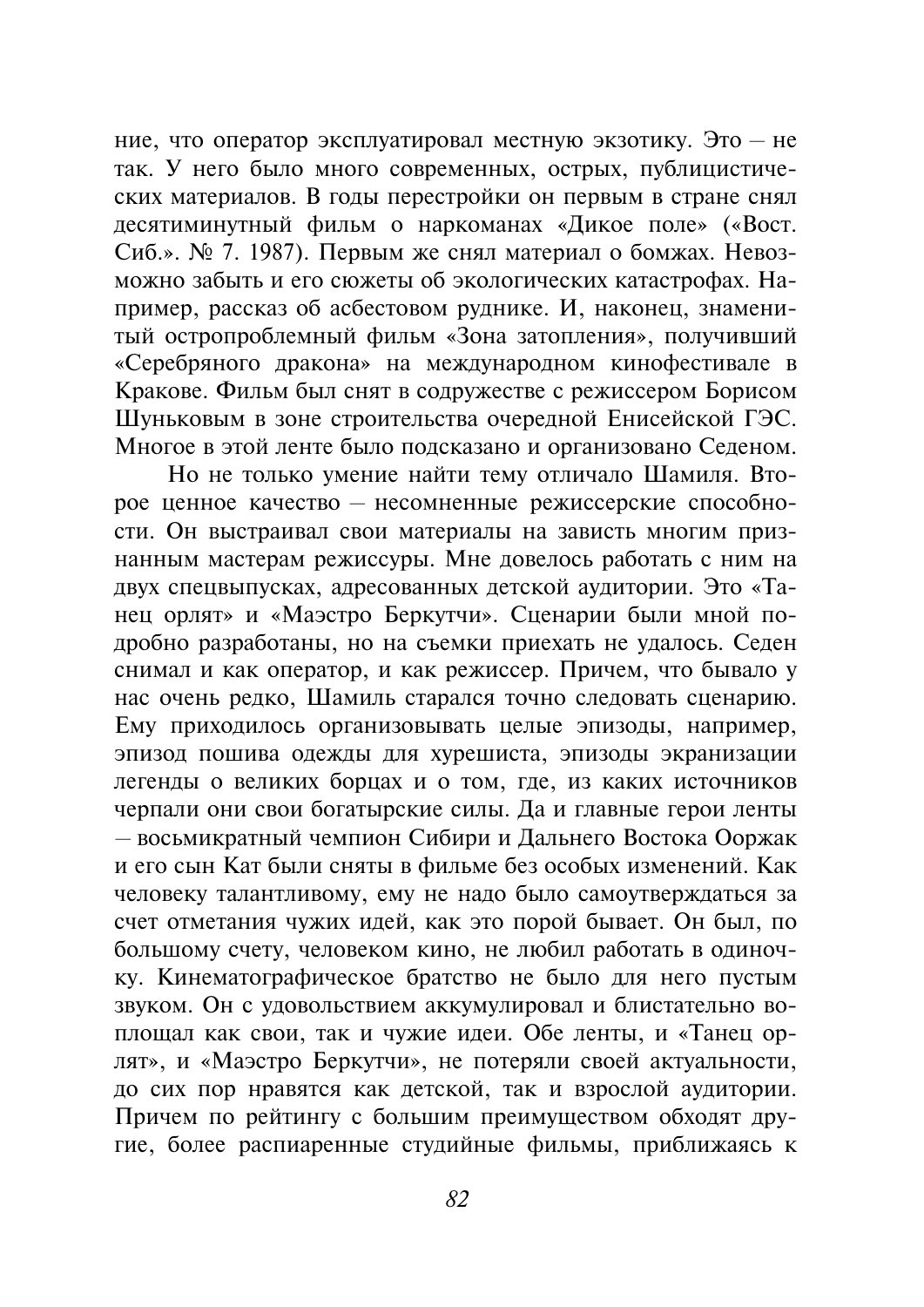ние, что оператор эксплуатировал местную экзотику. Это – не так. У него было много современных, острых, публицистических материалов. В годы перестройки он первым в стране снял десятиминутный фильм о наркоманах «Дикое поле» («Вост. Сиб.». № 7. 1987). Первым же снял материал о бомжах. Невозможно забыть и его сюжеты об экологических катастрофах. Например, рассказ об асбестовом руднике. И, наконец, знаменитый остропроблемный фильм «Зона затопления», получивший «Серебряного дракона» на международном кинофестивале в Кракове. Фильм был снят в содружестве с режиссером Борисом Шуньковым в зоне строительства очередной Енисейской ГЭС. Многое в этой ленте было подсказано и организовано Седеном.

Но не только умение найти тему отличало Шамиля. Второе ценное качество – несомненные режиссерские способности. Он выстраивал свои материалы на зависть многим признанным мастерам режиссуры. Мне довелось работать с ним на двух спецвыпусках, адресованных детской аудитории. Это «Танец орлят» и «Маэстро Беркутчи». Сценарии были мной подробно разработаны, но на съемки приехать не удалось. Седен снимал и как оператор, и как режиссер. Причем, что бывало у нас очень редко, Шамиль старался точно следовать сценарию. Ему приходилось организовывать целые эпизоды, например, эпизод пошива одежды для хурешиста, эпизоды экранизации легенды о великих борцах и о том, где, из каких источников черпали они свои богатырские силы. Да и главные герои ленты – восьмикратный чемпион Сибири и Дальнего Востока Ооржак и его сын Кат были сняты в фильме без особых изменений. Как человеку талантливому, ему не надо было самоутверждаться за счет отметания чужих идей, как это порой бывает. Он был, по большому счету, человеком кино, не любил работать в одиночку. Кинематографическое братство не было для него пустым звуком. Он с удовольствием аккумулировал и блистательно воплощал как свои, так и чужие идеи. Обе ленты, и «Танец орлят», и «Маэстро Беркутчи», не потеряли своей актуальности, до сих пор нравятся как детской, так и взрослой аудитории. Причем по рейтингу с большим преимуществом обходят другие, более распиаренные студийные фильмы, приближаясь к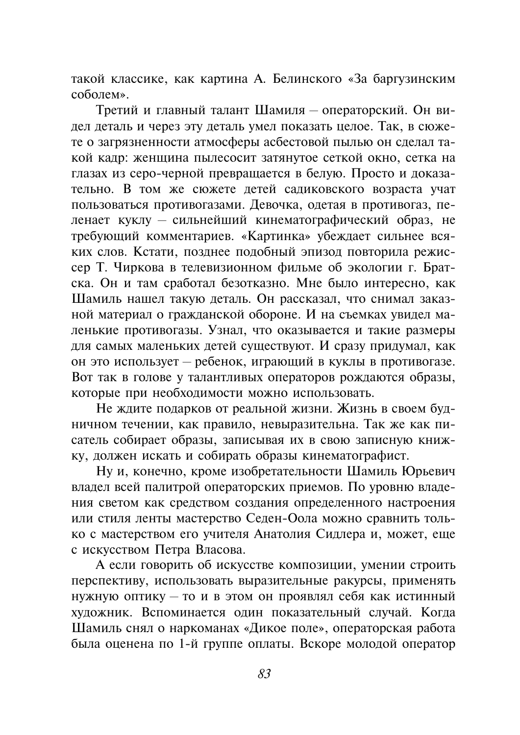такой классике, как картина А. Белинского «За баргузинским соболем».

Третий и главный талант Шамиля – операторский. Он видел деталь и через эту деталь умел показать целое. Так, в сюжете о загрязненности атмосферы асбестовой пылью он сделал такой кадр: женщина пылесосит затянутое сеткой окно, сетка на глазах из серо-черной превращается в белую. Просто и доказательно. В том же сюжете детей садиковского возраста учат пользоваться противогазами. Девочка, одетая в противогаз, пеленает куклу – сильнейший кинематографический образ, не требующий комментариев. «Картинка» убеждает сильнее всяких слов. Кстати, позднее подобный эпизод повторила режиссер Т. Чиркова в телевизионном фильме об экологии г. Братска. Он и там сработал безотказно. Мне было интересно, как Шамиль нашел такую деталь. Он рассказал, что снимал заказной материал о гражданской обороне. И на съемках увидел маленькие противогазы. Узнал, что оказывается и такие размеры для самых маленьких детей существуют. И сразу придумал, как он это использует – ребенок, играющий в куклы в противогазе. Вот так в голове у талантливых операторов рождаются образы, которые при необходимости можно использовать.

Не ждите подарков от реальной жизни. Жизнь в своем будничном течении, как правило, невыразительна. Так же как писатель собирает образы, записывая их в свою записную книжку, должен искать и собирать образы кинематографист.

Ну и, конечно, кроме изобретательности Шамиль Юрьевич владел всей палитрой операторских приемов. По уровню владения светом как средством создания определенного настроения или стиля ленты мастерство Седен-Оола можно сравнить только с мастерством его учителя Анатолия Сидлера и, может, еще с искусством Петра Власова.

А если говорить об искусстве композиции, умении строить перспективу, использовать выразительные ракурсы, применять нужную оптику – то и в этом он проявлял себя как истинный художник. Вспоминается один показательный случай. Когда Шамиль снял о наркоманах «Дикое поле», операторская работа была оценена по 1-й группе оплаты. Вскоре молодой оператор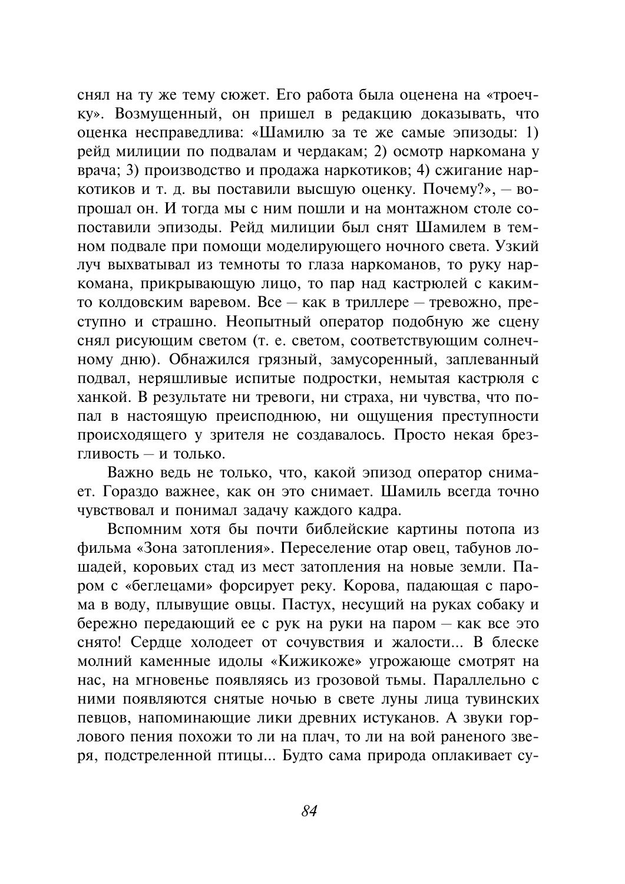снял на ту же тему сюжет. Его работа была оценена на «троечку». Возмущенный, он пришел в редакцию доказывать, что оценка несправедлива: «Шамилю за те же самые эпизоды: 1) рейд милиции по подвалам и чердакам; 2) осмотр наркомана у врача; 3) производство и продажа наркотиков; 4) сжигание наркотиков и т. д. вы поставили высшую оценку. Почему?», — вопрошал он. И тогда мы с ним пошли и на монтажном столе сопоставили эпизоды. Рейд милиции был снят Шамилем в темном подвале при помощи моделирующего ночного света. Узкий луч выхватывал из темноты то глаза наркоманов, то руку наркомана, прикрывающую лицо, то пар над кастрюлей с каким-то колдовским варевом. Все — как в триллере — тревожно, преступно и страшно. Неопытный оператор подобную же сцену снял рисующим светом (т. е. светом, соответствующим солнечному дню). Обнажился грязный, замусоренный, заплеванный подвал, неряшливые испитые подростки, немытая кастрюля с ханкой. В результате ни тревоги, ни страха, ни чувства, что попал в настоящую преисподнюю, ни ощущения преступности происходящего у зрителя не создавалось. Просто некая брезгливость — и только.

Важно ведь не только, что, какой эпизод оператор снимает. Гораздо важнее, как он это снимает. Шамиль всегда точно чувствовал и понимал задачу каждого кадра.

Вспомним хотя бы почти библейские картины потопа из фильма «Зона затопления». Переселение отар овец, табунов лошадей, коровьих стад из мест затопления на новые земли. Паром с «беглецами» форсирует реку. Корова, падающая с парома в воду, плывущие овцы. Пастух, несущий на руках собаку и бережно передающий ее с рук на руки на паром — как все это снято! Сердце холодеет от сочувствия и жалости... В блеске молний каменные идолы «Кижикоже» угрожающе смотрят на нас, на мгновенье появляясь из грозовой тьмы. Параллельно с ними появляются снятые ночью в свете луны лица тувинских певцов, напоминающие лики древних истуканов. А звуки горлового пения похожи то ли на плач, то ли на вой раненого зверя, подстреленной птицы... Будто сама природа оплакивает су-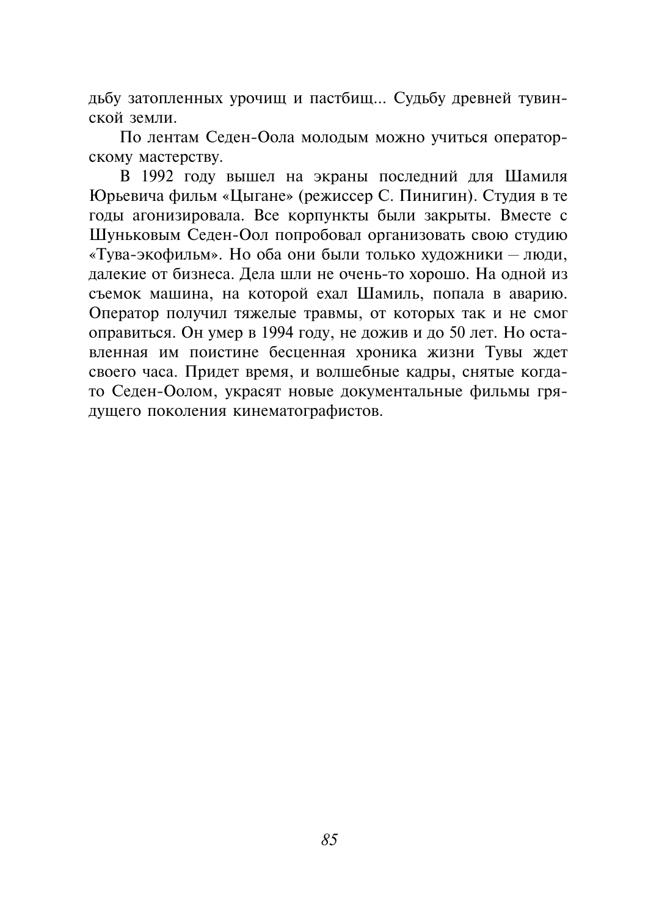дьбу затопленных урочищ и пастбищ... Судьбу древней тувинской земли.

По лентам Седен-Оола молодым можно учиться операторскому мастерству.

В 1992 году вышел на экраны последний для Шамиля Юрьевича фильм «Цыгане» (режиссер С. Пинигин). Студия в те годы агонизировала. Все корпункты были закрыты. Вместе с Шуньковым Седен-Оол попробовал организовать свою студию «Тува-экофильм». Но оба они были только художники – люди, далекие от бизнеса. Дела шли не очень-то хорошо. На одной из съемок машина, на которой ехал Шамиль, попала в аварию. Оператор получил тяжелые травмы, от которых так и не смог оправиться. Он умер в 1994 году, не дожив и до 50 лет. Но оставленная им поистине бесценная хроника жизни Тувы ждет своего часа. Придет время, и волшебные кадры, снятые когда-то Седен-Оолом, украсят новые документальные фильмы грядущего поколения кинематографистов.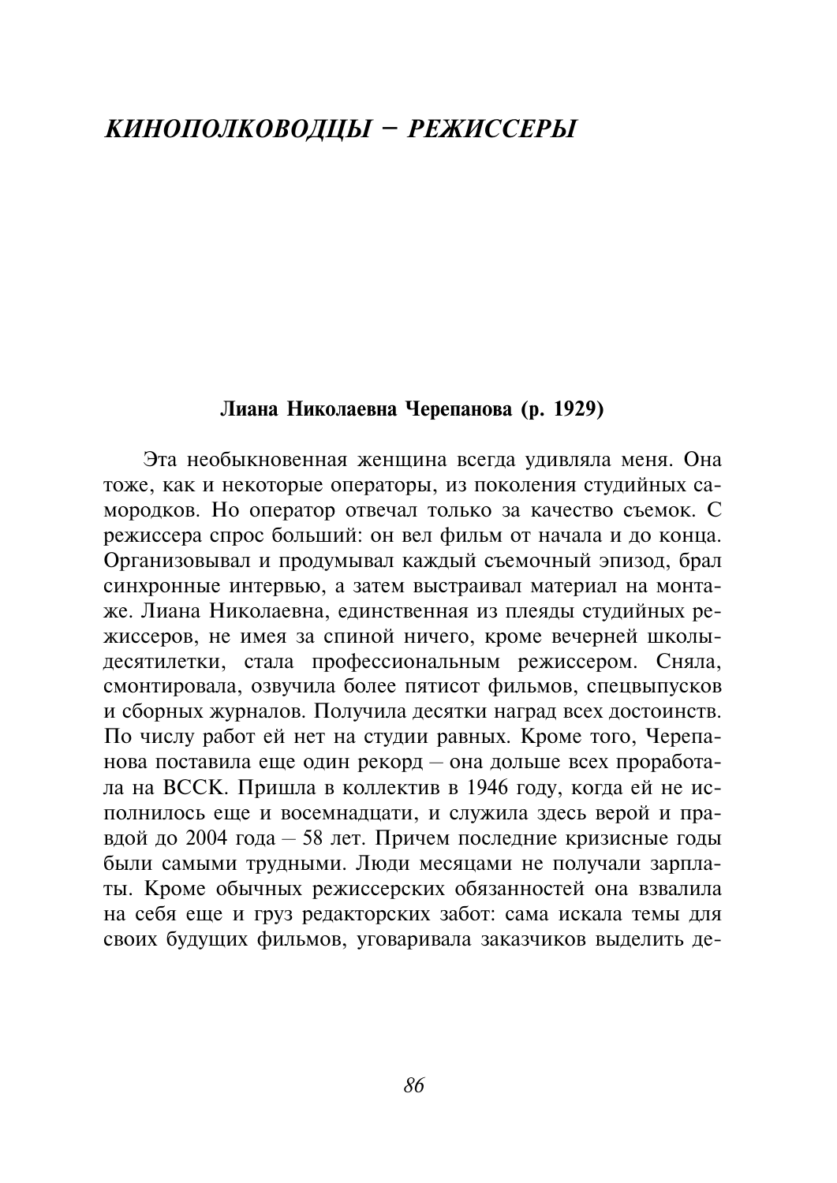# *КИНОПОЛКОВОДЦЫ – РЕЖИССЕРЫ*

## Лиана Николаевна Черепанова (р. 1929)

Эта необыкновенная женщина всегда удивляла меня. Она тоже, как и некоторые операторы, из поколения студийных самородков. Но оператор отвечал только за качество съемок. С режиссера спрос больший: он вел фильм от начала и до конца. Организовывал и продумывал каждый съемочный эпизод, брал синхронные интервью, а затем выстраивал материал на монтаже. Лиана Николаевна, единственная из плеяды студийных режиссеров, не имея за спиной ничего, кроме вечерней школы-десятилетки, стала профессиональным режиссером. Сняла, смонтировала, озвучила более пятисот фильмов, спецвыпусков и сборных журналов. Получила десятки наград всех достоинств. По числу работ ей нет на студии равных. Кроме того, Черепанова поставила еще один рекорд – она дольше всех проработала на ВССК. Пришла в коллектив в 1946 году, когда ей не исполнилось еще и восемнадцати, и служила здесь верой и правдой до 2004 года – 58 лет. Причем последние кризисные годы были самыми трудными. Люди месяцами не получали зарплаты. Кроме обычных режиссерских обязанностей она взвалила на себя еще и груз редакторских забот: сама искала темы для своих будущих фильмов, уговаривала заказчиков выделить де-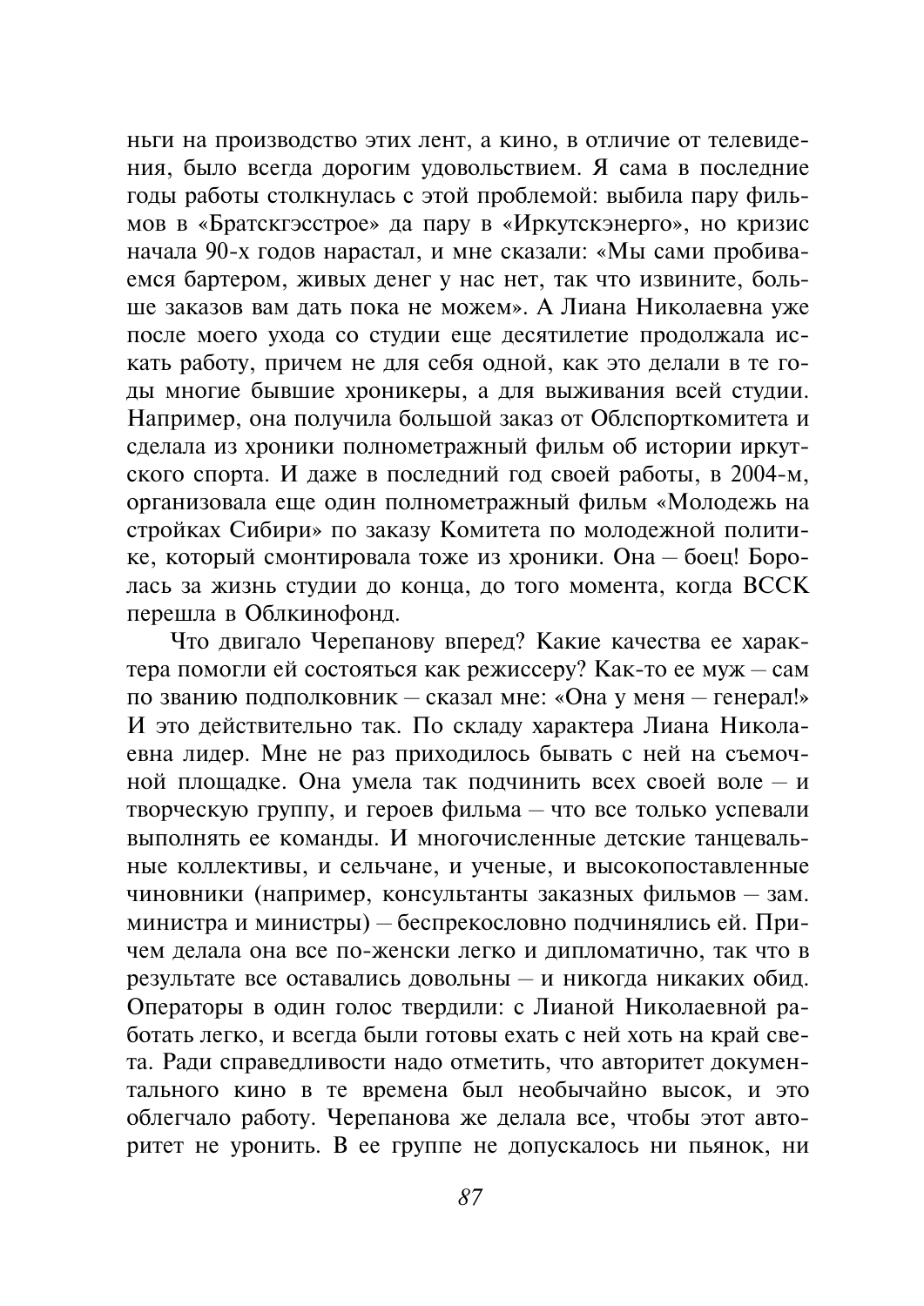ньги на производство этих лент, а кино, в отличие от телевидения, было всегда дорогим удовольствием. Я сама в последние годы работы столкнулась с этой проблемой: выбила пару фильмов в «Братскгэсстрое» да пару в «Иркутскэнерго», но кризис начала 90-х годов нарастал, и мне сказали: «Мы сами пробиваемся бартером, живых денег у нас нет, так что извините, больше заказов вам дать пока не можем». А Лиана Николаевна уже после моего ухода со студии еще десятилетие продолжала искать работу, причем не для себя одной, как это делали в те годы многие бывшие хроникеры, а для выживания всей студии. Например, она получила большой заказ от Облспорткомитета и сделала из хроники полнометражный фильм об истории иркутского спорта. И даже в последний год своей работы, в 2004-м, организовала еще один полнометражный фильм «Молодежь на стройках Сибири» по заказу Комитета по молодежной политике, который смонтировала тоже из хроники. Она – боец! Боролась за жизнь студии до конца, до того момента, когда ВССК перешла в Облкинофонд.

Что двигало Черепанову вперед? Какие качества ее характера помогли ей состояться как режиссеру? Как-то ее муж – сам по званию подполковник – сказал мне: «Она у меня – генерал!» И это действительно так. По складу характера Лиана Николаевна лидер. Мне не раз приходилось бывать с ней на съемочной площадке. Она умела так подчинить всех своей воле – и творческую группу, и героев фильма – что все только успевали выполнять ее команды. И многочисленные детские танцевальные коллективы, и сельчане, и ученые, и высокопоставленные чиновники (например, консультанты заказных фильмов – зам. министра и министры) – беспрекословно подчинялись ей. Причем делала она все по-женски легко и дипломатично, так что в результате все оставались довольны – и никогда никаких обид. Операторы в один голос твердили: с Лианой Николаевной работать легко, и всегда были готовы ехать с ней хоть на край света. Ради справедливости надо отметить, что авторитет документального кино в те времена был необычайно высок, и это облегчало работу. Черепанова же делала все, чтобы этот авторитет не уронить. В ее группе не допускалось ни пьянок, ни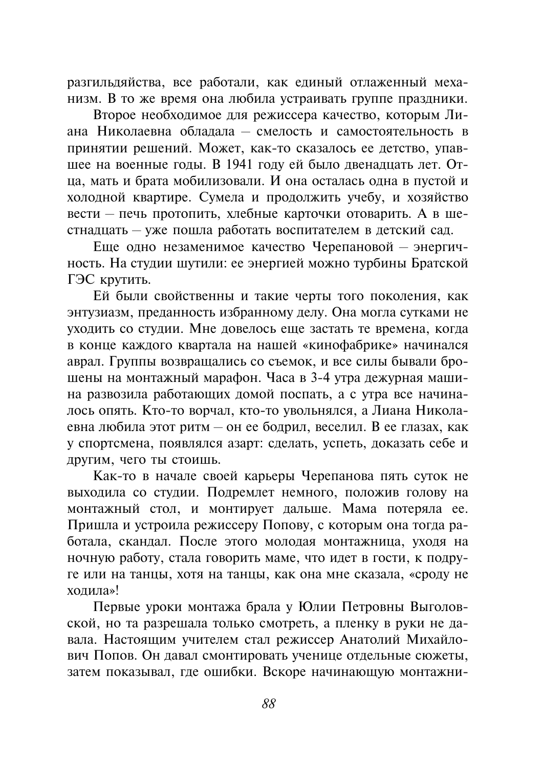разгильдяйства, все работали, как единый отлаженный механизм. В то же время она любила устраивать группе праздники.

Второе необходимое для режиссера качество, которым Лиана Николаевна обладала – смелость и самостоятельность в принятии решений. Может, как-то сказалось ее детство, упавшее на военные годы. В 1941 году ей было двенадцать лет. Отца, мать и брата мобилизовали. И она осталась одна в пустой и холодной квартире. Сумела и продолжить учебу, и хозяйство вести – печь протопить, хлебные карточки отоварить. А в шестнадцать – уже пошла работать воспитателем в детский сад.

Еще одно незаменимое качество Черепановой – энергичность. На студии шутили: ее энергией можно турбины Братской ГЭС крутить.

Ей были свойственны и такие черты того поколения, как энтузиазм, преданность избранному делу. Она могла сутками не уходить со студии. Мне довелось еще застать те времена, когда в конце каждого квартала на нашей «кинофабрике» начинался аврал. Группы возвращались со съемок, и все силы бывали брошены на монтажный марафон. Часа в 3-4 утра дежурная машина развозила работающих домой поспать, а с утра все начиналось опять. Кто-то ворчал, кто-то увольнялся, а Лиана Николаевна любила этот ритм – он ее бодрил, веселил. В ее глазах, как у спортсмена, появлялся азарт: сделать, успеть, доказать себе и другим, чего ты стоишь.

Как-то в начале своей карьеры Черепанова пять суток не выходила со студии. Подремлет немного, положив голову на монтажный стол, и монтирует дальше. Мама потеряла ее. Пришла и устроила режиссеру Попову, с которым она тогда работала, скандал. После этого молодая монтажница, уходя на ночную работу, стала говорить маме, что идет в гости, к подруге или на танцы, хотя на танцы, как она мне сказала, «сроду не ходила»!

Первые уроки монтажа брала у Юлии Петровны Выголовской, но та разрешала только смотреть, а пленку в руки не давала. Настоящим учителем стал режиссер Анатолий Михайлович Попов. Он давал смонтировать ученице отдельные сюжеты, затем показывал, где ошибки. Вскоре начинающую монтажни-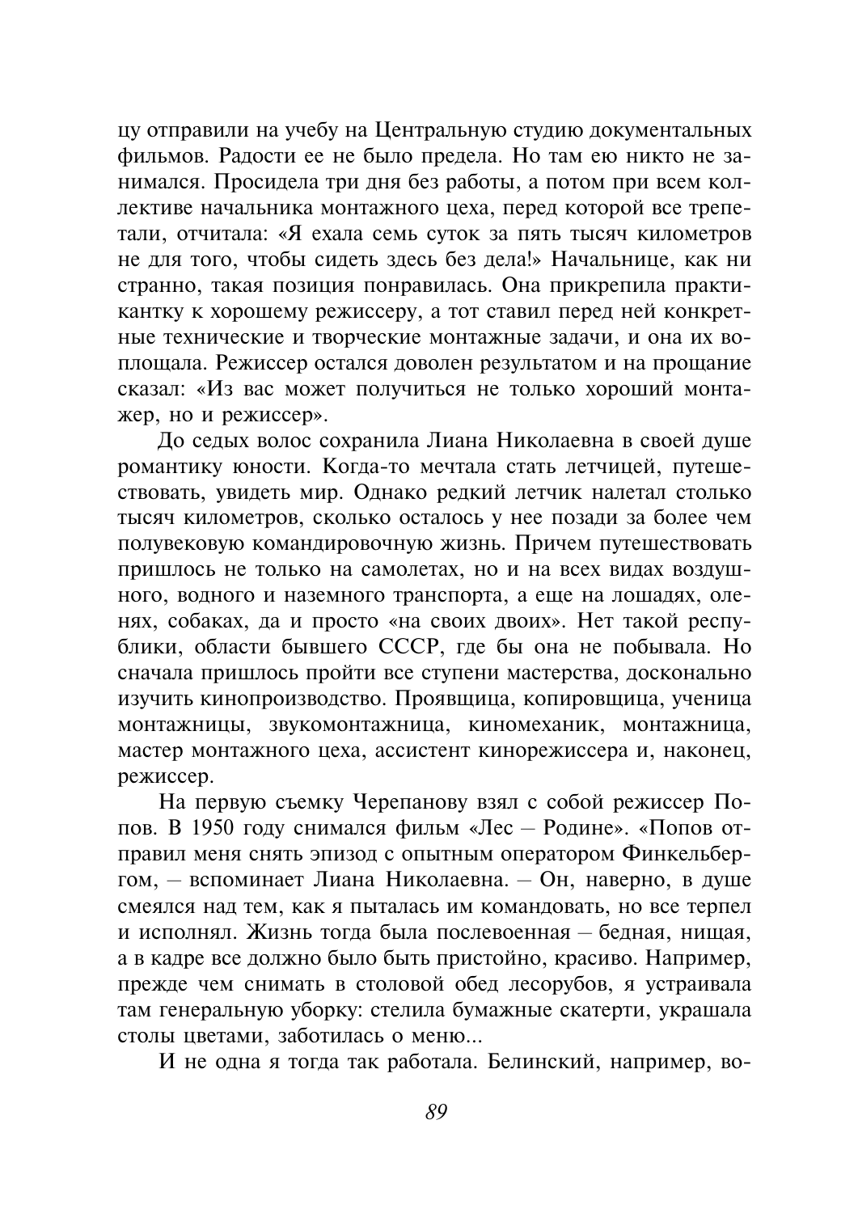цу отправили на учебу на Центральную студию документальных фильмов. Радости ее не было предела. Но там ею никто не занимался. Просидела три дня без работы, а потом при всем коллективе начальника монтажного цеха, перед которой все трепетали, отчитала: «Я ехала семь суток за пять тысяч километров не для того, чтобы сидеть здесь без дела!» Начальнице, как ни странно, такая позиция понравилась. Она прикрепила практикантку к хорошему режиссеру, а тот ставил перед ней конкретные технические и творческие монтажные задачи, и она их воплощала. Режиссер остался доволен результатом и на прощание сказал: «Из вас может получиться не только хороший монтажер, но и режиссер».

До седых волос сохранила Лиана Николаевна в своей душе романтику юности. Когда-то мечтала стать летчицей, путешествовать, увидеть мир. Однако редкий летчик налетал столько тысяч километров, сколько осталось у нее позади за более чем полувековую командировочную жизнь. Причем путешествовать пришлось не только на самолетах, но и на всех видах воздушного, водного и наземного транспорта, а еще на лошадях, оленях, собаках, да и просто «на своих двоих». Нет такой республики, области бывшего СССР, где бы она не побывала. Но сначала пришлось пройти все ступени мастерства, досконально изучить кинопроизводство. Проявщица, копировщица, ученица монтажницы, звукомонтажница, киномеханик, монтажница, мастер монтажного цеха, ассистент кинорежиссера и, наконец, режиссер.

На первую съемку Черепанову взял с собой режиссер Попов. В 1950 году снимался фильм «Лес – Родине». «Попов отправил меня снять эпизод с опытным оператором Финкельбергом, – вспоминает Лиана Николаевна. – Он, наверно, в душе смеялся над тем, как я пыталась им командовать, но все терпел и исполнял. Жизнь тогда была послевоенная – бедная, нищая, а в кадре все должно было быть пристойно, красиво. Например, прежде чем снимать в столовой обед лесорубов, я устраивала там генеральную уборку: стелила бумажные скатерти, украшала столы цветами, заботилась о меню...

И не одна я тогда так работала. Белинский, например, во-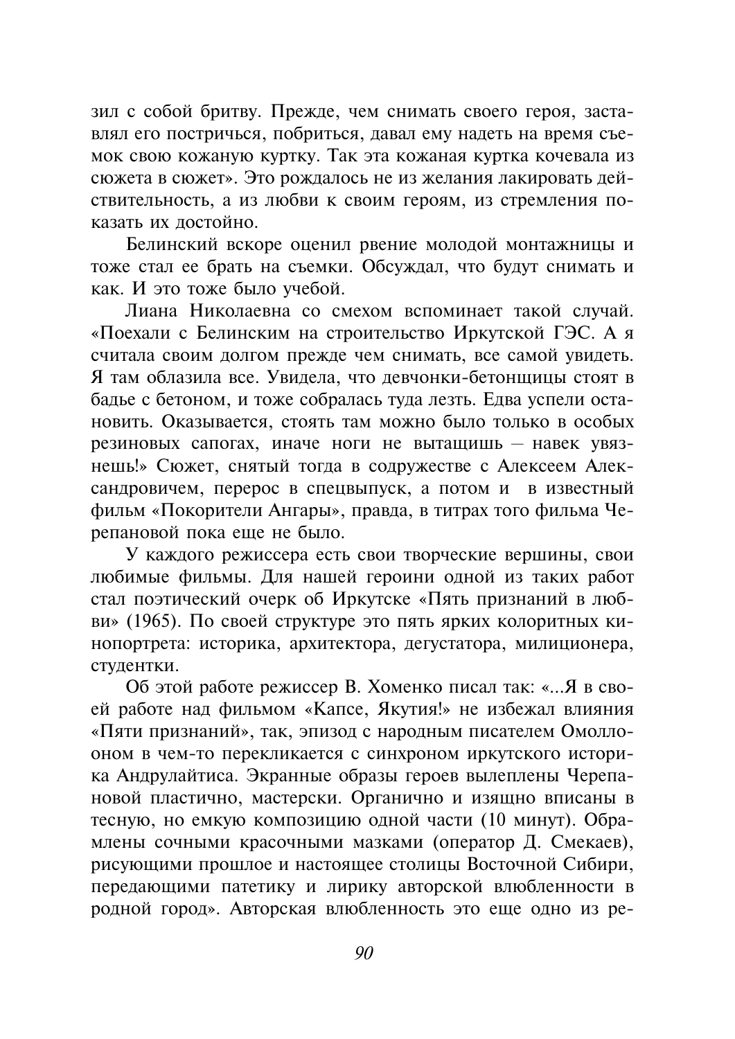зил с собой бритву. Прежде, чем снимать своего героя, заставлял его постричься, побриться, давал ему надеть на время съемок свою кожаную куртку. Так эта кожаная куртка кочевала из сюжета в сюжет». Это рождалось не из желания лакировать действительность, а из любви к своим героям, из стремления показать их достойно.

Белинский вскоре оценил рвение молодой монтажницы и тоже стал ее брать на съемки. Обсуждал, что будут снимать и как. И это тоже было учебой.

Лиана Николаевна со смехом вспоминает такой случай. «Поехали с Белинским на строительство Иркутской ГЭС. А я считала своим долгом прежде чем снимать, все самой увидеть. Я там облазила все. Увидела, что девчонки-бетонщицы стоят в бадье с бетоном, и тоже собралась туда лезть. Едва успели остановить. Оказывается, стоять там можно было только в особых резиновых сапогах, иначе ноги не вытащишь – навек увязнешь!» Сюжет, снятый тогда в содружестве с Алексеем Александровичем, перерос в спецвыпуск, а потом и в известный фильм «Покорители Ангары», правда, в титрах того фильма Черепановой пока еще не было.

У каждого режиссера есть свои творческие вершины, свои любимые фильмы. Для нашей героини одной из таких работ стал поэтический очерк об Иркутске «Пять признаний в любви» (1965). По своей структуре это пять ярких колоритных кинопортрета: историка, архитектора, дегустатора, милиционера, студентки.

Об этой работе режиссер В. Хоменко писал так: «...Я в своей работе над фильмом «Капсе, Якутия!» не избежал влияния «Пяти признаний», так, эпизод с народным писателем Омоллооном в чем-то перекликается с синхроном иркутского историка Андрулайтиса. Экранные образы героев вылеплены Черепановой пластично, мастерски. Органично и изящно вписаны в тесную, но емкую композицию одной части (10 минут). Обрамлены сочными красочными мазками (оператор Д. Смекаев), рисующими прошлое и настоящее столицы Восточной Сибири, передающими патетику и лирику авторской влюбленности в родной город». Авторская влюбленность это еще одно из ре-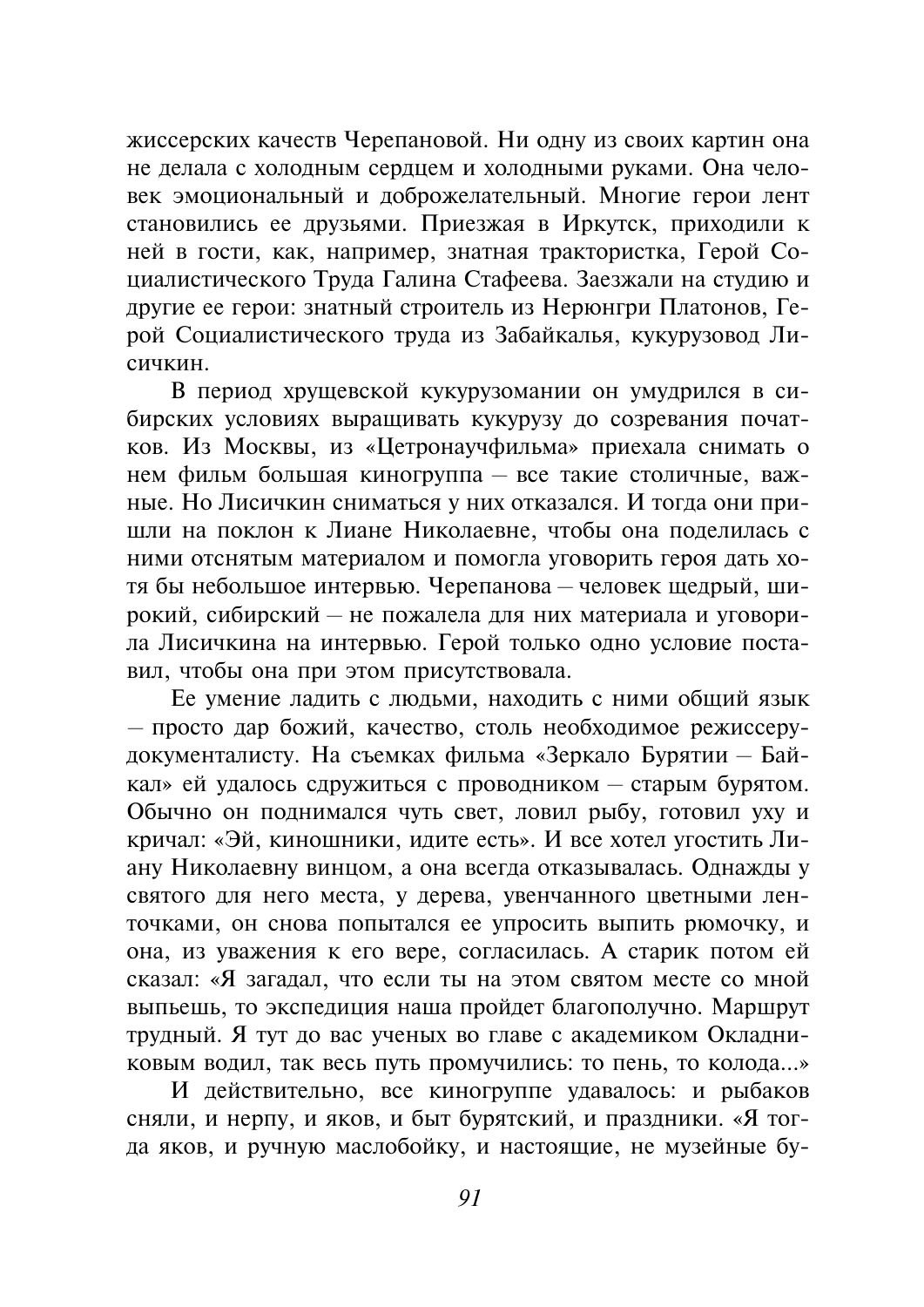жиссерских качеств Черепановой. Ни одну из своих картин она не делала с холодным сердцем и холодными руками. Она человек эмоциональный и доброжелательный. Многие герои лент становились ее друзьями. Приезжая в Иркутск, приходили к ней в гости, как, например, знатная трактористка, Герой Социалистического Труда Галина Стафеева. Заезжали на студию и другие ее герои: знатный строитель из Нерюнгри Платонов, Герой Социалистического труда из Забайкалья, кукурузовод Лисичкин.

В период хрущевской кукурузомании он умудрился в сибирских условиях выращивать кукурузу до созревания початков. Из Москвы, из «Цетронаучфильма» приехала снимать о нем фильм большая киногруппа – все такие столичные, важные. Но Лисичкин сниматься у них отказался. И тогда они пришли на поклон к Лиане Николаевне, чтобы она поделилась с ними отснятым материалом и помогла уговорить героя дать хотя бы небольшое интервью. Черепанова – человек щедрый, широкий, сибирский – не пожалела для них материала и уговорила Лисичкина на интервью. Герой только одно условие поставил, чтобы она при этом присутствовала.

Ее умение ладить с людьми, находить с ними общий язык – просто дар божий, качество, столь необходимое режиссеру-документалисту. На съемках фильма «Зеркало Бурятии – Байкал» ей удалось сдружиться с проводником – старым бурятом. Обычно он поднимался чуть свет, ловил рыбу, готовил уху и кричал: «Эй, киношники, идите есть». И все хотел угостить Лиану Николаевну винцом, а она всегда отказывалась. Однажды у святого для него места, у дерева, увенчанного цветными ленточками, он снова попытался ее упросить выпить рюмочку, и она, из уважения к его вере, согласилась. А старик потом ей сказал: «Я загадал, что если ты на этом святом месте со мной выпьешь, то экспедиция наша пройдет благополучно. Маршрут трудный. Я тут до вас ученых во главе с академиком Окладниковым водил, так весь путь промучились: то пень, то колода...»

И действительно, все киногруппе удавалось: и рыбаков сняли, и нерпу, и яков, и быт бурятский, и праздники. «Я тогда яков, и ручную маслобойку, и настоящие, не музейные бу-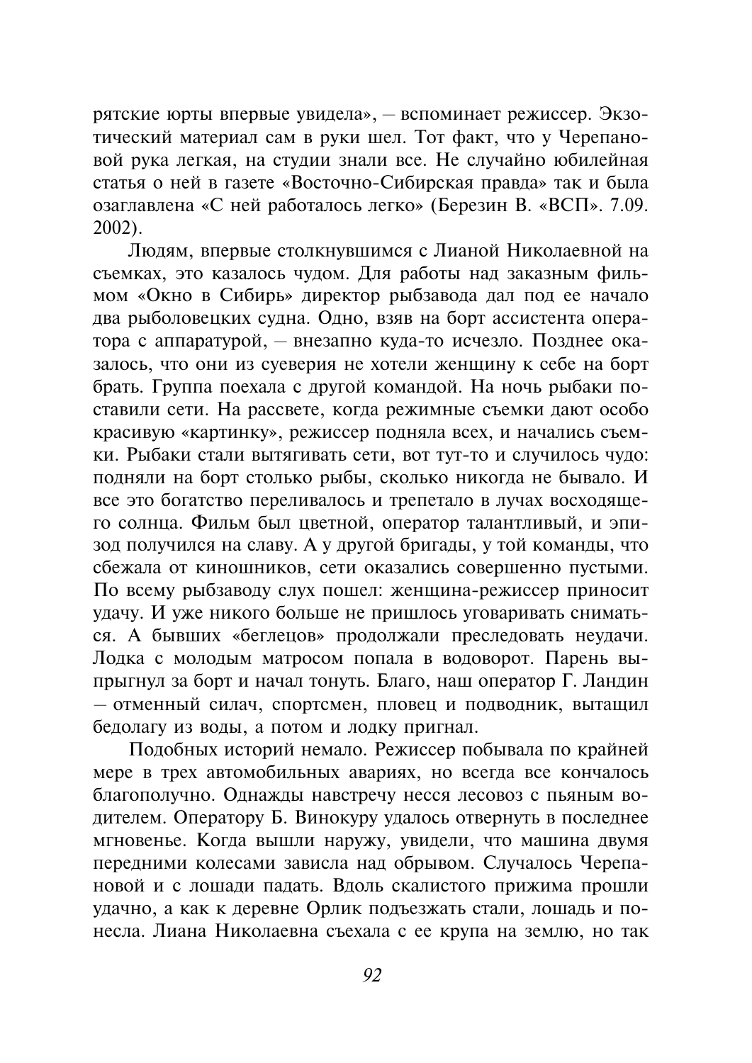рятские юрты впервые увидела», – вспоминает режиссер. Экзотический материал сам в руки шел. Тот факт, что у Черепановой рука легкая, на студии знали все. Не случайно юбилейная статья о ней в газете «Восточно-Сибирская правда» так и была озаглавлена «С ней работалось легко» (Березин В. «ВСП». 7.09. 2002).

Людям, впервые столкнувшимся с Лианой Николаевной на съемках, это казалось чудом. Для работы над заказным фильмом «Окно в Сибирь» директор рыбзавода дал под ее начало два рыболовецких судна. Одно, взяв на борт ассистента оператора с аппаратурой, – внезапно куда-то исчезло. Позднее оказалось, что они из суеверия не хотели женщину к себе на борт брать. Группа поехала с другой командой. На ночь рыбаки поставили сети. На рассвете, когда режимные съемки дают особо красивую «картинку», режиссер подняла всех, и начались съемки. Рыбаки стали вытягивать сети, вот тут-то и случилось чудо: подняли на борт столько рыбы, сколько никогда не бывало. И все это богатство переливалось и трепетало в лучах восходящего солнца. Фильм был цветной, оператор талантливый, и эпизод получился на славу. А у другой бригады, у той команды, что сбежала от киношников, сети оказались совершенно пустыми. По всему рыбзаводу слух пошел: женщина-режиссер приносит удачу. И уже никого больше не пришлось уговаривать сниматься. А бывших «беглецов» продолжали преследовать неудачи. Лодка с молодым матросом попала в водоворот. Парень выпрыгнул за борт и начал тонуть. Благо, наш оператор Г. Ландин – отменный силач, спортсмен, пловец и подводник, вытащил бедолагу из воды, а потом и лодку пригнал.

Подобных историй немало. Режиссер побывала по крайней мере в трех автомобильных авариях, но всегда все кончалось благополучно. Однажды навстречу несся лесовоз с пьяным водителем. Оператору Б. Винокуру удалось отвернуть в последнее мгновенье. Когда вышли наружу, увидели, что машина двумя передними колесами зависла над обрывом. Случалось Черепановой и с лошади падать. Вдоль скалистого прижима прошли удачно, а как к деревне Орлик подъезжать стали, лошадь и понесла. Лиана Николаевна съехала с ее крупа на землю, но так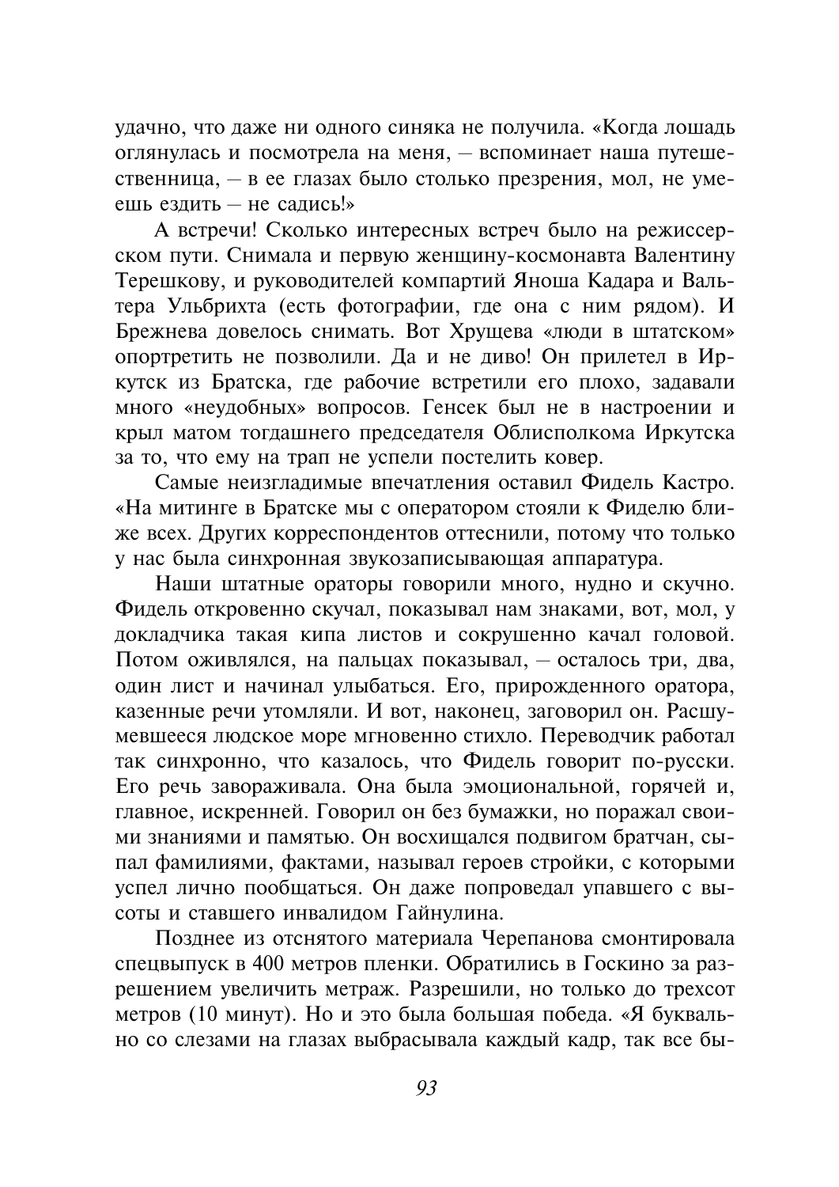удачно, что даже ни одного синяка не получила. «Когда лошадь оглянулась и посмотрела на меня, – вспоминает наша путешественница, – в ее глазах было столько презрения, мол, не умеешь ездить – не садись!»

А встречи! Сколько интересных встреч было на режиссерском пути. Снимала и первую женщину-космонавта Валентину Терешкову, и руководителей компартий Яноша Кадара и Вальтера Ульбрихта (есть фотографии, где она с ним рядом). И Брежнева довелось снимать. Вот Хрущева «люди в штатском» опортретить не позволили. Да и не диво! Он прилетел в Иркутск из Братска, где рабочие встретили его плохо, задавали много «неудобных» вопросов. Генсек был не в настроении и крыл матом тогдашнего председателя Облисполкома Иркутска за то, что ему на трап не успели постелить ковер.

Самые неизгладимые впечатления оставил Фидель Кастро. «На митинге в Братске мы с оператором стояли к Фиделю ближе всех. Других корреспондентов оттеснили, потому что только у нас была синхронная звукозаписывающая аппаратура.

Наши штатные ораторы говорили много, нудно и скучно. Фидель откровенно скучал, показывал нам знаками, вот, мол, у докладчика такая кипа листов и сокрушенно качал головой. Потом оживлялся, на пальцах показывал, – осталось три, два, один лист и начинал улыбаться. Его, прирожденного оратора, казенные речи утомляли. И вот, наконец, заговорил он. Расшумевшееся людское море мгновенно стихло. Переводчик работал так синхронно, что казалось, что Фидель говорит по-русски. Его речь завораживала. Она была эмоциональной, горячей и, главное, искренней. Говорил он без бумажки, но поражал своими знаниями и памятью. Он восхищался подвигом братчан, сыпал фамилиями, фактами, называл героев стройки, с которыми успел лично пообщаться. Он даже попроведал упавшего с высоты и ставшего инвалидом Гайнулина.

Позднее из отснятого материала Черепанова смонтировала спецвыпуск в 400 метров пленки. Обратились в Госкино за разрешением увеличить метраж. Разрешили, но только до трехсот метров (10 минут). Но и это была большая победа. «Я буквально со слезами на глазах выбрасывала каждый кадр, так все бы-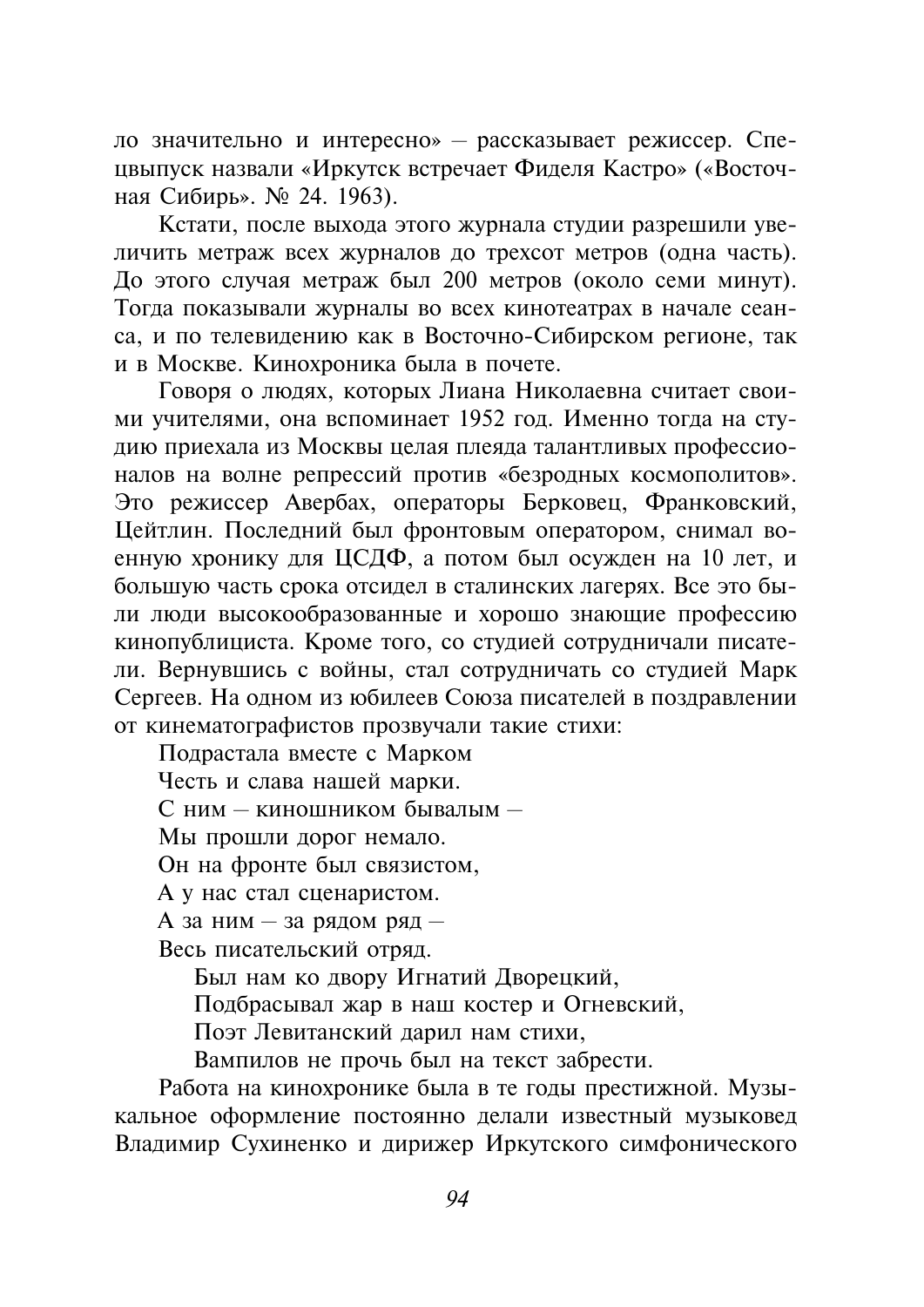ло значительно и интересно» – рассказывает режиссер. Спецвыпуск назвали «Иркутск встречает Фиделя Кастро» («Восточная Сибирь». № 24. 1963).

Кстати, после выхода этого журнала студии разрешили увеличить метраж всех журналов до трехсот метров (одна часть). До этого случая метраж был 200 метров (около семи минут). Тогда показывали журналы во всех кинотеатрах в начале сеанса, и по телевидению как в Восточно-Сибирском регионе, так и в Москве. Кинохроника была в почете.

Говоря о людях, которых Лиана Николаевна считает своими учителями, она вспоминает 1952 год. Именно тогда на студию приехала из Москвы целая плеяда талантливых профессионалов на волне репрессий против «безродных космополитов». Это режиссер Авербах, операторы Берковец, Франковский, Цейтлин. Последний был фронтовым оператором, снимал военную хронику для ЦСДФ, а потом был осужден на 10 лет, и большую часть срока отсидел в сталинских лагерях. Все это были люди высокообразованные и хорошо знающие профессию кинопублициста. Кроме того, со студией сотрудничали писатели. Вернувшись с войны, стал сотрудничать со студией Марк Сергеев. На одном из юбилеев Союза писателей в поздравлении от кинематографистов прозвучали такие стихи:

Подрастала вместе с Марком
Честь и слава нашей марки.
С ним – киношником бывалым –
Мы прошли дорог немало.
Он на фронте был связистом,
А у нас стал сценаристом.
А за ним – за рядом ряд –
Весь писательский отряд.

Был нам ко двору Игнатий Дворецкий,
Подбрасывал жар в наш костер и Огневский,
Поэт Левитанский дарил нам стихи,
Вампилов не прочь был на текст забрести.

Работа на кинохронике была в те годы престижной. Музыкальное оформление постоянно делали известный музыковед Владимир Сухиненко и дирижер Иркутского симфонического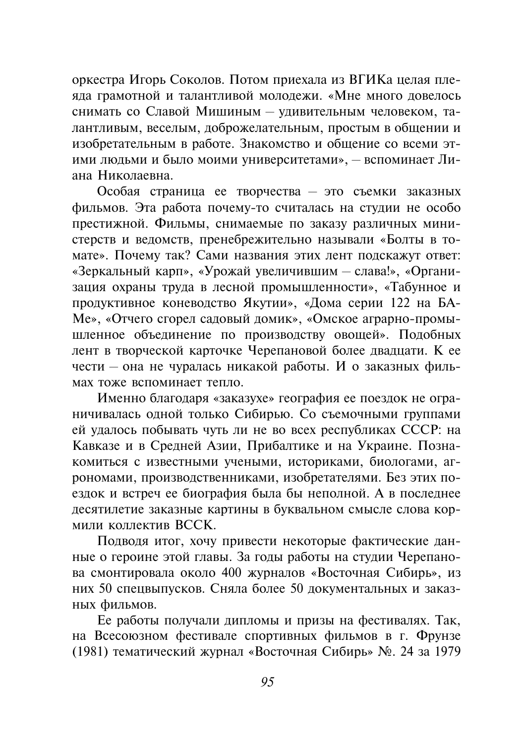оркестра Игорь Соколов. Потом приехала из ВГИКа целая плеяда грамотной и талантливой молодежи. «Мне много довелось снимать со Славой Мишиным – удивительным человеком, талантливым, веселым, доброжелательным, простым в общении и изобретательным в работе. Знакомство и общение со всеми этими людьми и было моими университетами», – вспоминает Лиана Николаевна.

Особая страница ее творчества – это съемки заказных фильмов. Эта работа почему-то считалась на студии не особо престижной. Фильмы, снимаемые по заказу различных министерств и ведомств, пренебрежительно называли «Болты в томате». Почему так? Сами названия этих лент подскажут ответ: «Зеркальный карп», «Урожай увеличившим – слава!», «Организация охраны труда в лесной промышленности», «Табунное и продуктивное коневодство Якутии», «Дома серии 122 на БАМе», «Отчего сгорел садовый домик», «Омское аграрно-промышленное объединение по производству овощей». Подобных лент в творческой карточке Черепановой более двадцати. К ее чести – она не чуралась никакой работы. И о заказных фильмах тоже вспоминает тепло.

Именно благодаря «заказухе» география ее поездок не ограничивалась одной только Сибирью. Со съемочными группами ей удалось побывать чуть ли не во всех республиках СССР: на Кавказе и в Средней Азии, Прибалтике и на Украине. Познакомиться с известными учеными, историками, биологами, агрономами, производственниками, изобретателями. Без этих поездок и встреч ее биография была бы неполной. А в последнее десятилетие заказные картины в буквальном смысле слова кормили коллектив ВССК.

Подводя итог, хочу привести некоторые фактические данные о героине этой главы. За годы работы на студии Черепанова смонтировала около 400 журналов «Восточная Сибирь», из них 50 спецвыпусков. Сняла более 50 документальных и заказных фильмов.

Ее работы получали дипломы и призы на фестивалях. Так, на Всесоюзном фестивале спортивных фильмов в г. Фрунзе (1981) тематический журнал «Восточная Сибирь» №. 24 за 1979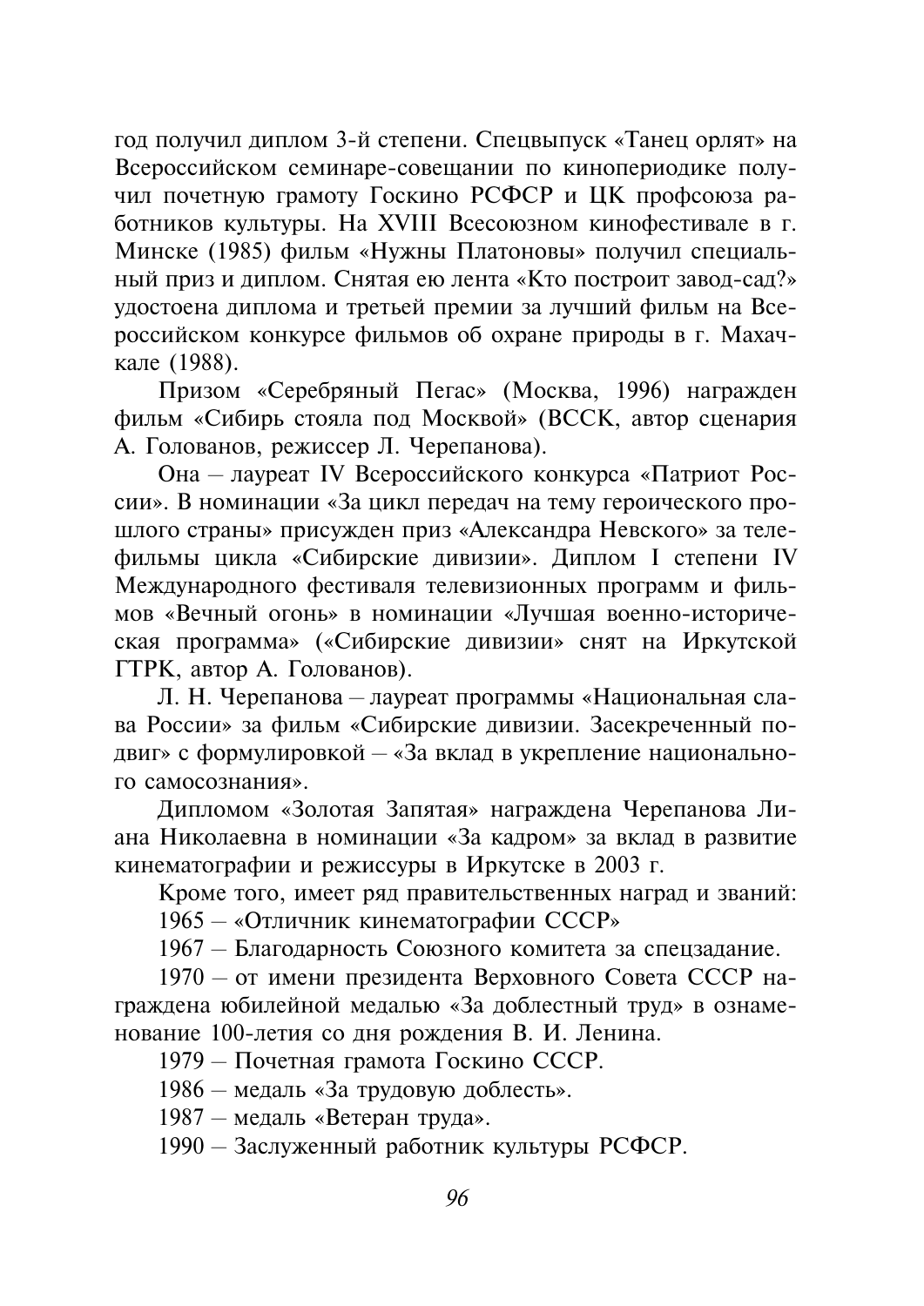год получил диплом 3-й степени. Спецвыпуск «Танец орлят» на Всероссийском семинаре-совещании по кинопериодике получил почетную грамоту Госкино РСФСР и ЦК профсоюза работников культуры. На XVIII Всесоюзном кинофестивале в г. Минске (1985) фильм «Нужны Платоновы» получил специальный приз и диплом. Снятая ею лента «Кто построит завод-сад?» удостоена диплома и третьей премии за лучший фильм на Всероссийском конкурсе фильмов об охране природы в г. Махачкале (1988).

Призом «Серебряный Пегас» (Москва, 1996) награжден фильм «Сибирь стояла под Москвой» (ВССК, автор сценария А. Голованов, режиссер Л. Черепанова).

Она – лауреат IV Всероссийского конкурса «Патриот России». В номинации «За цикл передач на тему героического прошлого страны» присужден приз «Александра Невского» за телефильмы цикла «Сибирские дивизии». Диплом I степени IV Международного фестиваля телевизионных программ и фильмов «Вечный огонь» в номинации «Лучшая военно-историческая программа» («Сибирские дивизии» снят на Иркутской ГТРК, автор А. Голованов).

Л. Н. Черепанова – лауреат программы «Национальная слава России» за фильм «Сибирские дивизии. Засекреченный подвиг» с формулировкой – «За вклад в укрепление национального самосознания».

Дипломом «Золотая Запятая» награждена Черепанова Лиана Николаевна в номинации «За кадром» за вклад в развитие кинематографии и режиссуры в Иркутске в 2003 г.

Кроме того, имеет ряд правительственных наград и званий:

1965 – «Отличник кинематографии СССР»

1967 – Благодарность Союзного комитета за спецзадание.

1970 – от имени президента Верховного Совета СССР награждена юбилейной медалью «За доблестный труд» в ознаменование 100-летия со дня рождения В. И. Ленина.

1979 – Почетная грамота Госкино СССР.

1986 – медаль «За трудовую доблесть».

1987 – медаль «Ветеран труда».

1990 – Заслуженный работник культуры РСФСР.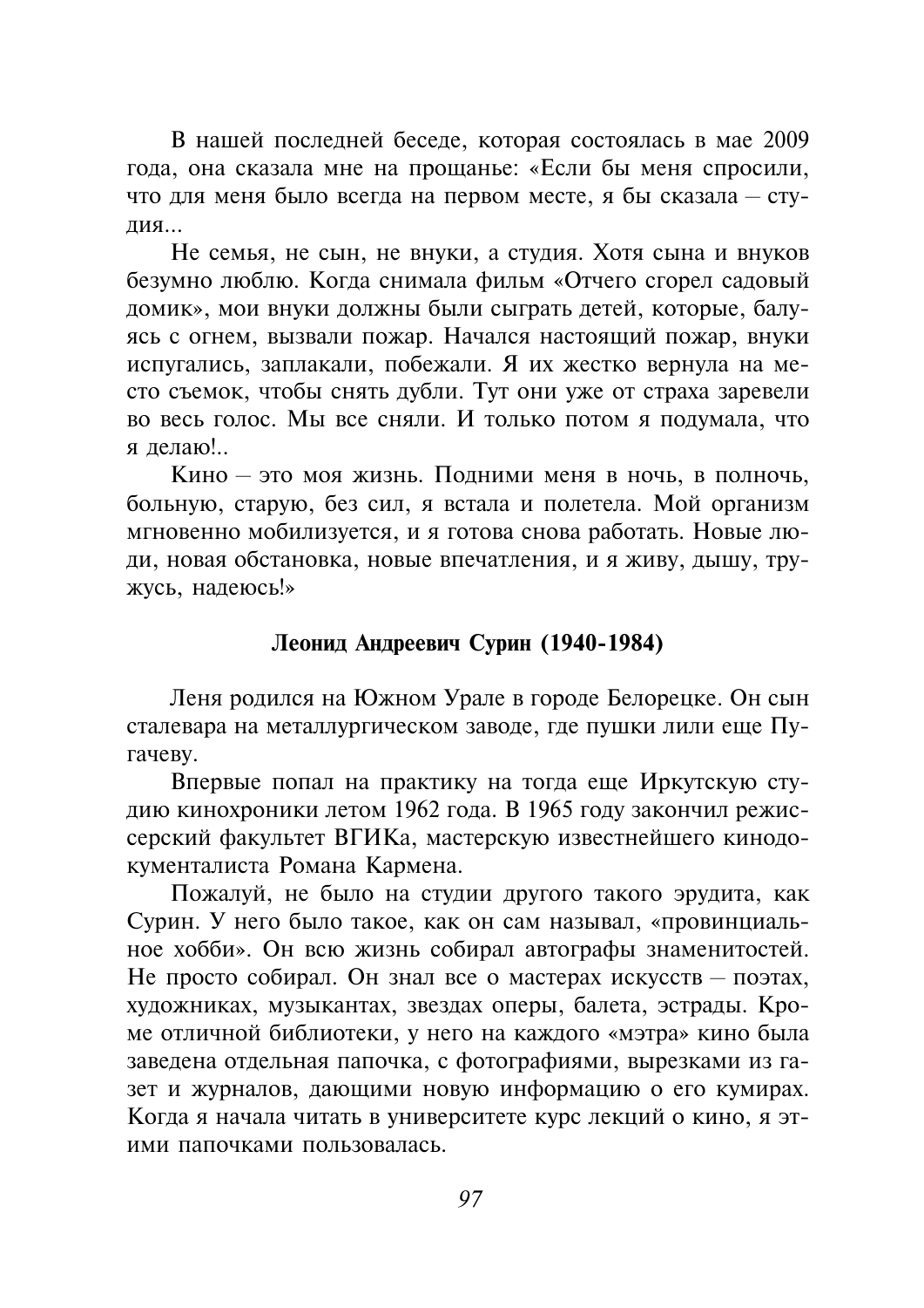В нашей последней беседе, которая состоялась в мае 2009 года, она сказала мне на прощанье: «Если бы меня спросили, что для меня было всегда на первом месте, я бы сказала – студия...

Не семья, не сын, не внуки, а студия. Хотя сына и внуков безумно люблю. Когда снимала фильм «Отчего сгорел садовый домик», мои внуки должны были сыграть детей, которые, балуясь с огнем, вызвали пожар. Начался настоящий пожар, внуки испугались, заплакали, побежали. Я их жестко вернула на место съемок, чтобы снять дубли. Тут они уже от страха заревели во весь голос. Мы все сняли. И только потом я подумала, что я делаю!..

Кино – это моя жизнь. Подними меня в ночь, в полночь, больную, старую, без сил, я встала и полетела. Мой организм мгновенно мобилизуется, и я готова снова работать. Новые люди, новая обстановка, новые впечатления, и я живу, дышу, тружусь, надеюсь!»

### Леонид Андреевич Сурин (1940-1984)

Леня родился на Южном Урале в городе Белорецке. Он сын сталевара на металлургическом заводе, где пушки лили еще Пугачеву.

Впервые попал на практику на тогда еще Иркутскую студию кинохроники летом 1962 года. В 1965 году закончил режиссерский факультет ВГИКа, мастерскую известнейшего кинодокументалиста Романа Кармена.

Пожалуй, не было на студии другого такого эрудита, как Сурин. У него было такое, как он сам называл, «провинциальное хобби». Он всю жизнь собирал автографы знаменитостей. Не просто собирал. Он знал все о мастерах искусств – поэтах, художниках, музыкантах, звездах оперы, балета, эстрады. Кроме отличной библиотеки, у него на каждого «мэтра» кино была заведена отдельная папочка, с фотографиями, вырезками из газет и журналов, дающими новую информацию о его кумирах. Когда я начала читать в университете курс лекций о кино, я этими папочками пользовалась.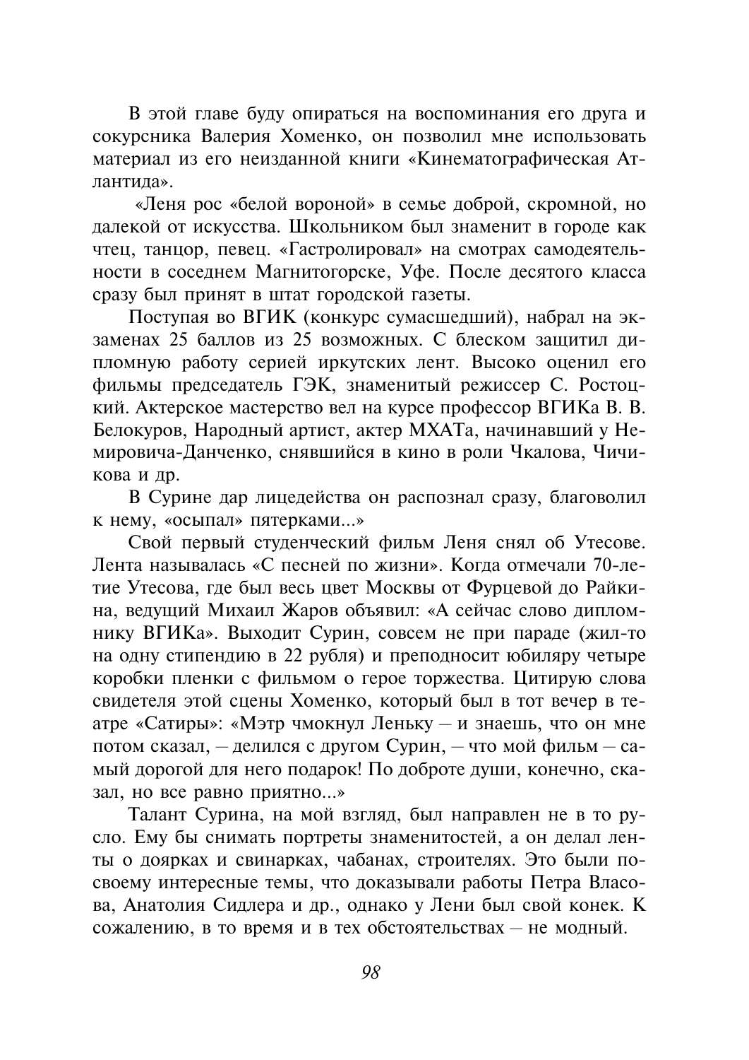В этой главе буду опираться на воспоминания его друга и сокурсника Валерия Хоменко, он позволил мне использовать материал из его неизданной книги «Кинематографическая Атлантида».

«Леня рос «белой вороной» в семье доброй, скромной, но далекой от искусства. Школьником был знаменит в городе как чтец, танцор, певец. «Гастролировал» на смотрах самодеятельности в соседнем Магнитогорске, Уфе. После десятого класса сразу был принят в штат городской газеты.

Поступая во ВГИК (конкурс сумасшедший), набрал на экзаменах 25 баллов из 25 возможных. С блеском защитил дипломную работу серией иркутских лент. Высоко оценил его фильмы председатель ГЭК, знаменитый режиссер С. Ростоцкий. Актерское мастерство вел на курсе профессор ВГИКа В. В. Белокуров, Народный артист, актер МХАТа, начинавший у Немировича-Данченко, снявшийся в кино в роли Чкалова, Чичикова и др.

В Сурине дар лицедейства он распознал сразу, благоволил к нему, «осыпал» пятерками...»

Свой первый студенческий фильм Леня снял об Утесове. Лента называлась «С песней по жизни». Когда отмечали 70-летие Утесова, где был весь цвет Москвы от Фурцевой до Райкина, ведущий Михаил Жаров объявил: «А сейчас слово дипломнику ВГИКа». Выходит Сурин, совсем не при параде (жил-то на одну стипендию в 22 рубля) и преподносит юбиляру четыре коробки пленки с фильмом о герое торжества. Цитирую слова свидетеля этой сцены Хоменко, который был в тот вечер в театре «Сатиры»: «Мэтр чмокнул Леньку – и знаешь, что он мне потом сказал, – делился с другом Сурин, – что мой фильм – самый дорогой для него подарок! По доброте души, конечно, сказал, но все равно приятно...»

Талант Сурина, на мой взгляд, был направлен не в то русло. Ему бы снимать портреты знаменитостей, а он делал ленты о доярках и свинарках, чабанах, строителях. Это были посвоему интересные темы, что доказывали работы Петра Власова, Анатолия Сидлера и др., однако у Лени был свой конек. К сожалению, в то время и в тех обстоятельствах – не модный.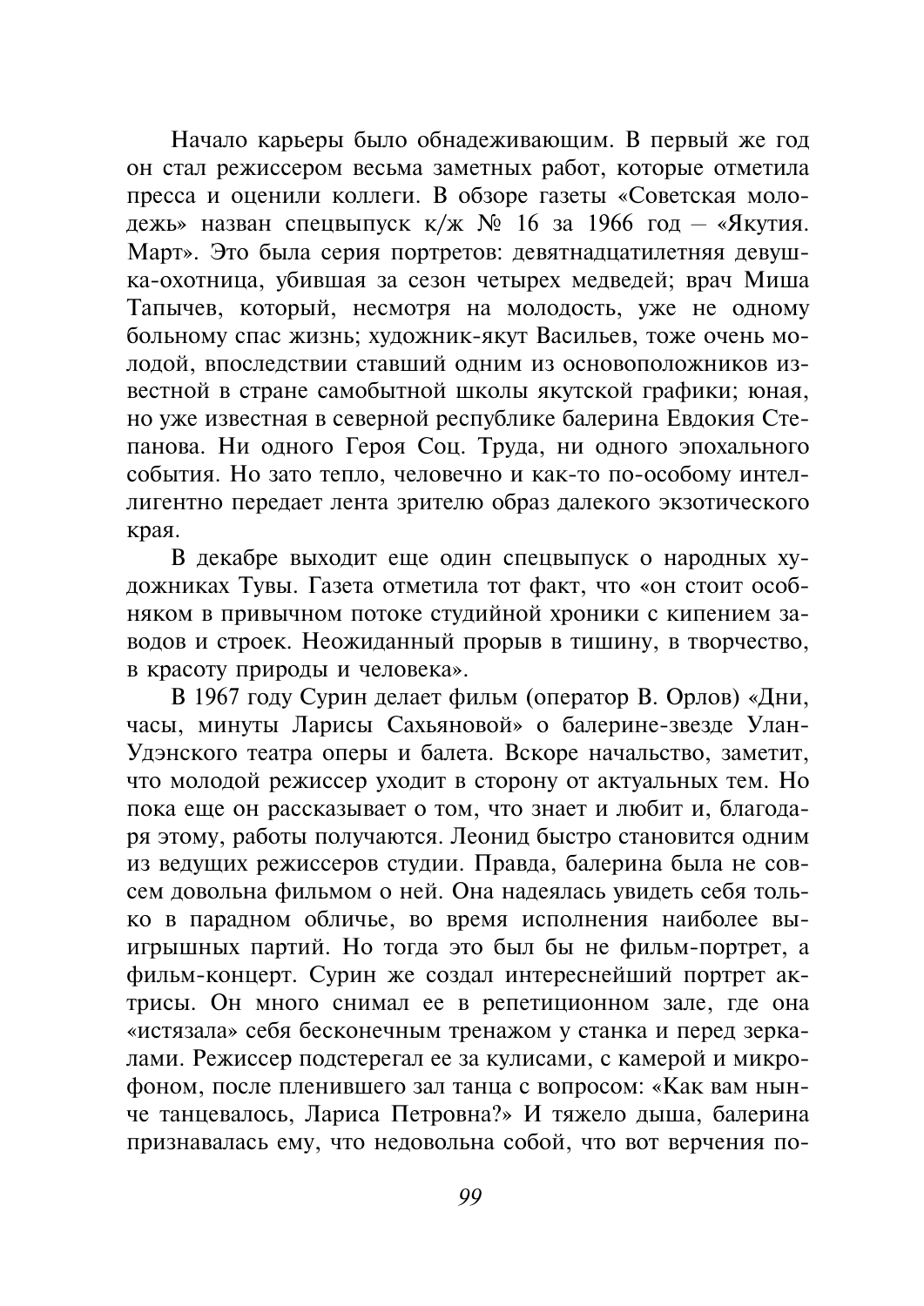Начало карьеры было обнадеживающим. В первый же год он стал режиссером весьма заметных работ, которые отметила пресса и оценили коллеги. В обзоре газеты «Советская молодежь» назван спецвыпуск к/ж № 16 за 1966 год – «Якутия. Март». Это была серия портретов: девятнадцатилетняя девушка-охотница, убившая за сезон четырех медведей; врач Миша Тапычев, который, несмотря на молодость, уже не одному больному спас жизнь; художник-якут Васильев, тоже очень молодой, впоследствии ставший одним из основоположников известной в стране самобытной школы якутской графики; юная, но уже известная в северной республике балерина Евдокия Степанова. Ни одного Героя Соц. Труда, ни одного эпохального события. Но зато тепло, человечно и как-то по-особому интеллигентно передает лента зрителю образ далекого экзотического края.

В декабре выходит еще один спецвыпуск о народных художниках Тувы. Газета отметила тот факт, что «он стоит особняком в привычном потоке студийной хроники с кипением заводов и строек. Неожиданный прорыв в тишину, в творчество, в красоту природы и человека».

В 1967 году Сурин делает фильм (оператор В. Орлов) «Дни, часы, минуты Ларисы Сахьяновой» о балерине-звезде Улан-Удэнского театра оперы и балета. Вскоре начальство, заметит, что молодой режиссер уходит в сторону от актуальных тем. Но пока еще он рассказывает о том, что знает и любит и, благодаря этому, работы получаются. Леонид быстро становится одним из ведущих режиссеров студии. Правда, балерина была не совсем довольна фильмом о ней. Она надеялась увидеть себя только в парадном обличье, во время исполнения наиболее выигрышных партий. Но тогда это был бы не фильм-портрет, а фильм-концерт. Сурин же создал интереснейший портрет актрисы. Он много снимал ее в репетиционном зале, где она «истязала» себя бесконечным тренажом у станка и перед зеркалами. Режиссер подстерегал ее за кулисами, с камерой и микрофоном, после пленившего зал танца с вопросом: «Как вам нынче танцевалось, Лариса Петровна?» И тяжело дыша, балерина признавалась ему, что недовольна собой, что вот верчения по-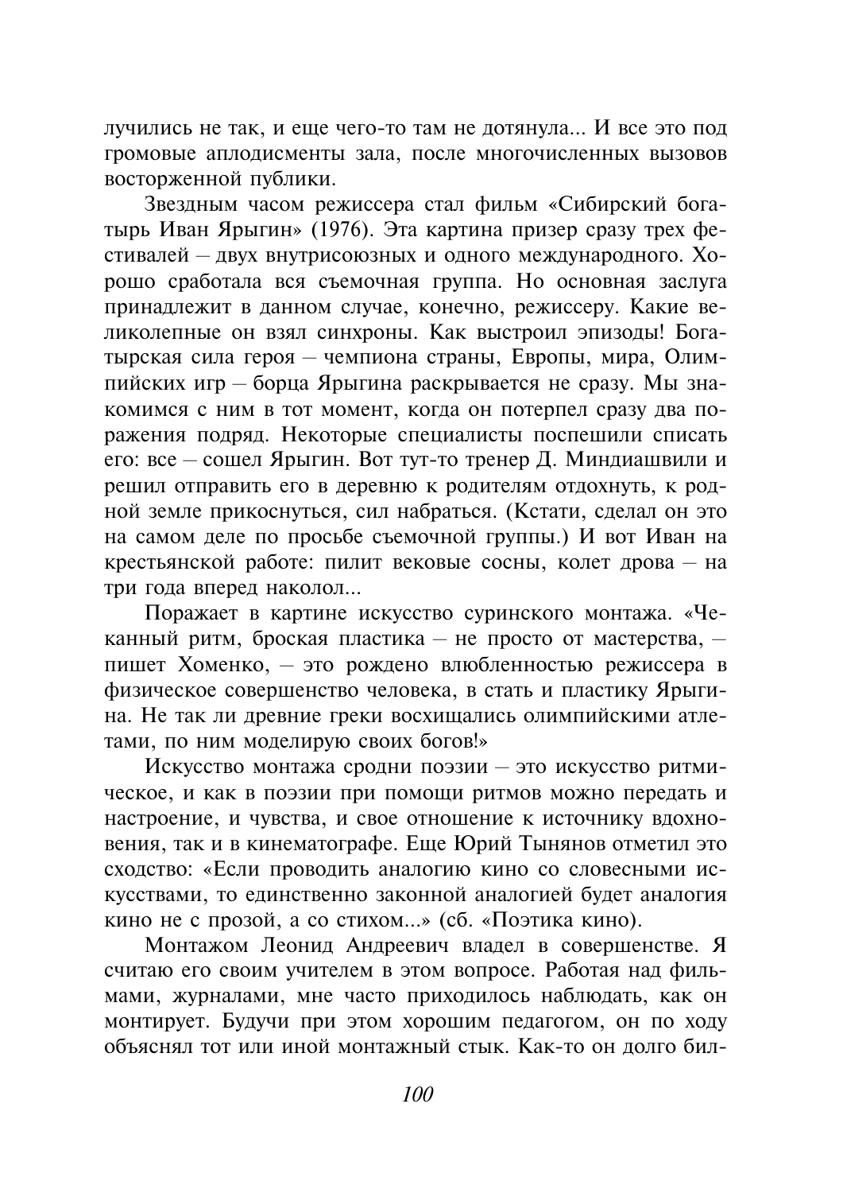лучились не так, и еще чего-то там не дотянула... И все это под громовые аплодисменты зала, после многочисленных вызовов восторженной публики.

Звездным часом режиссера стал фильм «Сибирский богатырь Иван Ярыгин» (1976). Эта картина призер сразу трех фестивалей – двух внутрисоюзных и одного международного. Хорошо сработала вся съемочная группа. Но основная заслуга принадлежит в данном случае, конечно, режиссеру. Какие великолепные он взял синхроны. Как выстроил эпизоды! Богатырская сила героя – чемпиона страны, Европы, мира, Олимпийских игр – борца Ярыгина раскрывается не сразу. Мы знакомимся с ним в тот момент, когда он потерпел сразу два поражения подряд. Некоторые специалисты поспешили списать его: все – сошел Ярыгин. Вот тут-то тренер Д. Миндиашвили и решил отправить его в деревню к родителям отдохнуть, к родной земле прикоснуться, сил набраться. (Кстати, сделал он это на самом деле по просьбе съемочной группы.) И вот Иван на крестьянской работе: пилит вековые сосны, колет дрова – на три года вперед наколол...

Поражает в картине искусство суринского монтажа. «Чеканный ритм, броская пластика – не просто от мастерства, – пишет Хоменко, – это рождено влюбленностью режиссера в физическое совершенство человека, в стать и пластику Ярыгина. Не так ли древние греки восхищались олимпийскими атлетами, по ним моделирую своих богов!»

Искусство монтажа сродни поэзии – это искусство ритмическое, и как в поэзии при помощи ритмов можно передать и настроение, и чувства, и свое отношение к источнику вдохновения, так и в кинематографе. Еще Юрий Тынянов отметил это сходство: «Если проводить аналогию кино со словесными искусствами, то единственно законной аналогией будет аналогия кино не с прозой, а со стихом...» (сб. «Поэтика кино).

Монтажом Леонид Андреевич владел в совершенстве. Я считаю его своим учителем в этом вопросе. Работая над фильмами, журналами, мне часто приходилось наблюдать, как он монтирует. Будучи при этом хорошим педагогом, он по ходу объяснял тот или иной монтажный стык. Как-то он долго бил-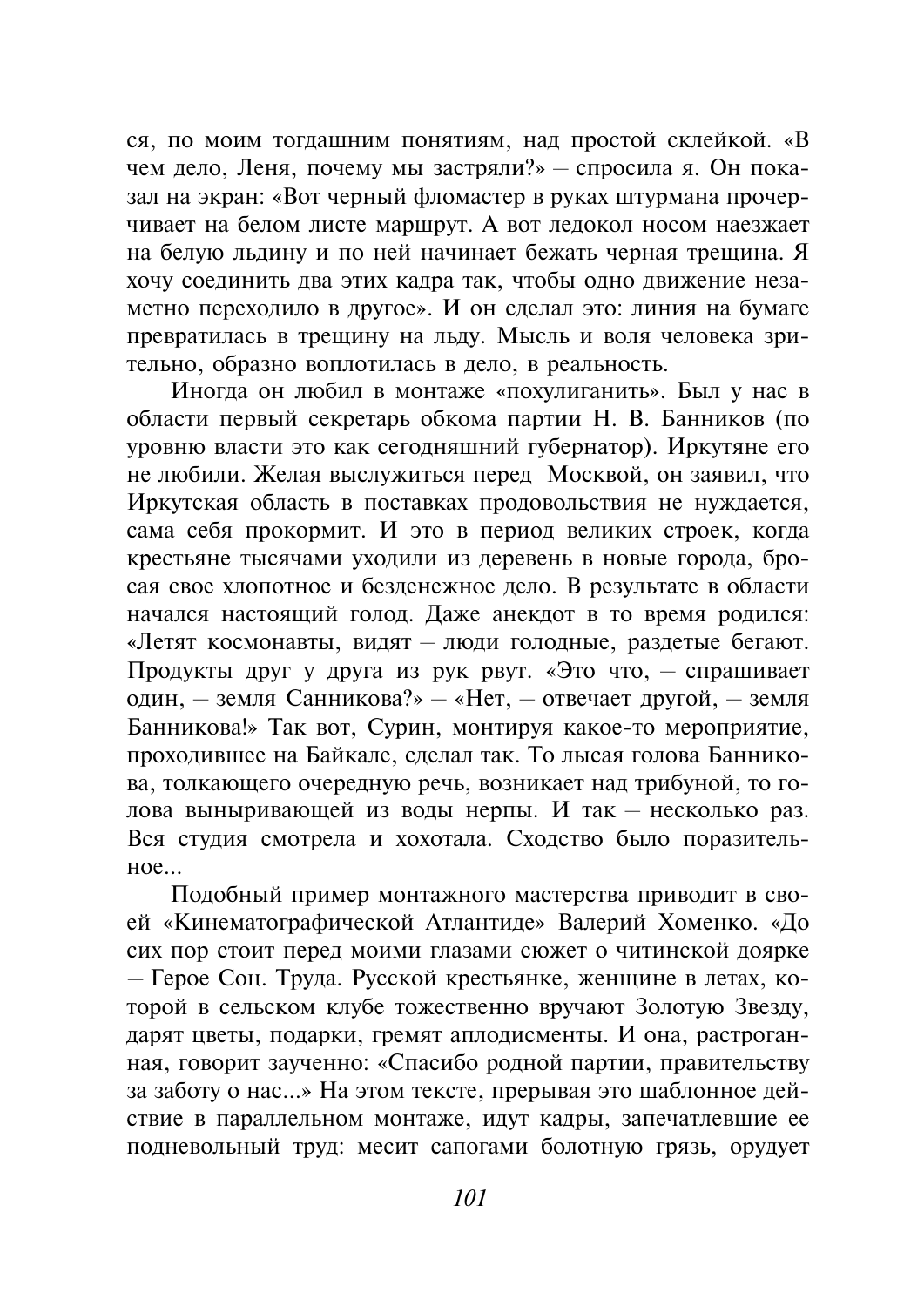ся, по моим тогдашним понятиям, над простой склейкой. «В чем дело, Леня, почему мы застряли?» – спросила я. Он показал на экран: «Вот черный фломастер в руках штурмана прочерчивает на белом листе маршрут. А вот ледокол носом наезжает на белую льдину и по ней начинает бежать черная трещина. Я хочу соединить два этих кадра так, чтобы одно движение незаметно переходило в другое». И он сделал это: линия на бумаге превратилась в трещину на льду. Мысль и воля человека зрительно, образно воплотилась в дело, в реальность.

Иногда он любил в монтаже «похулиганить». Был у нас в области первый секретарь обкома партии Н. В. Банников (по уровню власти это как сегодняшний губернатор). Иркутяне его не любили. Желая выслужиться перед Москвой, он заявил, что Иркутская область в поставках продовольствия не нуждается, сама себя прокормит. И это в период великих строек, когда крестьяне тысячами уходили из деревень в новые города, бросая свое хлопотное и безденежное дело. В результате в области начался настоящий голод. Даже анекдот в то время родился: «Летят космонавты, видят – люди голодные, раздетые бегают. Продукты друг у друга из рук рвут. «Это что, – спрашивает один, – земля Санникова?» – «Нет, – отвечает другой, – земля Банникова!» Так вот, Сурин, монтируя какое-то мероприятие, проходившее на Байкале, сделал так. То лысая голова Банникова, толкающего очередную речь, возникает над трибуной, то голова выныривающей из воды нерпы. И так – несколько раз. Вся студия смотрела и хохотала. Сходство было поразительное...

Подобный пример монтажного мастерства приводит в своей «Кинематографической Атлантиде» Валерий Хоменко. «До сих пор стоит перед моими глазами сюжет о читинской доярке – Герое Соц. Труда. Русской крестьянке, женщине в летах, которой в сельском клубе тожественно вручают Золотую Звезду, дарят цветы, подарки, гремят аплодисменты. И она, растроганная, говорит заученно: «Спасибо родной партии, правительству за заботу о нас...» На этом тексте, прерывая это шаблонное действие в параллельном монтаже, идут кадры, запечатлевшие ее подневольный труд: месит сапогами болотную грязь, орудует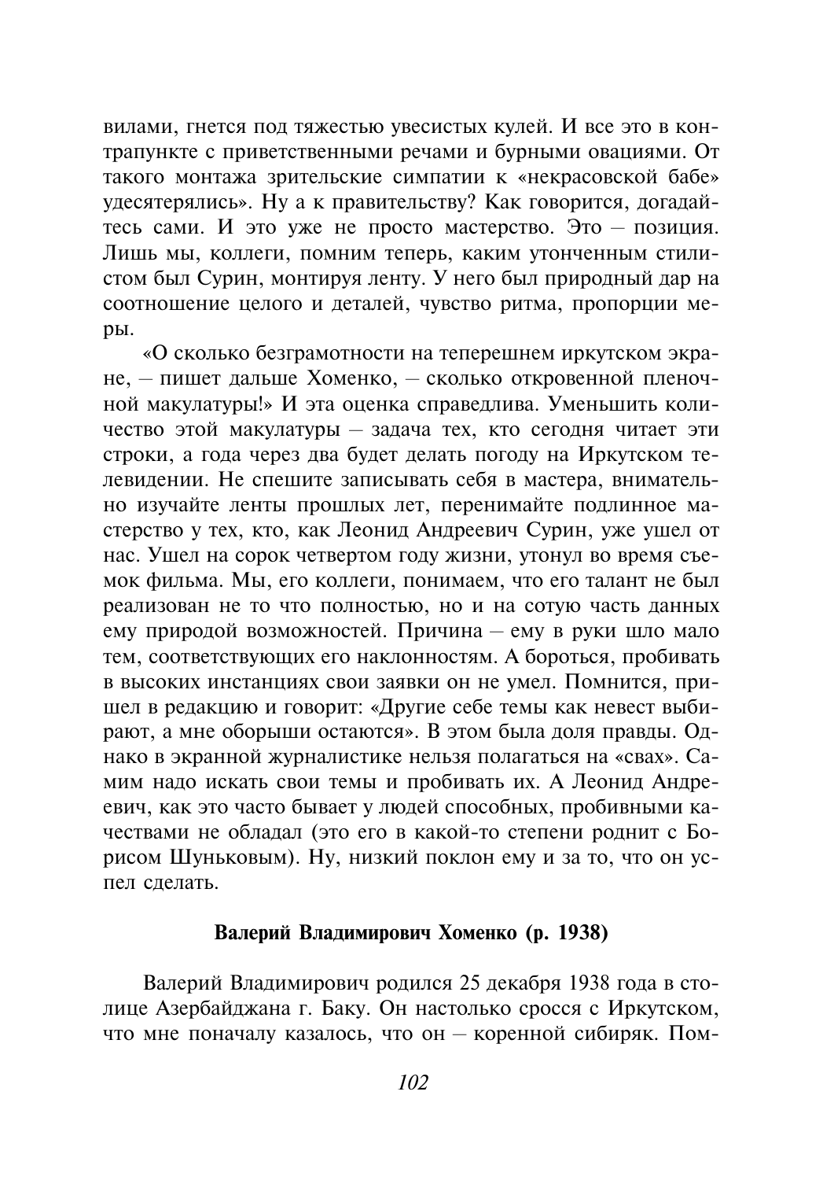вилами, гнется под тяжестью увесистых кулей. И все это в контрапункте с приветственными речами и бурными овациями. От такого монтажа зрительские симпатии к «некрасовской бабе» удесятерялись». Ну а к правительству? Как говорится, догадайтесь сами. И это уже не просто мастерство. Это – позиция. Лишь мы, коллеги, помним теперь, каким утонченным стилистом был Сурин, монтируя ленту. У него был природный дар на соотношение целого и деталей, чувство ритма, пропорции меры.

«О сколько безграмотности на теперешнем иркутском экране, – пишет дальше Хоменко, – сколько откровенной пленочной макулатуры!» И эта оценка справедлива. Уменьшить количество этой макулатуры – задача тех, кто сегодня читает эти строки, а года через два будет делать погоду на Иркутском телевидении. Не спешите записывать себя в мастера, внимательно изучайте ленты прошлых лет, перенимайте подлинное мастерство у тех, кто, как Леонид Андреевич Сурин, уже ушел от нас. Ушел на сорок четвертом году жизни, утонул во время съемок фильма. Мы, его коллеги, понимаем, что его талант не был реализован не то что полностью, но и на сотую часть данных ему природой возможностей. Причина – ему в руки шло мало тем, соответствующих его наклонностям. А бороться, пробивать в высоких инстанциях свои заявки он не умел. Помнится, пришел в редакцию и говорит: «Другие себе темы как невест выбирают, а мне оборыши остаются». В этом была доля правды. Однако в экранной журналистике нельзя полагаться на «свах». Самим надо искать свои темы и пробивать их. А Леонид Андреевич, как это часто бывает у людей способных, пробивными качествами не обладал (это его в какой-то степени роднит с Борисом Шуньковым). Ну, низкий поклон ему и за то, что он успел сделать.

### Валерий Владимирович Хоменко (р. 1938)

Валерий Владимирович родился 25 декабря 1938 года в столице Азербайджана г. Баку. Он настолько сросся с Иркутском, что мне поначалу казалось, что он – коренной сибиряк. Пом-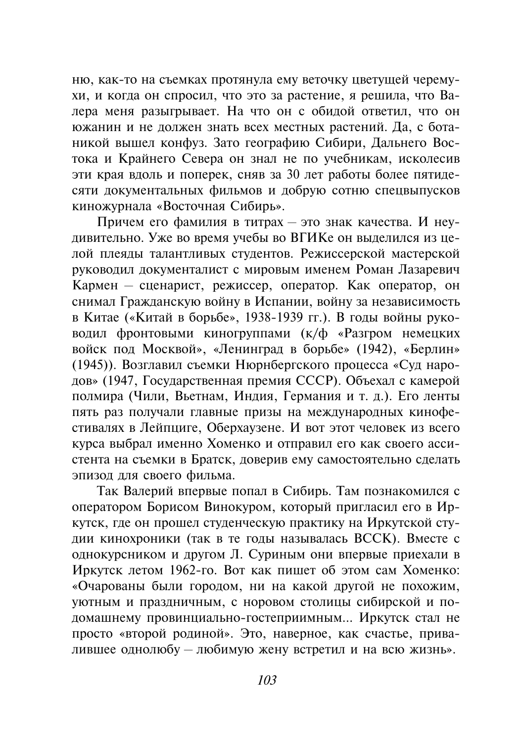ню, как-то на съемках протянула ему веточку цветущей черемухи, и когда он спросил, что это за растение, я решила, что Валера меня разыгрывает. На что он с обидой ответил, что он южанин и не должен знать всех местных растений. Да, с ботаникой вышел конфуз. Зато географию Сибири, Дальнего Востока и Крайнего Севера он знал не по учебникам, исколесив эти края вдоль и поперек, сняв за 30 лет работы более пятидесяти документальных фильмов и добрую сотню спецвыпусков киножурнала «Восточная Сибирь».

Причем его фамилия в титрах – это знак качества. И неудивительно. Уже во время учебы во ВГИКе он выделился из целой плеяды талантливых студентов. Режиссерской мастерской руководил документалист с мировым именем Роман Лазаревич Кармен – сценарист, режиссер, оператор. Как оператор, он снимал Гражданскую войну в Испании, войну за независимость в Китае («Китай в борьбе», 1938-1939 гг.). В годы войны руководил фронтовыми киногруппами (к/ф «Разгром немецких войск под Москвой», «Ленинград в борьбе» (1942), «Берлин» (1945)). Возглавил съемки Нюрнбергского процесса «Суд народов» (1947, Государственная премия СССР). Объехал с камерой полмира (Чили, Вьетнам, Индия, Германия и т. д.). Его ленты пять раз получали главные призы на международных кинофестивалях в Лейпциге, Оберхаузене. И вот этот человек из всего курса выбрал именно Хоменко и отправил его как своего ассистента на съемки в Братск, доверив ему самостоятельно сделать эпизод для своего фильма.

Так Валерий впервые попал в Сибирь. Там познакомился с оператором Борисом Винокуром, который пригласил его в Иркутск, где он прошел студенческую практику на Иркутской студии кинохроники (так в те годы называлась ВССК). Вместе с однокурсником и другом Л. Суриным они впервые приехали в Иркутск летом 1962-го. Вот как пишет об этом сам Хоменко: «Очарованы были городом, ни на какой другой не похожим, уютным и праздничным, с норовом столицы сибирской и по-домашнему провинциально-гостеприимным... Иркутск стал не просто «второй родиной». Это, наверное, как счастье, привалившее однолюбу – любимую жену встретил и на всю жизнь».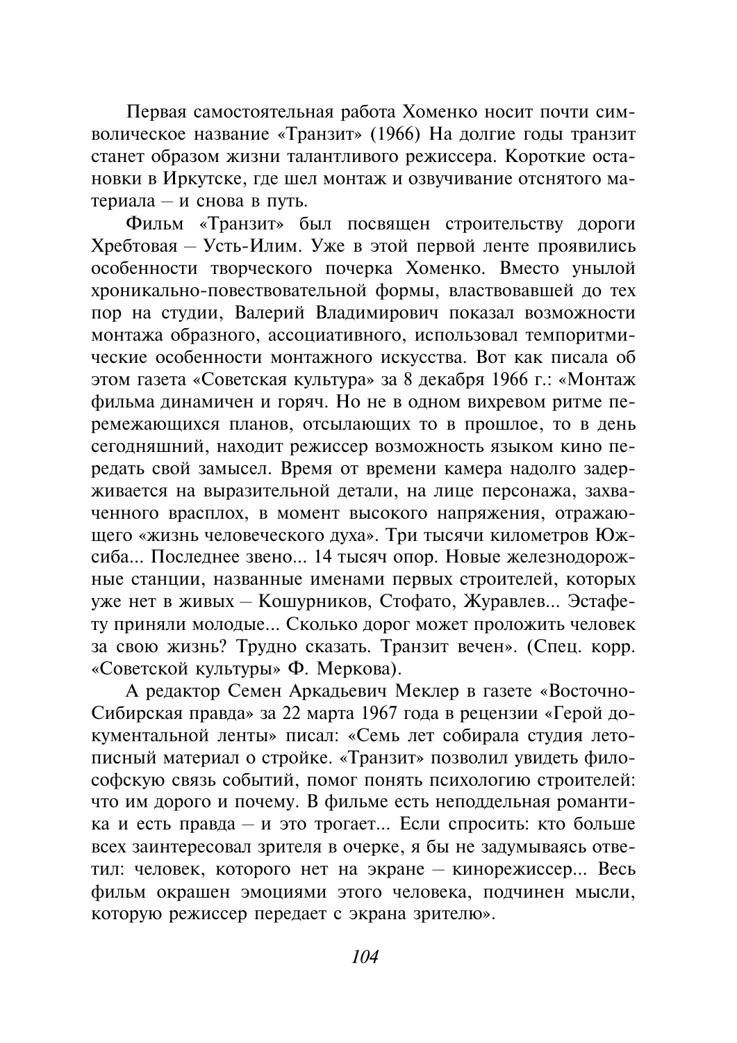Первая самостоятельная работа Хоменко носит почти символическое название «Транзит» (1966) На долгие годы транзит станет образом жизни талантливого режиссера. Короткие остановки в Иркутске, где шел монтаж и озвучивание отснятого материала – и снова в путь.

Фильм «Транзит» был посвящен строительству дороги Хребтовая – Усть-Илим. Уже в этой первой ленте проявились особенности творческого почерка Хоменко. Вместо унылой хроникально-повествовательной формы, властвовавшей до тех пор на студии, Валерий Владимирович показал возможности монтажа образного, ассоциативного, использовал темпоритмические особенности монтажного искусства. Вот как писала об этом газета «Советская культура» за 8 декабря 1966 г.: «Монтаж фильма динамичен и горяч. Но не в одном вихревом ритме перемежающихся планов, отсылающих то в прошлое, то в день сегодняшний, находит режиссер возможность языком кино передать свой замысел. Время от времени камера надолго задерживается на выразительной детали, на лице персонажа, захваченного врасплох, в момент высокого напряжения, отражающего «жизнь человеческого духа». Три тысячи километров Южсиба... Последнее звено... 14 тысяч опор. Новые железнодорожные станции, названные именами первых строителей, которых уже нет в живых – Кошурников, Стофато, Журавлев... Эстафету приняли молодые... Сколько дорог может проложить человек за свою жизнь? Трудно сказать. Транзит вечен». (Спец. корр. «Советской культуры» Ф. Меркова).

А редактор Семен Аркадьевич Меклер в газете «Восточно-Сибирская правда» за 22 марта 1967 года в рецензии «Герой документальной ленты» писал: «Семь лет собирала студия летописный материал о стройке. «Транзит» позволил увидеть философскую связь событий, помог понять психологию строителей: что им дорого и почему. В фильме есть неподдельная романтика и есть правда – и это трогает... Если спросить: кто больше всех заинтересовал зрителя в очерке, я бы не задумываясь ответил: человек, которого нет на экране – кинорежиссер... Весь фильм окрашен эмоциями этого человека, подчинен мысли, которую режиссер передает с экрана зрителю».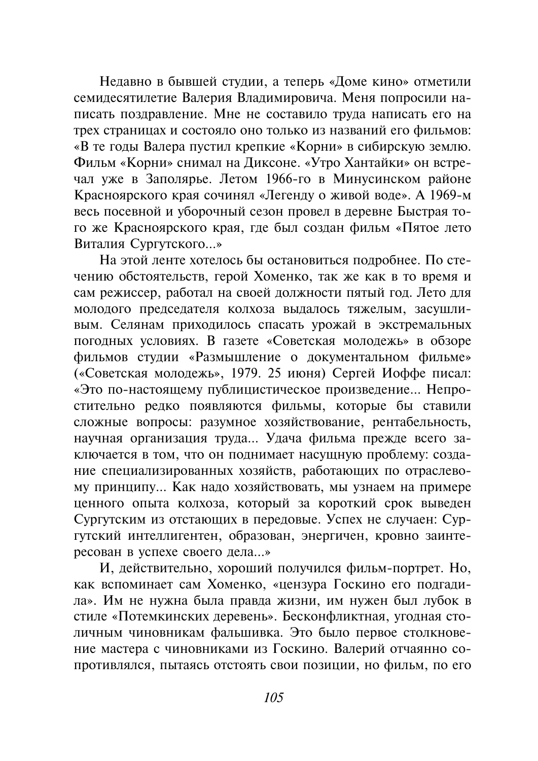Недавно в бывшей студии, а теперь «Доме кино» отметили семидесятилетие Валерия Владимировича. Меня попросили написать поздравление. Мне не составило труда написать его на трех страницах и состояло оно только из названий его фильмов: «В те годы Валера пустил крепкие «Корни» в сибирскую землю. Фильм «Корни» снимал на Диксоне. «Утро Хантайки» он встречал уже в Заполярье. Летом 1966-го в Минусинском районе Красноярского края сочинял «Легенду о живой воде». А 1969-м весь посевной и уборочный сезон провел в деревне Быстрая того же Красноярского края, где был создан фильм «Пятое лето Виталия Сургутского...»

На этой ленте хотелось бы остановиться подробнее. По стечению обстоятельств, герой Хоменко, так же как в то время и сам режиссер, работал на своей должности пятый год. Лето для молодого председателя колхоза выдалось тяжелым, засушливым. Селянам приходилось спасать урожай в экстремальных погодных условиях. В газете «Советская молодежь» в обзоре фильмов студии «Размышление о документальном фильме» («Советская молодежь», 1979. 25 июня) Сергей Иоффе писал: «Это по-настоящему публицистическое произведение... Непростительно редко появляются фильмы, которые бы ставили сложные вопросы: разумное хозяйствование, рентабельность, научная организация труда... Удача фильма прежде всего заключается в том, что он поднимает насущную проблему: создание специализированных хозяйств, работающих по отраслевому принципу... Как надо хозяйствовать, мы узнаем на примере ценного опыта колхоза, который за короткий срок выведен Сургутским из отстающих в передовые. Успех не случаен: Сургутский интеллигентен, образован, энергичен, кровно заинтересован в успехе своего дела...»

И, действительно, хороший получился фильм-портрет. Но, как вспоминает сам Хоменко, «цензура Госкино его подгадила». Им не нужна была правда жизни, им нужен был лубок в стиле «Потемкинских деревень». Бесконфликтная, угодная столичным чиновникам фальшивка. Это было первое столкновение мастера с чиновниками из Госкино. Валерий отчаянно сопротивлялся, пытаясь отстоять свои позиции, но фильм, по его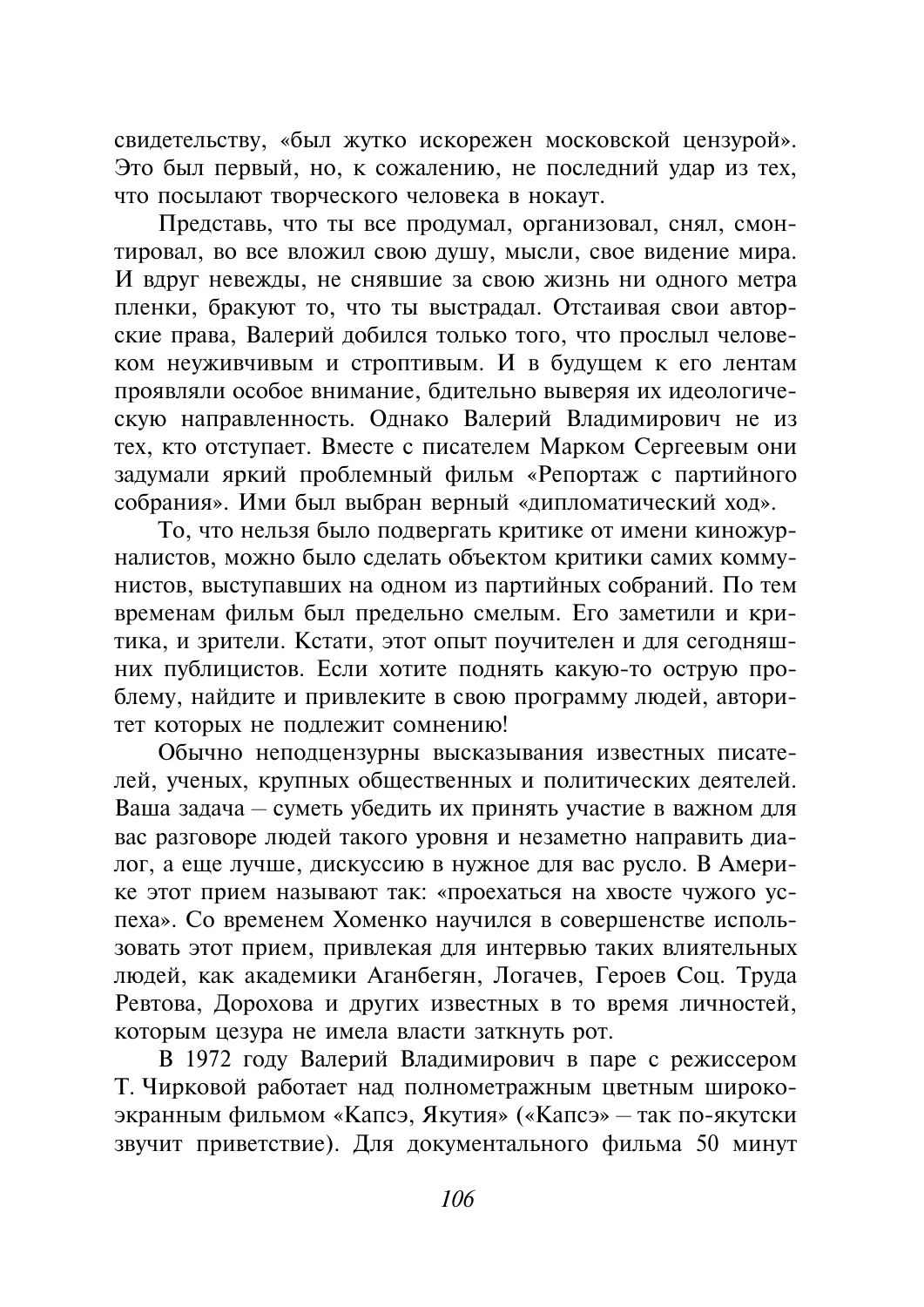свидетельству, «был жутко искорежен московской цензурой». Это был первый, но, к сожалению, не последний удар из тех, что посылают творческого человека в нокаут.

Представь, что ты все продумал, организовал, снял, смонтировал, во все вложил свою душу, мысли, свое видение мира. И вдруг невежды, не снявшие за свою жизнь ни одного метра пленки, бракуют то, что ты выстрадал. Отстаивая свои авторские права, Валерий добился только того, что прослыл человеком неуживчивым и строптивым. И в будущем к его лентам проявляли особое внимание, бдительно выверяя их идеологическую направленность. Однако Валерий Владимирович не из тех, кто отступает. Вместе с писателем Марком Сергеевым они задумали яркий проблемный фильм «Репортаж с партийного собрания». Ими был выбран верный «дипломатический ход».

То, что нельзя было подвергать критике от имени киножурналистов, можно было сделать объектом критики самих коммунистов, выступавших на одном из партийных собраний. По тем временам фильм был предельно смелым. Его заметили и критика, и зрители. Кстати, этот опыт поучителен и для сегодняшних публицистов. Если хотите поднять какую-то острую проблему, найдите и привлеките в свою программу людей, авторитет которых не подлежит сомнению!

Обычно неподцензурны высказывания известных писателей, ученых, крупных общественных и политических деятелей. Ваша задача – суметь убедить их принять участие в важном для вас разговоре людей такого уровня и незаметно направить диалог, а еще лучше, дискуссию в нужное для вас русло. В Америке этот прием называют так: «проехаться на хвосте чужого успеха». Со временем Хоменко научился в совершенстве использовать этот прием, привлекая для интервью таких влиятельных людей, как академики Аганбегян, Логачев, Героев Соц. Труда Ревтова, Дорохова и других известных в то время личностей, которым цезура не имела власти заткнуть рот.

В 1972 году Валерий Владимирович в паре с режиссером Т. Чирковой работает над полнометражным цветным широкоэкранным фильмом «Капсэ, Якутия» («Капсэ» – так по-якутски звучит приветствие). Для документального фильма 50 минут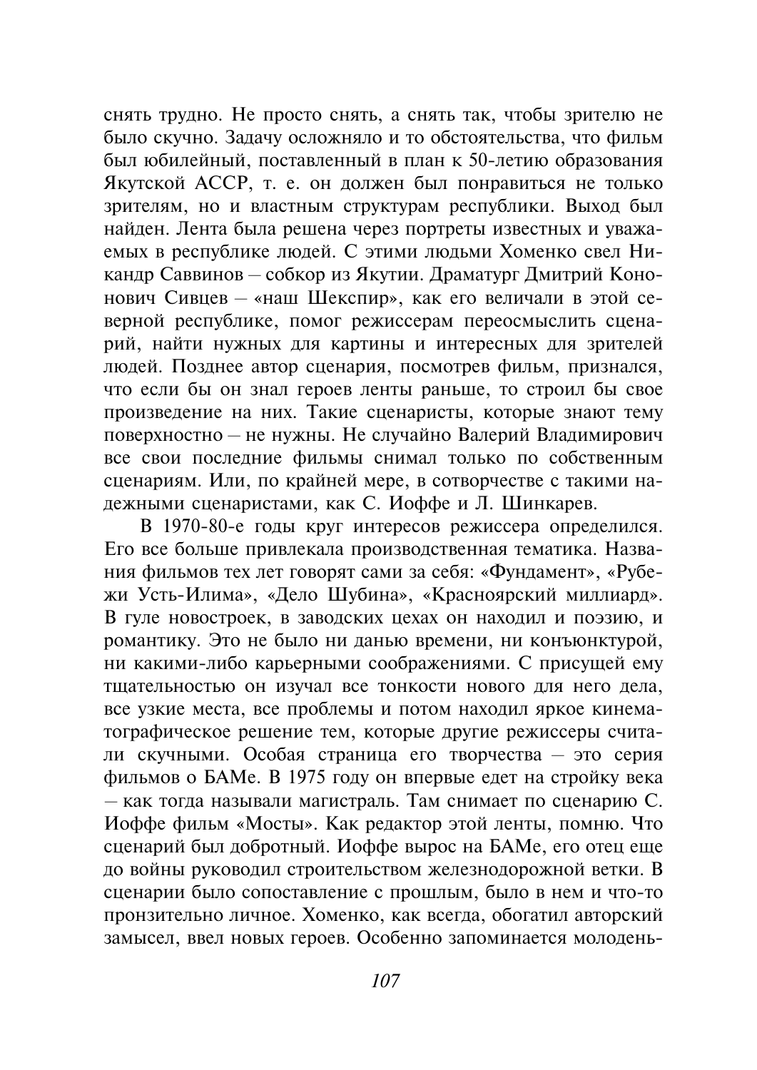снять трудно. Не просто снять, а снять так, чтобы зрителю не было скучно. Задачу осложняло и то обстоятельства, что фильм был юбилейный, поставленный в план к 50-летию образования Якутской АССР, т. е. он должен был понравиться не только зрителям, но и властным структурам республики. Выход был найден. Лента была решена через портреты известных и уважаемых в республике людей. С этими людьми Хоменко свел Никандр Саввинов – собкор из Якутии. Драматург Дмитрий Кононович Сивцев – «наш Шекспир», как его величали в этой северной республике, помог режиссерам переосмыслить сценарий, найти нужных для картины и интересных для зрителей людей. Позднее автор сценария, посмотрев фильм, признался, что если бы он знал героев ленты раньше, то строил бы свое произведение на них. Такие сценаристы, которые знают тему поверхностно – не нужны. Не случайно Валерий Владимирович все свои последние фильмы снимал только по собственным сценариям. Или, по крайней мере, в сотворчестве с такими надежными сценаристами, как С. Иоффе и Л. Шинкарев.

В 1970-80-е годы круг интересов режиссера определился. Его все больше привлекала производственная тематика. Названия фильмов тех лет говорят сами за себя: «Фундамент», «Рубежи Усть-Илима», «Дело Шубина», «Красноярский миллиард». В гуле новостроек, в заводских цехах он находил и поэзию, и романтику. Это не было ни данью времени, ни конъюнктурой, ни какими-либо карьерными соображениями. С присущей ему тщательностью он изучал все тонкости нового для него дела, все узкие места, все проблемы и потом находил яркое кинематографическое решение тем, которые другие режиссеры считали скучными. Особая страница его творчества – это серия фильмов о БАМе. В 1975 году он впервые едет на стройку века – как тогда называли магистраль. Там снимает по сценарию С. Иоффе фильм «Мосты». Как редактор этой ленты, помню. Что сценарий был добротный. Иоффе вырос на БАМе, его отец еще до войны руководил строительством железнодорожной ветки. В сценарии было сопоставление с прошлым, было в нем и что-то пронзительно личное. Хоменко, как всегда, обогатил авторский замысел, ввел новых героев. Особенно запоминается молодень-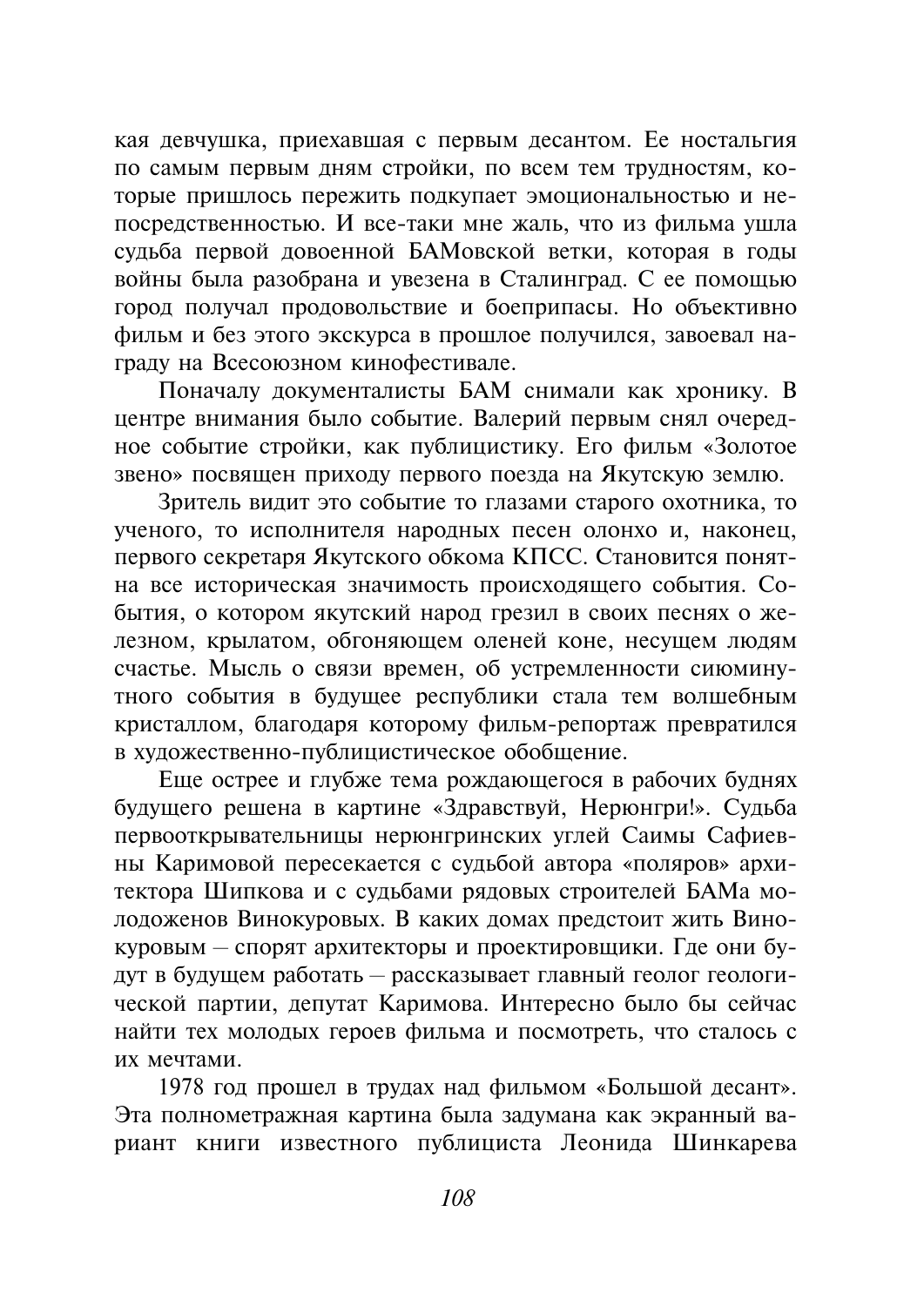кая девчушка, приехавшая с первым десантом. Ее ностальгия по самым первым дням стройки, по всем тем трудностям, которые пришлось пережить подкупает эмоциональностью и непосредственностью. И все-таки мне жаль, что из фильма ушла судьба первой довоенной БАМовской ветки, которая в годы войны была разобрана и увезена в Сталинград. С ее помощью город получал продовольствие и боеприпасы. Но объективно фильм и без этого экскурса в прошлое получился, завоевал награду на Всесоюзном кинофестивале.

Поначалу документалисты БАМ снимали как хронику. В центре внимания было событие. Валерий первым снял очередное событие стройки, как публицистику. Его фильм «Золотое звено» посвящен приходу первого поезда на Якутскую землю.

Зритель видит это событие то глазами старого охотника, то ученого, то исполнителя народных песен олонхо и, наконец, первого секретаря Якутского обкома КПСС. Становится понятна все историческая значимость происходящего события. События, о котором якутский народ грезил в своих песнях о железном, крылатом, обгоняющем оленей коне, несущем людям счастье. Мысль о связи времен, об устремленности сиюминутного события в будущее республики стала тем волшебным кристаллом, благодаря которому фильм-репортаж превратился в художественно-публицистическое обобщение.

Еще острее и глубже тема рождающегося в рабочих буднях будущего решена в картине «Здравствуй, Нерюнгри!». Судьба первооткрывательницы нерюнгринских углей Саимы Сафиевны Каримовой пересекается с судьбой автора «поляров» архитектора Шипкова и с судьбами рядовых строителей БАМа молодоженов Винокуровых. В каких домах предстоит жить Винокуровым – спорят архитекторы и проектировщики. Где они будут в будущем работать – рассказывает главный геолог геологической партии, депутат Каримова. Интересно было бы сейчас найти тех молодых героев фильма и посмотреть, что сталось с их мечтами.

1978 год прошел в трудах над фильмом «Большой десант». Эта полнометражная картина была задумана как экранный вариант книги известного публициста Леонида Шинкарева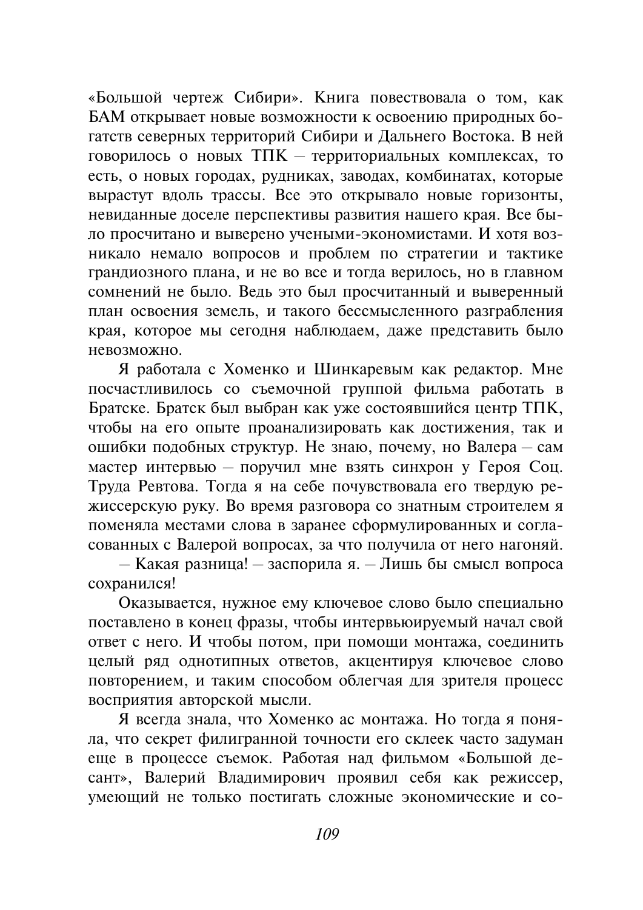«Большой чертеж Сибири». Книга повествовала о том, как БАМ открывает новые возможности к освоению природных богатств северных территорий Сибири и Дальнего Востока. В ней говорилось о новых ТПК – территориальных комплексах, то есть, о новых городах, рудниках, заводах, комбинатах, которые вырастут вдоль трассы. Все это открывало новые горизонты, невиданные доселе перспективы развития нашего края. Все было просчитано и выверено учеными-экономистами. И хотя возникало немало вопросов и проблем по стратегии и тактике грандиозного плана, и не во все и тогда верилось, но в главном сомнений не было. Ведь это был просчитанный и выверенный план освоения земель, и такого бессмысленного разграбления края, которое мы сегодня наблюдаем, даже представить было невозможно.

Я работала с Хоменко и Шинкаревым как редактор. Мне посчастливилось со съемочной группой фильма работать в Братске. Братск был выбран как уже состоявшийся центр ТПК, чтобы на его опыте проанализировать как достижения, так и ошибки подобных структур. Не знаю, почему, но Валера – сам мастер интервью – поручил мне взять синхрон у Героя Соц. Труда Ревтова. Тогда я на себе почувствовала его твердую режиссерскую руку. Во время разговора со знатным строителем я поменяла местами слова в заранее сформулированных и согласованных с Валерой вопросах, за что получила от него нагоняй.

– Какая разница! – заспорила я. – Лишь бы смысл вопроса сохранился!

Оказывается, нужное ему ключевое слово было специально поставлено в конец фразы, чтобы интервьюируемый начал свой ответ с него. И чтобы потом, при помощи монтажа, соединить целый ряд однотипных ответов, акцентируя ключевое слово повторением, и таким способом облегчая для зрителя процесс восприятия авторской мысли.

Я всегда знала, что Хоменко ас монтажа. Но тогда я поняла, что секрет филигранной точности его склеек часто задуман еще в процессе съемок. Работая над фильмом «Большой десант», Валерий Владимирович проявил себя как режиссер, умеющий не только постигать сложные экономические и со-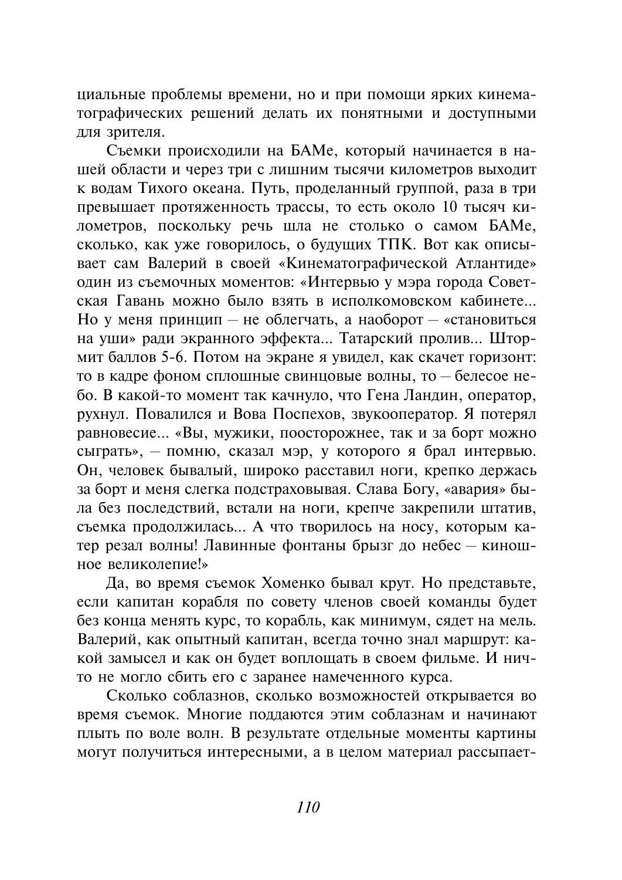циальные проблемы времени, но и при помощи ярких кинематографических решений делать их понятными и доступными для зрителя.

Съемки происходили на БАМе, который начинается в нашей области и через три с лишним тысячи километров выходит к водам Тихого океана. Путь, проделанный группой, раза в три превышает протяженность трассы, то есть около 10 тысяч километров, поскольку речь шла не столько о самом БАМе, сколько, как уже говорилось, о будущих ТПК. Вот как описывает сам Валерий в своей «Кинематографической Атлантиде» один из съемочных моментов: «Интервью у мэра города Советская Гавань можно было взять в исполкомовском кабинете... Но у меня принцип – не облегчать, а наоборот – «становиться на уши» ради экранного эффекта... Татарский пролив... Штормит баллов 5-6. Потом на экране я увидел, как скачет горизонт: то в кадре фоном сплошные свинцовые волны, то – белесое небо. В какой-то момент так качнуло, что Гена Ландин, оператор, рухнул. Повалился и Вова Поспехов, звукооператор. Я потерял равновесие... «Вы, мужики, поосторожнее, так и за борт можно сыграть», – помню, сказал мэр, у которого я брал интервью. Он, человек бывалый, широко расставил ноги, крепко держась за борт и меня слегка подстраховывая. Слава Богу, «авария» была без последствий, встали на ноги, крепче закрепили штатив, съемка продолжилась... А что творилось на носу, которым катер резал волны! Лавинные фонтаны брызг до небес – киношное великолепие!»

Да, во время съемок Хоменко бывал крут. Но представьте, если капитан корабля по совету членов своей команды будет без конца менять курс, то корабль, как минимум, сядет на мель. Валерий, как опытный капитан, всегда точно знал маршрут: какой замысел и как он будет воплощать в своем фильме. И ничто не могло сбить его с заранее намеченного курса.

Сколько соблазнов, сколько возможностей открывается во время съемок. Многие поддаются этим соблазнам и начинают плыть по воле волн. В результате отдельные моменты картины могут получиться интересными, а в целом материал рассыпает-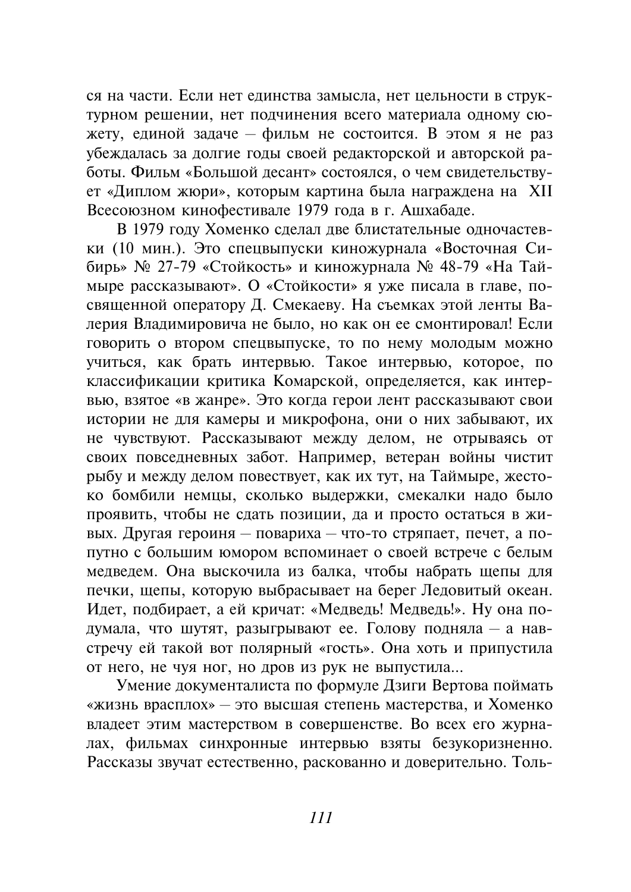ся на части. Если нет единства замысла, нет цельности в структурном решении, нет подчинения всего материала одному сюжету, единой задаче – фильм не состоится. В этом я не раз убеждалась за долгие годы своей редакторской и авторской работы. Фильм «Большой десант» состоялся, о чем свидетельствует «Диплом жюри», которым картина была награждена на XII Всесоюзном кинофестивале 1979 года в г. Ашхабаде.

В 1979 году Хоменко сделал две блистательные одночастевки (10 мин.). Это спецвыпуски киножурнала «Восточная Сибирь» № 27-79 «Стойкость» и киножурнала № 48-79 «На Таймыре рассказывают». О «Стойкости» я уже писала в главе, посвященной оператору Д. Смекаеву. На съемках этой ленты Валерия Владимировича не было, но как он ее смонтировал! Если говорить о втором спецвыпуске, то по нему молодым можно учиться, как брать интервью. Такое интервью, которое, по классификации критика Комарской, определяется, как интервью, взятое «в жанре». Это когда герои лент рассказывают свои истории не для камеры и микрофона, они о них забывают, их не чувствуют. Рассказывают между делом, не отрываясь от своих повседневных забот. Например, ветеран войны чистит рыбу и между делом повествует, как их тут, на Таймыре, жестоко бомбили немцы, сколько выдержки, смекалки надо было проявить, чтобы не сдать позиции, да и просто остаться в живых. Другая героиня – повариха – что-то стряпает, печет, а попутно с большим юмором вспоминает о своей встрече с белым медведем. Она выскочила из балка, чтобы набрать щепы для печки, щепы, которую выбрасывает на берег Ледовитый океан. Идет, подбирает, а ей кричат: «Медведь! Медведь!». Ну она подумала, что шутят, разыгрывают ее. Голову подняла – а навстречу ей такой вот полярный «гость». Она хоть и припустила от него, не чуя ног, но дров из рук не выпустила...

Умение документалиста по формуле Дзиги Вертова поймать «жизнь врасплох» – это высшая степень мастерства, и Хоменко владеет этим мастерством в совершенстве. Во всех его журналах, фильмах синхронные интервью взяты безукоризненно. Рассказы звучат естественно, раскованно и доверительно. Толь-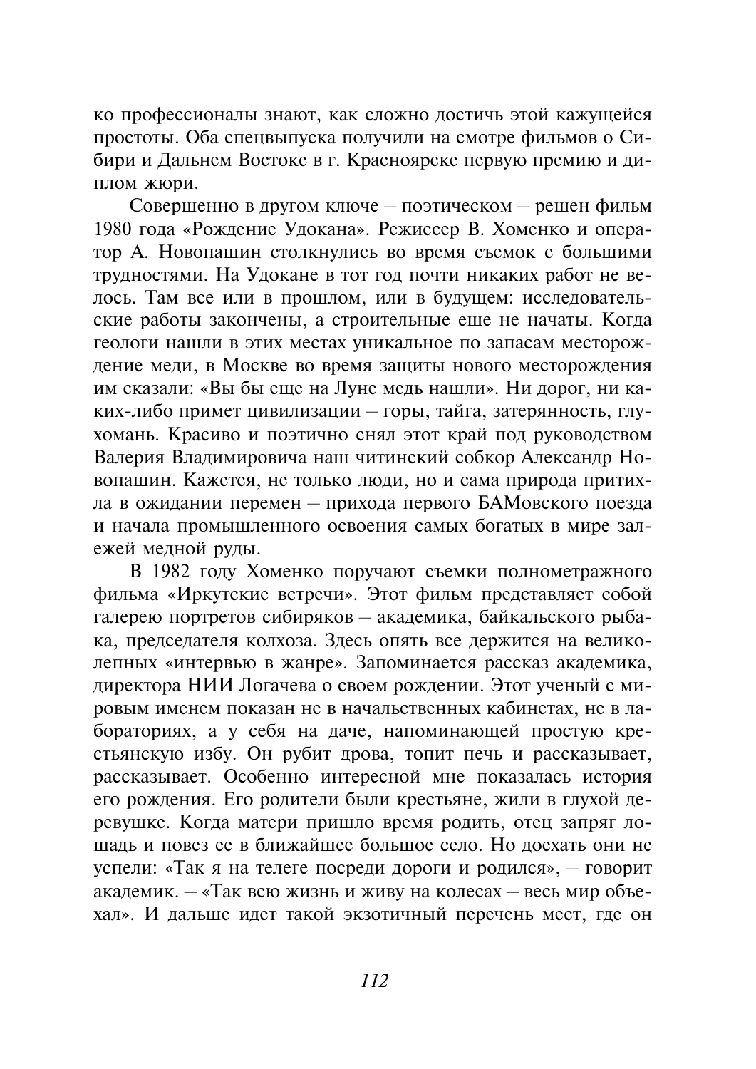ко профессионалы знают, как сложно достичь этой кажущейся простоты. Оба спецвыпуска получили на смотре фильмов о Сибири и Дальнем Востоке в г. Красноярске первую премию и диплом жюри.

Совершенно в другом ключе – поэтическом – решен фильм 1980 года «Рождение Удокана». Режиссер В. Хоменко и оператор А. Новопашин столкнулись во время съемок с большими трудностями. На Удокане в тот год почти никаких работ не велось. Там все или в прошлом, или в будущем: исследовательские работы закончены, а строительные еще не начаты. Когда геологи нашли в этих местах уникальное по запасам месторождение меди, в Москве во время защиты нового месторождения им сказали: «Вы бы еще на Луне медь нашли». Ни дорог, ни каких-либо примет цивилизации – горы, тайга, затерянность, глухомань. Красиво и поэтично снял этот край под руководством Валерия Владимировича наш читинский собкор Александр Новопашин. Кажется, не только люди, но и сама природа притихла в ожидании перемен – прихода первого БАМовского поезда и начала промышленного освоения самых богатых в мире залежей медной руды.

В 1982 году Хоменко поручают съемки полнометражного фильма «Иркутские встречи». Этот фильм представляет собой галерею портретов сибиряков – академика, байкальского рыбака, председателя колхоза. Здесь опять все держится на великолепных «интервью в жанре». Запоминается рассказ академика, директора НИИ Логачева о своем рождении. Этот ученый с мировым именем показан не в начальственных кабинетах, не в лабораториях, а у себя на даче, напоминающей простую крестьянскую избу. Он рубит дрова, топит печь и рассказывает, рассказывает. Особенно интересной мне показалась история его рождения. Его родители были крестьяне, жили в глухой деревушке. Когда матери пришло время родить, отец запряг лошадь и повез ее в ближайшее большое село. Но доехать они не успели: «Так я на телеге посреди дороги и родился», – говорит академик. – «Так всю жизнь и живу на колесах – весь мир объехал». И дальше идет такой экзотичный перечень мест, где он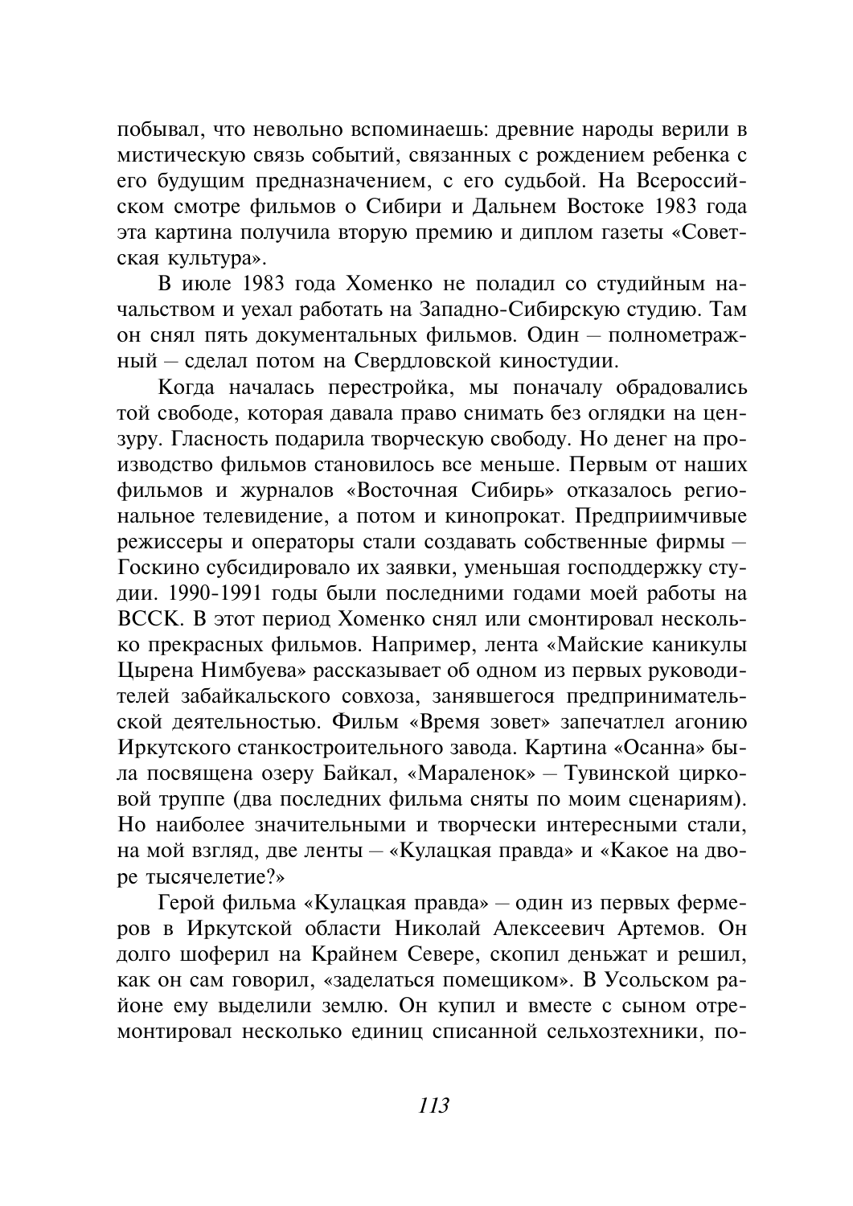побывал, что невольно вспоминаешь: древние народы верили в мистическую связь событий, связанных с рождением ребенка с его будущим предназначением, с его судьбой. На Всероссийском смотре фильмов о Сибири и Дальнем Востоке 1983 года эта картина получила вторую премию и диплом газеты «Советская культура».

В июле 1983 года Хоменко не поладил со студийным начальством и уехал работать на Западно-Сибирскую студию. Там он снял пять документальных фильмов. Один – полнометражный – сделал потом на Свердловской киностудии.

Когда началась перестройка, мы поначалу обрадовались той свободе, которая давала право снимать без оглядки на цензуру. Гласность подарила творческую свободу. Но денег на производство фильмов становилось все меньше. Первым от наших фильмов и журналов «Восточная Сибирь» отказалось региональное телевидение, а потом и кинопрокат. Предприимчивые режиссеры и операторы стали создавать собственные фирмы – Госкино субсидировало их заявки, уменьшая господдержку студии. 1990-1991 годы были последними годами моей работы на ВССК. В этот период Хоменко снял или смонтировал несколько прекрасных фильмов. Например, лента «Майские каникулы Цырена Нимбуева» рассказывает об одном из первых руководителей забайкальского совхоза, занявшегося предпринимательской деятельностью. Фильм «Время зовет» запечатлел агонию Иркутского станкостроительного завода. Картина «Осанна» была посвящена озеру Байкал, «Мараленок» – Тувинской цирковой труппе (два последних фильма сняты по моим сценариям). Но наиболее значительными и творчески интересными стали, на мой взгляд, две ленты – «Кулацкая правда» и «Какое на дворе тысячелетие?»

Герой фильма «Кулацкая правда» – один из первых фермеров в Иркутской области Николай Алексеевич Артемов. Он долго шоферил на Крайнем Севере, скопил деньжат и решил, как он сам говорил, «заделаться помещиком». В Усольском районе ему выделили землю. Он купил и вместе с сыном отремонтировал несколько единиц списанной сельхозтехники, по-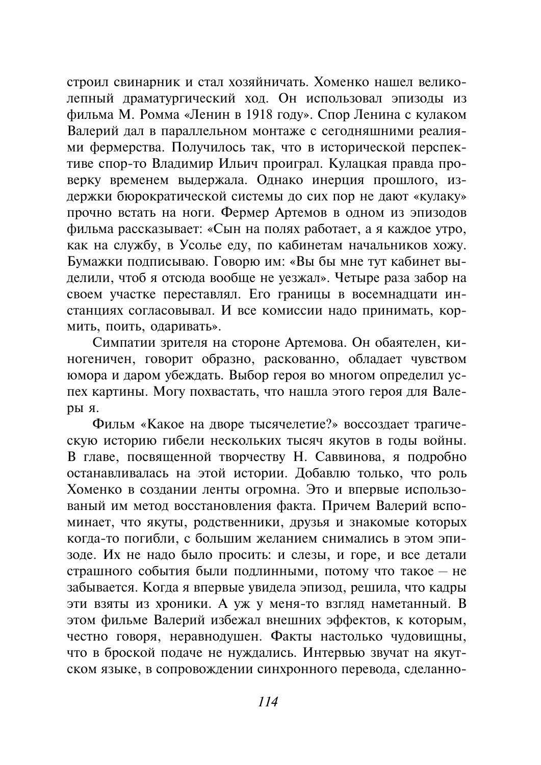строил свинарник и стал хозяйничать. Хоменко нашел великолепный драматургический ход. Он использовал эпизоды из фильма М. Ромма «Ленин в 1918 году». Спор Ленина с кулаком Валерий дал в параллельном монтаже с сегодняшними реалиями фермерства. Получилось так, что в исторической перспективе спор-то Владимир Ильич проиграл. Кулацкая правда проверку временем выдержала. Однако инерция прошлого, издержки бюрократической системы до сих пор не дают «кулаку» прочно встать на ноги. Фермер Артемов в одном из эпизодов фильма рассказывает: «Сын на полях работает, а я каждое утро, как на службу, в Усолье еду, по кабинетам начальников хожу. Бумажки подписываю. Говорю им: «Вы бы мне тут кабинет выделили, чтоб я отсюда вообще не уезжал». Четыре раза забор на своем участке переставлял. Его границы в восемнадцати инстанциях согласовывал. И все комиссии надо принимать, кормить, поить, одаривать».

Симпатии зрителя на стороне Артемова. Он обаятелен, киногеничен, говорит образно, раскованно, обладает чувством юмора и даром убеждать. Выбор героя во многом определил успех картины. Могу похвастать, что нашла этого героя для Валеры я.

Фильм «Какое на дворе тысячелетие?» воссоздает трагическую историю гибели нескольких тысяч якутов в годы войны. В главе, посвященной творчеству Н. Саввинова, я подробно останавливалась на этой истории. Добавлю только, что роль Хоменко в создании ленты огромна. Это и впервые использованый им метод восстановления факта. Причем Валерий вспоминает, что якуты, родственники, друзья и знакомые которых когда-то погибли, с большим желанием снимались в этом эпизоде. Их не надо было просить: и слезы, и горе, и все детали страшного события были подлинными, потому что такое – не забывается. Когда я впервые увидела эпизод, решила, что кадры эти взяты из хроники. А уж у меня-то взгляд наметанный. В этом фильме Валерий избежал внешних эффектов, к которым, честно говоря, неравнодушен. Факты настолько чудовищны, что в броской подаче не нуждались. Интервью звучат на якутском языке, в сопровождении синхронного перевода, сделанно-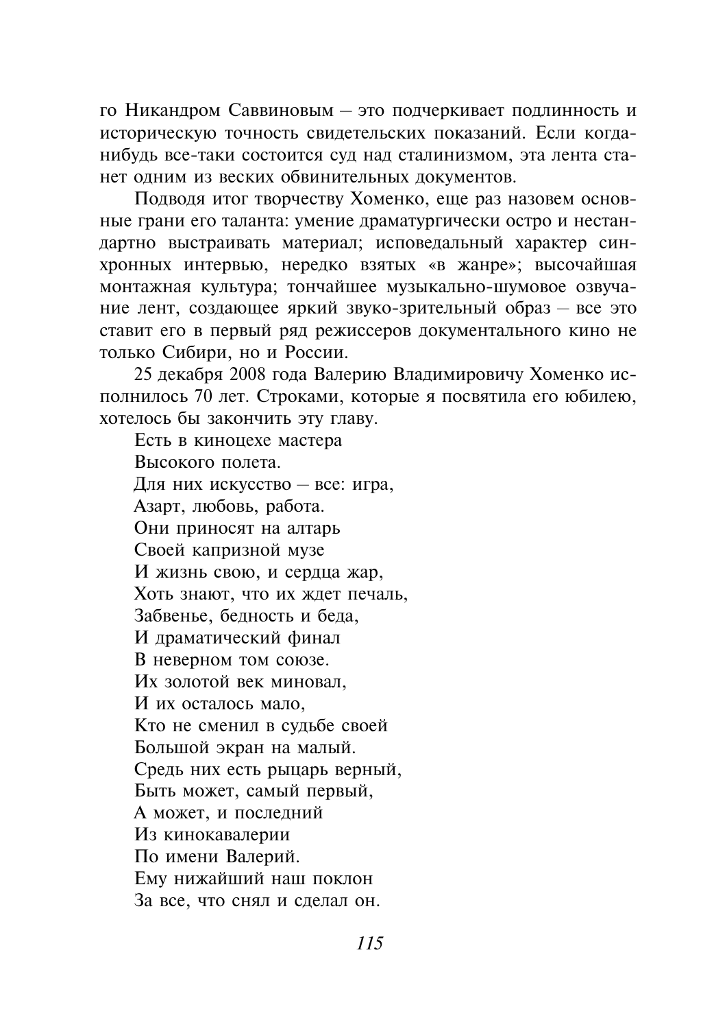го Никандром Саввиновым – это подчеркивает подлинность и историческую точность свидетельских показаний. Если когда-нибудь все-таки состоится суд над сталинизмом, эта лента станет одним из веских обвинительных документов.

Подводя итог творчеству Хоменко, еще раз назовем основные грани его таланта: умение драматургически остро и нестандартно выстраивать материал; исповедальный характер синхронных интервью, нередко взятых «в жанре»; высочайшая монтажная культура; тончайшее музыкально-шумовое озвучание лент, создающее яркий звуко-зрительный образ – все это ставит его в первый ряд режиссеров документального кино не только Сибири, но и России.

25 декабря 2008 года Валерию Владимировичу Хоменко исполнилось 70 лет. Строками, которые я посвятила его юбилею, хотелось бы закончить эту главу.

Есть в киноцехе мастера  
Высокого полета.  
Для них искусство – все: игра,  
Азарт, любовь, работа.  
Они приносят на алтарь  
Своей капризной музе  
И жизнь свою, и сердца жар,  
Хоть знают, что их ждет печаль,  
Забвенье, бедность и беда,  
И драматический финал  
В неверном том союзе.  
Их золотой век миновал,  
И их осталось мало,  
Кто не сменил в судьбе своей  
Большой экран на малый.  
Средь них есть рыцарь верный,  
Быть может, самый первый,  
А может, и последний  
Из кинокавалерии  
По имени Валерий.  
Ему нижайший наш поклон  
За все, что снял и сделал он.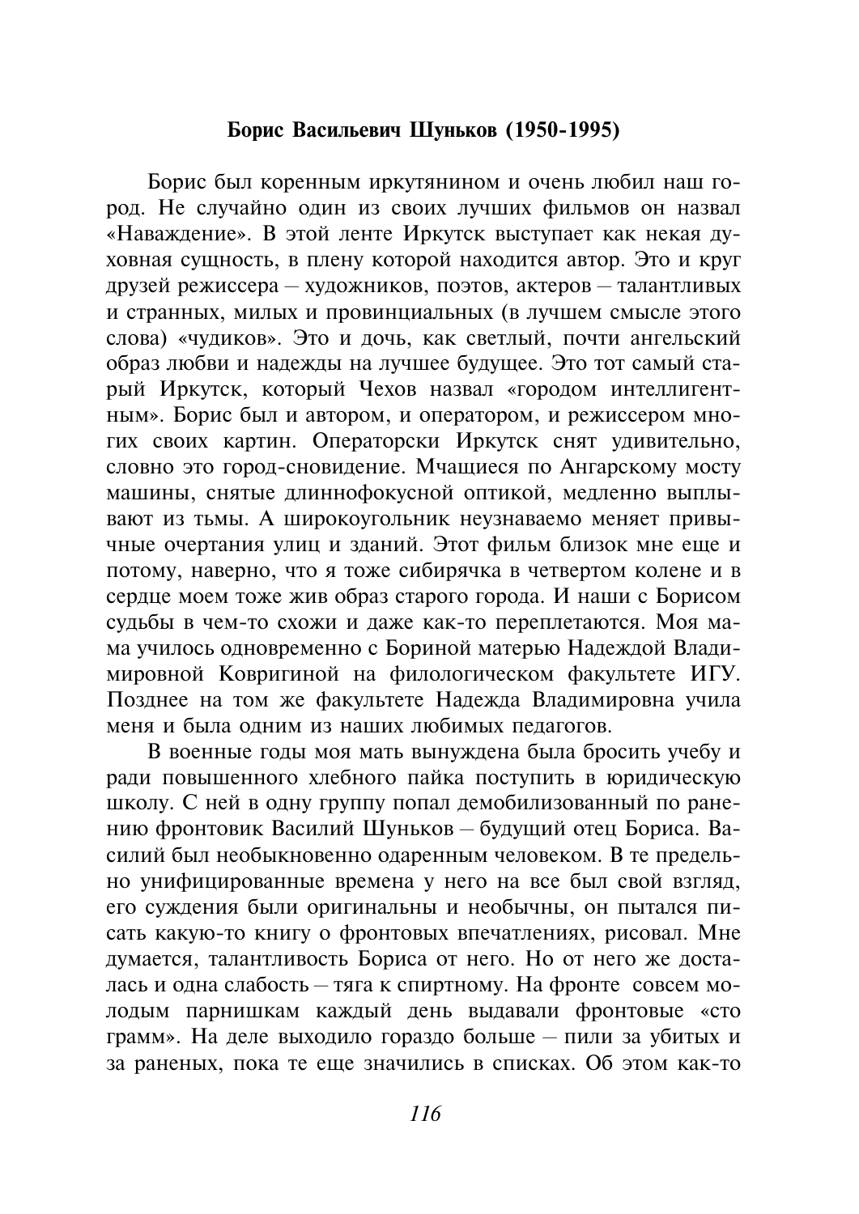**Борис Васильевич Шуньков (1950-1995)**

Борис был коренным иркутянином и очень любил наш город. Не случайно один из своих лучших фильмов он назвал «Наваждение». В этой ленте Иркутск выступает как некая духовная сущность, в плену которой находится автор. Это и круг друзей режиссера – художников, поэтов, актеров – талантливых и странных, милых и провинциальных (в лучшем смысле этого слова) «чудиков». Это и дочь, как светлый, почти ангельский образ любви и надежды на лучшее будущее. Это тот самый старый Иркутск, который Чехов назвал «городом интеллигентным». Борис был и автором, и оператором, и режиссером многих своих картин. Операторски Иркутск снят удивительно, словно это город-сновидение. Мчащиеся по Ангарскому мосту машины, снятые длиннофокусной оптикой, медленно выплывают из тьмы. А широкоугольник неузнаваемо меняет привычные очертания улиц и зданий. Этот фильм близок мне еще и потому, наверно, что я тоже сибирячка в четвертом колене и в сердце моем тоже жив образ старого города. И наши с Борисом судьбы в чем-то схожи и даже как-то переплетаются. Моя мама училось одновременно с Бориной матерью Надеждой Владимировной Ковригиной на филологическом факультете ИГУ. Позднее на том же факультете Надежда Владимировна учила меня и была одним из наших любимых педагогов.

В военные годы моя мать вынуждена была бросить учебу и ради повышенного хлебного пайка поступить в юридическую школу. С ней в одну группу попал демобилизованный по ранению фронтовик Василий Шуньков – будущий отец Бориса. Василий был необыкновенно одаренным человеком. В те предельно унифицированные времена у него на все был свой взгляд, его суждения были оригинальны и необычны, он пытался писать какую-то книгу о фронтовых впечатлениях, рисовал. Мне думается, талантливость Бориса от него. Но от него же досталась и одна слабость – тяга к спиртному. На фронте совсем молодым парнишкам каждый день выдавали фронтовые «сто грамм». На деле выходило гораздо больше – пили за убитых и за раненых, пока те еще значились в списках. Об этом как-то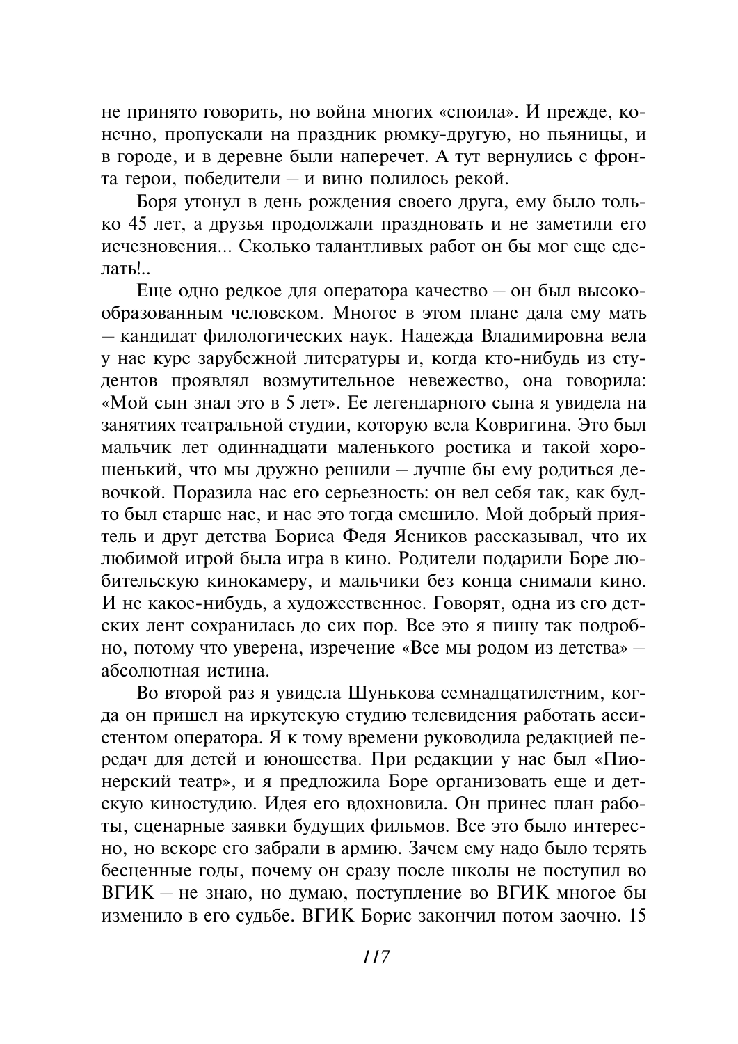не принято говорить, но война многих «споила». И прежде, конечно, пропускали на праздник рюмку-другую, но пьяницы, и в городе, и в деревне были наперечет. А тут вернулись с фронта герои, победители – и вино полилось рекой.

Боря утонул в день рождения своего друга, ему было только 45 лет, а друзья продолжали праздновать и не заметили его исчезновения... Сколько талантливых работ он бы мог еще сделать!..

Еще одно редкое для оператора качество – он был высокообразованным человеком. Многое в этом плане дала ему мать – кандидат филологических наук. Надежда Владимировна вела у нас курс зарубежной литературы и, когда кто-нибудь из студентов проявлял возмутительное невежество, она говорила: «Мой сын знал это в 5 лет». Ее легендарного сына я увидела на занятиях театральной студии, которую вела Ковригина. Это был мальчик лет одиннадцати маленького ростика и такой хорошенький, что мы дружно решили – лучше бы ему родиться девочкой. Поразила нас его серьезность: он вел себя так, как будто был старше нас, и нас это тогда смешило. Мой добрый приятель и друг детства Бориса Федя Ясников рассказывал, что их любимой игрой была игра в кино. Родители подарили Боре любительскую кинокамеру, и мальчики без конца снимали кино. И не какое-нибудь, а художественное. Говорят, одна из его детских лент сохранилась до сих пор. Все это я пишу так подробно, потому что уверена, изречение «Все мы родом из детства» – абсолютная истина.

Во второй раз я увидела Шунькова семнадцатилетним, когда он пришел на иркутскую студию телевидения работать ассистентом оператора. Я к тому времени руководила редакцией передач для детей и юношества. При редакции у нас был «Пионерский театр», и я предложила Боре организовать еще и детскую киностудию. Идея его вдохновила. Он принес план работы, сценарные заявки будущих фильмов. Все это было интересно, но вскоре его забрали в армию. Зачем ему надо было терять бесценные годы, почему он сразу после школы не поступил во ВГИК – не знаю, но думаю, поступление во ВГИК многое бы изменило в его судьбе. ВГИК Борис закончил потом заочно. 15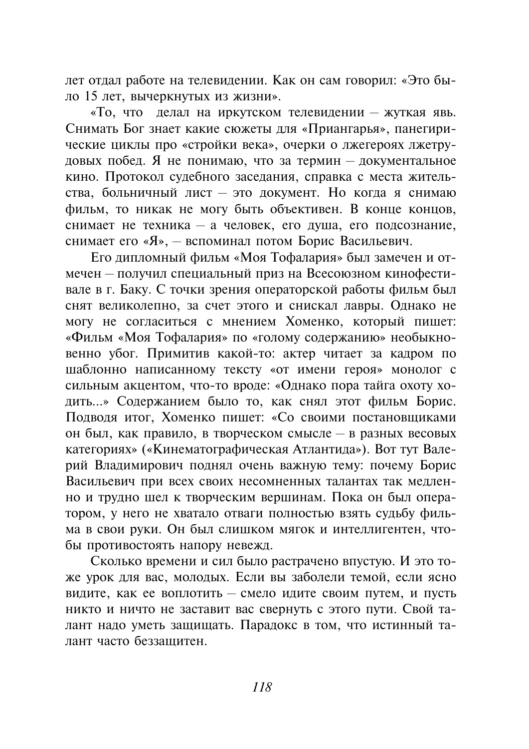лет отдал работе на телевидении. Как он сам говорил: «Это было 15 лет, вычеркнутых из жизни».

«То, что делал на иркутском телевидении – жуткая явь. Снимать Бог знает какие сюжеты для «Приангарья», панегирические циклы про «стройки века», очерки о лжегероях лжетрудовых побед. Я не понимаю, что за термин – документальное кино. Протокол судебного заседания, справка с места жительства, больничный лист – это документ. Но когда я снимаю фильм, то никак не могу быть объективен. В конце концов, снимает не техника – а человек, его душа, его подсознание, снимает его «Я», – вспоминал потом Борис Васильевич.

Его дипломный фильм «Моя Тофалария» был замечен и отмечен – получил специальный приз на Всесоюзном кинофестивале в г. Баку. С точки зрения операторской работы фильм был снят великолепно, за счет этого и снискал лавры. Однако не могу не согласиться с мнением Хоменко, который пишет: «Фильм «Моя Тофалария» по «голому содержанию» необыкновенно убог. Примитив какой-то: актер читает за кадром по шаблонно написанному тексту «от имени героя» монолог с сильным акцентом, что-то вроде: «Однако пора тайга охоту ходить...» Содержанием было то, как снял этот фильм Борис. Подводя итог, Хоменко пишет: «Со своими постановщиками он был, как правило, в творческом смысле – в разных весовых категориях» («Кинематографическая Атлантида»). Вот тут Валерий Владимирович поднял очень важную тему: почему Борис Васильевич при всех своих несомненных талантах так медленно и трудно шел к творческим вершинам. Пока он был оператором, у него не хватало отваги полностью взять судьбу фильма в свои руки. Он был слишком мягок и интеллигентен, чтобы противостоять напору невежд.

Сколько времени и сил было растрачено впустую. И это тоже урок для вас, молодых. Если вы заболели темой, если ясно видите, как ее воплотить – смело идите своим путем, и пусть никто и ничто не заставит вас свернуть с этого пути. Свой талант надо уметь защищать. Парадокс в том, что истинный талант часто беззащитен.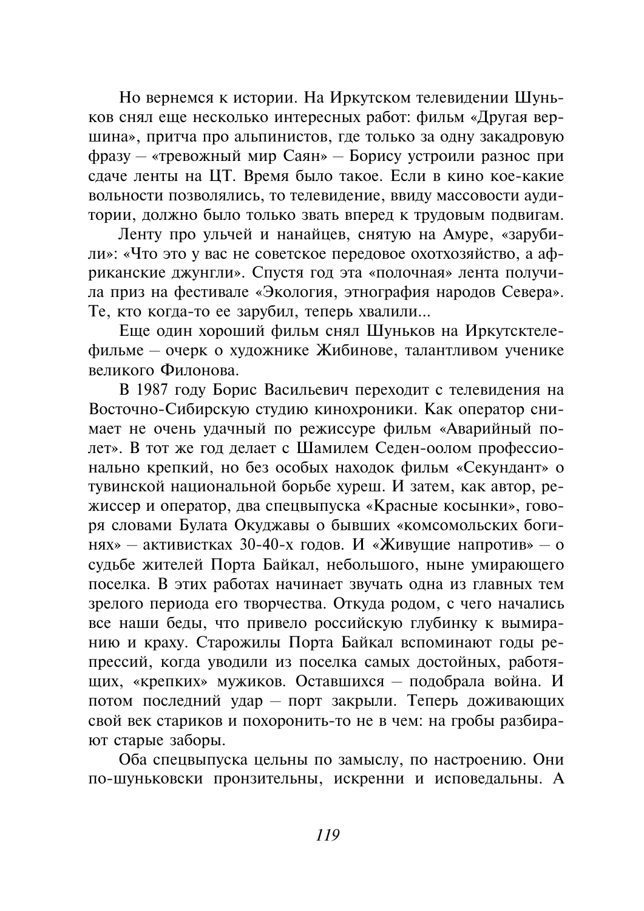Но вернемся к истории. На Иркутском телевидении Шуньков снял еще несколько интересных работ: фильм «Другая вершина», притча про альпинистов, где только за одну закадровую фразу – «тревожный мир Саян» – Борису устроили разнос при сдаче ленты на ЦТ. Время было такое. Если в кино кое-какие вольности позволялись, то телевидение, ввиду массовости аудитории, должно было только звать вперед к трудовым подвигам.

Ленту про ульчей и нанайцев, снятую на Амуре, «зарубили»: «Что это у вас не советское передовое охотхозяйство, а африканские джунгли». Спустя год эта «полочная» лента получила приз на фестивале «Экология, этнография народов Севера». Те, кто когда-то ее зарубил, теперь хвалили...

Еще один хороший фильм снял Шуньков на Иркутсктелефильме – очерк о художнике Жибинове, талантливом ученике великого Филонова.

В 1987 году Борис Васильевич переходит с телевидения на Восточно-Сибирскую студию кинохроники. Как оператор снимает не очень удачный по режиссуре фильм «Аварийный полет». В тот же год делает с Шамилем Седен-оолом профессионально крепкий, но без особых находок фильм «Секундант» о тувинской национальной борьбе хуреш. И затем, как автор, режиссер и оператор, два спецвыпуска «Красные косынки», говоря словами Булата Окуджавы о бывших «комсомольских богинях» – активистках 30-40-х годов. И «Живущие напротив» – о судьбе жителей Порта Байкал, небольшого, ныне умирающего поселка. В этих работах начинает звучать одна из главных тем зрелого периода его творчества. Откуда родом, с чего начались все наши беды, что привело российскую глубинку к вымиранию и краху. Старожилы Порта Байкал вспоминают годы репрессий, когда уводили из поселка самых достойных, работящих, «крепких» мужиков. Оставшихся – подобрала война. И потом последний удар – порт закрыли. Теперь доживающих свой век стариков и похоронить-то не в чем: на гробы разбирают старые заборы.

Оба спецвыпуска цельны по замыслу, по настроению. Они по-шуньковски пронзительны, искренни и исповедальны. А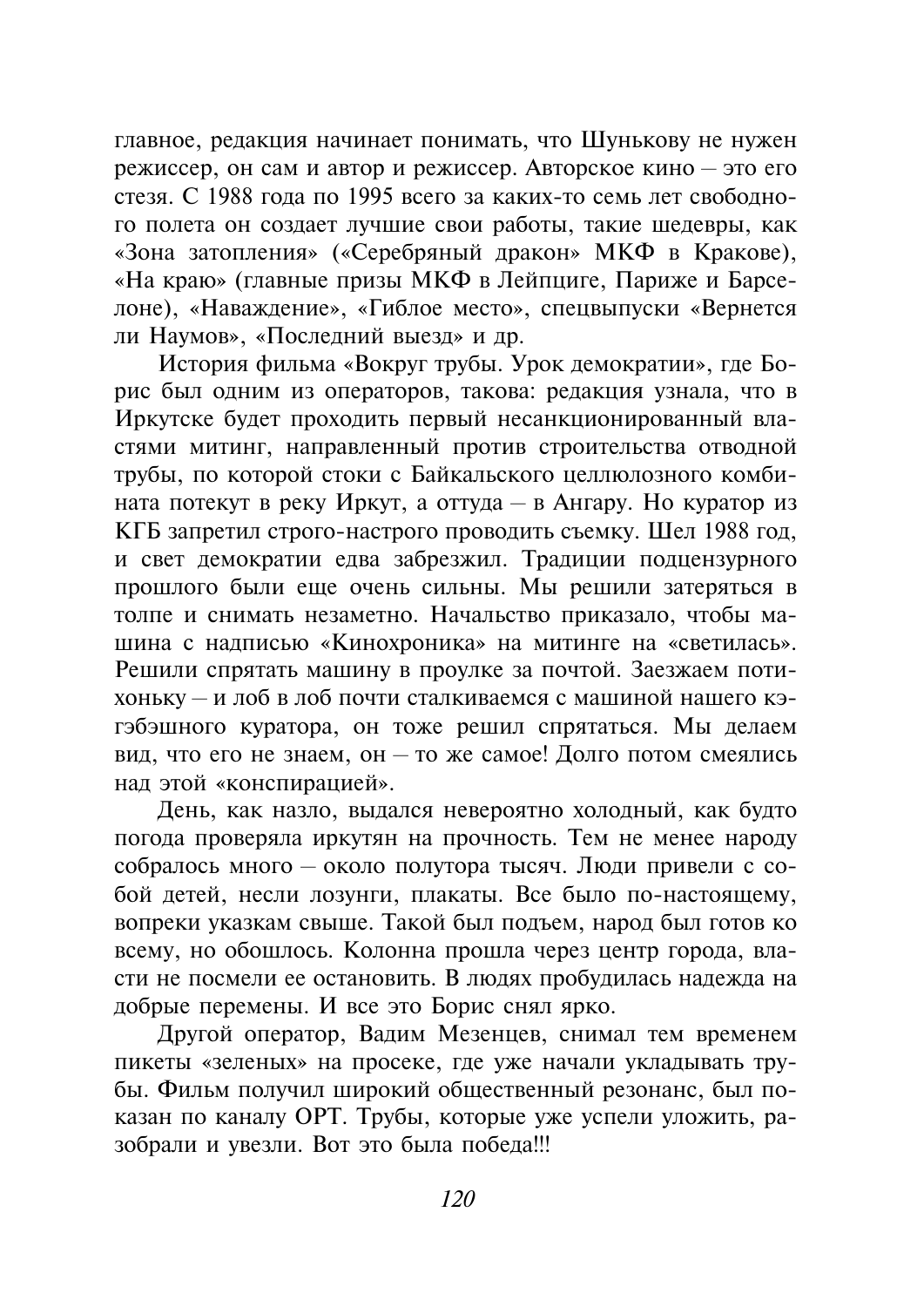главное, редакция начинает понимать, что Шунькову не нужен режиссер, он сам и автор и режиссер. Авторское кино – это его стезя. С 1988 года по 1995 всего за каких-то семь лет свободного полета он создает лучшие свои работы, такие шедевры, как «Зона затопления» («Серебряный дракон» МКФ в Кракове), «На краю» (главные призы МКФ в Лейпциге, Париже и Барселоне), «Наваждение», «Гиблое место», спецвыпуски «Вернется ли Наумов», «Последний выезд» и др.

История фильма «Вокруг трубы. Урок демократии», где Борис был одним из операторов, такова: редакция узнала, что в Иркутске будет проходить первый несанкционированный властями митинг, направленный против строительства отводной трубы, по которой стоки с Байкальского целлюлозного комбината потекут в реку Иркут, а оттуда – в Ангару. Но куратор из КГБ запретил строго-настрого проводить съемку. Шел 1988 год, и свет демократии едва забрезжил. Традиции подцензурного прошлого были еще очень сильны. Мы решили затеряться в толпе и снимать незаметно. Начальство приказало, чтобы машина с надписью «Кинохроника» на митинге на «светилась». Решили спрятать машину в проулке за почтой. Заезжаем потихоньку – и лоб в лоб почти сталкиваемся с машиной нашего кэгэбэшного куратора, он тоже решил спрятаться. Мы делаем вид, что его не знаем, он – то же самое! Долго потом смеялись над этой «конспирацией».

День, как назло, выдался невероятно холодный, как будто погода проверяла иркутян на прочность. Тем не менее народу собралось много – около полутора тысяч. Люди привели с собой детей, несли лозунги, плакаты. Все было по-настоящему, вопреки указкам свыше. Такой был подъем, народ был готов ко всему, но обошлось. Колонна прошла через центр города, власти не посмели ее остановить. В людях пробудилась надежда на добрые перемены. И все это Борис снял ярко.

Другой оператор, Вадим Мезенцев, снимал тем временем пикеты «зеленых» на просеке, где уже начали укладывать трубы. Фильм получил широкий общественный резонанс, был показан по каналу ОРТ. Трубы, которые уже успели уложить, разобрали и увезли. Вот это была победа!!!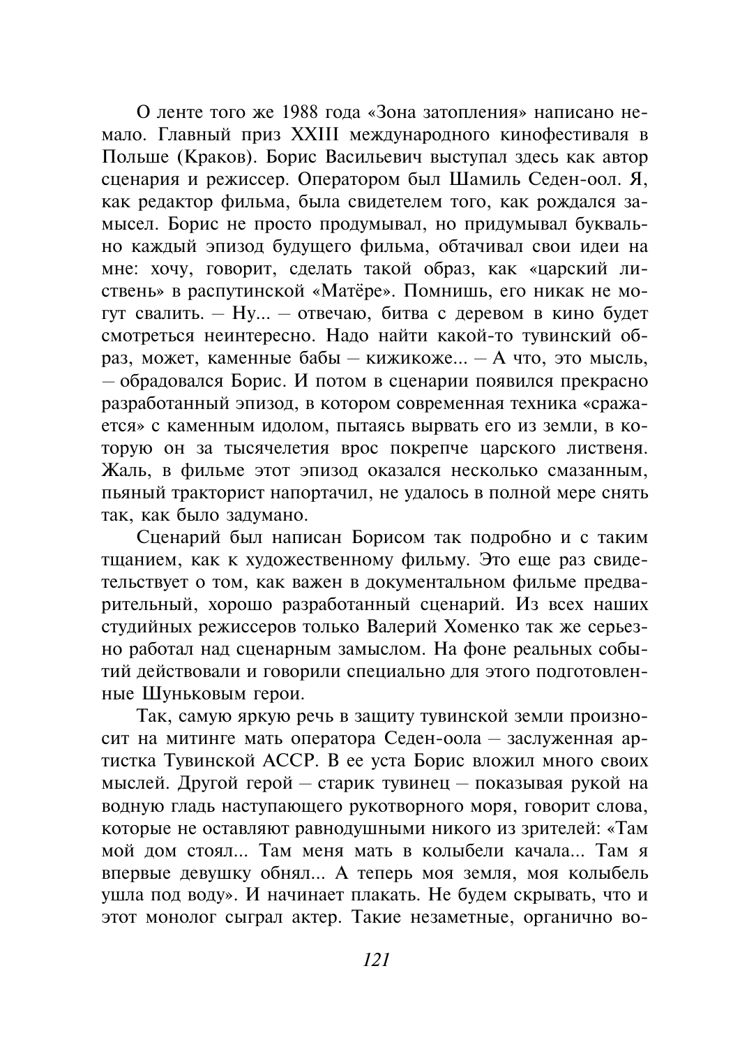О ленте того же 1988 года «Зона затопления» написано немало. Главный приз XXIII международного кинофестиваля в Польше (Краков). Борис Васильевич выступал здесь как автор сценария и режиссер. Оператором был Шамиль Седен-оол. Я, как редактор фильма, была свидетелем того, как рождался замысел. Борис не просто продумывал, но придумывал буквально каждый эпизод будущего фильма, обтачивал свои идеи на мне: хочу, говорит, сделать такой образ, как «царский листвень» в распутинской «Матёре». Помнишь, его никак не могут свалить. – Ну... – отвечаю, битва с деревом в кино будет смотреться неинтересно. Надо найти какой-то тувинский образ, может, каменные бабы – кижикоже... – А что, это мысль, – обрадовался Борис. И потом в сценарии появился прекрасно разработанный эпизод, в котором современная техника «сражается» с каменным идолом, пытаясь вырвать его из земли, в которую он за тысячелетия врос покрепче царского лиственя. Жаль, в фильме этот эпизод оказался несколько смазанным, пьяный тракторист напортачил, не удалось в полной мере снять так, как было задумано.

Сценарий был написан Борисом так подробно и с таким тщанием, как к художественному фильму. Это еще раз свидетельствует о том, как важен в документальном фильме предварительный, хорошо разработанный сценарий. Из всех наших студийных режиссеров только Валерий Хоменко так же серьезно работал над сценарным замыслом. На фоне реальных событий действовали и говорили специально для этого подготовленные Шуньковым герои.

Так, самую яркую речь в защиту тувинской земли произносит на митинге мать оператора Седен-оола – заслуженная артистка Тувинской АССР. В ее уста Борис вложил много своих мыслей. Другой герой – старик тувинец – показывая рукой на водную гладь наступающего рукотворного моря, говорит слова, которые не оставляют равнодушными никого из зрителей: «Там мой дом стоял... Там меня мать в колыбели качала... Там я впервые девушку обнял... А теперь моя земля, моя колыбель ушла под воду». И начинает плакать. Не будем скрывать, что и этот монолог сыграл актер. Такие незаметные, органично во-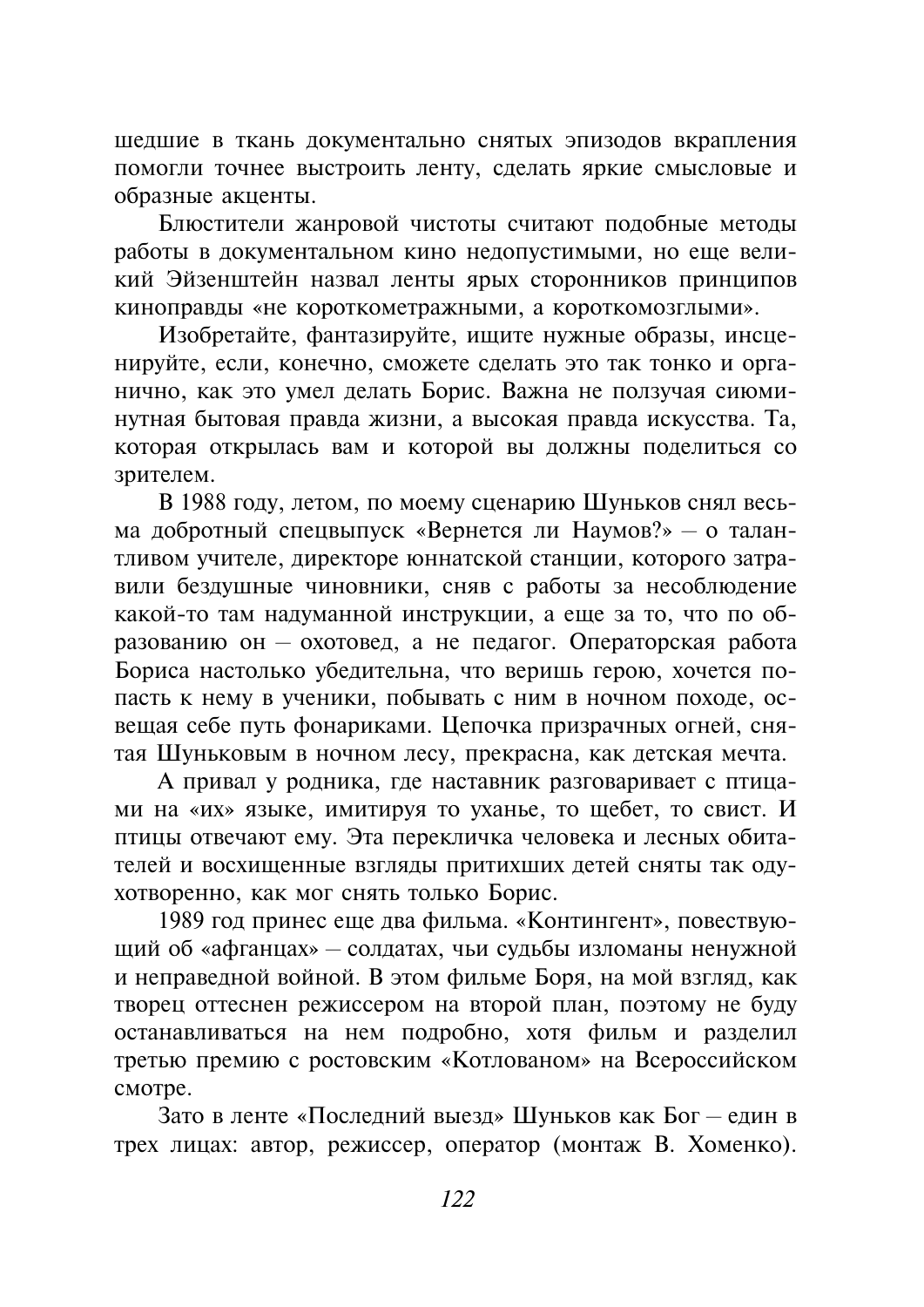шедшие в ткань документально снятых эпизодов вкрапления помогли точнее выстроить ленту, сделать яркие смысловые и образные акценты.

Блюстители жанровой чистоты считают подобные методы работы в документальном кино недопустимыми, но еще великий Эйзенштейн назвал ленты ярых сторонников принципов киноправды «не короткометражными, а короткомозглыми».

Изобретайте, фантазируйте, ищите нужные образы, инсценируйте, если, конечно, сможете сделать это так тонко и органично, как это умел делать Борис. Важна не ползучая сиюминутная бытовая правда жизни, а высокая правда искусства. Та, которая открылась вам и которой вы должны поделиться со зрителем.

В 1988 году, летом, по моему сценарию Шуньков снял весьма добротный спецвыпуск «Вернется ли Наумов?» – о талантливом учителе, директоре юннатской станции, которого затравили бездушные чиновники, сняв с работы за несоблюдение какой-то там надуманной инструкции, а еще за то, что по образованию он – охотовед, а не педагог. Операторская работа Бориса настолько убедительна, что веришь герою, хочется попасть к нему в ученики, побывать с ним в ночном походе, освещая себе путь фонариками. Цепочка призрачных огней, снятая Шуньковым в ночном лесу, прекрасна, как детская мечта.

А привал у родника, где наставник разговаривает с птицами на «их» языке, имитируя то уханье, то щебет, то свист. И птицы отвечают ему. Эта перекличка человека и лесных обитателей и восхищенные взгляды притихших детей сняты так одухотворенно, как мог снять только Борис.

1989 год принес еще два фильма. «Контингент», повествующий об «афганцах» – солдатах, чьи судьбы изломаны ненужной и неправедной войной. В этом фильме Боря, на мой взгляд, как творец оттеснен режиссером на второй план, поэтому не буду останавливаться на нем подробно, хотя фильм и разделил третью премию с ростовским «Котлованом» на Всероссийском смотре.

Зато в ленте «Последний выезд» Шуньков как Бог – един в трех лицах: автор, режиссер, оператор (монтаж В. Хоменко).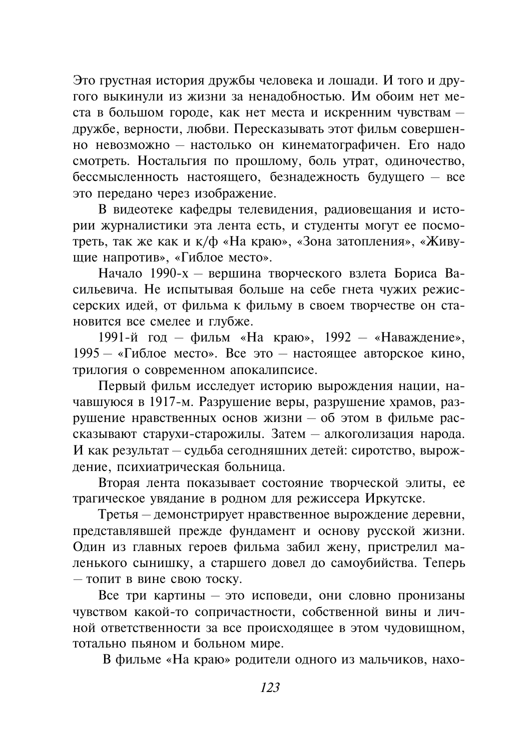Это грустная история дружбы человека и лошади. И того и другого выкинули из жизни за ненадобностью. Им обоим нет места в большом городе, как нет места и искренним чувствам – дружбе, верности, любви. Пересказывать этот фильм совершенно невозможно – настолько он кинематографичен. Его надо смотреть. Ностальгия по прошлому, боль утрат, одиночество, бессмысленность настоящего, безнадежность будущего – все это передано через изображение.

В видеотеке кафедры телевидения, радиовещания и истории журналистики эта лента есть, и студенты могут ее посмотреть, так же как и к/ф «На краю», «Зона затопления», «Живущие напротив», «Гиблое место».

Начало 1990-х – вершина творческого взлета Бориса Васильевича. Не испытывая больше на себе гнета чужих режиссерских идей, от фильма к фильму в своем творчестве он становится все смелее и глубже.

1991-й год – фильм «На краю», 1992 – «Наваждение», 1995 – «Гиблое место». Все это – настоящее авторское кино, трилогия о современном апокалипсисе.

Первый фильм исследует историю вырождения нации, начавшуюся в 1917-м. Разрушение веры, разрушение храмов, разрушение нравственных основ жизни – об этом в фильме рассказывают старухи-старожилы. Затем – алкоголизация народа. И как результат – судьба сегодняшних детей: сиротство, вырождение, психиатрическая больница.

Вторая лента показывает состояние творческой элиты, ее трагическое увядание в родном для режиссера Иркутске.

Третья – демонстрирует нравственное вырождение деревни, представлявшей прежде фундамент и основу русской жизни. Один из главных героев фильма забил жену, пристрелил маленького сынишку, а старшего довел до самоубийства. Теперь – топит в вине свою тоску.

Все три картины – это исповеди, они словно пронизаны чувством какой-то сопричастности, собственной вины и личной ответственности за все происходящее в этом чудовищном, тотально пьяном и больном мире.

В фильме «На краю» родители одного из мальчиков, нахо-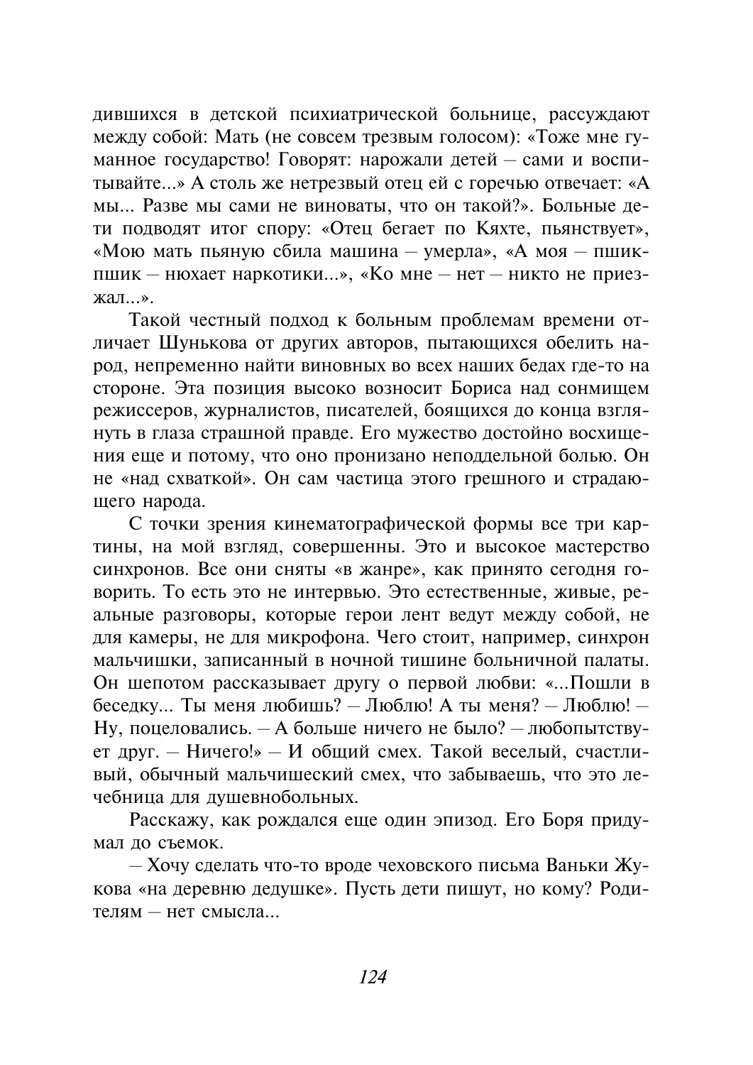дившихся в детской психиатрической больнице, рассуждают между собой: Мать (не совсем трезвым голосом): «Тоже мне гуманное государство! Говорят: нарожали детей – сами и воспитывайте...» А столь же нетрезвый отец ей с горечью отвечает: «А мы... Разве мы сами не виноваты, что он такой?». Больные дети подводят итог спору: «Отец бегает по Кяхте, пьянствует», «Мою мать пьяную сбила машина – умерла», «А моя – пшик-пшик – нюхает наркотики...», «Ко мне – нет – никто не приезжал...».

Такой честный подход к больным проблемам времени отличает Шунькова от других авторов, пытающихся обелить народ, непременно найти виновных во всех наших бедах где-то на стороне. Эта позиция высоко возносит Бориса над сонмищем режиссеров, журналистов, писателей, боящихся до конца взглянуть в глаза страшной правде. Его мужество достойно восхищения еще и потому, что оно пронизано неподдельной болью. Он не «над схваткой». Он сам частица этого грешного и страдающего народа.

С точки зрения кинематографической формы все три картины, на мой взгляд, совершенны. Это и высокое мастерство синхронов. Все они сняты «в жанре», как принято сегодня говорить. То есть это не интервью. Это естественные, живые, реальные разговоры, которые герои лент ведут между собой, не для камеры, не для микрофона. Чего стоит, например, синхрон мальчишки, записанный в ночной тишине больничной палаты. Он шепотом рассказывает другу о первой любви: «...Пошли в беседку... Ты меня любишь? – Люблю! А ты меня? – Люблю! – Ну, поцеловались. – А больше ничего не было? – любопытствует друг. – Ничего!» – И общий смех. Такой веселый, счастливый, обычный мальчишеский смех, что забываешь, что это лечебница для душевнобольных.

Расскажу, как рождался еще один эпизод. Его Боря придумал до съемок.

– Хочу сделать что-то вроде чеховского письма Ваньки Жукова «на деревню дедушке». Пусть дети пишут, но кому? Родителям – нет смысла...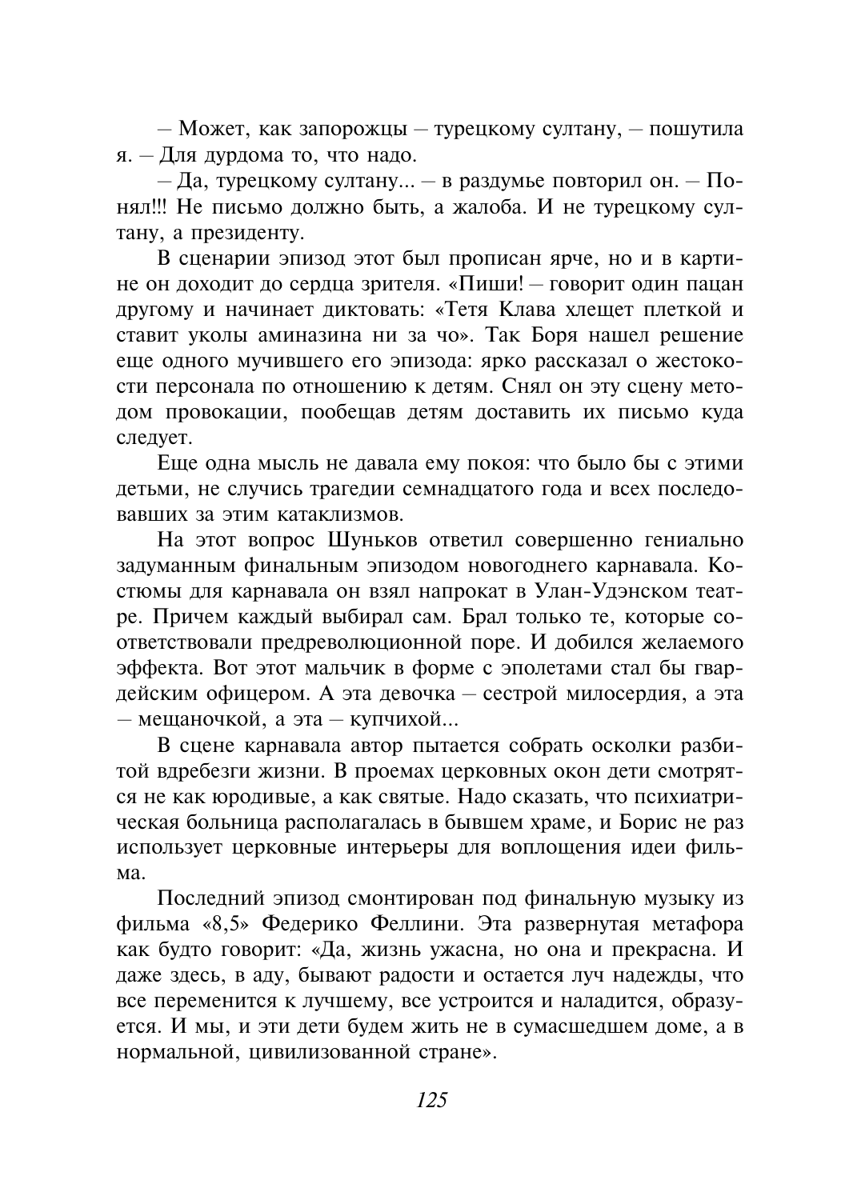– Может, как запорожцы – турецкому султану, – пошутила я. – Для дурдома то, что надо.

– Да, турецкому султану... – в раздумье повторил он. – Понял!!! Не письмо должно быть, а жалоба. И не турецкому султану, а президенту.

В сценарии эпизод этот был прописан ярче, но и в картине он доходит до сердца зрителя. «Пиши! – говорит один пацан другому и начинает диктовать: «Тетя Клава хлещет плеткой и ставит уколы аминазина ни за чо». Так Боря нашел решение еще одного мучившего его эпизода: ярко рассказал о жестокости персонала по отношению к детям. Снял он эту сцену методом провокации, пообещав детям доставить их письмо куда следует.

Еще одна мысль не давала ему покоя: что было бы с этими детьми, не случись трагедии семнадцатого года и всех последовавших за этим катаклизмов.

На этот вопрос Шуньков ответил совершенно гениально задуманным финальным эпизодом новогоднего карнавала. Костюмы для карнавала он взял напрокат в Улан-Удэнском театре. Причем каждый выбирал сам. Брал только те, которые соответствовали предреволюционной поре. И добился желаемого эффекта. Вот этот мальчик в форме с эполетами стал бы гвардейским офицером. А эта девочка – сестрой милосердия, а эта – мещаночкой, а эта – купчихой...

В сцене карнавала автор пытается собрать осколки разбитой вдребезги жизни. В проемах церковных окон дети смотрятся не как юродивые, а как святые. Надо сказать, что психиатрическая больница располагалась в бывшем храме, и Борис не раз использует церковные интерьеры для воплощения идеи фильма.

Последний эпизод смонтирован под финальную музыку из фильма «8,5» Федерико Феллини. Эта развернутая метафора как будто говорит: «Да, жизнь ужасна, но она и прекрасна. И даже здесь, в аду, бывают радости и остается луч надежды, что все переменится к лучшему, все устроится и наладится, образуется. И мы, и эти дети будем жить не в сумасшедшем доме, а в нормальной, цивилизованной стране».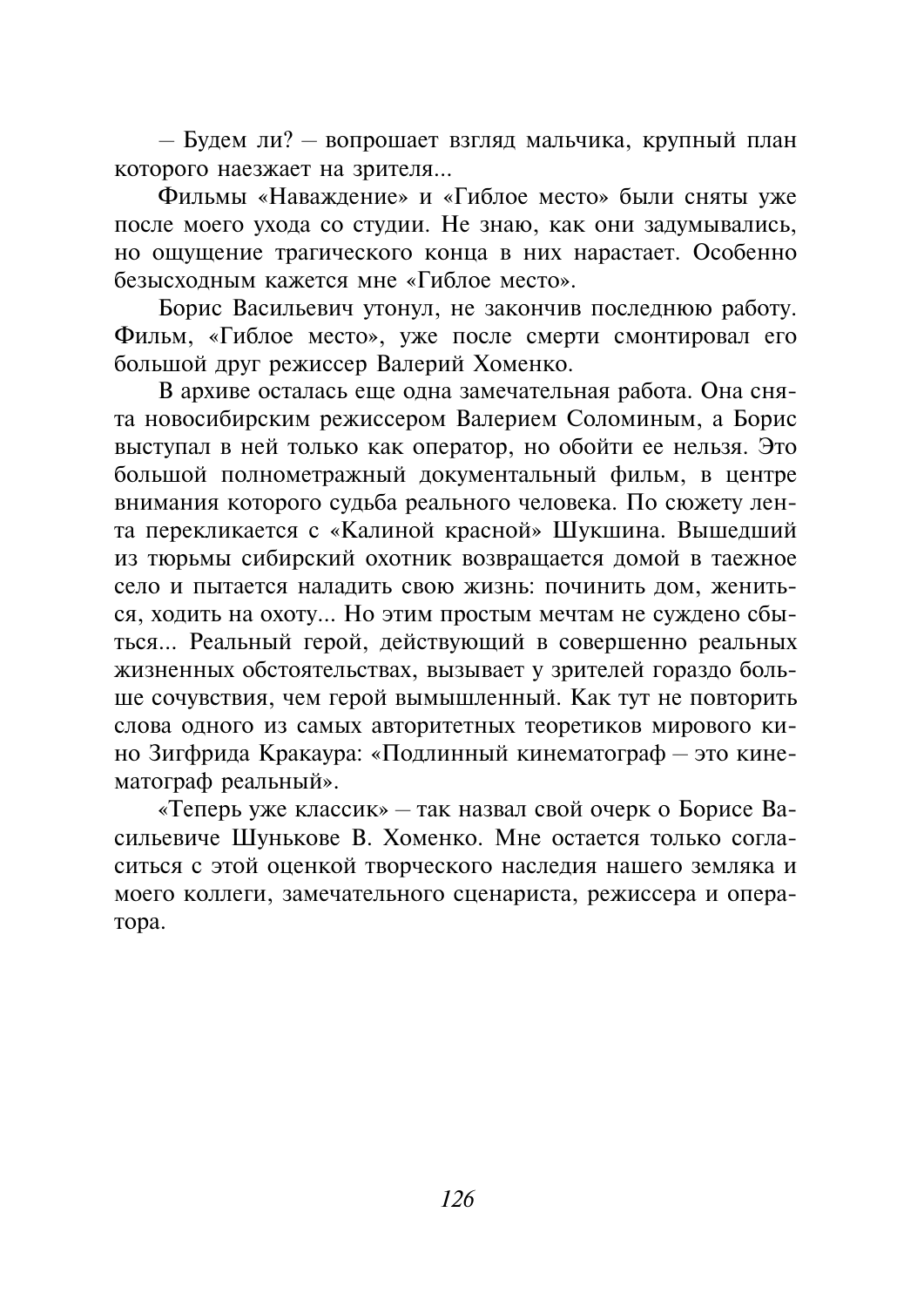– Будем ли? – вопрошает взгляд мальчика, крупный план которого наезжает на зрителя...

Фильмы «Наваждение» и «Гиблое место» были сняты уже после моего ухода со студии. Не знаю, как они задумывались, но ощущение трагического конца в них нарастает. Особенно безысходным кажется мне «Гиблое место».

Борис Васильевич утонул, не закончив последнюю работу. Фильм, «Гиблое место», уже после смерти смонтировал его большой друг режиссер Валерий Хоменко.

В архиве осталась еще одна замечательная работа. Она снята новосибирским режиссером Валерием Соломиным, а Борис выступал в ней только как оператор, но обойти ее нельзя. Это большой полнометражный документальный фильм, в центре внимания которого судьба реального человека. По сюжету лента перекликается с «Калиной красной» Шукшина. Вышедший из тюрьмы сибирский охотник возвращается домой в таежное село и пытается наладить свою жизнь: починить дом, жениться, ходить на охоту... Но этим простым мечтам не суждено сбыться... Реальный герой, действующий в совершенно реальных жизненных обстоятельствах, вызывает у зрителей гораздо больше сочувствия, чем герой вымышленный. Как тут не повторить слова одного из самых авторитетных теоретиков мирового кино Зигфрида Кракаура: «Подлинный кинематограф – это кинематограф реальный».

«Теперь уже классик» – так назвал свой очерк о Борисе Васильевиче Шунькове В. Хоменко. Мне остается только согласиться с этой оценкой творческого наследия нашего земляка и моего коллеги, замечательного сценариста, режиссера и оператора.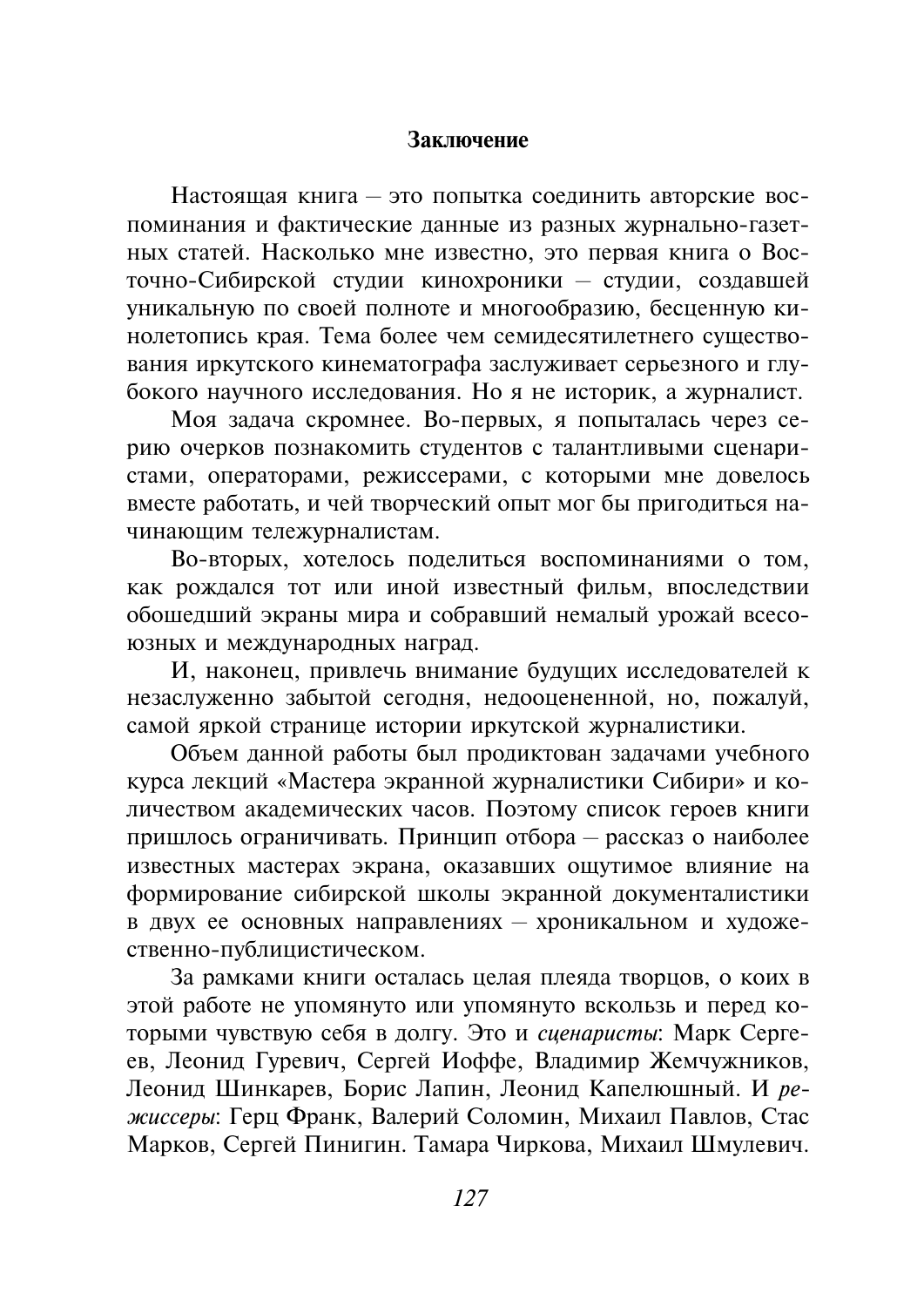## Заключение

Настоящая книга – это попытка соединить авторские воспоминания и фактические данные из разных журнально-газетных статей. Насколько мне известно, это первая книга о Восточно-Сибирской студии кинохроники – студии, создавшей уникальную по своей полноте и многообразию, бесценную кинолетопись края. Тема более чем семидесятилетнего существования иркутского кинематографа заслуживает серьезного и глубокого научного исследования. Но я не историк, а журналист.

Моя задача скромнее. Во-первых, я попыталась через серию очерков познакомить студентов с талантливыми сценаристами, операторами, режиссерами, с которыми мне довелось вместе работать, и чей творческий опыт мог бы пригодиться начинающим тележурналистам.

Во-вторых, хотелось поделиться воспоминаниями о том, как рождался тот или иной известный фильм, впоследствии обошедший экраны мира и собравший немалый урожай всесоюзных и международных наград.

И, наконец, привлечь внимание будущих исследователей к незаслуженно забытой сегодня, недооцененной, но, пожалуй, самой яркой странице истории иркутской журналистики.

Объем данной работы был продиктован задачами учебного курса лекций «Мастера экранной журналистики Сибири» и количеством академических часов. Поэтому список героев книги пришлось ограничивать. Принцип отбора – рассказ о наиболее известных мастерах экрана, оказавших ощутимое влияние на формирование сибирской школы экранной документалистики в двух ее основных направлениях – хроникальном и художественно-публицистическом.

За рамками книги осталась целая плеяда творцов, о коих в этой работе не упомянуто или упомянуто вскользь и перед которыми чувствую себя в долгу. Это и *сценаристы*: Марк Сергеев, Леонид Гуревич, Сергей Иоффе, Владимир Жемчужников, Леонид Шинкарев, Борис Лапин, Леонид Капелюшный. И *режиссеры*: Герц Франк, Валерий Соломин, Михаил Павлов, Стас Марков, Сергей Пинигин. Тамара Чиркова, Михаил Шмулевич.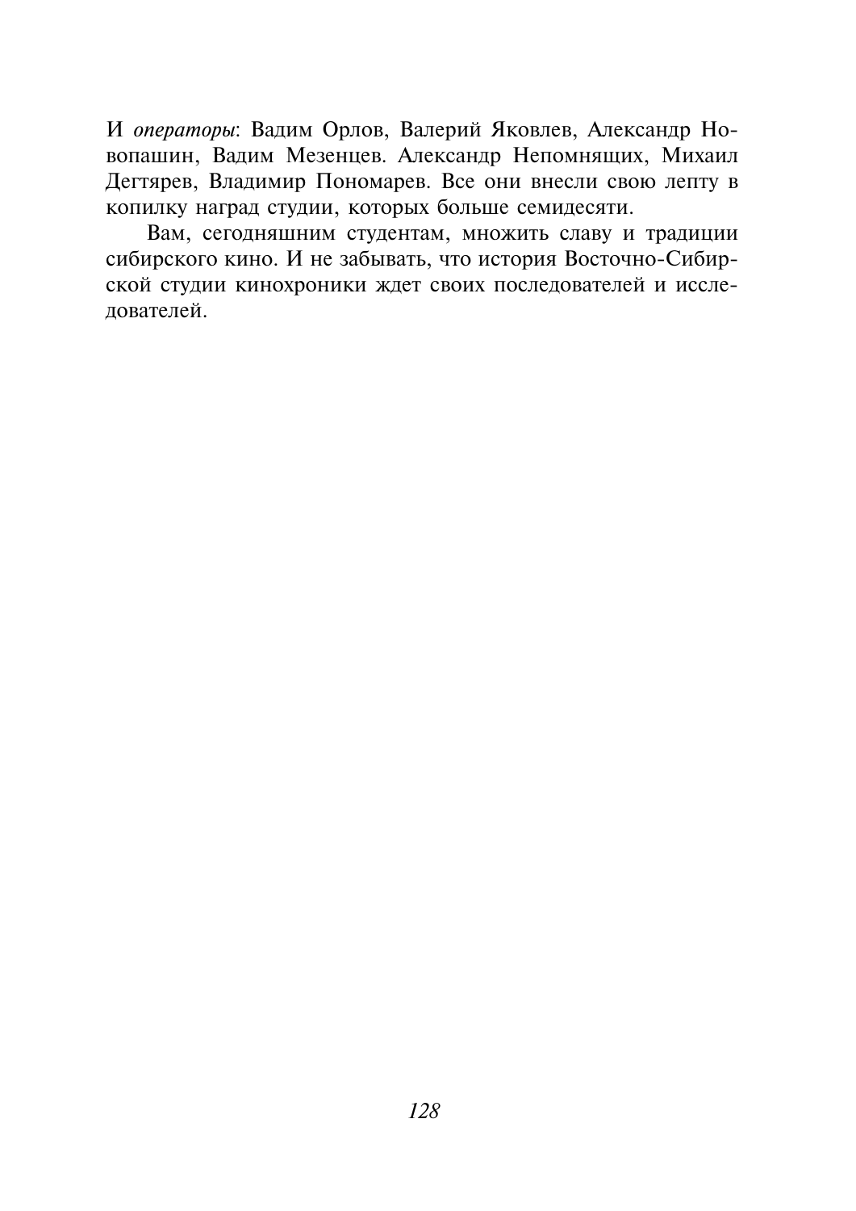И *операторы*: Вадим Орлов, Валерий Яковлев, Александр Новопашин, Вадим Мезенцев. Александр Непомнящих, Михаил Дегтярев, Владимир Пономарев. Все они внесли свою лепту в копилку наград студии, которых больше семидесяти.

Вам, сегодняшним студентам, множить славу и традиции сибирского кино. И не забывать, что история Восточно-Сибирской студии кинохроники ждет своих последователей и исследователей.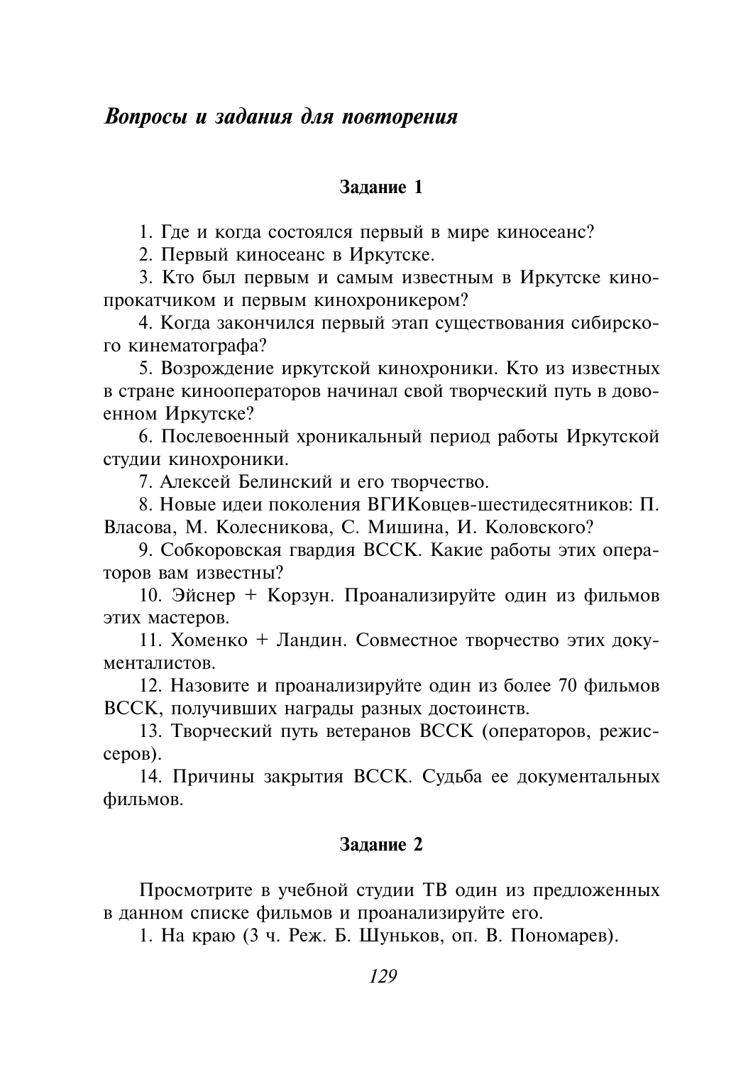## *Вопросы и задания для повторения*

### Задание 1

1. Где и когда состоялся первый в мире киносеанс?
2. Первый киносеанс в Иркутске.
3. Кто был первым и самым известным в Иркутске кинопрокатчиком и первым кинохроникером?
4. Когда закончился первый этап существования сибирского кинематографа?
5. Возрождение иркутской кинохроники. Кто из известных в стране кинооператоров начинал свой творческий путь в довоенном Иркутске?
6. Послевоенный хроникальный период работы Иркутской студии кинохроники.
7. Алексей Белинский и его творчество.
8. Новые идеи поколения ВГИКовцев-шестидесятников: П. Власова, М. Колесникова, С. Мишина, И. Коловского?
9. Собкоровская гвардия ВССК. Какие работы этих операторов вам известны?
10. Эйснер + Корзун. Проанализируйте один из фильмов этих мастеров.
11. Хоменко + Ландин. Совместное творчество этих документалистов.
12. Назовите и проанализируйте один из более 70 фильмов ВССК, получивших награды разных достоинств.
13. Творческий путь ветеранов ВССК (операторов, режиссеров).
14. Причины закрытия ВССК. Судьба ее документальных фильмов.

### Задание 2

Просмотрите в учебной студии ТВ один из предложенных в данном списке фильмов и проанализируйте его.

1. На краю (3 ч. Реж. Б. Шуньков, оп. В. Пономарев).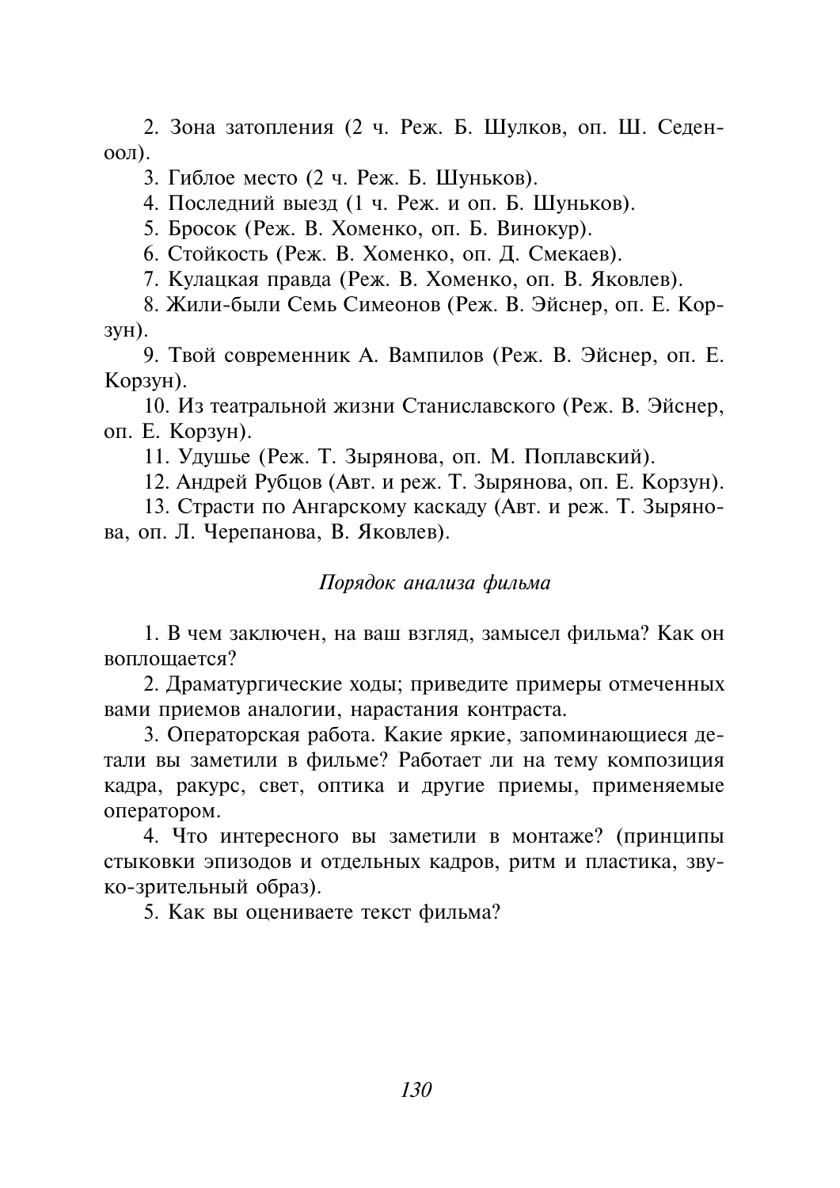2. Зона затопления (2 ч. Реж. Б. Шулков, оп. Ш. Седеноол).

3. Гиблое место (2 ч. Реж. Б. Шуньков).

4. Последний выезд (1 ч. Реж. и оп. Б. Шуньков).

5. Бросок (Реж. В. Хоменко, оп. Б. Винокур).

6. Стойкость (Реж. В. Хоменко, оп. Д. Смекаев).

7. Кулацкая правда (Реж. В. Хоменко, оп. В. Яковлев).

8. Жили-были Семь Симеонов (Реж. В. Эйснер, оп. Е. Корзун).

9. Твой современник А. Вампилов (Реж. В. Эйснер, оп. Е. Корзун).

10. Из театральной жизни Станиславского (Реж. В. Эйснер, оп. Е. Корзун).

11. Удушье (Реж. Т. Зырянова, оп. М. Поплавский).

12. Андрей Рубцов (Авт. и реж. Т. Зырянова, оп. Е. Корзун).

13. Страсти по Ангарскому каскаду (Авт. и реж. Т. Зырянова, оп. Л. Черепанова, В. Яковлев).

*Порядок анализа фильма*

1. В чем заключен, на ваш взгляд, замысел фильма? Как он воплощается?

2. Драматургические ходы; приведите примеры отмеченных вами приемов аналогии, нарастания контраста.

3. Операторская работа. Какие яркие, запоминающиеся детали вы заметили в фильме? Работает ли на тему композиция кадра, ракурс, свет, оптика и другие приемы, применяемые оператором.

4. Что интересного вы заметили в монтаже? (принципы стыковки эпизодов и отдельных кадров, ритм и пластика, звуко-зрительный образ).

5. Как вы оцениваете текст фильма?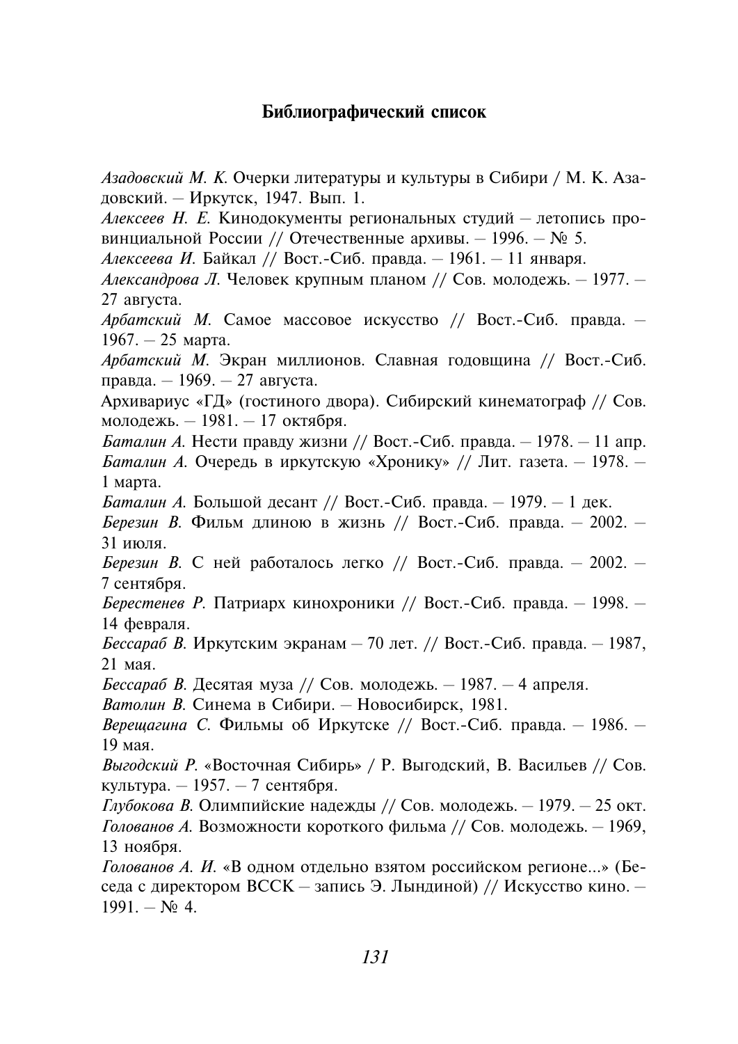## Библиографический список

*Азадовский М. К.* Очерки литературы и культуры в Сибири / М. К. Азадовский. – Иркутск, 1947. Вып. 1.

*Алексеев Н. Е.* Кинодокументы региональных студий – летопись провинциальной России // Отечественные архивы. – 1996. – № 5.

*Алексеева И.* Байкал // Вост.-Сиб. правда. – 1961. – 11 января.

*Александрова Л.* Человек крупным планом // Сов. молодежь. – 1977. – 27 августа.

*Арбатский М.* Самое массовое искусство // Вост.-Сиб. правда. – 1967. – 25 марта.

*Арбатский М.* Экран миллионов. Славная годовщина // Вост.-Сиб. правда. – 1969. – 27 августа.

Архивариус «ГД» (гостиного двора). Сибирский кинематограф // Сов. молодежь. – 1981. – 17 октября.

*Баталин А.* Нести правду жизни // Вост.-Сиб. правда. – 1978. – 11 апр.

*Баталин А.* Очередь в иркутскую «Хронику» // Лит. газета. – 1978. – 1 марта.

*Баталин А.* Большой десант // Вост.-Сиб. правда. – 1979. – 1 дек.

*Березин В.* Фильм длиною в жизнь // Вост.-Сиб. правда. – 2002. – 31 июля.

*Березин В.* С ней работалось легко // Вост.-Сиб. правда. – 2002. – 7 сентября.

*Берестенев Р.* Патриарх кинохроники // Вост.-Сиб. правда. – 1998. – 14 февраля.

*Бессараб В.* Иркутским экранам – 70 лет. // Вост.-Сиб. правда. – 1987, 21 мая.

*Бессараб В.* Десятая муза // Сов. молодежь. – 1987. – 4 апреля.

*Ватолин В.* Синема в Сибири. – Новосибирск, 1981.

*Верещагина С.* Фильмы об Иркутске // Вост.-Сиб. правда. – 1986. – 19 мая.

*Выгодский Р.* «Восточная Сибирь» / Р. Выгодский, В. Васильев // Сов. культура. – 1957. – 7 сентября.

*Глубокова В.* Олимпийские надежды // Сов. молодежь. – 1979. – 25 окт.

*Голованов А.* Возможности короткого фильма // Сов. молодежь. – 1969, 13 ноября.

*Голованов А. И.* «В одном отдельно взятом российском регионе...» (Беседа с директором ВССК – запись Э. Лындиной) // Искусство кино. – 1991. – № 4.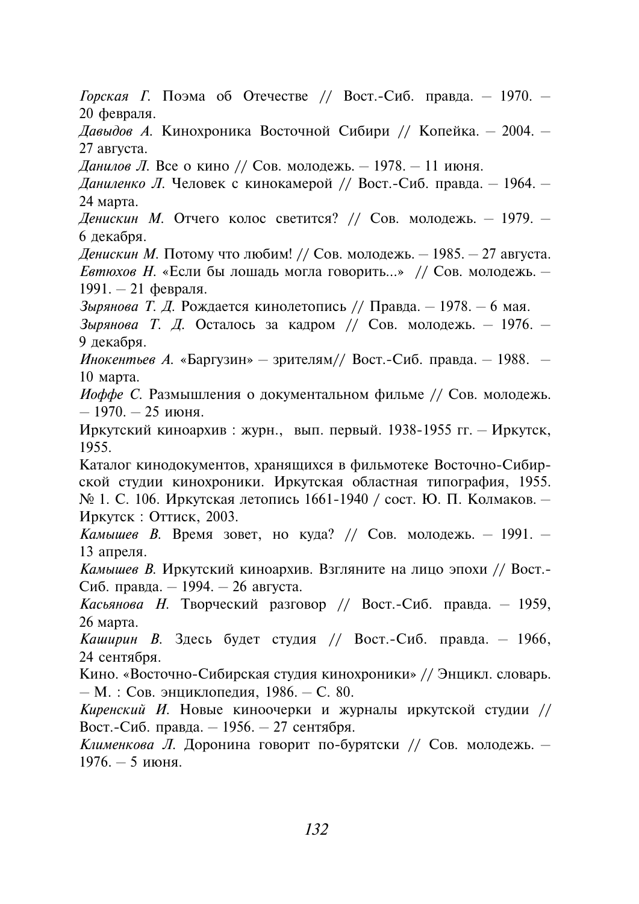*Горская Г.* Поэма об Отечестве // Вост.-Сиб. правда. – 1970. – 20 февраля.

*Давыдов А.* Кинохроника Восточной Сибири // Копейка. – 2004. – 27 августа.

*Данилов Л.* Все о кино // Сов. молодежь. – 1978. – 11 июня.

*Даниленко Л.* Человек с кинокамерой // Вост.-Сиб. правда. – 1964. – 24 марта.

*Денискин М.* Отчего колос светится? // Сов. молодежь. – 1979. – 6 декабря.

*Денискин М.* Потому что любим! // Сов. молодежь. – 1985. – 27 августа.

*Евтюхов Н.* «Если бы лошадь могла говорить...» // Сов. молодежь. – 1991. – 21 февраля.

*Зырянова Т. Д.* Рождается кинолетопись // Правда. – 1978. – 6 мая.

*Зырянова Т. Д.* Осталось за кадром // Сов. молодежь. – 1976. – 9 декабря.

*Инокентьев А.* «Баргузин» – зрителям// Вост.-Сиб. правда. – 1988. – 10 марта.

*Иоффе С.* Размышления о документальном фильме // Сов. молодежь. – 1970. – 25 июня.

Иркутский киноархив : журн., вып. первый. 1938-1955 гг. – Иркутск, 1955.

Каталог кинодокументов, хранящихся в фильмотеке Восточно-Сибирской студии кинохроники. Иркутская областная типография, 1955. № 1. С. 106. Иркутская летопись 1661-1940 / сост. Ю. П. Колмаков. – Иркутск : Оттиск, 2003.

*Камышев В.* Время зовет, но куда? // Сов. молодежь. – 1991. – 13 апреля.

*Камышев В.* Иркутский киноархив. Взгляните на лицо эпохи // Вост.-Сиб. правда. – 1994. – 26 августа.

*Касьянова Н.* Творческий разговор // Вост.-Сиб. правда. – 1959, 26 марта.

*Каширин В.* Здесь будет студия // Вост.-Сиб. правда. – 1966, 24 сентября.

Кино. «Восточно-Сибирская студия кинохроники» // Энцикл. словарь. – М. : Сов. энциклопедия, 1986. – С. 80.

*Киренский И.* Новые киноочерки и журналы иркутской студии // Вост.-Сиб. правда. – 1956. – 27 сентября.

*Клименкова Л.* Доронина говорит по-бурятски // Сов. молодежь. – 1976. – 5 июня.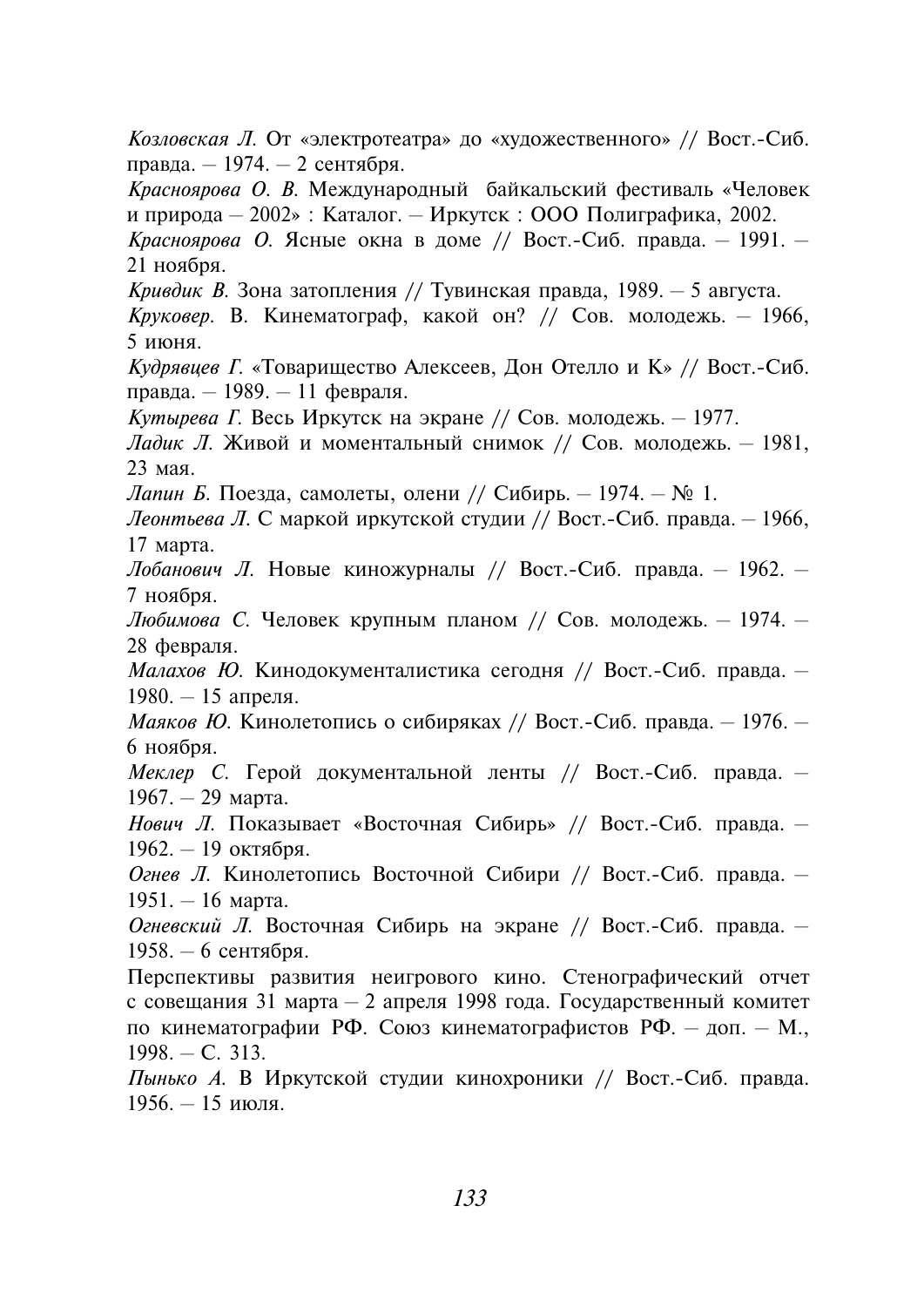*Козловская Л.* От «электротеатра» до «художественного» // Вост.-Сиб. правда. – 1974. – 2 сентября.

*Красноярова О. В.* Международный байкальский фестиваль «Человек и природа – 2002» : Каталог. – Иркутск : ООО Полиграфика, 2002.

*Красноярова О.* Ясные окна в доме // Вост.-Сиб. правда. – 1991. – 21 ноября.

*Кривдик В.* Зона затопления // Тувинская правда, 1989. – 5 августа.

*Круковер.* В. Кинематограф, какой он? // Сов. молодежь. – 1966, 5 июня.

*Кудрявцев Г.* «Товарищество Алексеев, Дон Отелло и К» // Вост.-Сиб. правда. – 1989. – 11 февраля.

*Кутырева Г.* Весь Иркутск на экране // Сов. молодежь. – 1977.

*Ладик Л.* Живой и моментальный снимок // Сов. молодежь. – 1981, 23 мая.

*Лапин Б.* Поезда, самолеты, олени // Сибирь. – 1974. – № 1.

*Леонтьева Л.* С маркой иркутской студии // Вост.-Сиб. правда. – 1966, 17 марта.

*Лобанович Л.* Новые киножурналы // Вост.-Сиб. правда. – 1962. – 7 ноября.

*Любимова С.* Человек крупным планом // Сов. молодежь. – 1974. – 28 февраля.

*Малахов Ю.* Кинодокументалистика сегодня // Вост.-Сиб. правда. – 1980. – 15 апреля.

*Маяков Ю.* Кинолетопись о сибиряках // Вост.-Сиб. правда. – 1976. – 6 ноября.

*Меклер С.* Герой документальной ленты // Вост.-Сиб. правда. – 1967. – 29 марта.

*Нович Л.* Показывает «Восточная Сибирь» // Вост.-Сиб. правда. – 1962. – 19 октября.

*Огнев Л.* Кинолетопись Восточной Сибири // Вост.-Сиб. правда. – 1951. – 16 марта.

*Огневский Л.* Восточная Сибирь на экране // Вост.-Сиб. правда. – 1958. – 6 сентября.

Перспективы развития неигрового кино. Стенографический отчет с совещания 31 марта – 2 апреля 1998 года. Государственный комитет по кинематографии РФ. Союз кинематографистов РФ. – доп. – М., 1998. – С. 313.

*Пынько А.* В Иркутской студии кинохроники // Вост.-Сиб. правда. 1956. – 15 июля.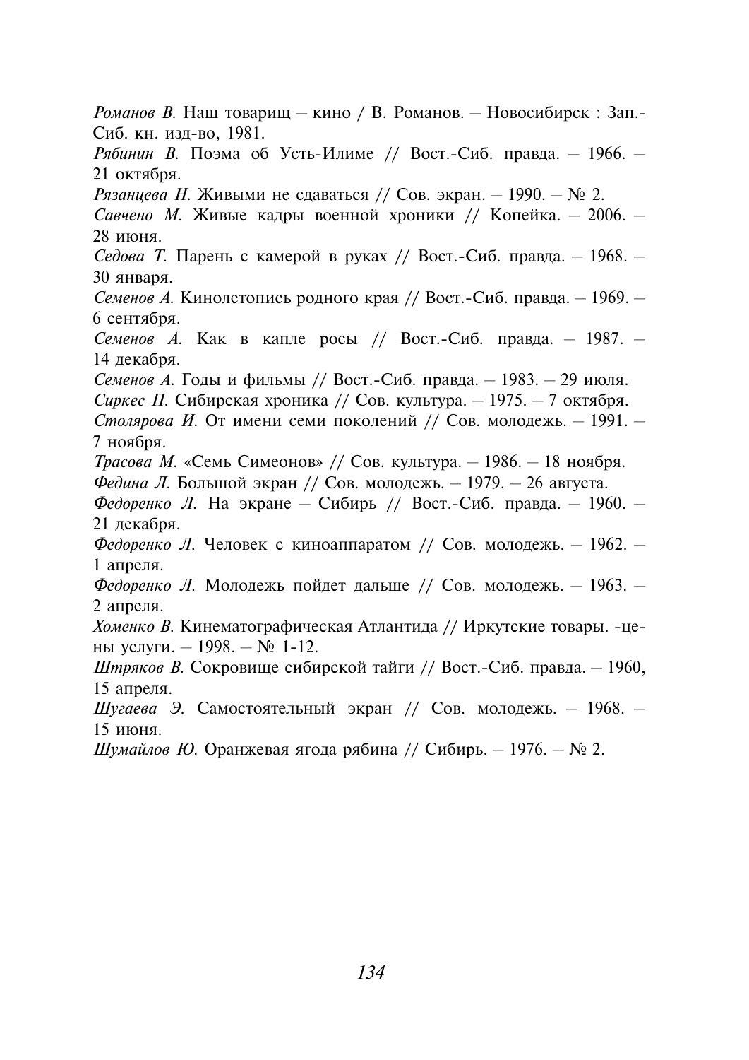*Романов В.* Наш товарищ – кино / В. Романов. – Новосибирск : Зап.-Сиб. кн. изд-во, 1981.

*Рябинин В.* Поэма об Усть-Илиме // Вост.-Сиб. правда. – 1966. – 21 октября.

*Рязанцева Н.* Живыми не сдаваться // Сов. экран. – 1990. – № 2.

*Савчено М.* Живые кадры военной хроники // Копейка. – 2006. – 28 июня.

*Седова Т.* Парень с камерой в руках // Вост.-Сиб. правда. – 1968. – 30 января.

*Семенов А.* Кинолетопись родного края // Вост.-Сиб. правда. – 1969. – 6 сентября.

*Семенов А.* Как в капле росы // Вост.-Сиб. правда. – 1987. – 14 декабря.

*Семенов А.* Годы и фильмы // Вост.-Сиб. правда. – 1983. – 29 июля.

*Сиркес П.* Сибирская хроника // Сов. культура. – 1975. – 7 октября.

*Столярова И.* От имени семи поколений // Сов. молодежь. – 1991. – 7 ноября.

*Трасова М.* «Семь Симеонов» // Сов. культура. – 1986. – 18 ноября.

*Федина Л.* Большой экран // Сов. молодежь. – 1979. – 26 августа.

*Федоренко Л.* На экране – Сибирь // Вост.-Сиб. правда. – 1960. – 21 декабря.

*Федоренко Л.* Человек с киноаппаратом // Сов. молодежь. – 1962. – 1 апреля.

*Федоренко Л.* Молодежь пойдет дальше // Сов. молодежь. – 1963. – 2 апреля.

*Хоменко В.* Кинематографическая Атлантида // Иркутские товары. -цены услуги. – 1998. – № 1-12.

*Штряков В.* Сокровище сибирской тайги // Вост.-Сиб. правда. – 1960, 15 апреля.

*Шугаева Э.* Самостоятельный экран // Сов. молодежь. – 1968. – 15 июня.

*Шумайлов Ю.* Оранжевая ягода рябина // Сибирь. – 1976. – № 2.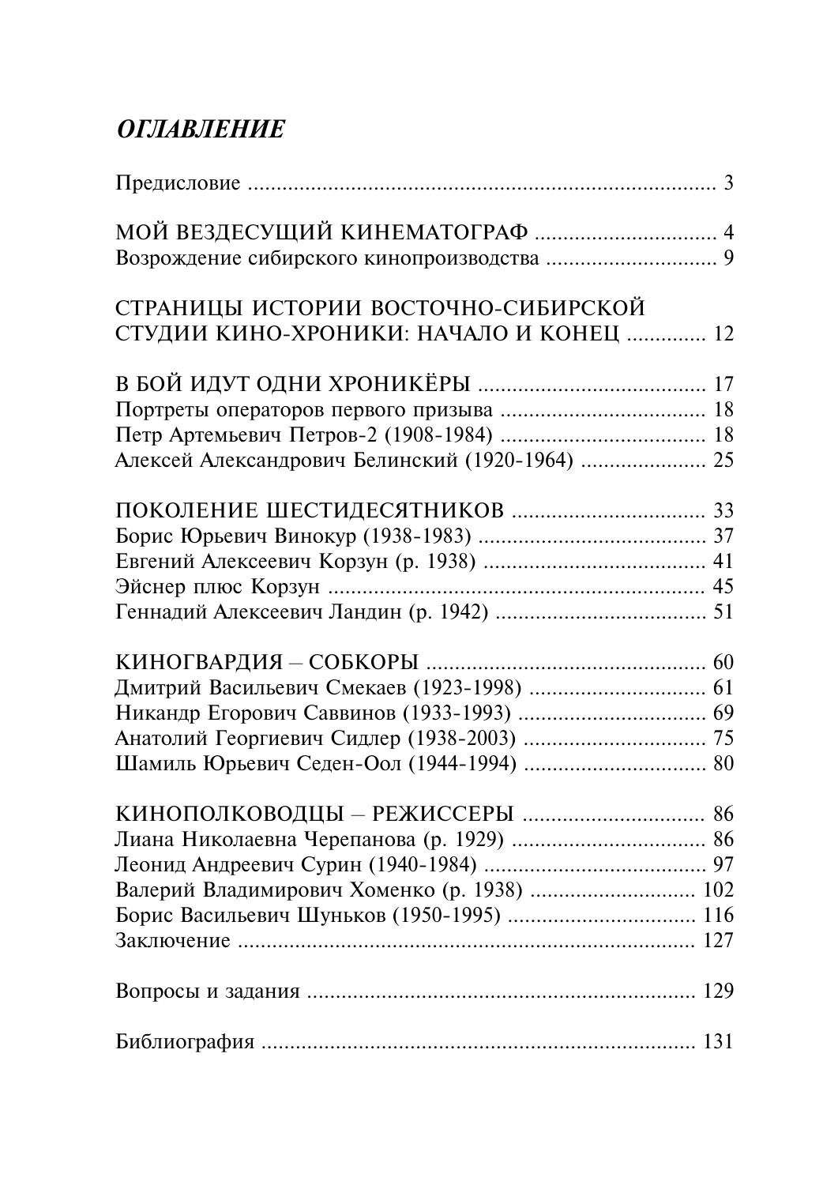## *ОГЛАВЛЕНИЕ*

Предисловие ........................................................................ 3

МОЙ ВЕЗДЕСУЩИЙ КИНЕМАТОГРАФ ................................ 4
Возрождение сибирского кинопроизводства ............................ 9

СТРАНИЦЫ ИСТОРИИ ВОСТОЧНО-СИБИРСКОЙ СТУДИИ КИНО-ХРОНИКИ: НАЧАЛО И КОНЕЦ .............. 12

В БОЙ ИДУТ ОДНИ ХРОНИКЁРЫ ........................................ 17
Портреты операторов первого призыва .................................. 18
Петр Артемьевич Петров-2 (1908-1984) .................................. 18
Алексей Александрович Белинский (1920-1964) ...................... 25

ПОКОЛЕНИЕ ШЕСТИДЕСЯТНИКОВ ................................... 33
Борис Юрьевич Винокур (1938-1983) ...................................... 37
Евгений Алексеевич Корзун (р. 1938) ...................................... 41
Эйснер плюс Корзун ................................................................ 45
Геннадий Алексеевич Ландин (р. 1942) .................................. 51

КИНОГВАРДИЯ – СОБКОРЫ ................................................ 60
Дмитрий Васильевич Смекаев (1923-1998) .............................. 61
Никандр Егорович Саввинов (1933-1993) ................................ 69
Анатолий Георгиевич Сидлер (1938-2003) ............................... 75
Шамиль Юрьевич Седен-Оол (1944-1994) ............................... 80

КИНОПОЛКОВОДЦЫ – РЕЖИССЕРЫ ................................. 86
Лиана Николаевна Черепанова (р. 1929) ................................. 86
Леонид Андреевич Сурин (1940-1984) ..................................... 97
Валерий Владимирович Хоменко (р. 1938) ............................ 102
Борис Васильевич Шуньков (1950-1995) ................................ 116
Заключение ........................................................................... 127

Вопросы и задания .................................................................. 129

Библиография ......................................................................... 131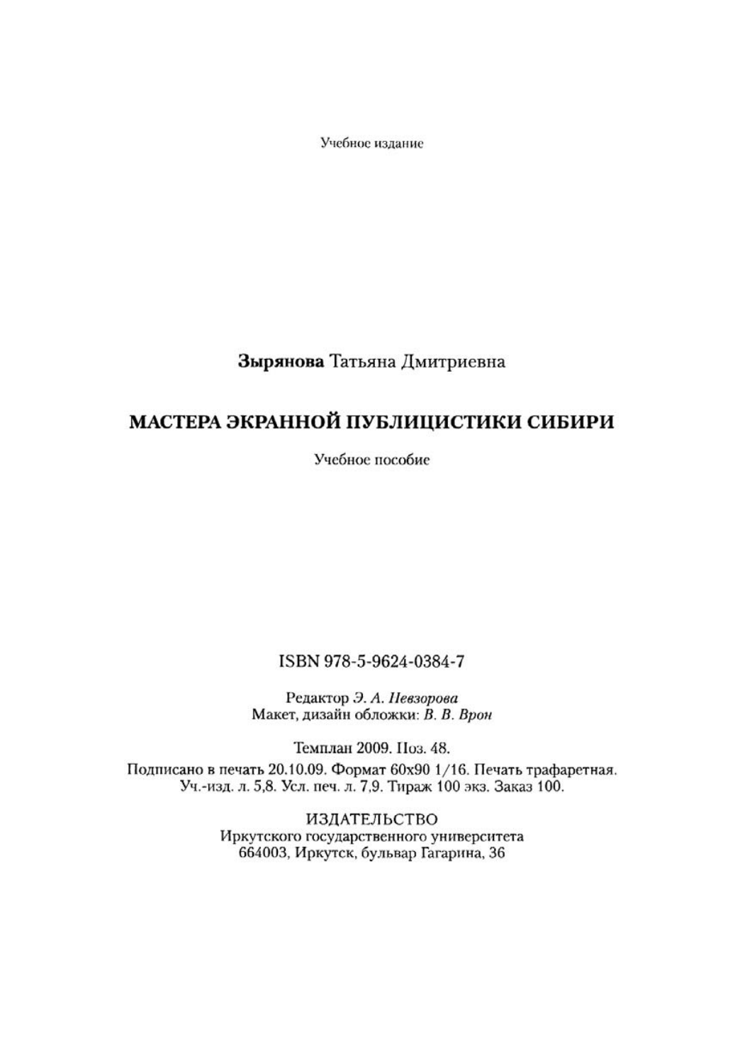Учебное издание

**Зырянова** Татьяна Дмитриевна

# МАСТЕРА ЭКРАННОЙ ПУБЛИЦИСТИКИ СИБИРИ

Учебное пособие

ISBN 978-5-9624-0384-7

Редактор *Э. А. Невзорова*
Макет, дизайн обложки: *В. В. Врон*

Темплан 2009. Поз. 48.
Подписано в печать 20.10.09. Формат 60х90 1/16. Печать трафаретная.
Уч.-изд. л. 5,8. Усл. печ. л. 7,9. Тираж 100 экз. Заказ 100.

ИЗДАТЕЛЬСТВО
Иркутского государственного университета
664003, Иркутск, бульвар Гагарина, 36